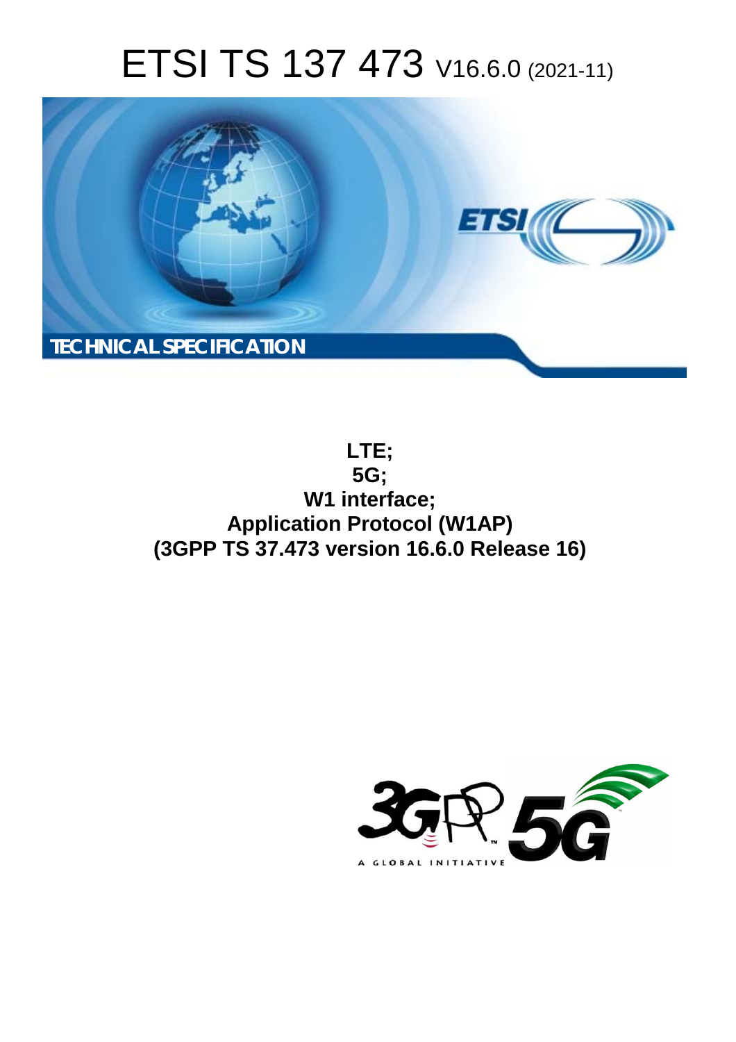# ETSI TS 137 473 V16.6.0 (2021-11)

TECHNICAL SPECIFICATION

**LTE;**
**5G;**
**W1 interface;**
**Application Protocol (W1AP)**
**(3GPP TS 37.473 version 16.6.0 Release 16)**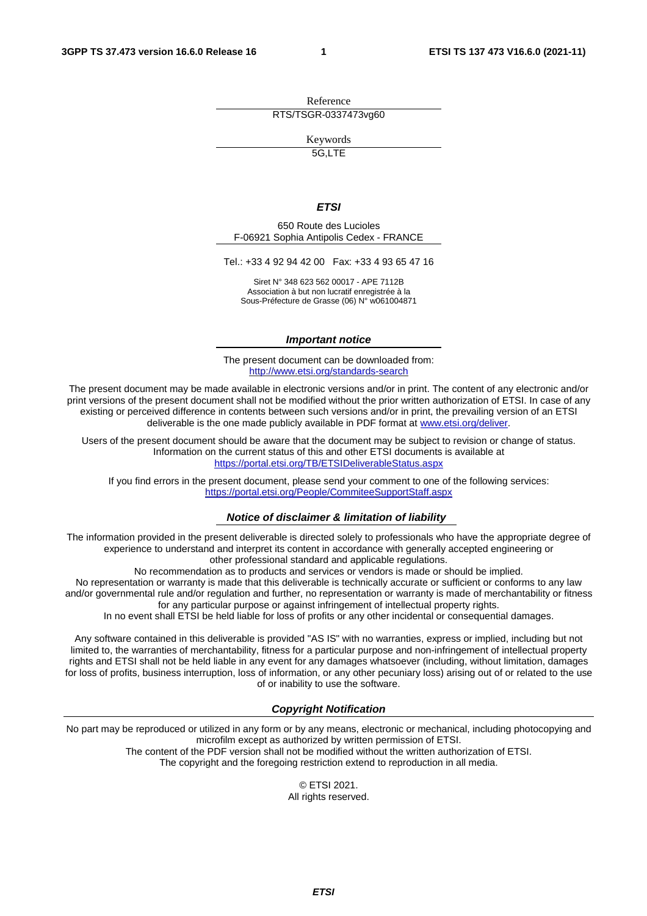Reference

RTS/TSGR-0337473vg60

Keywords

5G,LTE

***ETSI***

650 Route des Lucioles
F-06921 Sophia Antipolis Cedex - FRANCE

Tel.: +33 4 92 94 42 00 Fax: +33 4 93 65 47 16

Siret N° 348 623 562 00017 - APE 7112B
Association à but non lucratif enregistrée à la
Sous-Préfecture de Grasse (06) N° w061004871

***Important notice***

The present document can be downloaded from:
http://www.etsi.org/standards-search

The present document may be made available in electronic versions and/or in print. The content of any electronic and/or print versions of the present document shall not be modified without the prior written authorization of ETSI. In case of any existing or perceived difference in contents between such versions and/or in print, the prevailing version of an ETSI deliverable is the one made publicly available in PDF format at www.etsi.org/deliver.

Users of the present document should be aware that the document may be subject to revision or change of status. Information on the current status of this and other ETSI documents is available at https://portal.etsi.org/TB/ETSIDeliverableStatus.aspx

If you find errors in the present document, please send your comment to one of the following services:
https://portal.etsi.org/People/CommiteeSupportStaff.aspx

***Notice of disclaimer & limitation of liability***

The information provided in the present deliverable is directed solely to professionals who have the appropriate degree of experience to understand and interpret its content in accordance with generally accepted engineering or other professional standard and applicable regulations.
No recommendation as to products and services or vendors is made or should be implied.
No representation or warranty is made that this deliverable is technically accurate or sufficient or conforms to any law and/or governmental rule and/or regulation and further, no representation or warranty is made of merchantability or fitness for any particular purpose or against infringement of intellectual property rights.
In no event shall ETSI be held liable for loss of profits or any other incidental or consequential damages.

Any software contained in this deliverable is provided "AS IS" with no warranties, express or implied, including but not limited to, the warranties of merchantability, fitness for a particular purpose and non-infringement of intellectual property rights and ETSI shall not be held liable in any event for any damages whatsoever (including, without limitation, damages for loss of profits, business interruption, loss of information, or any other pecuniary loss) arising out of or related to the use of or inability to use the software.

***Copyright Notification***

No part may be reproduced or utilized in any form or by any means, electronic or mechanical, including photocopying and microfilm except as authorized by written permission of ETSI.
The content of the PDF version shall not be modified without the written authorization of ETSI.
The copyright and the foregoing restriction extend to reproduction in all media.

© ETSI 2021.
All rights reserved.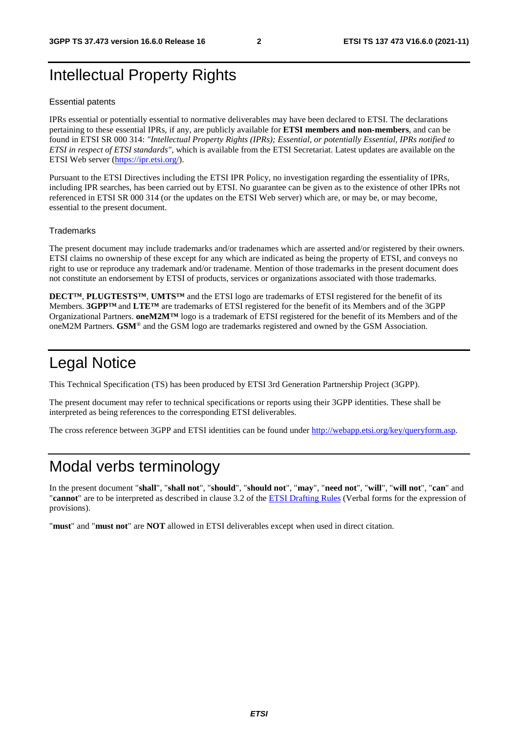# Intellectual Property Rights

Essential patents

IPRs essential or potentially essential to normative deliverables may have been declared to ETSI. The declarations pertaining to these essential IPRs, if any, are publicly available for **ETSI members and non-members**, and can be found in ETSI SR 000 314: *"Intellectual Property Rights (IPRs); Essential, or potentially Essential, IPRs notified to ETSI in respect of ETSI standards"*, which is available from the ETSI Secretariat. Latest updates are available on the ETSI Web server (https://ipr.etsi.org/).

Pursuant to the ETSI Directives including the ETSI IPR Policy, no investigation regarding the essentiality of IPRs, including IPR searches, has been carried out by ETSI. No guarantee can be given as to the existence of other IPRs not referenced in ETSI SR 000 314 (or the updates on the ETSI Web server) which are, or may be, or may become, essential to the present document.

Trademarks

The present document may include trademarks and/or tradenames which are asserted and/or registered by their owners. ETSI claims no ownership of these except for any which are indicated as being the property of ETSI, and conveys no right to use or reproduce any trademark and/or tradename. Mention of those trademarks in the present document does not constitute an endorsement by ETSI of products, services or organizations associated with those trademarks.

**DECT™**, **PLUGTESTS™**, **UMTS™** and the ETSI logo are trademarks of ETSI registered for the benefit of its Members. **3GPP™** and **LTE™** are trademarks of ETSI registered for the benefit of its Members and of the 3GPP Organizational Partners. **oneM2M™** logo is a trademark of ETSI registered for the benefit of its Members and of the oneM2M Partners. **GSM**® and the GSM logo are trademarks registered and owned by the GSM Association.

# Legal Notice

This Technical Specification (TS) has been produced by ETSI 3rd Generation Partnership Project (3GPP).

The present document may refer to technical specifications or reports using their 3GPP identities. These shall be interpreted as being references to the corresponding ETSI deliverables.

The cross reference between 3GPP and ETSI identities can be found under http://webapp.etsi.org/key/queryform.asp.

# Modal verbs terminology

In the present document "**shall**", "**shall not**", "**should**", "**should not**", "**may**", "**need not**", "**will**", "**will not**", "**can**" and "**cannot**" are to be interpreted as described in clause 3.2 of the ETSI Drafting Rules (Verbal forms for the expression of provisions).

"**must**" and "**must not**" are **NOT** allowed in ETSI deliverables except when used in direct citation.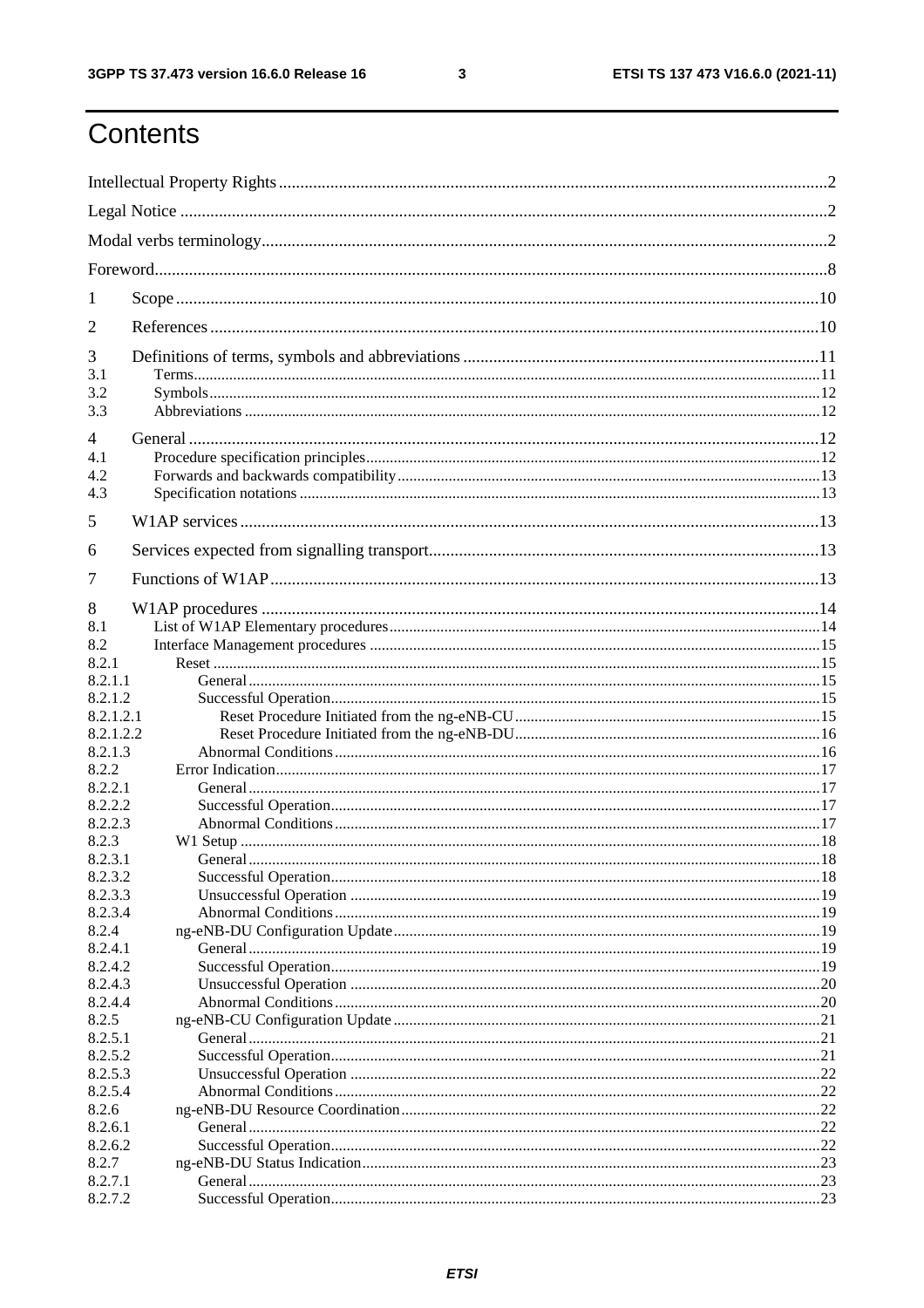# Contents

Intellectual Property Rights ............................................................................................................... 2

Legal Notice ............................................................................................................................... 2

Modal verbs terminology.................................................................................................................. 2

Foreword.................................................................................................................................. 8

1 Scope .................................................................................................................................. 10

2 References ............................................................................................................................ 10

3 Definitions of terms, symbols and abbreviations ...................................................................... 11

3.1 Terms................................................................................................................................ 11

3.2 Symbols............................................................................................................................ 12

3.3 Abbreviations .................................................................................................................... 12

4 General ................................................................................................................................ 12

4.1 Procedure specification principles....................................................................................... 12

4.2 Forwards and backwards compatibility................................................................................ 13

4.3 Specification notations ...................................................................................................... 13

5 W1AP services ...................................................................................................................... 13

6 Services expected from signalling transport.............................................................................. 13

7 Functions of W1AP................................................................................................................ 13

8 W1AP procedures ................................................................................................................. 14

8.1 List of W1AP Elementary procedures................................................................................. 14

8.2 Interface Management procedures ..................................................................................... 15

8.2.1 Reset ........................................................................................................................... 15

8.2.1.1 General ...................................................................................................................... 15

8.2.1.2 Successful Operation................................................................................................... 15

8.2.1.2.1 Reset Procedure Initiated from the ng-eNB-CU.............................................................. 15

8.2.1.2.2 Reset Procedure Initiated from the ng-eNB-DU.............................................................. 16

8.2.1.3 Abnormal Conditions.................................................................................................. 16

8.2.2 Error Indication................................................................................................................ 17

8.2.2.1 General ...................................................................................................................... 17

8.2.2.2 Successful Operation................................................................................................... 17

8.2.2.3 Abnormal Conditions.................................................................................................. 17

8.2.3 W1 Setup ....................................................................................................................... 18

8.2.3.1 General ...................................................................................................................... 18

8.2.3.2 Successful Operation................................................................................................... 18

8.2.3.3 Unsuccessful Operation .............................................................................................. 19

8.2.3.4 Abnormal Conditions.................................................................................................. 19

8.2.4 ng-eNB-DU Configuration Update.................................................................................... 19

8.2.4.1 General ...................................................................................................................... 19

8.2.4.2 Successful Operation................................................................................................... 19

8.2.4.3 Unsuccessful Operation .............................................................................................. 20

8.2.4.4 Abnormal Conditions.................................................................................................. 20

8.2.5 ng-eNB-CU Configuration Update.................................................................................... 21

8.2.5.1 General ...................................................................................................................... 21

8.2.5.2 Successful Operation................................................................................................... 21

8.2.5.3 Unsuccessful Operation .............................................................................................. 22

8.2.5.4 Abnormal Conditions.................................................................................................. 22

8.2.6 ng-eNB-DU Resource Coordination................................................................................. 22

8.2.6.1 General ...................................................................................................................... 22

8.2.6.2 Successful Operation................................................................................................... 22

8.2.7 ng-eNB-DU Status Indication........................................................................................... 23

8.2.7.1 General ...................................................................................................................... 23

8.2.7.2 Successful Operation................................................................................................... 23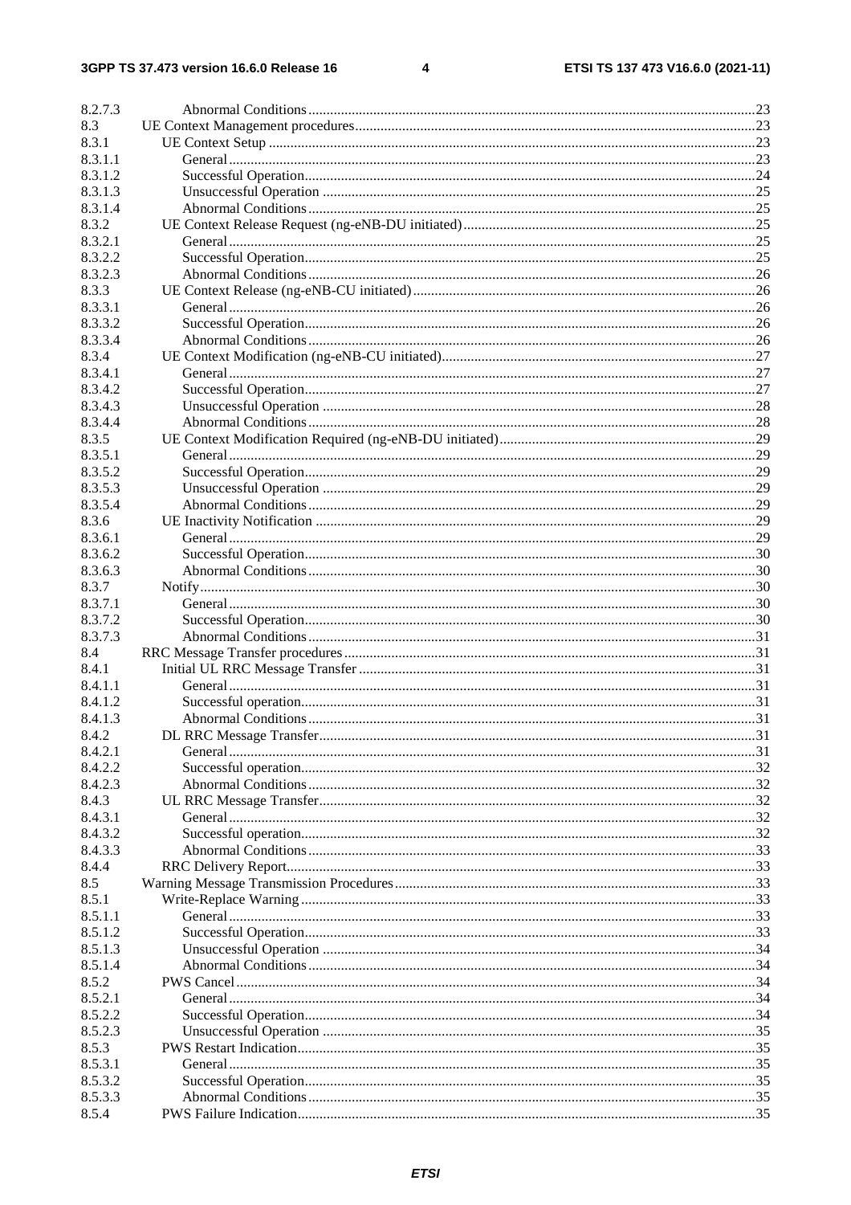| | | |
|---|---|---|
| 8.2.7.3 | Abnormal Conditions | 23 |
| 8.3 | UE Context Management procedures | 23 |
| 8.3.1 | UE Context Setup | 23 |
| 8.3.1.1 | General | 23 |
| 8.3.1.2 | Successful Operation | 24 |
| 8.3.1.3 | Unsuccessful Operation | 25 |
| 8.3.1.4 | Abnormal Conditions | 25 |
| 8.3.2 | UE Context Release Request (ng-eNB-DU initiated) | 25 |
| 8.3.2.1 | General | 25 |
| 8.3.2.2 | Successful Operation | 25 |
| 8.3.2.3 | Abnormal Conditions | 26 |
| 8.3.3 | UE Context Release (ng-eNB-CU initiated) | 26 |
| 8.3.3.1 | General | 26 |
| 8.3.3.2 | Successful Operation | 26 |
| 8.3.3.4 | Abnormal Conditions | 26 |
| 8.3.4 | UE Context Modification (ng-eNB-CU initiated) | 27 |
| 8.3.4.1 | General | 27 |
| 8.3.4.2 | Successful Operation | 27 |
| 8.3.4.3 | Unsuccessful Operation | 28 |
| 8.3.4.4 | Abnormal Conditions | 28 |
| 8.3.5 | UE Context Modification Required (ng-eNB-DU initiated) | 29 |
| 8.3.5.1 | General | 29 |
| 8.3.5.2 | Successful Operation | 29 |
| 8.3.5.3 | Unsuccessful Operation | 29 |
| 8.3.5.4 | Abnormal Conditions | 29 |
| 8.3.6 | UE Inactivity Notification | 29 |
| 8.3.6.1 | General | 29 |
| 8.3.6.2 | Successful Operation | 30 |
| 8.3.6.3 | Abnormal Conditions | 30 |
| 8.3.7 | Notify | 30 |
| 8.3.7.1 | General | 30 |
| 8.3.7.2 | Successful Operation | 30 |
| 8.3.7.3 | Abnormal Conditions | 31 |
| 8.4 | RRC Message Transfer procedures | 31 |
| 8.4.1 | Initial UL RRC Message Transfer | 31 |
| 8.4.1.1 | General | 31 |
| 8.4.1.2 | Successful operation | 31 |
| 8.4.1.3 | Abnormal Conditions | 31 |
| 8.4.2 | DL RRC Message Transfer | 31 |
| 8.4.2.1 | General | 31 |
| 8.4.2.2 | Successful operation | 32 |
| 8.4.2.3 | Abnormal Conditions | 32 |
| 8.4.3 | UL RRC Message Transfer | 32 |
| 8.4.3.1 | General | 32 |
| 8.4.3.2 | Successful operation | 32 |
| 8.4.3.3 | Abnormal Conditions | 33 |
| 8.4.4 | RRC Delivery Report | 33 |
| 8.5 | Warning Message Transmission Procedures | 33 |
| 8.5.1 | Write-Replace Warning | 33 |
| 8.5.1.1 | General | 33 |
| 8.5.1.2 | Successful Operation | 33 |
| 8.5.1.3 | Unsuccessful Operation | 34 |
| 8.5.1.4 | Abnormal Conditions | 34 |
| 8.5.2 | PWS Cancel | 34 |
| 8.5.2.1 | General | 34 |
| 8.5.2.2 | Successful Operation | 34 |
| 8.5.2.3 | Unsuccessful Operation | 35 |
| 8.5.3 | PWS Restart Indication | 35 |
| 8.5.3.1 | General | 35 |
| 8.5.3.2 | Successful Operation | 35 |
| 8.5.3.3 | Abnormal Conditions | 35 |
| 8.5.4 | PWS Failure Indication | 35 |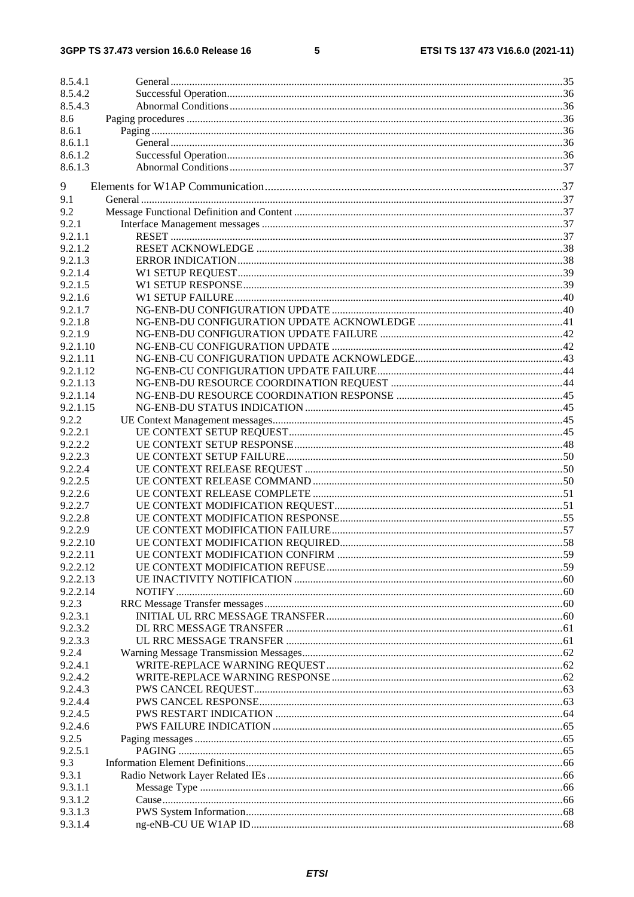| | | |
|---|---|---|
| 8.5.4.1 | General | 35 |
| 8.5.4.2 | Successful Operation | 36 |
| 8.5.4.3 | Abnormal Conditions | 36 |
| 8.6 | Paging procedures | 36 |
| 8.6.1 | Paging | 36 |
| 8.6.1.1 | General | 36 |
| 8.6.1.2 | Successful Operation | 36 |
| 8.6.1.3 | Abnormal Conditions | 37 |
| 9 | Elements for W1AP Communication | 37 |
| 9.1 | General | 37 |
| 9.2 | Message Functional Definition and Content | 37 |
| 9.2.1 | Interface Management messages | 37 |
| 9.2.1.1 | RESET | 37 |
| 9.2.1.2 | RESET ACKNOWLEDGE | 38 |
| 9.2.1.3 | ERROR INDICATION | 38 |
| 9.2.1.4 | W1 SETUP REQUEST | 39 |
| 9.2.1.5 | W1 SETUP RESPONSE | 39 |
| 9.2.1.6 | W1 SETUP FAILURE | 40 |
| 9.2.1.7 | NG-ENB-DU CONFIGURATION UPDATE | 40 |
| 9.2.1.8 | NG-ENB-DU CONFIGURATION UPDATE ACKNOWLEDGE | 41 |
| 9.2.1.9 | NG-ENB-DU CONFIGURATION UPDATE FAILURE | 42 |
| 9.2.1.10 | NG-ENB-CU CONFIGURATION UPDATE | 42 |
| 9.2.1.11 | NG-ENB-CU CONFIGURATION UPDATE ACKNOWLEDGE | 43 |
| 9.2.1.12 | NG-ENB-CU CONFIGURATION UPDATE FAILURE | 44 |
| 9.2.1.13 | NG-ENB-DU RESOURCE COORDINATION REQUEST | 44 |
| 9.2.1.14 | NG-ENB-DU RESOURCE COORDINATION RESPONSE | 45 |
| 9.2.1.15 | NG-ENB-DU STATUS INDICATION | 45 |
| 9.2.2 | UE Context Management messages | 45 |
| 9.2.2.1 | UE CONTEXT SETUP REQUEST | 45 |
| 9.2.2.2 | UE CONTEXT SETUP RESPONSE | 48 |
| 9.2.2.3 | UE CONTEXT SETUP FAILURE | 50 |
| 9.2.2.4 | UE CONTEXT RELEASE REQUEST | 50 |
| 9.2.2.5 | UE CONTEXT RELEASE COMMAND | 50 |
| 9.2.2.6 | UE CONTEXT RELEASE COMPLETE | 51 |
| 9.2.2.7 | UE CONTEXT MODIFICATION REQUEST | 51 |
| 9.2.2.8 | UE CONTEXT MODIFICATION RESPONSE | 55 |
| 9.2.2.9 | UE CONTEXT MODIFICATION FAILURE | 57 |
| 9.2.2.10 | UE CONTEXT MODIFICATION REQUIRED | 58 |
| 9.2.2.11 | UE CONTEXT MODIFICATION CONFIRM | 59 |
| 9.2.2.12 | UE CONTEXT MODIFICATION REFUSE | 59 |
| 9.2.2.13 | UE INACTIVITY NOTIFICATION | 60 |
| 9.2.2.14 | NOTIFY | 60 |
| 9.2.3 | RRC Message Transfer messages | 60 |
| 9.2.3.1 | INITIAL UL RRC MESSAGE TRANSFER | 60 |
| 9.2.3.2 | DL RRC MESSAGE TRANSFER | 61 |
| 9.2.3.3 | UL RRC MESSAGE TRANSFER | 61 |
| 9.2.4 | Warning Message Transmission Messages | 62 |
| 9.2.4.1 | WRITE-REPLACE WARNING REQUEST | 62 |
| 9.2.4.2 | WRITE-REPLACE WARNING RESPONSE | 62 |
| 9.2.4.3 | PWS CANCEL REQUEST | 63 |
| 9.2.4.4 | PWS CANCEL RESPONSE | 63 |
| 9.2.4.5 | PWS RESTART INDICATION | 64 |
| 9.2.4.6 | PWS FAILURE INDICATION | 65 |
| 9.2.5 | Paging messages | 65 |
| 9.2.5.1 | PAGING | 65 |
| 9.3 | Information Element Definitions | 66 |
| 9.3.1 | Radio Network Layer Related IEs | 66 |
| 9.3.1.1 | Message Type | 66 |
| 9.3.1.2 | Cause | 66 |
| 9.3.1.3 | PWS System Information | 68 |
| 9.3.1.4 | ng-eNB-CU UE W1AP ID | 68 |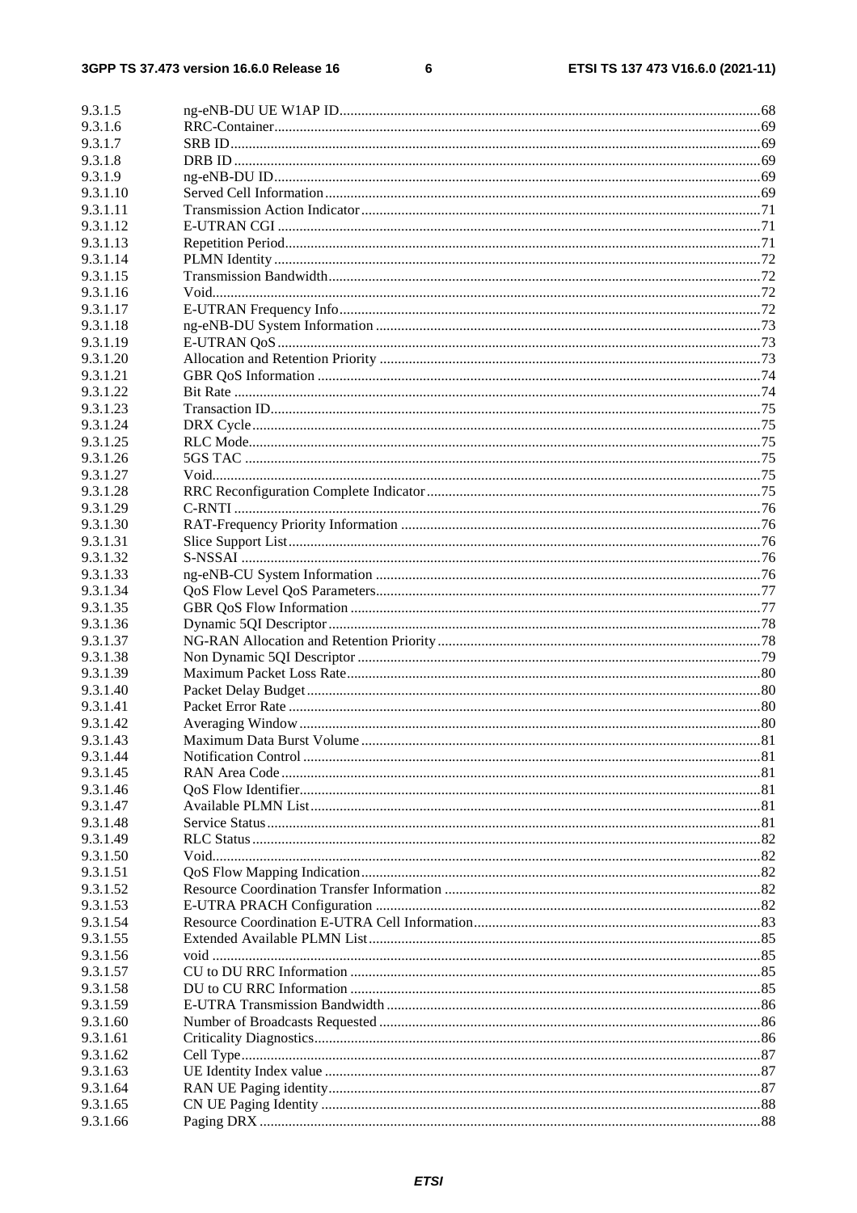9.3.1.5 ng-eNB-DU UE W1AP ID ....68
9.3.1.6 RRC-Container ....69
9.3.1.7 SRB ID ....69
9.3.1.8 DRB ID ....69
9.3.1.9 ng-eNB-DU ID ....69
9.3.1.10 Served Cell Information ....69
9.3.1.11 Transmission Action Indicator ....71
9.3.1.12 E-UTRAN CGI ....71
9.3.1.13 Repetition Period ....71
9.3.1.14 PLMN Identity ....72
9.3.1.15 Transmission Bandwidth ....72
9.3.1.16 Void ....72
9.3.1.17 E-UTRAN Frequency Info ....72
9.3.1.18 ng-eNB-DU System Information ....73
9.3.1.19 E-UTRAN QoS ....73
9.3.1.20 Allocation and Retention Priority ....73
9.3.1.21 GBR QoS Information ....74
9.3.1.22 Bit Rate ....74
9.3.1.23 Transaction ID ....75
9.3.1.24 DRX Cycle ....75
9.3.1.25 RLC Mode ....75
9.3.1.26 5GS TAC ....75
9.3.1.27 Void ....75
9.3.1.28 RRC Reconfiguration Complete Indicator ....75
9.3.1.29 C-RNTI ....76
9.3.1.30 RAT-Frequency Priority Information ....76
9.3.1.31 Slice Support List ....76
9.3.1.32 S-NSSAI ....76
9.3.1.33 ng-eNB-CU System Information ....76
9.3.1.34 QoS Flow Level QoS Parameters ....77
9.3.1.35 GBR QoS Flow Information ....77
9.3.1.36 Dynamic 5QI Descriptor ....78
9.3.1.37 NG-RAN Allocation and Retention Priority ....78
9.3.1.38 Non Dynamic 5QI Descriptor ....79
9.3.1.39 Maximum Packet Loss Rate ....80
9.3.1.40 Packet Delay Budget ....80
9.3.1.41 Packet Error Rate ....80
9.3.1.42 Averaging Window ....80
9.3.1.43 Maximum Data Burst Volume ....81
9.3.1.44 Notification Control ....81
9.3.1.45 RAN Area Code ....81
9.3.1.46 QoS Flow Identifier ....81
9.3.1.47 Available PLMN List ....81
9.3.1.48 Service Status ....81
9.3.1.49 RLC Status ....82
9.3.1.50 Void ....82
9.3.1.51 QoS Flow Mapping Indication ....82
9.3.1.52 Resource Coordination Transfer Information ....82
9.3.1.53 E-UTRA PRACH Configuration ....82
9.3.1.54 Resource Coordination E-UTRA Cell Information ....83
9.3.1.55 Extended Available PLMN List ....85
9.3.1.56 void ....85
9.3.1.57 CU to DU RRC Information ....85
9.3.1.58 DU to CU RRC Information ....85
9.3.1.59 E-UTRA Transmission Bandwidth ....86
9.3.1.60 Number of Broadcasts Requested ....86
9.3.1.61 Criticality Diagnostics ....86
9.3.1.62 Cell Type ....87
9.3.1.63 UE Identity Index value ....87
9.3.1.64 RAN UE Paging identity ....87
9.3.1.65 CN UE Paging Identity ....88
9.3.1.66 Paging DRX ....88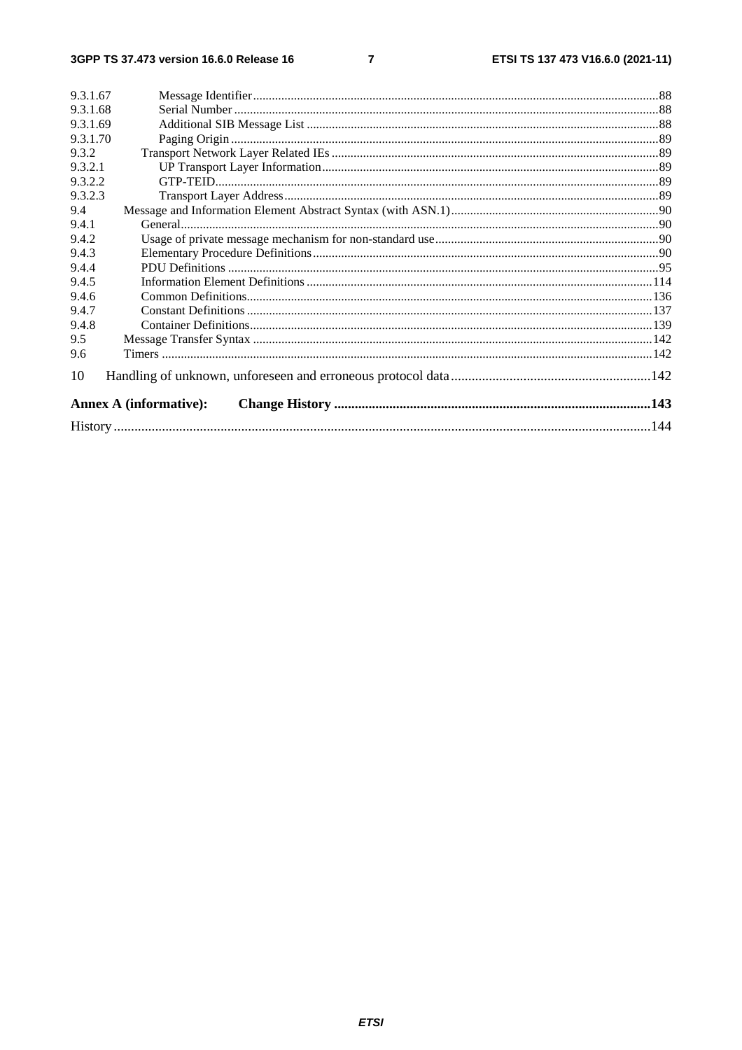9.3.1.67 Message Identifier ....................................................................................................................................88
9.3.1.68 Serial Number ..........................................................................................................................................88
9.3.1.69 Additional SIB Message List ...................................................................................................................88
9.3.1.70 Paging Origin ...........................................................................................................................................89
9.3.2 Transport Network Layer Related IEs ............................................................................................................89
9.3.2.1 UP Transport Layer Information ..............................................................................................................89
9.3.2.2 GTP-TEID.................................................................................................................................................89
9.3.2.3 Transport Layer Address ...........................................................................................................................89
9.4 Message and Information Element Abstract Syntax (with ASN.1) ......................................................................90
9.4.1 General..............................................................................................................................................................90
9.4.2 Usage of private message mechanism for non-standard use ............................................................................90
9.4.3 Elementary Procedure Definitions ....................................................................................................................90
9.4.4 PDU Definitions ...............................................................................................................................................95
9.4.5 Information Element Definitions ....................................................................................................................114
9.4.6 Common Definitions.......................................................................................................................................136
9.4.7 Constant Definitions .......................................................................................................................................137
9.4.8 Container Definitions......................................................................................................................................139
9.5 Message Transfer Syntax ..................................................................................................................................142
9.6 Timers ...............................................................................................................................................................142

10 Handling of unknown, unforeseen and erroneous protocol data ..........................................................142

**Annex A (informative): Change History ..........................................................................................143**

History .........................................................................................................................................................144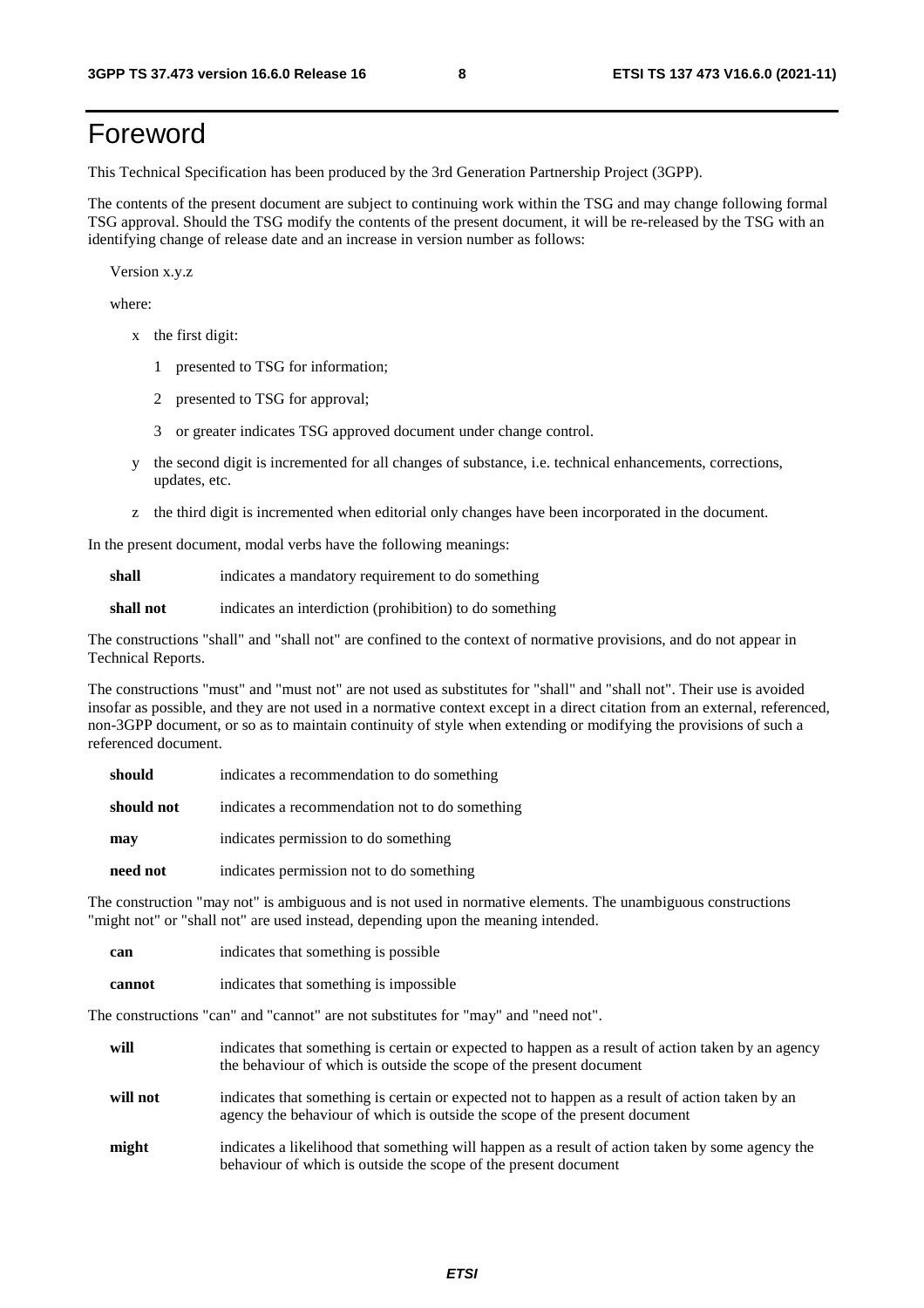# Foreword

This Technical Specification has been produced by the 3rd Generation Partnership Project (3GPP).

The contents of the present document are subject to continuing work within the TSG and may change following formal TSG approval. Should the TSG modify the contents of the present document, it will be re-released by the TSG with an identifying change of release date and an increase in version number as follows:

Version x.y.z

where:

- x the first digit:
  - 1 presented to TSG for information;
  - 2 presented to TSG for approval;
  - 3 or greater indicates TSG approved document under change control.
- y the second digit is incremented for all changes of substance, i.e. technical enhancements, corrections, updates, etc.
- z the third digit is incremented when editorial only changes have been incorporated in the document.

In the present document, modal verbs have the following meanings:

**shall** indicates a mandatory requirement to do something

**shall not** indicates an interdiction (prohibition) to do something

The constructions "shall" and "shall not" are confined to the context of normative provisions, and do not appear in Technical Reports.

The constructions "must" and "must not" are not used as substitutes for "shall" and "shall not". Their use is avoided insofar as possible, and they are not used in a normative context except in a direct citation from an external, referenced, non-3GPP document, or so as to maintain continuity of style when extending or modifying the provisions of such a referenced document.

**should** indicates a recommendation to do something

**should not** indicates a recommendation not to do something

**may** indicates permission to do something

**need not** indicates permission not to do something

The construction "may not" is ambiguous and is not used in normative elements. The unambiguous constructions "might not" or "shall not" are used instead, depending upon the meaning intended.

**can** indicates that something is possible

**cannot** indicates that something is impossible

The constructions "can" and "cannot" are not substitutes for "may" and "need not".

**will** indicates that something is certain or expected to happen as a result of action taken by an agency the behaviour of which is outside the scope of the present document

**will not** indicates that something is certain or expected not to happen as a result of action taken by an agency the behaviour of which is outside the scope of the present document

**might** indicates a likelihood that something will happen as a result of action taken by some agency the behaviour of which is outside the scope of the present document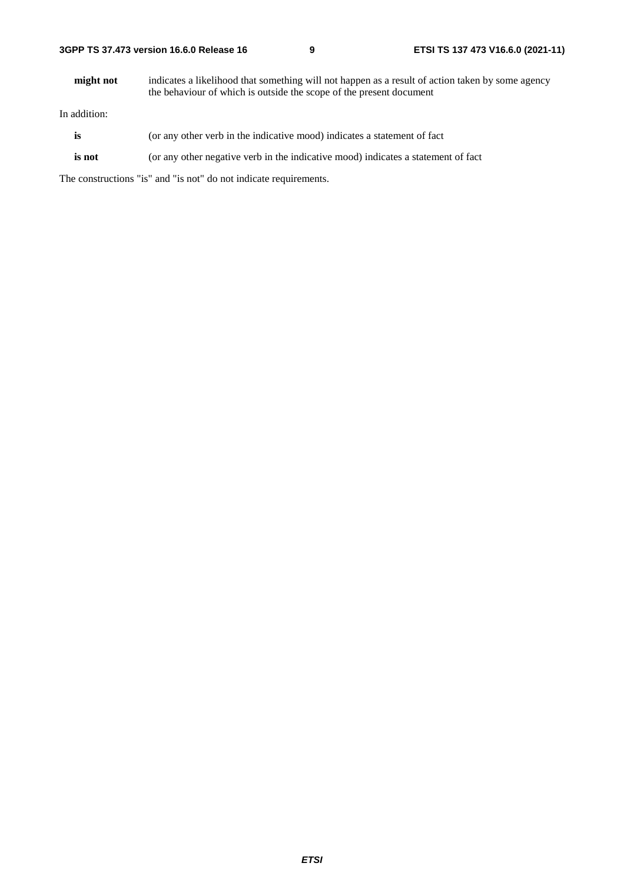**might not** indicates a likelihood that something will not happen as a result of action taken by some agency the behaviour of which is outside the scope of the present document

In addition:

**is** (or any other verb in the indicative mood) indicates a statement of fact

**is not** (or any other negative verb in the indicative mood) indicates a statement of fact

The constructions "is" and "is not" do not indicate requirements.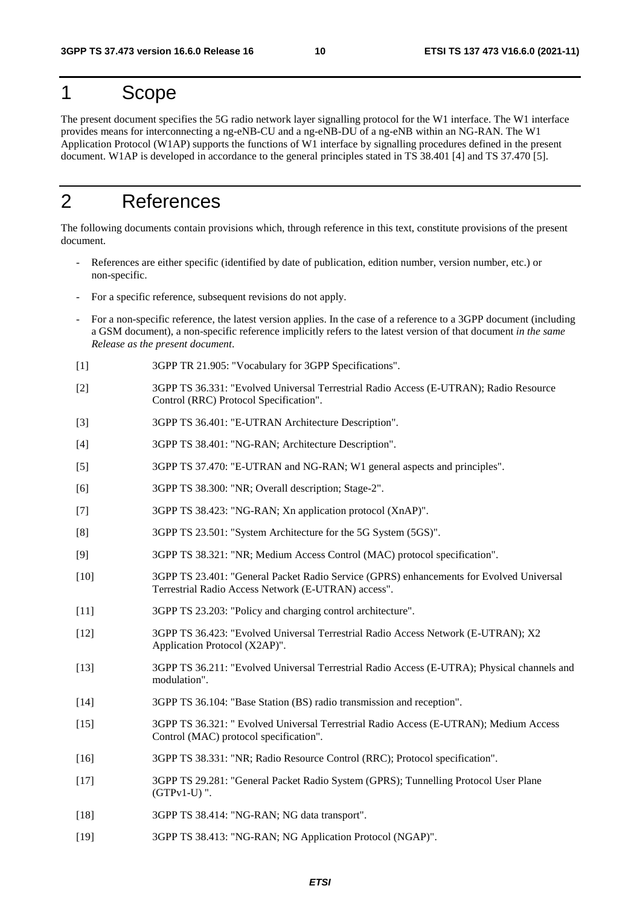# 1 Scope

The present document specifies the 5G radio network layer signalling protocol for the W1 interface. The W1 interface provides means for interconnecting a ng-eNB-CU and a ng-eNB-DU of a ng-eNB within an NG-RAN. The W1 Application Protocol (W1AP) supports the functions of W1 interface by signalling procedures defined in the present document. W1AP is developed in accordance to the general principles stated in TS 38.401 [4] and TS 37.470 [5].

# 2 References

The following documents contain provisions which, through reference in this text, constitute provisions of the present document.

- References are either specific (identified by date of publication, edition number, version number, etc.) or non-specific.
- For a specific reference, subsequent revisions do not apply.
- For a non-specific reference, the latest version applies. In the case of a reference to a 3GPP document (including a GSM document), a non-specific reference implicitly refers to the latest version of that document *in the same Release as the present document*.

[1] 3GPP TR 21.905: "Vocabulary for 3GPP Specifications".

[2] 3GPP TS 36.331: "Evolved Universal Terrestrial Radio Access (E-UTRAN); Radio Resource Control (RRC) Protocol Specification".

[3] 3GPP TS 36.401: "E-UTRAN Architecture Description".

[4] 3GPP TS 38.401: "NG-RAN; Architecture Description".

[5] 3GPP TS 37.470: "E-UTRAN and NG-RAN; W1 general aspects and principles".

[6] 3GPP TS 38.300: "NR; Overall description; Stage-2".

[7] 3GPP TS 38.423: "NG-RAN; Xn application protocol (XnAP)".

[8] 3GPP TS 23.501: "System Architecture for the 5G System (5GS)".

[9] 3GPP TS 38.321: "NR; Medium Access Control (MAC) protocol specification".

[10] 3GPP TS 23.401: "General Packet Radio Service (GPRS) enhancements for Evolved Universal Terrestrial Radio Access Network (E-UTRAN) access".

[11] 3GPP TS 23.203: "Policy and charging control architecture".

[12] 3GPP TS 36.423: "Evolved Universal Terrestrial Radio Access Network (E-UTRAN); X2 Application Protocol (X2AP)".

[13] 3GPP TS 36.211: "Evolved Universal Terrestrial Radio Access (E-UTRA); Physical channels and modulation".

[14] 3GPP TS 36.104: "Base Station (BS) radio transmission and reception".

[15] 3GPP TS 36.321: " Evolved Universal Terrestrial Radio Access (E-UTRAN); Medium Access Control (MAC) protocol specification".

[16] 3GPP TS 38.331: "NR; Radio Resource Control (RRC); Protocol specification".

[17] 3GPP TS 29.281: "General Packet Radio System (GPRS); Tunnelling Protocol User Plane (GTPv1-U) ".

[18] 3GPP TS 38.414: "NG-RAN; NG data transport".

[19] 3GPP TS 38.413: "NG-RAN; NG Application Protocol (NGAP)".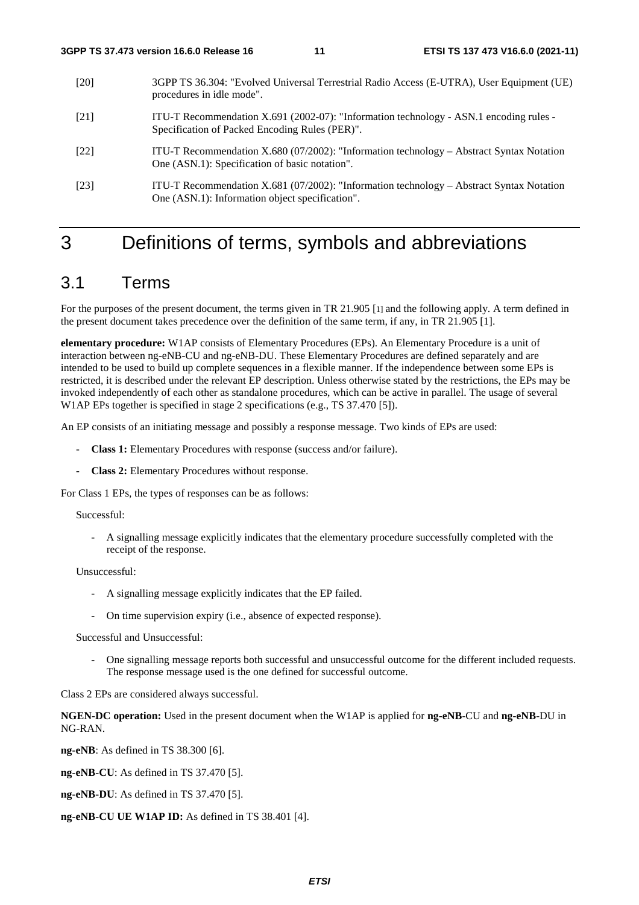[20] 3GPP TS 36.304: "Evolved Universal Terrestrial Radio Access (E-UTRA), User Equipment (UE) procedures in idle mode".

[21] ITU-T Recommendation X.691 (2002-07): "Information technology - ASN.1 encoding rules - Specification of Packed Encoding Rules (PER)".

[22] ITU-T Recommendation X.680 (07/2002): "Information technology – Abstract Syntax Notation One (ASN.1): Specification of basic notation".

[23] ITU-T Recommendation X.681 (07/2002): "Information technology – Abstract Syntax Notation One (ASN.1): Information object specification".

# 3 Definitions of terms, symbols and abbreviations

## 3.1 Terms

For the purposes of the present document, the terms given in TR 21.905 [1] and the following apply. A term defined in the present document takes precedence over the definition of the same term, if any, in TR 21.905 [1].

**elementary procedure:** W1AP consists of Elementary Procedures (EPs). An Elementary Procedure is a unit of interaction between ng-eNB-CU and ng-eNB-DU. These Elementary Procedures are defined separately and are intended to be used to build up complete sequences in a flexible manner. If the independence between some EPs is restricted, it is described under the relevant EP description. Unless otherwise stated by the restrictions, the EPs may be invoked independently of each other as standalone procedures, which can be active in parallel. The usage of several W1AP EPs together is specified in stage 2 specifications (e.g., TS 37.470 [5]).

An EP consists of an initiating message and possibly a response message. Two kinds of EPs are used:

- **Class 1:** Elementary Procedures with response (success and/or failure).
- **Class 2:** Elementary Procedures without response.

For Class 1 EPs, the types of responses can be as follows:

Successful:

- A signalling message explicitly indicates that the elementary procedure successfully completed with the receipt of the response.

Unsuccessful:

- A signalling message explicitly indicates that the EP failed.
- On time supervision expiry (i.e., absence of expected response).

Successful and Unsuccessful:

- One signalling message reports both successful and unsuccessful outcome for the different included requests. The response message used is the one defined for successful outcome.

Class 2 EPs are considered always successful.

**NGEN-DC operation:** Used in the present document when the W1AP is applied for **ng-eNB**-CU and **ng-eNB**-DU in NG-RAN.

**ng-eNB**: As defined in TS 38.300 [6].

**ng-eNB-CU**: As defined in TS 37.470 [5].

**ng-eNB-DU**: As defined in TS 37.470 [5].

**ng-eNB-CU UE W1AP ID:** As defined in TS 38.401 [4].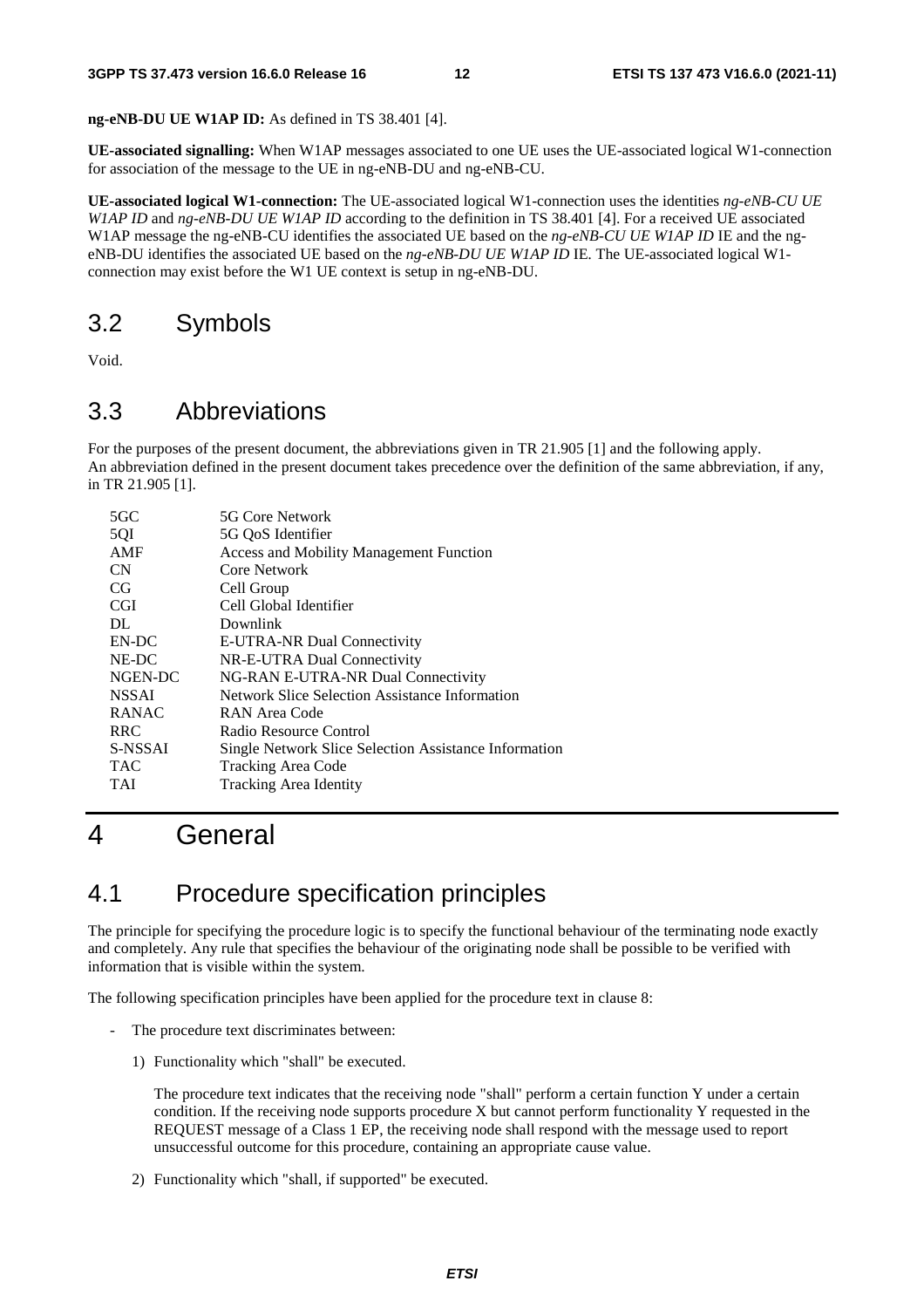**ng-eNB-DU UE W1AP ID:** As defined in TS 38.401 [4].

**UE-associated signalling:** When W1AP messages associated to one UE uses the UE-associated logical W1-connection for association of the message to the UE in ng-eNB-DU and ng-eNB-CU.

**UE-associated logical W1-connection:** The UE-associated logical W1-connection uses the identities *ng-eNB-CU UE W1AP ID* and *ng-eNB-DU UE W1AP ID* according to the definition in TS 38.401 [4]. For a received UE associated W1AP message the ng-eNB-CU identifies the associated UE based on the *ng-eNB-CU UE W1AP ID* IE and the ng-eNB-DU identifies the associated UE based on the *ng-eNB-DU UE W1AP ID* IE. The UE-associated logical W1-connection may exist before the W1 UE context is setup in ng-eNB-DU.

## 3.2 Symbols

Void.

## 3.3 Abbreviations

For the purposes of the present document, the abbreviations given in TR 21.905 [1] and the following apply.
An abbreviation defined in the present document takes precedence over the definition of the same abbreviation, if any, in TR 21.905 [1].

| | |
|---|---|
| 5GC | 5G Core Network |
| 5QI | 5G QoS Identifier |
| AMF | Access and Mobility Management Function |
| CN | Core Network |
| CG | Cell Group |
| CGI | Cell Global Identifier |
| DL | Downlink |
| EN-DC | E-UTRA-NR Dual Connectivity |
| NE-DC | NR-E-UTRA Dual Connectivity |
| NGEN-DC | NG-RAN E-UTRA-NR Dual Connectivity |
| NSSAI | Network Slice Selection Assistance Information |
| RANAC | RAN Area Code |
| RRC | Radio Resource Control |
| S-NSSAI | Single Network Slice Selection Assistance Information |
| TAC | Tracking Area Code |
| TAI | Tracking Area Identity |

# 4 General

## 4.1 Procedure specification principles

The principle for specifying the procedure logic is to specify the functional behaviour of the terminating node exactly and completely. Any rule that specifies the behaviour of the originating node shall be possible to be verified with information that is visible within the system.

The following specification principles have been applied for the procedure text in clause 8:

- The procedure text discriminates between:

  1) Functionality which "shall" be executed.

     The procedure text indicates that the receiving node "shall" perform a certain function Y under a certain condition. If the receiving node supports procedure X but cannot perform functionality Y requested in the REQUEST message of a Class 1 EP, the receiving node shall respond with the message used to report unsuccessful outcome for this procedure, containing an appropriate cause value.

  2) Functionality which "shall, if supported" be executed.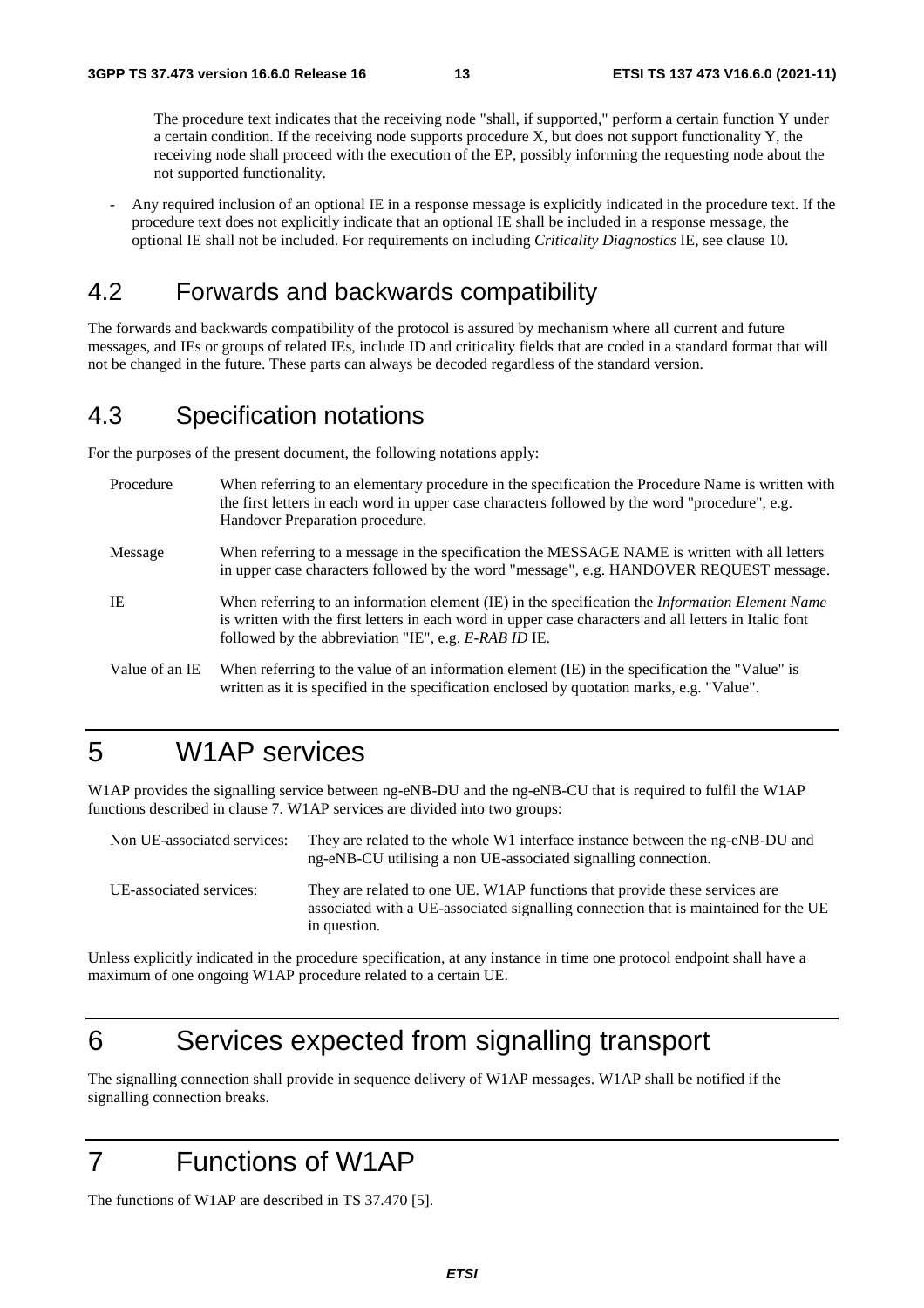The procedure text indicates that the receiving node "shall, if supported," perform a certain function Y under a certain condition. If the receiving node supports procedure X, but does not support functionality Y, the receiving node shall proceed with the execution of the EP, possibly informing the requesting node about the not supported functionality.

- Any required inclusion of an optional IE in a response message is explicitly indicated in the procedure text. If the procedure text does not explicitly indicate that an optional IE shall be included in a response message, the optional IE shall not be included. For requirements on including *Criticality Diagnostics* IE, see clause 10.

## 4.2 Forwards and backwards compatibility

The forwards and backwards compatibility of the protocol is assured by mechanism where all current and future messages, and IEs or groups of related IEs, include ID and criticality fields that are coded in a standard format that will not be changed in the future. These parts can always be decoded regardless of the standard version.

## 4.3 Specification notations

For the purposes of the present document, the following notations apply:

| | |
|---|---|
| Procedure | When referring to an elementary procedure in the specification the Procedure Name is written with the first letters in each word in upper case characters followed by the word "procedure", e.g. Handover Preparation procedure. |
| Message | When referring to a message in the specification the MESSAGE NAME is written with all letters in upper case characters followed by the word "message", e.g. HANDOVER REQUEST message. |
| IE | When referring to an information element (IE) in the specification the *Information Element Name* is written with the first letters in each word in upper case characters and all letters in Italic font followed by the abbreviation "IE", e.g. *E-RAB ID* IE. |
| Value of an IE | When referring to the value of an information element (IE) in the specification the "Value" is written as it is specified in the specification enclosed by quotation marks, e.g. "Value". |

# 5 W1AP services

W1AP provides the signalling service between ng-eNB-DU and the ng-eNB-CU that is required to fulfil the W1AP functions described in clause 7. W1AP services are divided into two groups:

| | |
|---|---|
| Non UE-associated services: | They are related to the whole W1 interface instance between the ng-eNB-DU and ng-eNB-CU utilising a non UE-associated signalling connection. |
| UE-associated services: | They are related to one UE. W1AP functions that provide these services are associated with a UE-associated signalling connection that is maintained for the UE in question. |

Unless explicitly indicated in the procedure specification, at any instance in time one protocol endpoint shall have a maximum of one ongoing W1AP procedure related to a certain UE.

# 6 Services expected from signalling transport

The signalling connection shall provide in sequence delivery of W1AP messages. W1AP shall be notified if the signalling connection breaks.

# 7 Functions of W1AP

The functions of W1AP are described in TS 37.470 [5].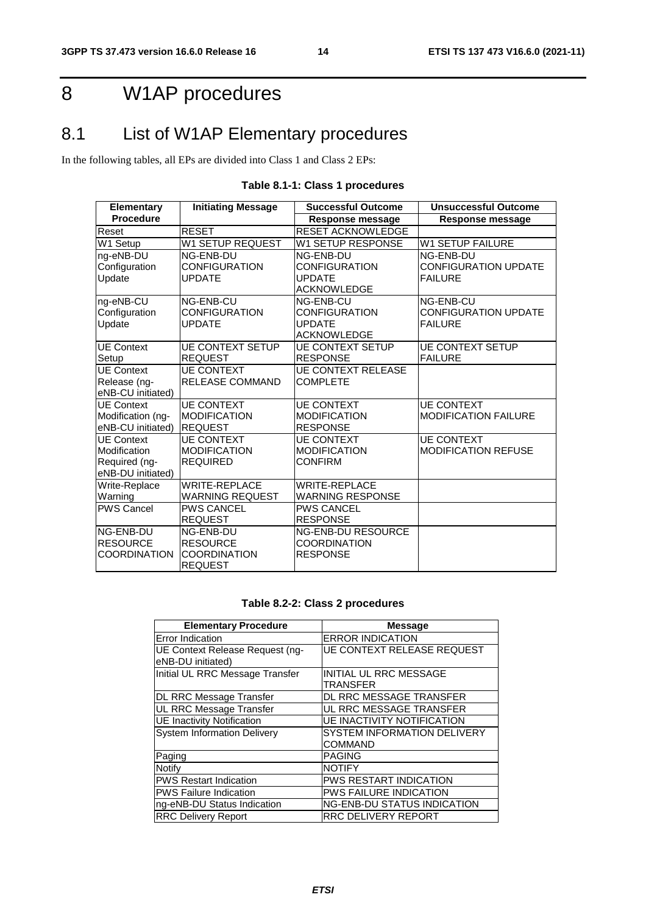# 8 W1AP procedures

## 8.1 List of W1AP Elementary procedures

In the following tables, all EPs are divided into Class 1 and Class 2 EPs:

**Table 8.1-1: Class 1 procedures**

| Elementary Procedure | Initiating Message | Successful Outcome Response message | Unsuccessful Outcome Response message |
|---|---|---|---|
| Reset | RESET | RESET ACKNOWLEDGE | |
| W1 Setup | W1 SETUP REQUEST | W1 SETUP RESPONSE | W1 SETUP FAILURE |
| ng-eNB-DU Configuration Update | NG-ENB-DU CONFIGURATION UPDATE | NG-ENB-DU CONFIGURATION UPDATE ACKNOWLEDGE | NG-ENB-DU CONFIGURATION UPDATE FAILURE |
| ng-eNB-CU Configuration Update | NG-ENB-CU CONFIGURATION UPDATE | NG-ENB-CU CONFIGURATION UPDATE ACKNOWLEDGE | NG-ENB-CU CONFIGURATION UPDATE FAILURE |
| UE Context Setup | UE CONTEXT SETUP REQUEST | UE CONTEXT SETUP RESPONSE | UE CONTEXT SETUP FAILURE |
| UE Context Release (ng-eNB-CU initiated) | UE CONTEXT RELEASE COMMAND | UE CONTEXT RELEASE COMPLETE | |
| UE Context Modification (ng-eNB-CU initiated) | UE CONTEXT MODIFICATION REQUEST | UE CONTEXT MODIFICATION RESPONSE | UE CONTEXT MODIFICATION FAILURE |
| UE Context Modification Required (ng-eNB-DU initiated) | UE CONTEXT MODIFICATION REQUIRED | UE CONTEXT MODIFICATION CONFIRM | UE CONTEXT MODIFICATION REFUSE |
| Write-Replace Warning | WRITE-REPLACE WARNING REQUEST | WRITE-REPLACE WARNING RESPONSE | |
| PWS Cancel | PWS CANCEL REQUEST | PWS CANCEL RESPONSE | |
| NG-ENB-DU RESOURCE COORDINATION | NG-ENB-DU RESOURCE COORDINATION REQUEST | NG-ENB-DU RESOURCE COORDINATION RESPONSE | |

**Table 8.2-2: Class 2 procedures**

| Elementary Procedure | Message |
|---|---|
| Error Indication | ERROR INDICATION |
| UE Context Release Request (ng-eNB-DU initiated) | UE CONTEXT RELEASE REQUEST |
| Initial UL RRC Message Transfer | INITIAL UL RRC MESSAGE TRANSFER |
| DL RRC Message Transfer | DL RRC MESSAGE TRANSFER |
| UL RRC Message Transfer | UL RRC MESSAGE TRANSFER |
| UE Inactivity Notification | UE INACTIVITY NOTIFICATION |
| System Information Delivery | SYSTEM INFORMATION DELIVERY COMMAND |
| Paging | PAGING |
| Notify | NOTIFY |
| PWS Restart Indication | PWS RESTART INDICATION |
| PWS Failure Indication | PWS FAILURE INDICATION |
| ng-eNB-DU Status Indication | NG-ENB-DU STATUS INDICATION |
| RRC Delivery Report | RRC DELIVERY REPORT |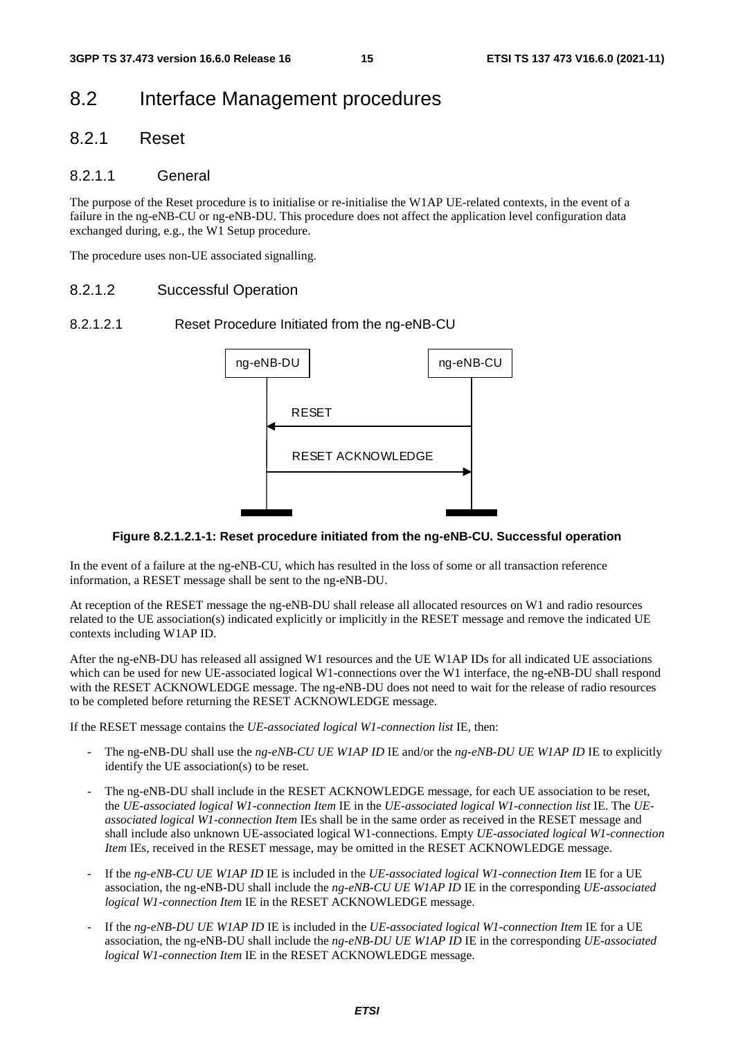# 8.2 Interface Management procedures

## 8.2.1 Reset

### 8.2.1.1 General

The purpose of the Reset procedure is to initialise or re-initialise the W1AP UE-related contexts, in the event of a failure in the ng-eNB-CU or ng-eNB-DU. This procedure does not affect the application level configuration data exchanged during, e.g., the W1 Setup procedure.

The procedure uses non-UE associated signalling.

### 8.2.1.2 Successful Operation

#### 8.2.1.2.1 Reset Procedure Initiated from the ng-eNB-CU

**Figure 8.2.1.2.1-1: Reset procedure initiated from the ng-eNB-CU. Successful operation**

In the event of a failure at the ng-eNB-CU, which has resulted in the loss of some or all transaction reference information, a RESET message shall be sent to the ng-eNB-DU.

At reception of the RESET message the ng-eNB-DU shall release all allocated resources on W1 and radio resources related to the UE association(s) indicated explicitly or implicitly in the RESET message and remove the indicated UE contexts including W1AP ID.

After the ng-eNB-DU has released all assigned W1 resources and the UE W1AP IDs for all indicated UE associations which can be used for new UE-associated logical W1-connections over the W1 interface, the ng-eNB-DU shall respond with the RESET ACKNOWLEDGE message. The ng-eNB-DU does not need to wait for the release of radio resources to be completed before returning the RESET ACKNOWLEDGE message.

If the RESET message contains the *UE-associated logical W1-connection list* IE, then:

- The ng-eNB-DU shall use the *ng-eNB-CU UE W1AP ID* IE and/or the *ng-eNB-DU UE W1AP ID* IE to explicitly identify the UE association(s) to be reset.
- The ng-eNB-DU shall include in the RESET ACKNOWLEDGE message, for each UE association to be reset, the *UE-associated logical W1-connection Item* IE in the *UE-associated logical W1-connection list* IE. The *UE-associated logical W1-connection Item* IEs shall be in the same order as received in the RESET message and shall include also unknown UE-associated logical W1-connections. Empty *UE-associated logical W1-connection Item* IEs, received in the RESET message, may be omitted in the RESET ACKNOWLEDGE message.
- If the *ng-eNB-CU UE W1AP ID* IE is included in the *UE-associated logical W1-connection Item* IE for a UE association, the ng-eNB-DU shall include the *ng-eNB-CU UE W1AP ID* IE in the corresponding *UE-associated logical W1-connection Item* IE in the RESET ACKNOWLEDGE message.
- If the *ng-eNB-DU UE W1AP ID* IE is included in the *UE-associated logical W1-connection Item* IE for a UE association, the ng-eNB-DU shall include the *ng-eNB-DU UE W1AP ID* IE in the corresponding *UE-associated logical W1-connection Item* IE in the RESET ACKNOWLEDGE message.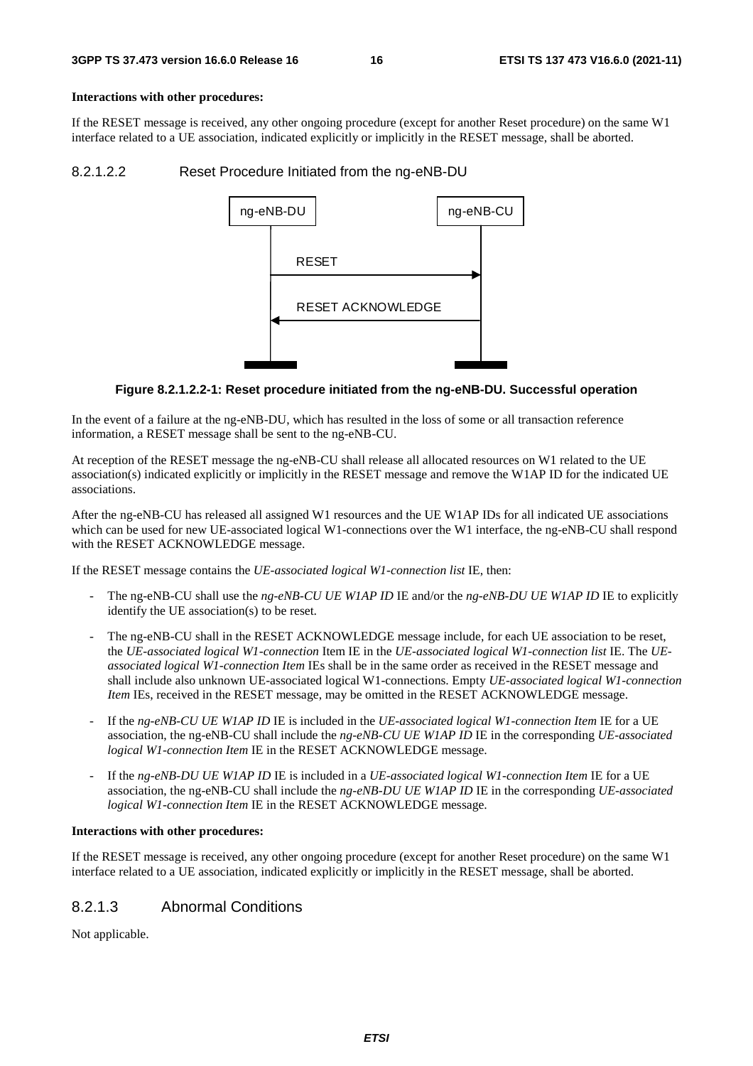**Interactions with other procedures:**

If the RESET message is received, any other ongoing procedure (except for another Reset procedure) on the same W1 interface related to a UE association, indicated explicitly or implicitly in the RESET message, shall be aborted.

#### 8.2.1.2.2 Reset Procedure Initiated from the ng-eNB-DU

**Figure 8.2.1.2.2-1: Reset procedure initiated from the ng-eNB-DU. Successful operation**

In the event of a failure at the ng-eNB-DU, which has resulted in the loss of some or all transaction reference information, a RESET message shall be sent to the ng-eNB-CU.

At reception of the RESET message the ng-eNB-CU shall release all allocated resources on W1 related to the UE association(s) indicated explicitly or implicitly in the RESET message and remove the W1AP ID for the indicated UE associations.

After the ng-eNB-CU has released all assigned W1 resources and the UE W1AP IDs for all indicated UE associations which can be used for new UE-associated logical W1-connections over the W1 interface, the ng-eNB-CU shall respond with the RESET ACKNOWLEDGE message.

If the RESET message contains the *UE-associated logical W1-connection list* IE, then:

- The ng-eNB-CU shall use the *ng-eNB-CU UE W1AP ID* IE and/or the *ng-eNB-DU UE W1AP ID* IE to explicitly identify the UE association(s) to be reset.
- The ng-eNB-CU shall in the RESET ACKNOWLEDGE message include, for each UE association to be reset, the *UE-associated logical W1-connection* Item IE in the *UE-associated logical W1-connection list* IE. The *UE-associated logical W1-connection Item* IEs shall be in the same order as received in the RESET message and shall include also unknown UE-associated logical W1-connections. Empty *UE-associated logical W1-connection Item* IEs, received in the RESET message, may be omitted in the RESET ACKNOWLEDGE message.
- If the *ng-eNB-CU UE W1AP ID* IE is included in the *UE-associated logical W1-connection Item* IE for a UE association, the ng-eNB-CU shall include the *ng-eNB-CU UE W1AP ID* IE in the corresponding *UE-associated logical W1-connection Item* IE in the RESET ACKNOWLEDGE message.
- If the *ng-eNB-DU UE W1AP ID* IE is included in a *UE-associated logical W1-connection Item* IE for a UE association, the ng-eNB-CU shall include the *ng-eNB-DU UE W1AP ID* IE in the corresponding *UE-associated logical W1-connection Item* IE in the RESET ACKNOWLEDGE message.

**Interactions with other procedures:**

If the RESET message is received, any other ongoing procedure (except for another Reset procedure) on the same W1 interface related to a UE association, indicated explicitly or implicitly in the RESET message, shall be aborted.

### 8.2.1.3 Abnormal Conditions

Not applicable.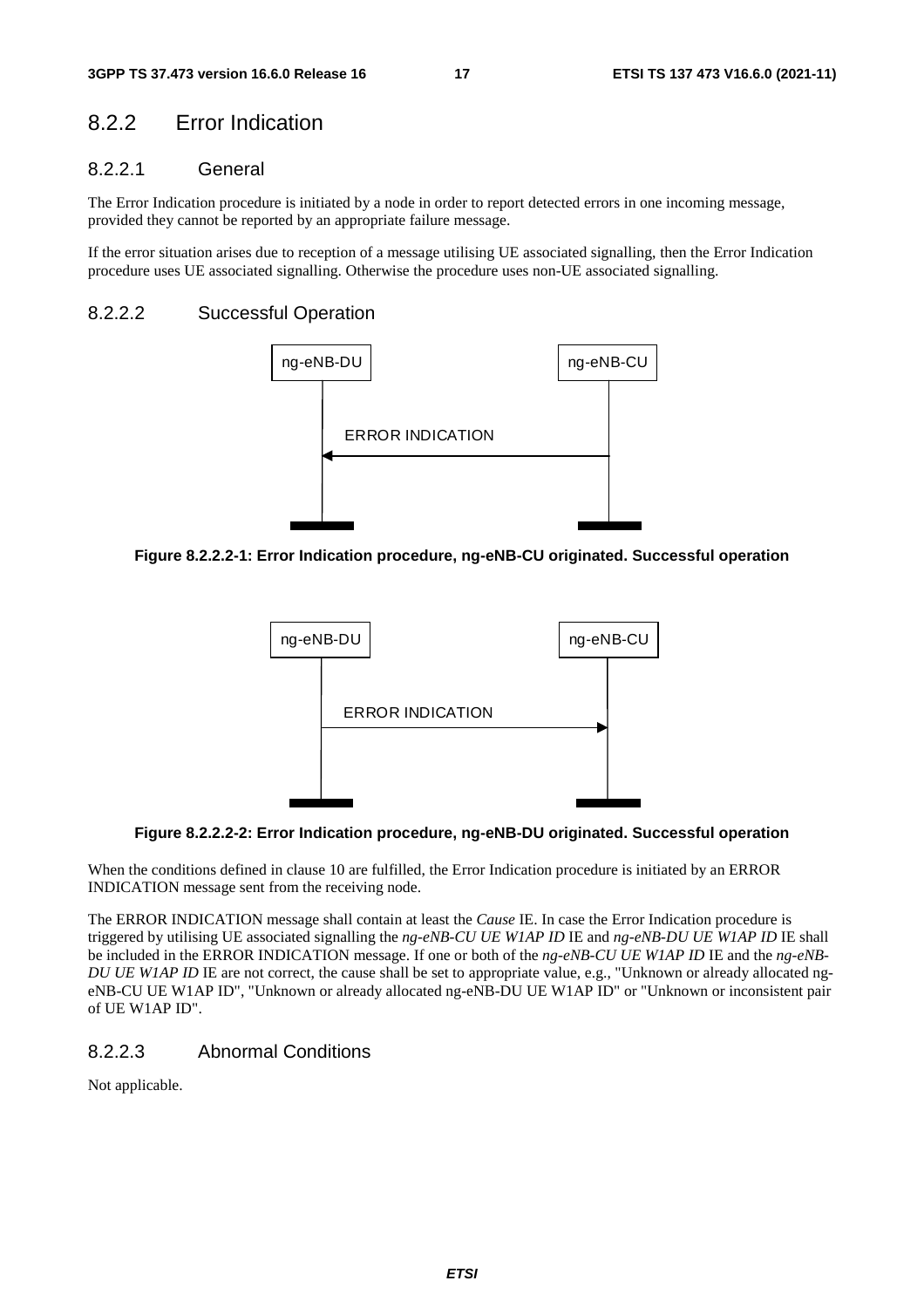## 8.2.2 Error Indication

### 8.2.2.1 General

The Error Indication procedure is initiated by a node in order to report detected errors in one incoming message, provided they cannot be reported by an appropriate failure message.

If the error situation arises due to reception of a message utilising UE associated signalling, then the Error Indication procedure uses UE associated signalling. Otherwise the procedure uses non-UE associated signalling.

### 8.2.2.2 Successful Operation

**Figure 8.2.2.2-1: Error Indication procedure, ng-eNB-CU originated. Successful operation**

**Figure 8.2.2.2-2: Error Indication procedure, ng-eNB-DU originated. Successful operation**

When the conditions defined in clause 10 are fulfilled, the Error Indication procedure is initiated by an ERROR INDICATION message sent from the receiving node.

The ERROR INDICATION message shall contain at least the *Cause* IE. In case the Error Indication procedure is triggered by utilising UE associated signalling the *ng-eNB-CU UE W1AP ID* IE and *ng-eNB-DU UE W1AP ID* IE shall be included in the ERROR INDICATION message. If one or both of the *ng-eNB-CU UE W1AP ID* IE and the *ng-eNB-DU UE W1AP ID* IE are not correct, the cause shall be set to appropriate value, e.g., "Unknown or already allocated ng-eNB-CU UE W1AP ID", "Unknown or already allocated ng-eNB-DU UE W1AP ID" or "Unknown or inconsistent pair of UE W1AP ID".

### 8.2.2.3 Abnormal Conditions

Not applicable.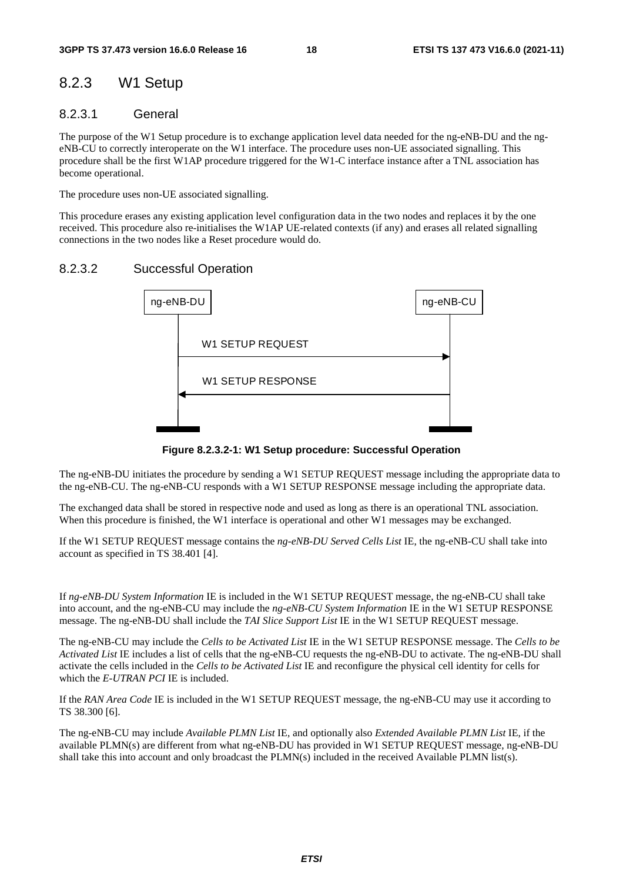### 8.2.3 W1 Setup

#### 8.2.3.1 General

The purpose of the W1 Setup procedure is to exchange application level data needed for the ng-eNB-DU and the ng-eNB-CU to correctly interoperate on the W1 interface. The procedure uses non-UE associated signalling. This procedure shall be the first W1AP procedure triggered for the W1-C interface instance after a TNL association has become operational.

The procedure uses non-UE associated signalling.

This procedure erases any existing application level configuration data in the two nodes and replaces it by the one received. This procedure also re-initialises the W1AP UE-related contexts (if any) and erases all related signalling connections in the two nodes like a Reset procedure would do.

#### 8.2.3.2 Successful Operation

ng-eNB-DU → ng-eNB-CU: W1 SETUP REQUEST

ng-eNB-CU → ng-eNB-DU: W1 SETUP RESPONSE

**Figure 8.2.3.2-1: W1 Setup procedure: Successful Operation**

The ng-eNB-DU initiates the procedure by sending a W1 SETUP REQUEST message including the appropriate data to the ng-eNB-CU. The ng-eNB-CU responds with a W1 SETUP RESPONSE message including the appropriate data.

The exchanged data shall be stored in respective node and used as long as there is an operational TNL association. When this procedure is finished, the W1 interface is operational and other W1 messages may be exchanged.

If the W1 SETUP REQUEST message contains the *ng-eNB-DU Served Cells List* IE, the ng-eNB-CU shall take into account as specified in TS 38.401 [4].

If *ng-eNB-DU System Information* IE is included in the W1 SETUP REQUEST message, the ng-eNB-CU shall take into account, and the ng-eNB-CU may include the *ng-eNB-CU System Information* IE in the W1 SETUP RESPONSE message. The ng-eNB-DU shall include the *TAI Slice Support List* IE in the W1 SETUP REQUEST message.

The ng-eNB-CU may include the *Cells to be Activated List* IE in the W1 SETUP RESPONSE message. The *Cells to be Activated List* IE includes a list of cells that the ng-eNB-CU requests the ng-eNB-DU to activate. The ng-eNB-DU shall activate the cells included in the *Cells to be Activated List* IE and reconfigure the physical cell identity for cells for which the *E-UTRAN PCI* IE is included.

If the *RAN Area Code* IE is included in the W1 SETUP REQUEST message, the ng-eNB-CU may use it according to TS 38.300 [6].

The ng-eNB-CU may include *Available PLMN List* IE, and optionally also *Extended Available PLMN List* IE, if the available PLMN(s) are different from what ng-eNB-DU has provided in W1 SETUP REQUEST message, ng-eNB-DU shall take this into account and only broadcast the PLMN(s) included in the received Available PLMN list(s).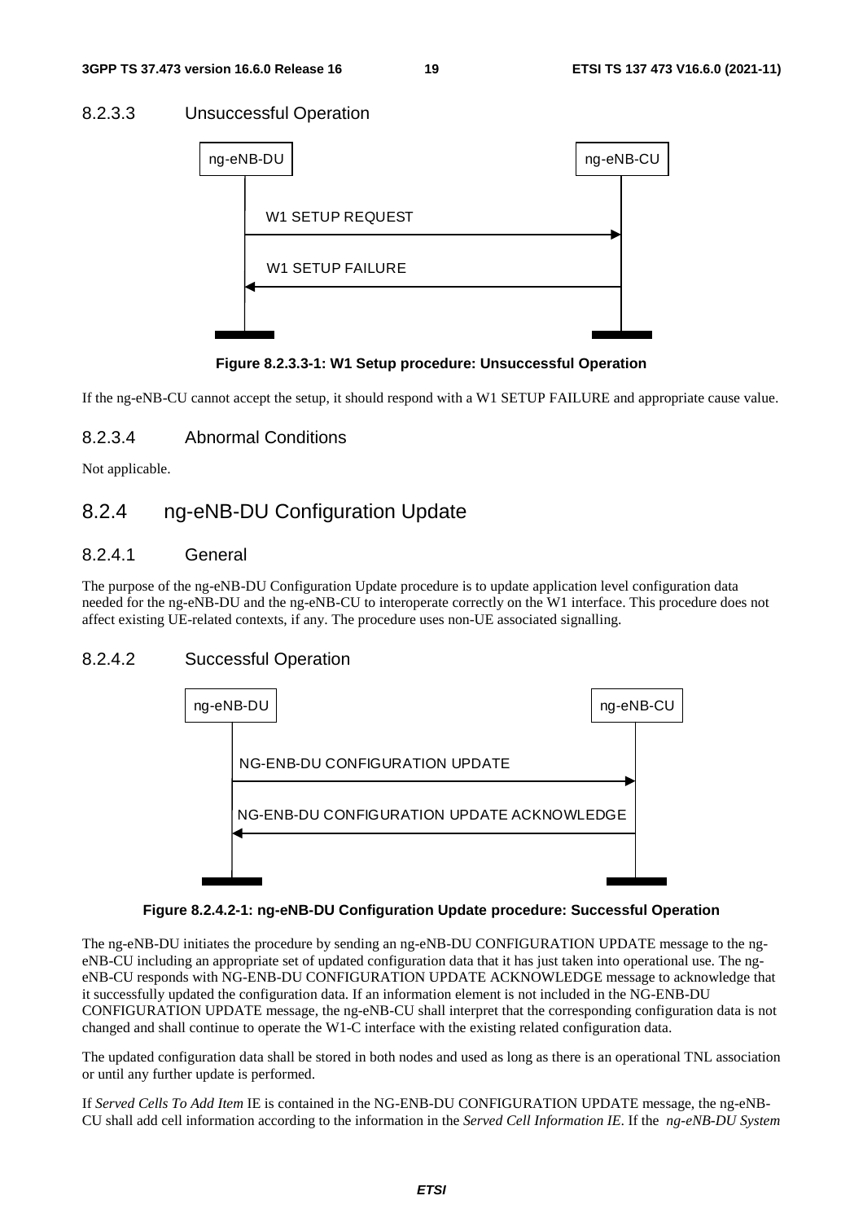#### 8.2.3.3 Unsuccessful Operation

**Figure 8.2.3.3-1: W1 Setup procedure: Unsuccessful Operation**

If the ng-eNB-CU cannot accept the setup, it should respond with a W1 SETUP FAILURE and appropriate cause value.

#### 8.2.3.4 Abnormal Conditions

Not applicable.

### 8.2.4 ng-eNB-DU Configuration Update

#### 8.2.4.1 General

The purpose of the ng-eNB-DU Configuration Update procedure is to update application level configuration data needed for the ng-eNB-DU and the ng-eNB-CU to interoperate correctly on the W1 interface. This procedure does not affect existing UE-related contexts, if any. The procedure uses non-UE associated signalling.

#### 8.2.4.2 Successful Operation

**Figure 8.2.4.2-1: ng-eNB-DU Configuration Update procedure: Successful Operation**

The ng-eNB-DU initiates the procedure by sending an ng-eNB-DU CONFIGURATION UPDATE message to the ng-eNB-CU including an appropriate set of updated configuration data that it has just taken into operational use. The ng-eNB-CU responds with NG-ENB-DU CONFIGURATION UPDATE ACKNOWLEDGE message to acknowledge that it successfully updated the configuration data. If an information element is not included in the NG-ENB-DU CONFIGURATION UPDATE message, the ng-eNB-CU shall interpret that the corresponding configuration data is not changed and shall continue to operate the W1-C interface with the existing related configuration data.

The updated configuration data shall be stored in both nodes and used as long as there is an operational TNL association or until any further update is performed.

If *Served Cells To Add Item* IE is contained in the NG-ENB-DU CONFIGURATION UPDATE message, the ng-eNB-CU shall add cell information according to the information in the *Served Cell Information IE*. If the *ng-eNB-DU System*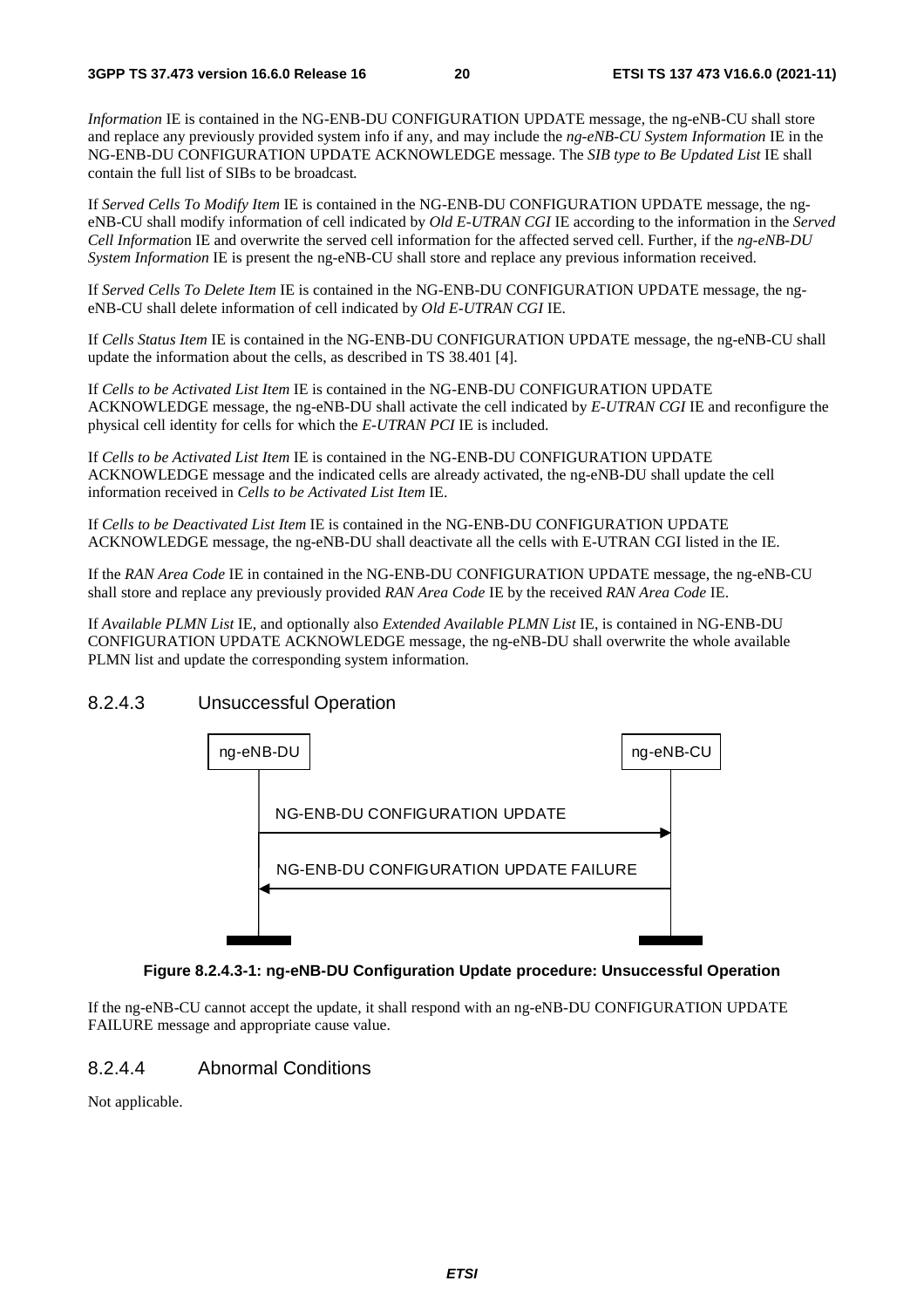*Information* IE is contained in the NG-ENB-DU CONFIGURATION UPDATE message, the ng-eNB-CU shall store and replace any previously provided system info if any, and may include the *ng-eNB-CU System Information* IE in the NG-ENB-DU CONFIGURATION UPDATE ACKNOWLEDGE message. The *SIB type to Be Updated List* IE shall contain the full list of SIBs to be broadcast.

If *Served Cells To Modify Item* IE is contained in the NG-ENB-DU CONFIGURATION UPDATE message, the ng-eNB-CU shall modify information of cell indicated by *Old E-UTRAN CGI* IE according to the information in the *Served Cell Information* IE and overwrite the served cell information for the affected served cell. Further, if the *ng-eNB-DU System Information* IE is present the ng-eNB-CU shall store and replace any previous information received.

If *Served Cells To Delete Item* IE is contained in the NG-ENB-DU CONFIGURATION UPDATE message, the ng-eNB-CU shall delete information of cell indicated by *Old E-UTRAN CGI* IE.

If *Cells Status Item* IE is contained in the NG-ENB-DU CONFIGURATION UPDATE message, the ng-eNB-CU shall update the information about the cells, as described in TS 38.401 [4].

If *Cells to be Activated List Item* IE is contained in the NG-ENB-DU CONFIGURATION UPDATE ACKNOWLEDGE message, the ng-eNB-DU shall activate the cell indicated by *E-UTRAN CGI* IE and reconfigure the physical cell identity for cells for which the *E-UTRAN PCI* IE is included.

If *Cells to be Activated List Item* IE is contained in the NG-ENB-DU CONFIGURATION UPDATE ACKNOWLEDGE message and the indicated cells are already activated, the ng-eNB-DU shall update the cell information received in *Cells to be Activated List Item* IE.

If *Cells to be Deactivated List Item* IE is contained in the NG-ENB-DU CONFIGURATION UPDATE ACKNOWLEDGE message, the ng-eNB-DU shall deactivate all the cells with E-UTRAN CGI listed in the IE.

If the *RAN Area Code* IE in contained in the NG-ENB-DU CONFIGURATION UPDATE message, the ng-eNB-CU shall store and replace any previously provided *RAN Area Code* IE by the received *RAN Area Code* IE.

If *Available PLMN List* IE, and optionally also *Extended Available PLMN List* IE, is contained in NG-ENB-DU CONFIGURATION UPDATE ACKNOWLEDGE message, the ng-eNB-DU shall overwrite the whole available PLMN list and update the corresponding system information.

### 8.2.4.3 Unsuccessful Operation

ng-eNB-DU | ng-eNB-CU

NG-ENB-DU CONFIGURATION UPDATE (ng-eNB-DU → ng-eNB-CU)

NG-ENB-DU CONFIGURATION UPDATE FAILURE (ng-eNB-CU → ng-eNB-DU)

**Figure 8.2.4.3-1: ng-eNB-DU Configuration Update procedure: Unsuccessful Operation**

If the ng-eNB-CU cannot accept the update, it shall respond with an ng-eNB-DU CONFIGURATION UPDATE FAILURE message and appropriate cause value.

### 8.2.4.4 Abnormal Conditions

Not applicable.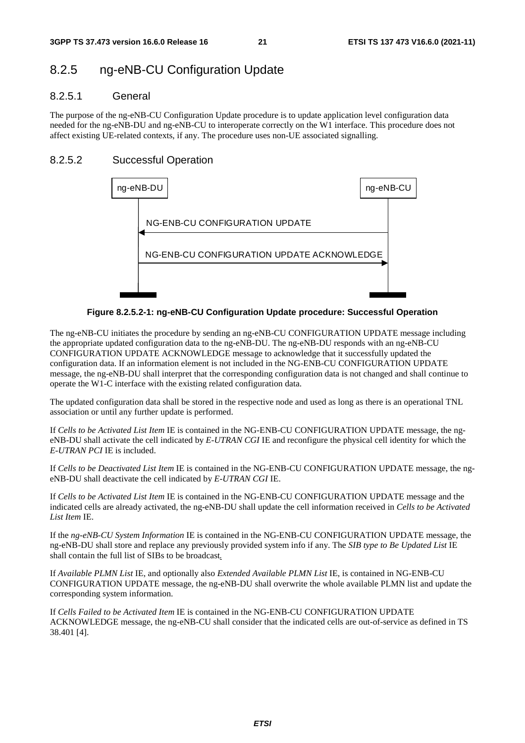## 8.2.5 ng-eNB-CU Configuration Update

### 8.2.5.1 General

The purpose of the ng-eNB-CU Configuration Update procedure is to update application level configuration data needed for the ng-eNB-DU and ng-eNB-CU to interoperate correctly on the W1 interface. This procedure does not affect existing UE-related contexts, if any. The procedure uses non-UE associated signalling.

### 8.2.5.2 Successful Operation

**Figure 8.2.5.2-1: ng-eNB-CU Configuration Update procedure: Successful Operation**

The ng-eNB-CU initiates the procedure by sending an ng-eNB-CU CONFIGURATION UPDATE message including the appropriate updated configuration data to the ng-eNB-DU. The ng-eNB-DU responds with an ng-eNB-CU CONFIGURATION UPDATE ACKNOWLEDGE message to acknowledge that it successfully updated the configuration data. If an information element is not included in the NG-ENB-CU CONFIGURATION UPDATE message, the ng-eNB-DU shall interpret that the corresponding configuration data is not changed and shall continue to operate the W1-C interface with the existing related configuration data.

The updated configuration data shall be stored in the respective node and used as long as there is an operational TNL association or until any further update is performed.

If *Cells to be Activated List Item* IE is contained in the NG-ENB-CU CONFIGURATION UPDATE message, the ng-eNB-DU shall activate the cell indicated by *E-UTRAN CGI* IE and reconfigure the physical cell identity for which the *E-UTRAN PCI* IE is included.

If *Cells to be Deactivated List Item* IE is contained in the NG-ENB-CU CONFIGURATION UPDATE message, the ng-eNB-DU shall deactivate the cell indicated by *E-UTRAN CGI* IE.

If *Cells to be Activated List Item* IE is contained in the NG-ENB-CU CONFIGURATION UPDATE message and the indicated cells are already activated, the ng-eNB-DU shall update the cell information received in *Cells to be Activated List Item* IE.

If the *ng-eNB-CU System Information* IE is contained in the NG-ENB-CU CONFIGURATION UPDATE message, the ng-eNB-DU shall store and replace any previously provided system info if any. The *SIB type to Be Updated List* IE shall contain the full list of SIBs to be broadcast.

If *Available PLMN List* IE, and optionally also *Extended Available PLMN List* IE, is contained in NG-ENB-CU CONFIGURATION UPDATE message, the ng-eNB-DU shall overwrite the whole available PLMN list and update the corresponding system information.

If *Cells Failed to be Activated Item* IE is contained in the NG-ENB-CU CONFIGURATION UPDATE ACKNOWLEDGE message, the ng-eNB-CU shall consider that the indicated cells are out-of-service as defined in TS 38.401 [4].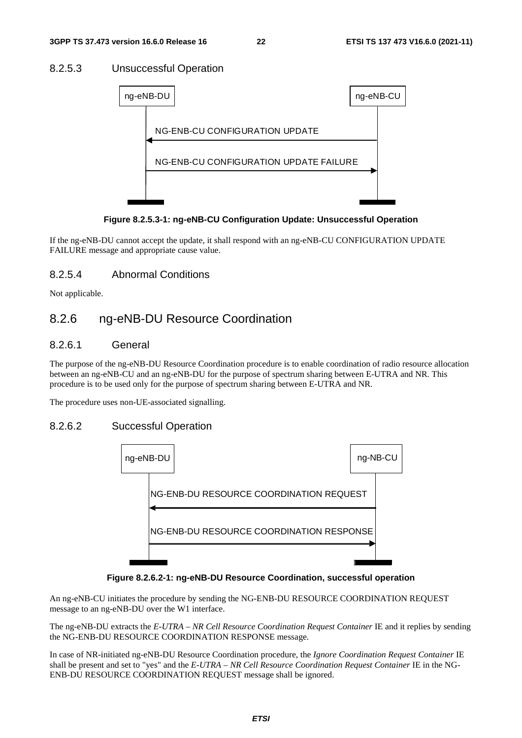### 8.2.5.3 Unsuccessful Operation

**Figure 8.2.5.3-1: ng-eNB-CU Configuration Update: Unsuccessful Operation**

If the ng-eNB-DU cannot accept the update, it shall respond with an ng-eNB-CU CONFIGURATION UPDATE FAILURE message and appropriate cause value.

### 8.2.5.4 Abnormal Conditions

Not applicable.

## 8.2.6 ng-eNB-DU Resource Coordination

### 8.2.6.1 General

The purpose of the ng-eNB-DU Resource Coordination procedure is to enable coordination of radio resource allocation between an ng-eNB-CU and an ng-eNB-DU for the purpose of spectrum sharing between E-UTRA and NR. This procedure is to be used only for the purpose of spectrum sharing between E-UTRA and NR.

The procedure uses non-UE-associated signalling.

### 8.2.6.2 Successful Operation

**Figure 8.2.6.2-1: ng-eNB-DU Resource Coordination, successful operation**

An ng-eNB-CU initiates the procedure by sending the NG-ENB-DU RESOURCE COORDINATION REQUEST message to an ng-eNB-DU over the W1 interface.

The ng-eNB-DU extracts the *E-UTRA – NR Cell Resource Coordination Request Container* IE and it replies by sending the NG-ENB-DU RESOURCE COORDINATION RESPONSE message.

In case of NR-initiated ng-eNB-DU Resource Coordination procedure, the *Ignore Coordination Request Container* IE shall be present and set to "yes" and the *E-UTRA – NR Cell Resource Coordination Request Container* IE in the NG-ENB-DU RESOURCE COORDINATION REQUEST message shall be ignored.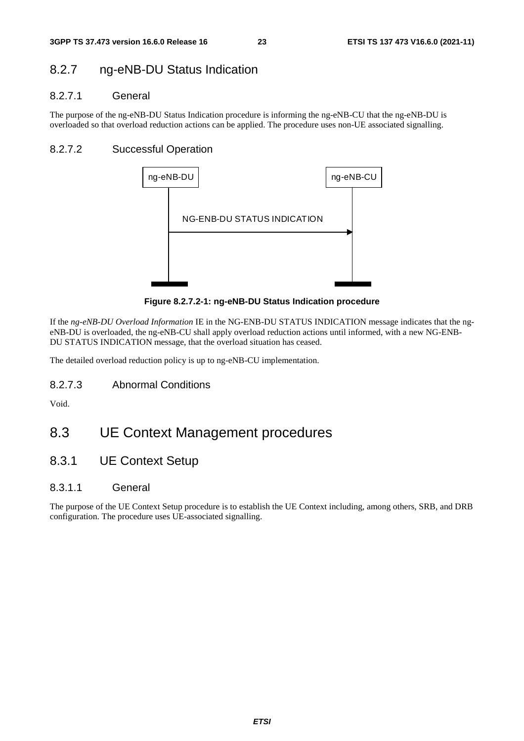### 8.2.7 ng-eNB-DU Status Indication

#### 8.2.7.1 General

The purpose of the ng-eNB-DU Status Indication procedure is informing the ng-eNB-CU that the ng-eNB-DU is overloaded so that overload reduction actions can be applied. The procedure uses non-UE associated signalling.

#### 8.2.7.2 Successful Operation

ng-eNB-DU → ng-eNB-CU: NG-ENB-DU STATUS INDICATION

**Figure 8.2.7.2-1: ng-eNB-DU Status Indication procedure**

If the *ng-eNB-DU Overload Information* IE in the NG-ENB-DU STATUS INDICATION message indicates that the ng-eNB-DU is overloaded, the ng-eNB-CU shall apply overload reduction actions until informed, with a new NG-ENB-DU STATUS INDICATION message, that the overload situation has ceased.

The detailed overload reduction policy is up to ng-eNB-CU implementation.

#### 8.2.7.3 Abnormal Conditions

Void.

## 8.3 UE Context Management procedures

### 8.3.1 UE Context Setup

#### 8.3.1.1 General

The purpose of the UE Context Setup procedure is to establish the UE Context including, among others, SRB, and DRB configuration. The procedure uses UE-associated signalling.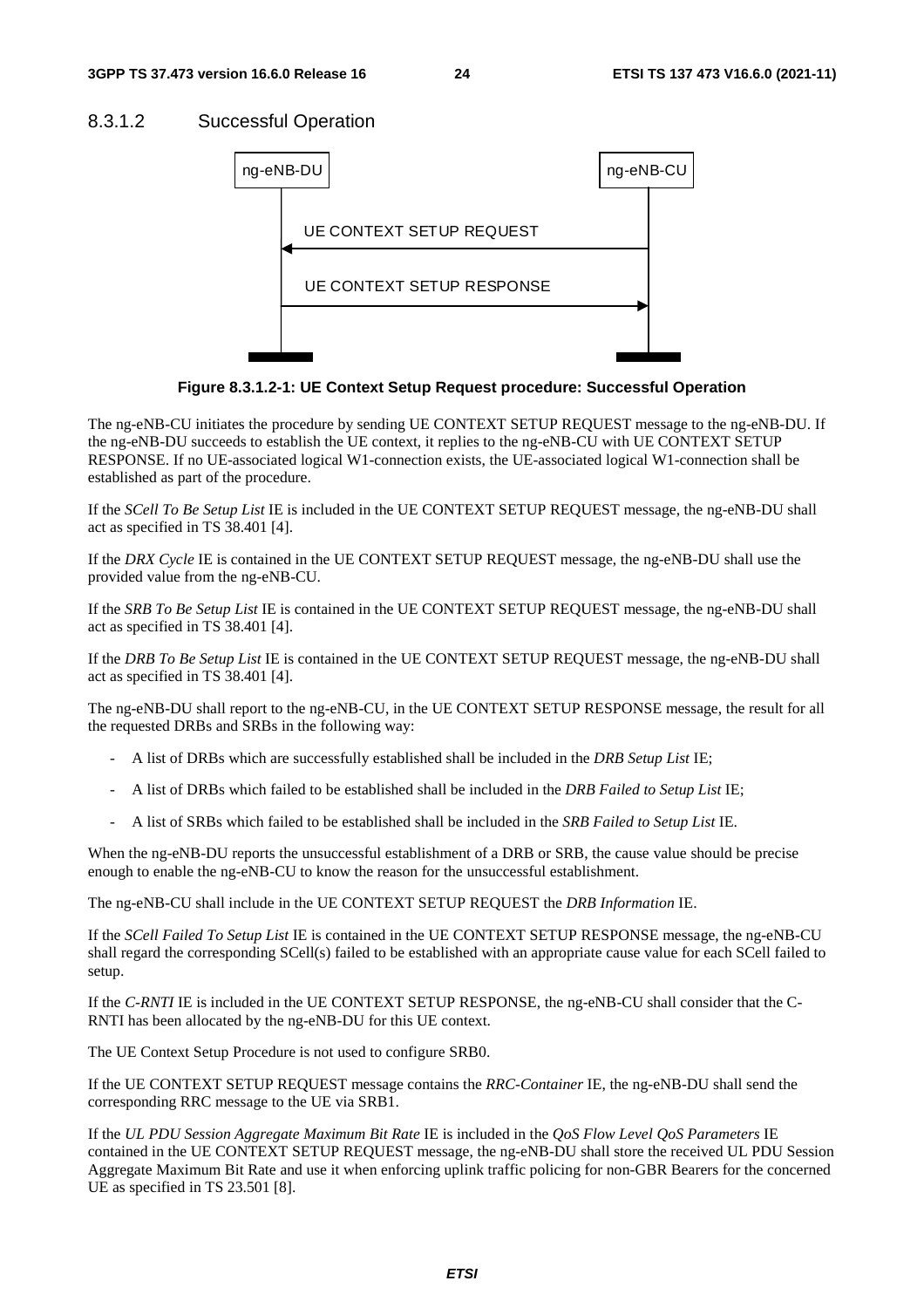#### 8.3.1.2 Successful Operation

**Figure 8.3.1.2-1: UE Context Setup Request procedure: Successful Operation**

The ng-eNB-CU initiates the procedure by sending UE CONTEXT SETUP REQUEST message to the ng-eNB-DU. If the ng-eNB-DU succeeds to establish the UE context, it replies to the ng-eNB-CU with UE CONTEXT SETUP RESPONSE. If no UE-associated logical W1-connection exists, the UE-associated logical W1-connection shall be established as part of the procedure.

If the *SCell To Be Setup List* IE is included in the UE CONTEXT SETUP REQUEST message, the ng-eNB-DU shall act as specified in TS 38.401 [4].

If the *DRX Cycle* IE is contained in the UE CONTEXT SETUP REQUEST message, the ng-eNB-DU shall use the provided value from the ng-eNB-CU.

If the *SRB To Be Setup List* IE is contained in the UE CONTEXT SETUP REQUEST message, the ng-eNB-DU shall act as specified in TS 38.401 [4].

If the *DRB To Be Setup List* IE is contained in the UE CONTEXT SETUP REQUEST message, the ng-eNB-DU shall act as specified in TS 38.401 [4].

The ng-eNB-DU shall report to the ng-eNB-CU, in the UE CONTEXT SETUP RESPONSE message, the result for all the requested DRBs and SRBs in the following way:

- A list of DRBs which are successfully established shall be included in the *DRB Setup List* IE;
- A list of DRBs which failed to be established shall be included in the *DRB Failed to Setup List* IE;
- A list of SRBs which failed to be established shall be included in the *SRB Failed to Setup List* IE.

When the ng-eNB-DU reports the unsuccessful establishment of a DRB or SRB, the cause value should be precise enough to enable the ng-eNB-CU to know the reason for the unsuccessful establishment.

The ng-eNB-CU shall include in the UE CONTEXT SETUP REQUEST the *DRB Information* IE.

If the *SCell Failed To Setup List* IE is contained in the UE CONTEXT SETUP RESPONSE message, the ng-eNB-CU shall regard the corresponding SCell(s) failed to be established with an appropriate cause value for each SCell failed to setup.

If the *C-RNTI* IE is included in the UE CONTEXT SETUP RESPONSE, the ng-eNB-CU shall consider that the C-RNTI has been allocated by the ng-eNB-DU for this UE context.

The UE Context Setup Procedure is not used to configure SRB0.

If the UE CONTEXT SETUP REQUEST message contains the *RRC-Container* IE, the ng-eNB-DU shall send the corresponding RRC message to the UE via SRB1.

If the *UL PDU Session Aggregate Maximum Bit Rate* IE is included in the *QoS Flow Level QoS Parameters* IE contained in the UE CONTEXT SETUP REQUEST message, the ng-eNB-DU shall store the received UL PDU Session Aggregate Maximum Bit Rate and use it when enforcing uplink traffic policing for non-GBR Bearers for the concerned UE as specified in TS 23.501 [8].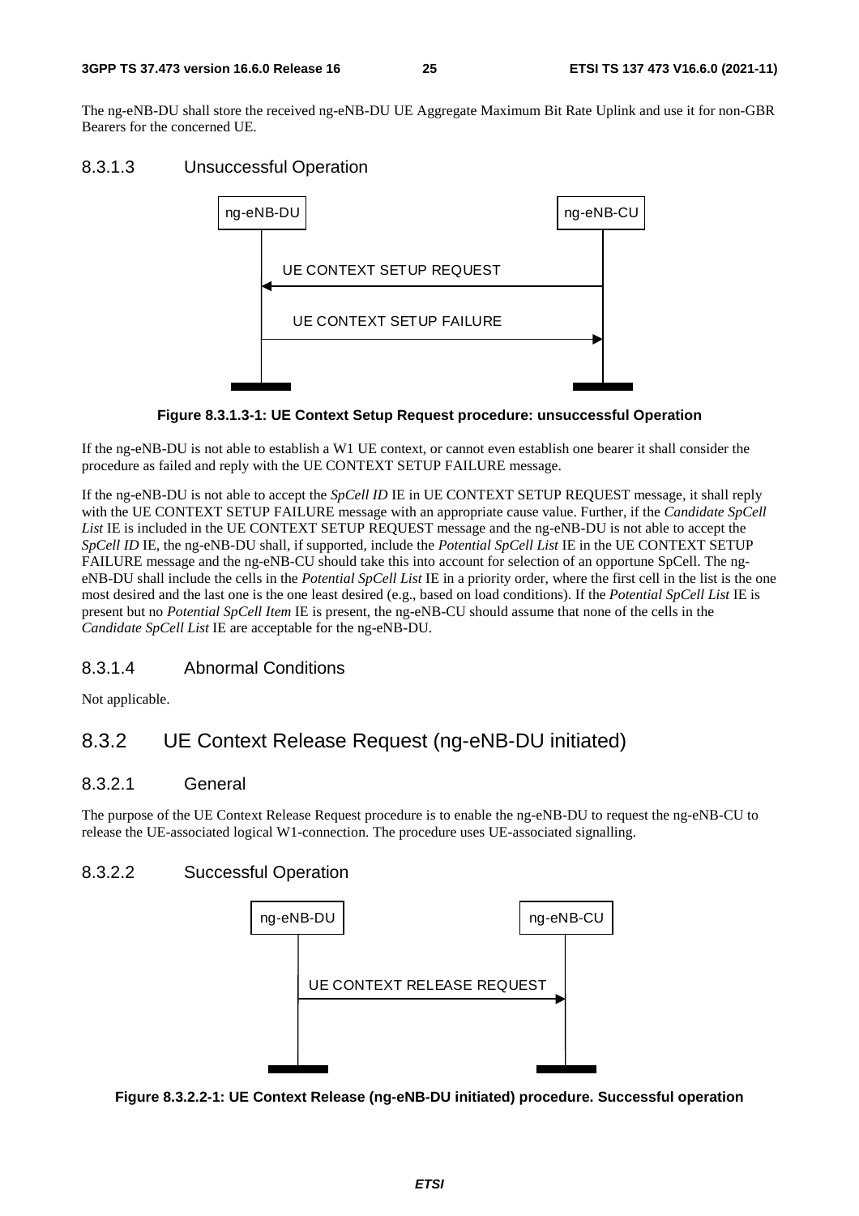The ng-eNB-DU shall store the received ng-eNB-DU UE Aggregate Maximum Bit Rate Uplink and use it for non-GBR Bearers for the concerned UE.

#### 8.3.1.3 Unsuccessful Operation

**Figure 8.3.1.3-1: UE Context Setup Request procedure: unsuccessful Operation**

If the ng-eNB-DU is not able to establish a W1 UE context, or cannot even establish one bearer it shall consider the procedure as failed and reply with the UE CONTEXT SETUP FAILURE message.

If the ng-eNB-DU is not able to accept the *SpCell ID* IE in UE CONTEXT SETUP REQUEST message, it shall reply with the UE CONTEXT SETUP FAILURE message with an appropriate cause value. Further, if the *Candidate SpCell List* IE is included in the UE CONTEXT SETUP REQUEST message and the ng-eNB-DU is not able to accept the *SpCell ID* IE, the ng-eNB-DU shall, if supported, include the *Potential SpCell List* IE in the UE CONTEXT SETUP FAILURE message and the ng-eNB-CU should take this into account for selection of an opportune SpCell. The ng-eNB-DU shall include the cells in the *Potential SpCell List* IE in a priority order, where the first cell in the list is the one most desired and the last one is the one least desired (e.g., based on load conditions). If the *Potential SpCell List* IE is present but no *Potential SpCell Item* IE is present, the ng-eNB-CU should assume that none of the cells in the *Candidate SpCell List* IE are acceptable for the ng-eNB-DU.

#### 8.3.1.4 Abnormal Conditions

Not applicable.

### 8.3.2 UE Context Release Request (ng-eNB-DU initiated)

#### 8.3.2.1 General

The purpose of the UE Context Release Request procedure is to enable the ng-eNB-DU to request the ng-eNB-CU to release the UE-associated logical W1-connection. The procedure uses UE-associated signalling.

#### 8.3.2.2 Successful Operation

**Figure 8.3.2.2-1: UE Context Release (ng-eNB-DU initiated) procedure. Successful operation**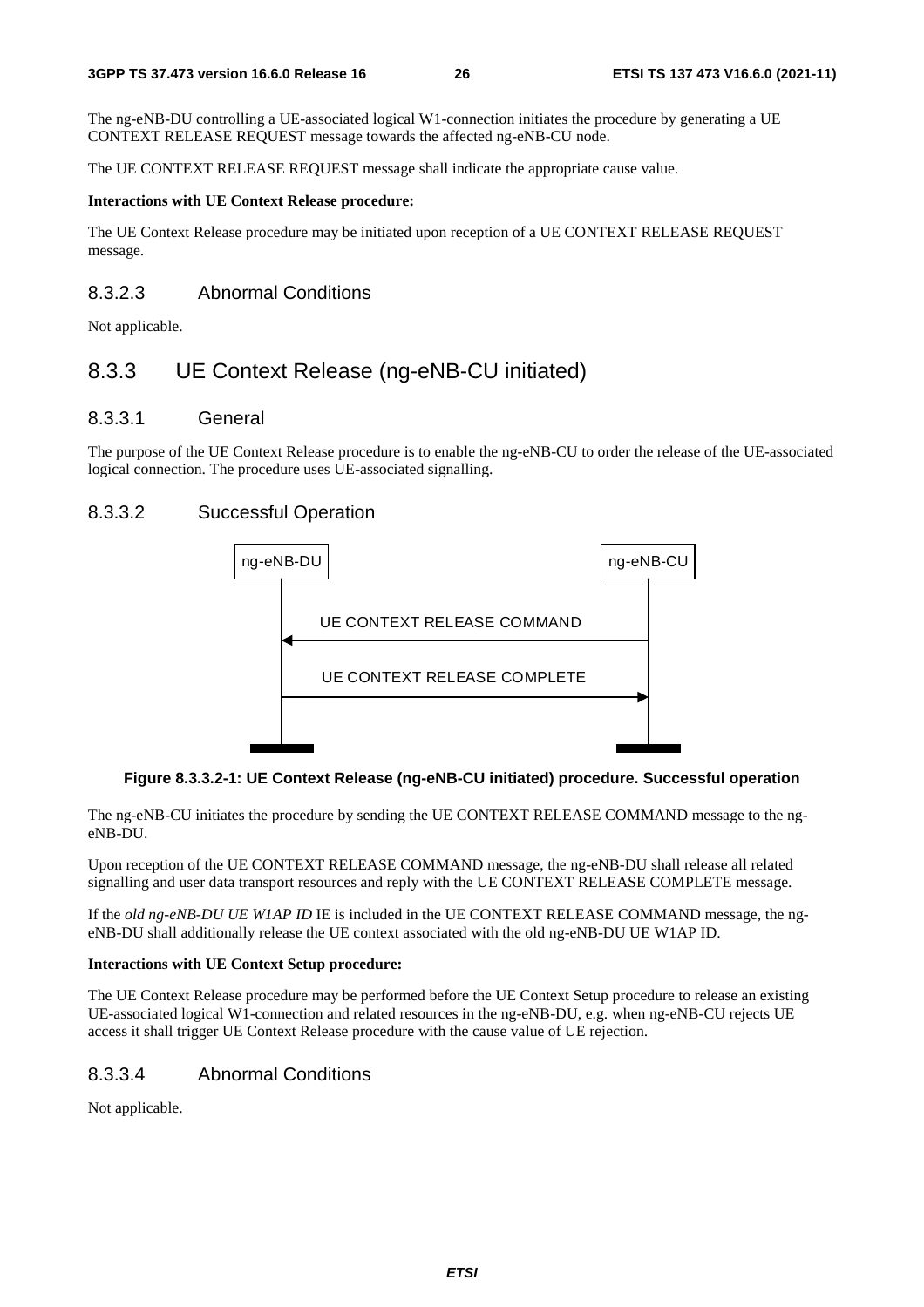The ng-eNB-DU controlling a UE-associated logical W1-connection initiates the procedure by generating a UE CONTEXT RELEASE REQUEST message towards the affected ng-eNB-CU node.

The UE CONTEXT RELEASE REQUEST message shall indicate the appropriate cause value.

**Interactions with UE Context Release procedure:**

The UE Context Release procedure may be initiated upon reception of a UE CONTEXT RELEASE REQUEST message.

#### 8.3.2.3 Abnormal Conditions

Not applicable.

### 8.3.3 UE Context Release (ng-eNB-CU initiated)

#### 8.3.3.1 General

The purpose of the UE Context Release procedure is to enable the ng-eNB-CU to order the release of the UE-associated logical connection. The procedure uses UE-associated signalling.

#### 8.3.3.2 Successful Operation

ng-eNB-DU ng-eNB-CU

UE CONTEXT RELEASE COMMAND

UE CONTEXT RELEASE COMPLETE

**Figure 8.3.3.2-1: UE Context Release (ng-eNB-CU initiated) procedure. Successful operation**

The ng-eNB-CU initiates the procedure by sending the UE CONTEXT RELEASE COMMAND message to the ng-eNB-DU.

Upon reception of the UE CONTEXT RELEASE COMMAND message, the ng-eNB-DU shall release all related signalling and user data transport resources and reply with the UE CONTEXT RELEASE COMPLETE message.

If the *old ng-eNB-DU UE W1AP ID* IE is included in the UE CONTEXT RELEASE COMMAND message, the ng-eNB-DU shall additionally release the UE context associated with the old ng-eNB-DU UE W1AP ID.

**Interactions with UE Context Setup procedure:**

The UE Context Release procedure may be performed before the UE Context Setup procedure to release an existing UE-associated logical W1-connection and related resources in the ng-eNB-DU, e.g. when ng-eNB-CU rejects UE access it shall trigger UE Context Release procedure with the cause value of UE rejection.

#### 8.3.3.4 Abnormal Conditions

Not applicable.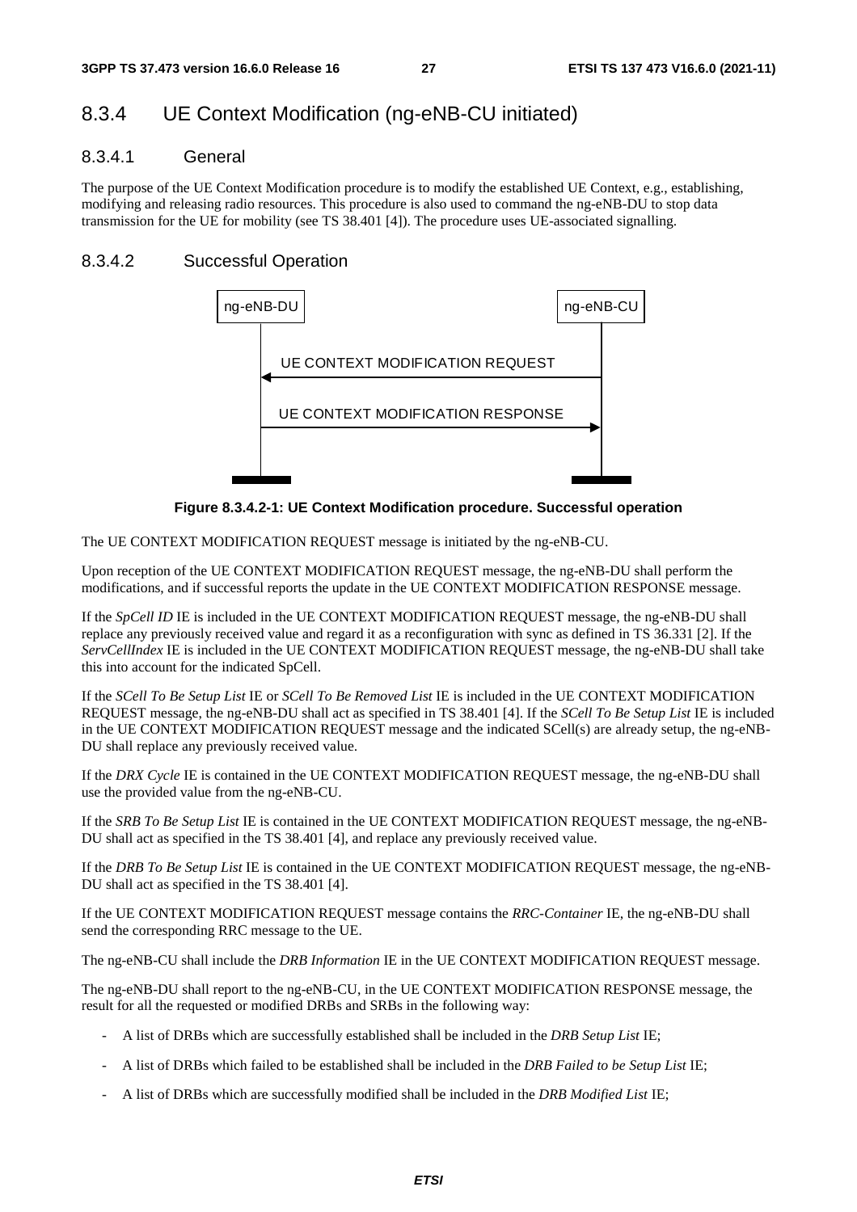## 8.3.4 UE Context Modification (ng-eNB-CU initiated)

### 8.3.4.1 General

The purpose of the UE Context Modification procedure is to modify the established UE Context, e.g., establishing, modifying and releasing radio resources. This procedure is also used to command the ng-eNB-DU to stop data transmission for the UE for mobility (see TS 38.401 [4]). The procedure uses UE-associated signalling.

### 8.3.4.2 Successful Operation

**Figure 8.3.4.2-1: UE Context Modification procedure. Successful operation**

The UE CONTEXT MODIFICATION REQUEST message is initiated by the ng-eNB-CU.

Upon reception of the UE CONTEXT MODIFICATION REQUEST message, the ng-eNB-DU shall perform the modifications, and if successful reports the update in the UE CONTEXT MODIFICATION RESPONSE message.

If the *SpCell ID* IE is included in the UE CONTEXT MODIFICATION REQUEST message, the ng-eNB-DU shall replace any previously received value and regard it as a reconfiguration with sync as defined in TS 36.331 [2]. If the *ServCellIndex* IE is included in the UE CONTEXT MODIFICATION REQUEST message, the ng-eNB-DU shall take this into account for the indicated SpCell.

If the *SCell To Be Setup List* IE or *SCell To Be Removed List* IE is included in the UE CONTEXT MODIFICATION REQUEST message, the ng-eNB-DU shall act as specified in TS 38.401 [4]. If the *SCell To Be Setup List* IE is included in the UE CONTEXT MODIFICATION REQUEST message and the indicated SCell(s) are already setup, the ng-eNB-DU shall replace any previously received value.

If the *DRX Cycle* IE is contained in the UE CONTEXT MODIFICATION REQUEST message, the ng-eNB-DU shall use the provided value from the ng-eNB-CU.

If the *SRB To Be Setup List* IE is contained in the UE CONTEXT MODIFICATION REQUEST message, the ng-eNB-DU shall act as specified in the TS 38.401 [4], and replace any previously received value.

If the *DRB To Be Setup List* IE is contained in the UE CONTEXT MODIFICATION REQUEST message, the ng-eNB-DU shall act as specified in the TS 38.401 [4].

If the UE CONTEXT MODIFICATION REQUEST message contains the *RRC-Container* IE, the ng-eNB-DU shall send the corresponding RRC message to the UE.

The ng-eNB-CU shall include the *DRB Information* IE in the UE CONTEXT MODIFICATION REQUEST message.

The ng-eNB-DU shall report to the ng-eNB-CU, in the UE CONTEXT MODIFICATION RESPONSE message, the result for all the requested or modified DRBs and SRBs in the following way:

- A list of DRBs which are successfully established shall be included in the *DRB Setup List* IE;
- A list of DRBs which failed to be established shall be included in the *DRB Failed to be Setup List* IE;
- A list of DRBs which are successfully modified shall be included in the *DRB Modified List* IE;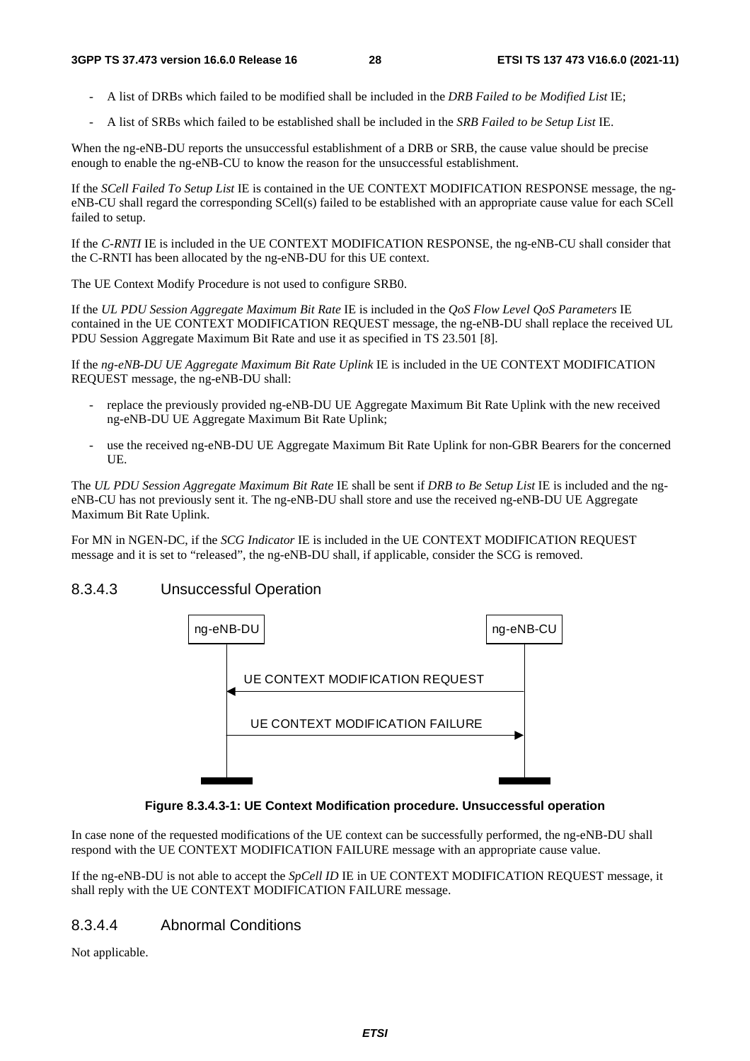- A list of DRBs which failed to be modified shall be included in the *DRB Failed to be Modified List* IE;
- A list of SRBs which failed to be established shall be included in the *SRB Failed to be Setup List* IE.

When the ng-eNB-DU reports the unsuccessful establishment of a DRB or SRB, the cause value should be precise enough to enable the ng-eNB-CU to know the reason for the unsuccessful establishment.

If the *SCell Failed To Setup List* IE is contained in the UE CONTEXT MODIFICATION RESPONSE message, the ng-eNB-CU shall regard the corresponding SCell(s) failed to be established with an appropriate cause value for each SCell failed to setup.

If the *C-RNTI* IE is included in the UE CONTEXT MODIFICATION RESPONSE, the ng-eNB-CU shall consider that the C-RNTI has been allocated by the ng-eNB-DU for this UE context.

The UE Context Modify Procedure is not used to configure SRB0.

If the *UL PDU Session Aggregate Maximum Bit Rate* IE is included in the *QoS Flow Level QoS Parameters* IE contained in the UE CONTEXT MODIFICATION REQUEST message, the ng-eNB-DU shall replace the received UL PDU Session Aggregate Maximum Bit Rate and use it as specified in TS 23.501 [8].

If the *ng-eNB-DU UE Aggregate Maximum Bit Rate Uplink* IE is included in the UE CONTEXT MODIFICATION REQUEST message, the ng-eNB-DU shall:

- replace the previously provided ng-eNB-DU UE Aggregate Maximum Bit Rate Uplink with the new received ng-eNB-DU UE Aggregate Maximum Bit Rate Uplink;
- use the received ng-eNB-DU UE Aggregate Maximum Bit Rate Uplink for non-GBR Bearers for the concerned UE.

The *UL PDU Session Aggregate Maximum Bit Rate* IE shall be sent if *DRB to Be Setup List* IE is included and the ng-eNB-CU has not previously sent it. The ng-eNB-DU shall store and use the received ng-eNB-DU UE Aggregate Maximum Bit Rate Uplink.

For MN in NGEN-DC, if the *SCG Indicator* IE is included in the UE CONTEXT MODIFICATION REQUEST message and it is set to "released", the ng-eNB-DU shall, if applicable, consider the SCG is removed.

### 8.3.4.3 Unsuccessful Operation

ng-eNB-DU | ng-eNB-CU

UE CONTEXT MODIFICATION REQUEST

UE CONTEXT MODIFICATION FAILURE

**Figure 8.3.4.3-1: UE Context Modification procedure. Unsuccessful operation**

In case none of the requested modifications of the UE context can be successfully performed, the ng-eNB-DU shall respond with the UE CONTEXT MODIFICATION FAILURE message with an appropriate cause value.

If the ng-eNB-DU is not able to accept the *SpCell ID* IE in UE CONTEXT MODIFICATION REQUEST message, it shall reply with the UE CONTEXT MODIFICATION FAILURE message.

### 8.3.4.4 Abnormal Conditions

Not applicable.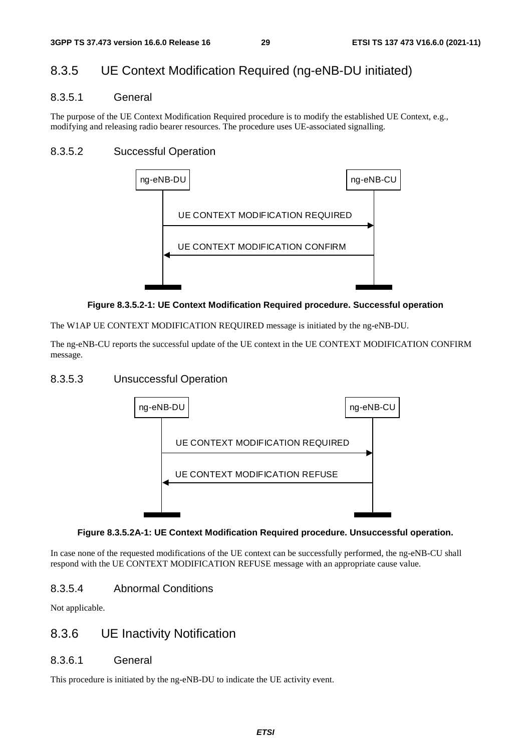## 8.3.5 UE Context Modification Required (ng-eNB-DU initiated)

### 8.3.5.1 General

The purpose of the UE Context Modification Required procedure is to modify the established UE Context, e.g., modifying and releasing radio bearer resources. The procedure uses UE-associated signalling.

### 8.3.5.2 Successful Operation

**Figure 8.3.5.2-1: UE Context Modification Required procedure. Successful operation**

The W1AP UE CONTEXT MODIFICATION REQUIRED message is initiated by the ng-eNB-DU.

The ng-eNB-CU reports the successful update of the UE context in the UE CONTEXT MODIFICATION CONFIRM message.

### 8.3.5.3 Unsuccessful Operation

**Figure 8.3.5.2A-1: UE Context Modification Required procedure. Unsuccessful operation.**

In case none of the requested modifications of the UE context can be successfully performed, the ng-eNB-CU shall respond with the UE CONTEXT MODIFICATION REFUSE message with an appropriate cause value.

### 8.3.5.4 Abnormal Conditions

Not applicable.

## 8.3.6 UE Inactivity Notification

### 8.3.6.1 General

This procedure is initiated by the ng-eNB-DU to indicate the UE activity event.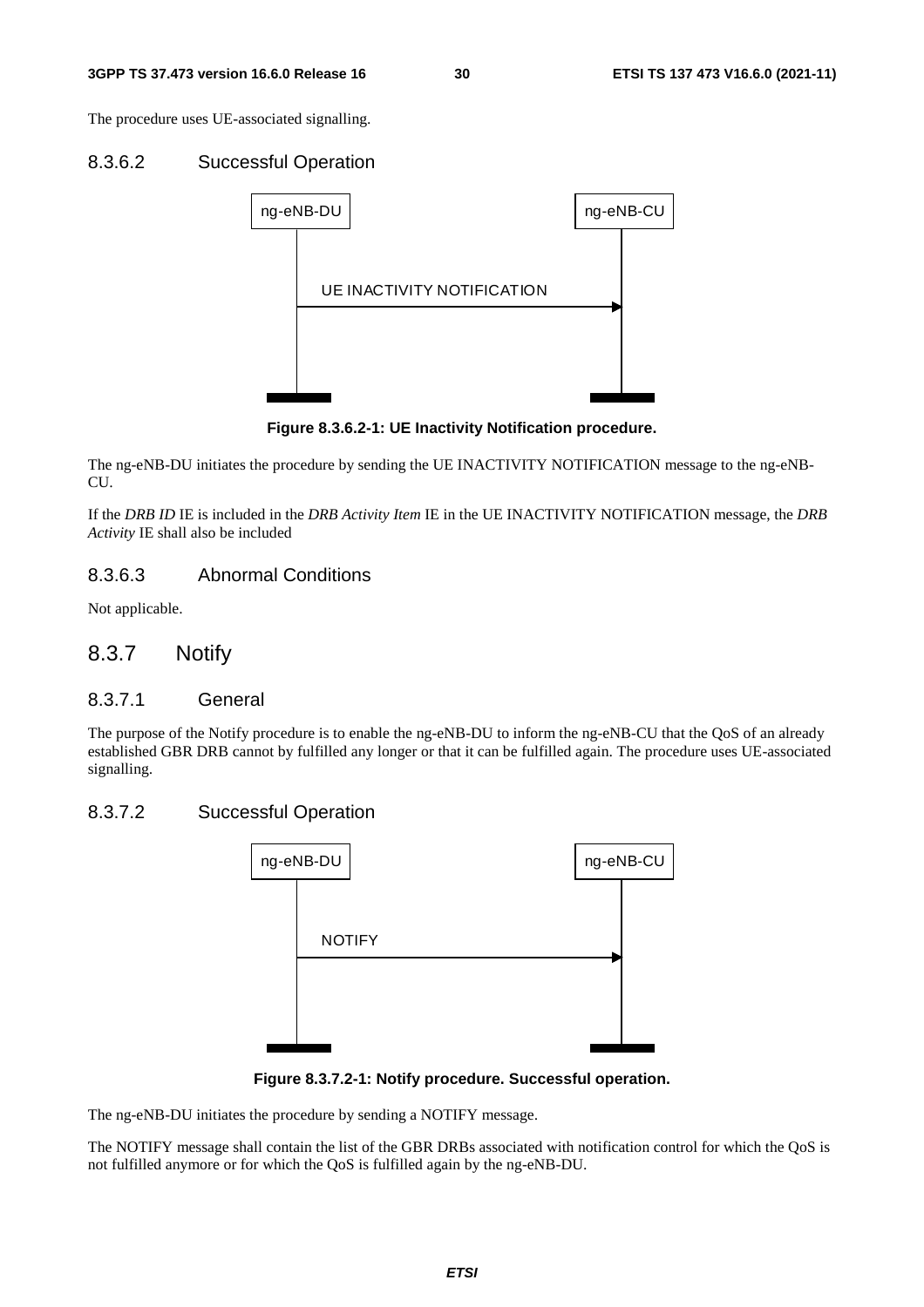The procedure uses UE-associated signalling.

### 8.3.6.2 Successful Operation

Figure 8.3.6.2-1: UE Inactivity Notification procedure.

The ng-eNB-DU initiates the procedure by sending the UE INACTIVITY NOTIFICATION message to the ng-eNB-CU.

If the *DRB ID* IE is included in the *DRB Activity Item* IE in the UE INACTIVITY NOTIFICATION message, the *DRB Activity* IE shall also be included

### 8.3.6.3 Abnormal Conditions

Not applicable.

## 8.3.7 Notify

### 8.3.7.1 General

The purpose of the Notify procedure is to enable the ng-eNB-DU to inform the ng-eNB-CU that the QoS of an already established GBR DRB cannot by fulfilled any longer or that it can be fulfilled again. The procedure uses UE-associated signalling.

### 8.3.7.2 Successful Operation

Figure 8.3.7.2-1: Notify procedure. Successful operation.

The ng-eNB-DU initiates the procedure by sending a NOTIFY message.

The NOTIFY message shall contain the list of the GBR DRBs associated with notification control for which the QoS is not fulfilled anymore or for which the QoS is fulfilled again by the ng-eNB-DU.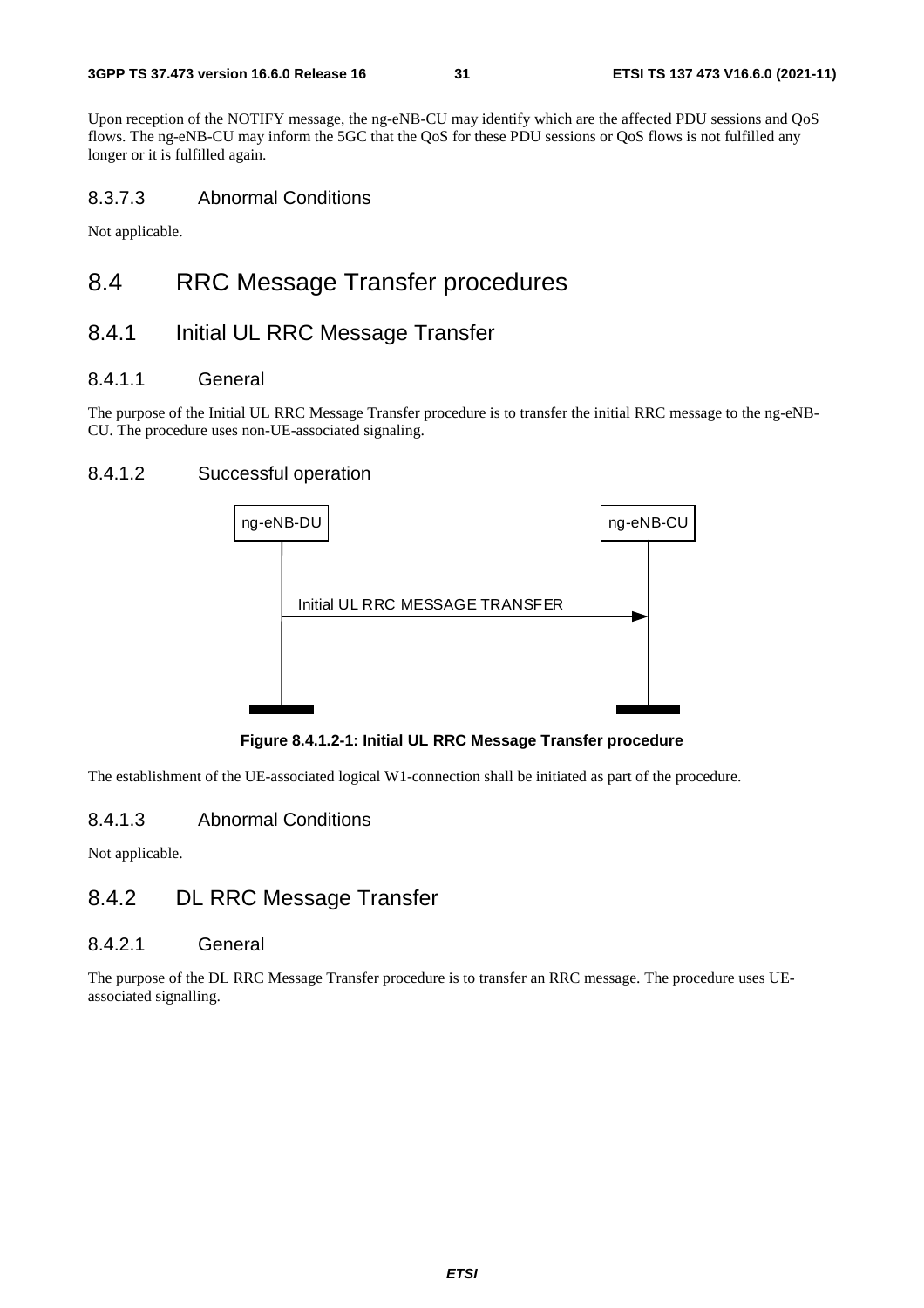Upon reception of the NOTIFY message, the ng-eNB-CU may identify which are the affected PDU sessions and QoS flows. The ng-eNB-CU may inform the 5GC that the QoS for these PDU sessions or QoS flows is not fulfilled any longer or it is fulfilled again.

#### 8.3.7.3 Abnormal Conditions

Not applicable.

## 8.4 RRC Message Transfer procedures

### 8.4.1 Initial UL RRC Message Transfer

#### 8.4.1.1 General

The purpose of the Initial UL RRC Message Transfer procedure is to transfer the initial RRC message to the ng-eNB-CU. The procedure uses non-UE-associated signaling.

#### 8.4.1.2 Successful operation

ng-eNB-DU → ng-eNB-CU: Initial UL RRC MESSAGE TRANSFER

**Figure 8.4.1.2-1: Initial UL RRC Message Transfer procedure**

The establishment of the UE-associated logical W1-connection shall be initiated as part of the procedure.

#### 8.4.1.3 Abnormal Conditions

Not applicable.

### 8.4.2 DL RRC Message Transfer

#### 8.4.2.1 General

The purpose of the DL RRC Message Transfer procedure is to transfer an RRC message. The procedure uses UE-associated signalling.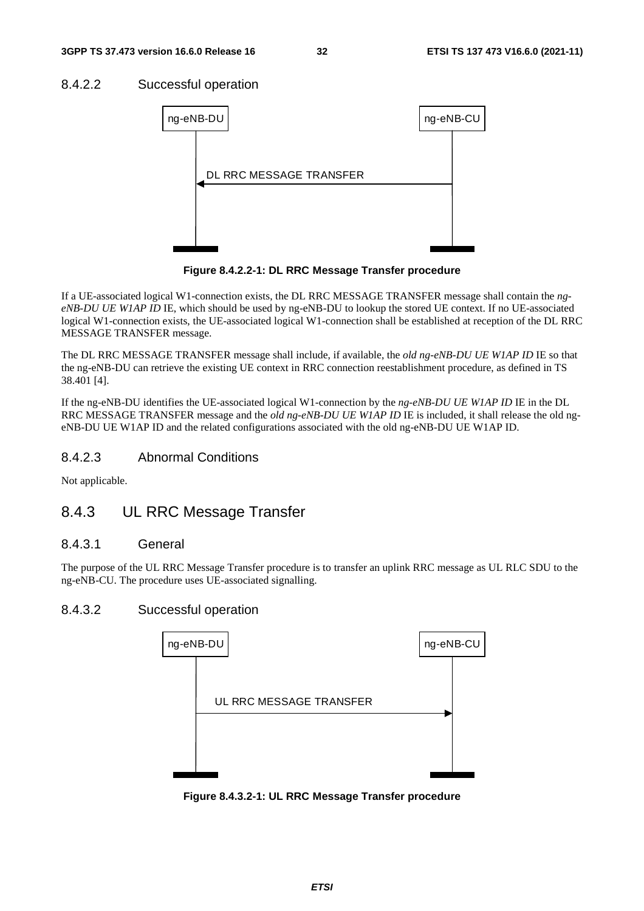#### 8.4.2.2 Successful operation

**Figure 8.4.2.2-1: DL RRC Message Transfer procedure**

If a UE-associated logical W1-connection exists, the DL RRC MESSAGE TRANSFER message shall contain the *ng-eNB-DU UE W1AP ID* IE, which should be used by ng-eNB-DU to lookup the stored UE context. If no UE-associated logical W1-connection exists, the UE-associated logical W1-connection shall be established at reception of the DL RRC MESSAGE TRANSFER message.

The DL RRC MESSAGE TRANSFER message shall include, if available, the *old ng-eNB-DU UE W1AP ID* IE so that the ng-eNB-DU can retrieve the existing UE context in RRC connection reestablishment procedure, as defined in TS 38.401 [4].

If the ng-eNB-DU identifies the UE-associated logical W1-connection by the *ng-eNB-DU UE W1AP ID* IE in the DL RRC MESSAGE TRANSFER message and the *old ng-eNB-DU UE W1AP ID* IE is included, it shall release the old ng-eNB-DU UE W1AP ID and the related configurations associated with the old ng-eNB-DU UE W1AP ID.

#### 8.4.2.3 Abnormal Conditions

Not applicable.

### 8.4.3 UL RRC Message Transfer

#### 8.4.3.1 General

The purpose of the UL RRC Message Transfer procedure is to transfer an uplink RRC message as UL RLC SDU to the ng-eNB-CU. The procedure uses UE-associated signalling.

#### 8.4.3.2 Successful operation

**Figure 8.4.3.2-1: UL RRC Message Transfer procedure**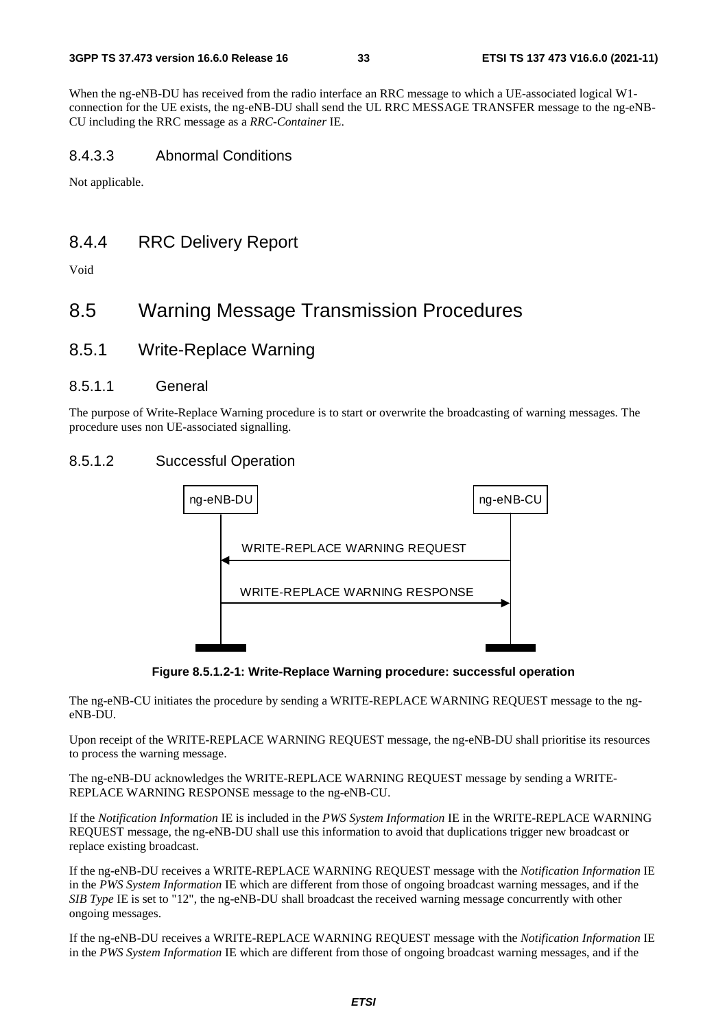When the ng-eNB-DU has received from the radio interface an RRC message to which a UE-associated logical W1-connection for the UE exists, the ng-eNB-DU shall send the UL RRC MESSAGE TRANSFER message to the ng-eNB-CU including the RRC message as a *RRC-Container* IE.

#### 8.4.3.3 Abnormal Conditions

Not applicable.

### 8.4.4 RRC Delivery Report

Void

## 8.5 Warning Message Transmission Procedures

### 8.5.1 Write-Replace Warning

#### 8.5.1.1 General

The purpose of Write-Replace Warning procedure is to start or overwrite the broadcasting of warning messages. The procedure uses non UE-associated signalling.

#### 8.5.1.2 Successful Operation

ng-eNB-DU ng-eNB-CU

WRITE-REPLACE WARNING REQUEST

WRITE-REPLACE WARNING RESPONSE

**Figure 8.5.1.2-1: Write-Replace Warning procedure: successful operation**

The ng-eNB-CU initiates the procedure by sending a WRITE-REPLACE WARNING REQUEST message to the ng-eNB-DU.

Upon receipt of the WRITE-REPLACE WARNING REQUEST message, the ng-eNB-DU shall prioritise its resources to process the warning message.

The ng-eNB-DU acknowledges the WRITE-REPLACE WARNING REQUEST message by sending a WRITE-REPLACE WARNING RESPONSE message to the ng-eNB-CU.

If the *Notification Information* IE is included in the *PWS System Information* IE in the WRITE-REPLACE WARNING REQUEST message, the ng-eNB-DU shall use this information to avoid that duplications trigger new broadcast or replace existing broadcast.

If the ng-eNB-DU receives a WRITE-REPLACE WARNING REQUEST message with the *Notification Information* IE in the *PWS System Information* IE which are different from those of ongoing broadcast warning messages, and if the *SIB Type* IE is set to "12", the ng-eNB-DU shall broadcast the received warning message concurrently with other ongoing messages.

If the ng-eNB-DU receives a WRITE-REPLACE WARNING REQUEST message with the *Notification Information* IE in the *PWS System Information* IE which are different from those of ongoing broadcast warning messages, and if the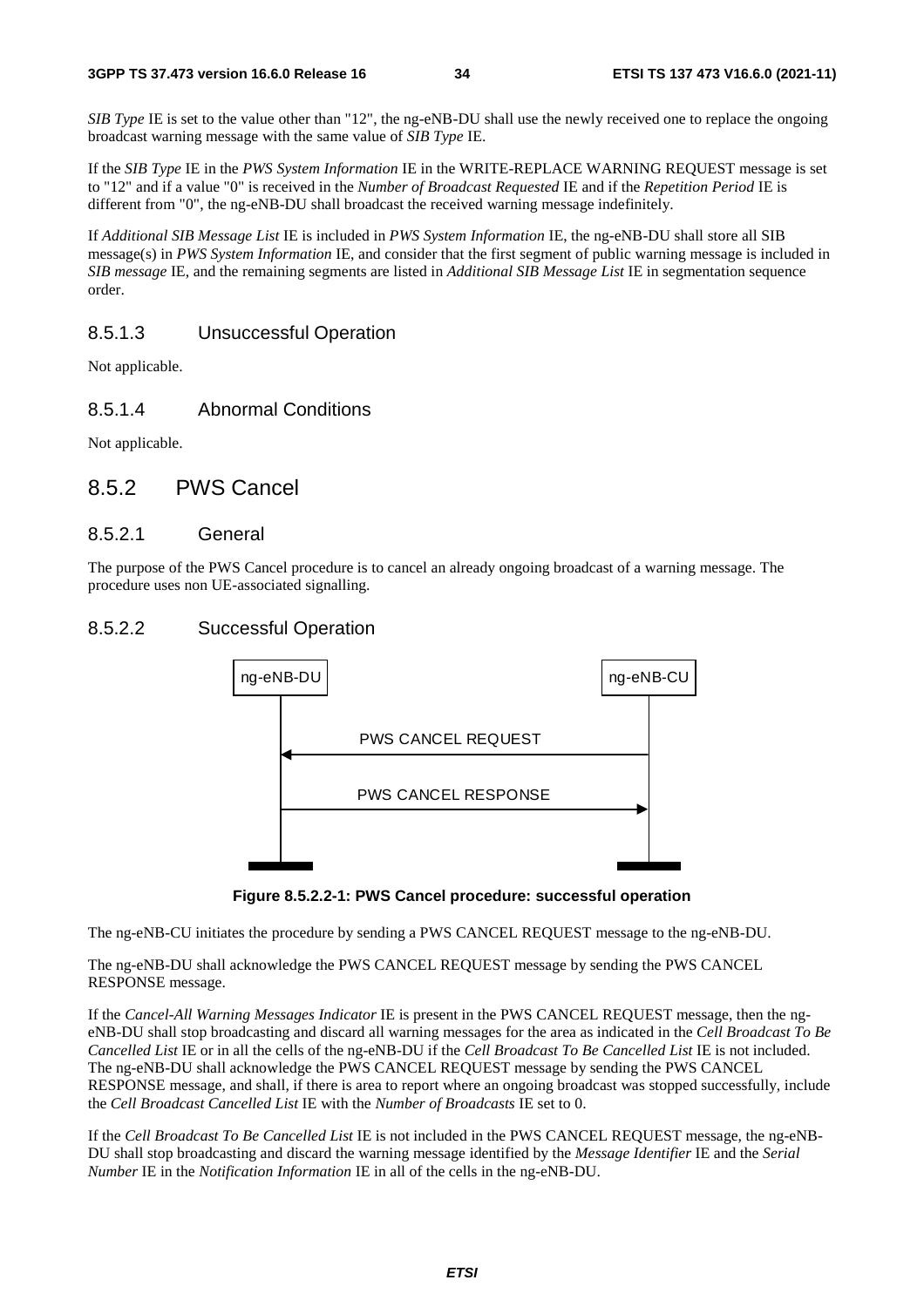*SIB Type* IE is set to the value other than "12", the ng-eNB-DU shall use the newly received one to replace the ongoing broadcast warning message with the same value of *SIB Type* IE.

If the *SIB Type* IE in the *PWS System Information* IE in the WRITE-REPLACE WARNING REQUEST message is set to "12" and if a value "0" is received in the *Number of Broadcast Requested* IE and if the *Repetition Period* IE is different from "0", the ng-eNB-DU shall broadcast the received warning message indefinitely.

If *Additional SIB Message List* IE is included in *PWS System Information* IE, the ng-eNB-DU shall store all SIB message(s) in *PWS System Information* IE, and consider that the first segment of public warning message is included in *SIB message* IE, and the remaining segments are listed in *Additional SIB Message List* IE in segmentation sequence order.

#### 8.5.1.3 Unsuccessful Operation

Not applicable.

#### 8.5.1.4 Abnormal Conditions

Not applicable.

### 8.5.2 PWS Cancel

#### 8.5.2.1 General

The purpose of the PWS Cancel procedure is to cancel an already ongoing broadcast of a warning message. The procedure uses non UE-associated signalling.

#### 8.5.2.2 Successful Operation

ng-eNB-DU | ng-eNB-CU

PWS CANCEL REQUEST

PWS CANCEL RESPONSE

**Figure 8.5.2.2-1: PWS Cancel procedure: successful operation**

The ng-eNB-CU initiates the procedure by sending a PWS CANCEL REQUEST message to the ng-eNB-DU.

The ng-eNB-DU shall acknowledge the PWS CANCEL REQUEST message by sending the PWS CANCEL RESPONSE message.

If the *Cancel-All Warning Messages Indicator* IE is present in the PWS CANCEL REQUEST message, then the ng-eNB-DU shall stop broadcasting and discard all warning messages for the area as indicated in the *Cell Broadcast To Be Cancelled List* IE or in all the cells of the ng-eNB-DU if the *Cell Broadcast To Be Cancelled List* IE is not included. The ng-eNB-DU shall acknowledge the PWS CANCEL REQUEST message by sending the PWS CANCEL RESPONSE message, and shall, if there is area to report where an ongoing broadcast was stopped successfully, include the *Cell Broadcast Cancelled List* IE with the *Number of Broadcasts* IE set to 0.

If the *Cell Broadcast To Be Cancelled List* IE is not included in the PWS CANCEL REQUEST message, the ng-eNB-DU shall stop broadcasting and discard the warning message identified by the *Message Identifier* IE and the *Serial Number* IE in the *Notification Information* IE in all of the cells in the ng-eNB-DU.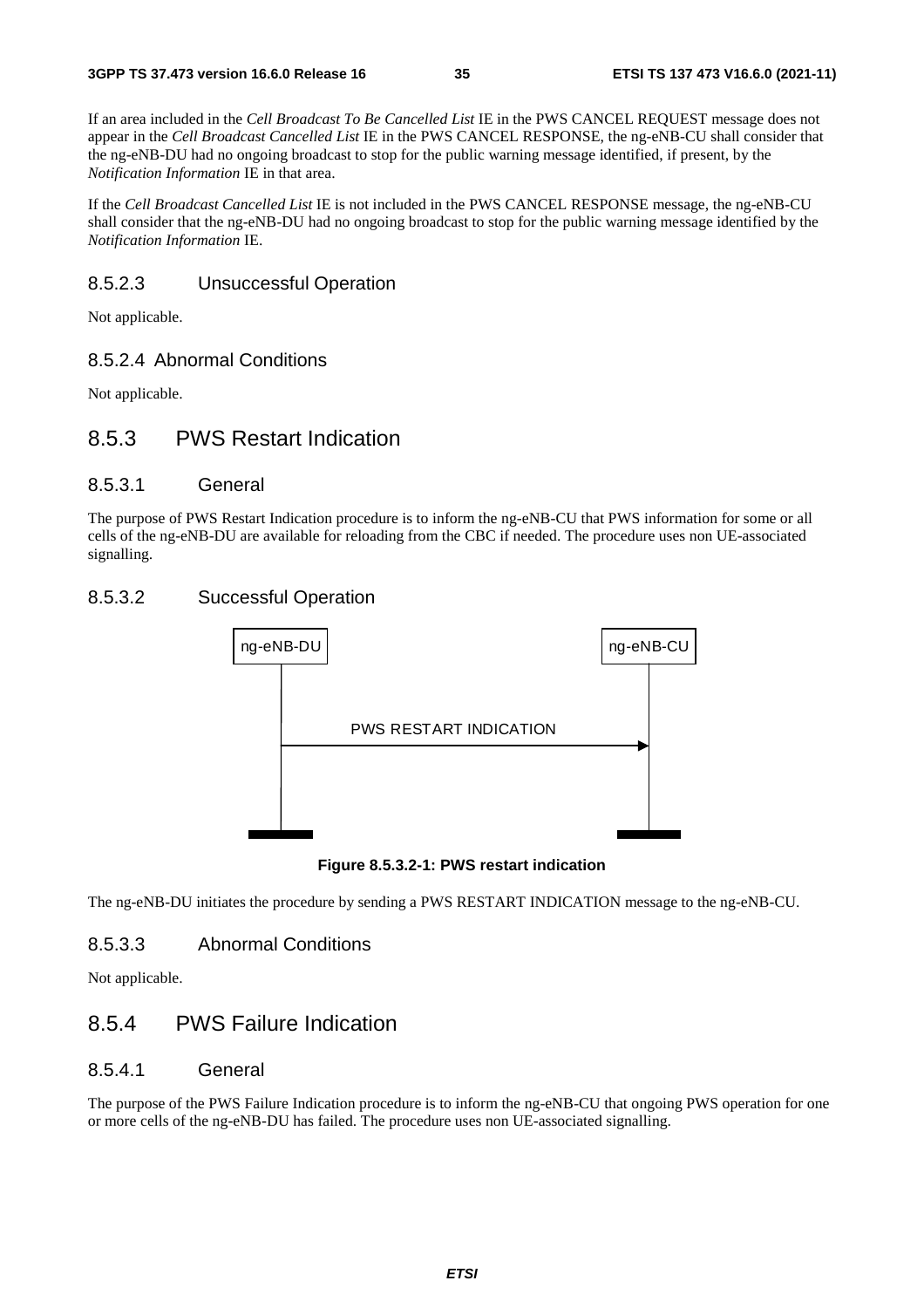If an area included in the *Cell Broadcast To Be Cancelled List* IE in the PWS CANCEL REQUEST message does not appear in the *Cell Broadcast Cancelled List* IE in the PWS CANCEL RESPONSE, the ng-eNB-CU shall consider that the ng-eNB-DU had no ongoing broadcast to stop for the public warning message identified, if present, by the *Notification Information* IE in that area.

If the *Cell Broadcast Cancelled List* IE is not included in the PWS CANCEL RESPONSE message, the ng-eNB-CU shall consider that the ng-eNB-DU had no ongoing broadcast to stop for the public warning message identified by the *Notification Information* IE.

#### 8.5.2.3 Unsuccessful Operation

Not applicable.

#### 8.5.2.4 Abnormal Conditions

Not applicable.

### 8.5.3 PWS Restart Indication

#### 8.5.3.1 General

The purpose of PWS Restart Indication procedure is to inform the ng-eNB-CU that PWS information for some or all cells of the ng-eNB-DU are available for reloading from the CBC if needed. The procedure uses non UE-associated signalling.

#### 8.5.3.2 Successful Operation

ng-eNB-DU → ng-eNB-CU: PWS RESTART INDICATION

**Figure 8.5.3.2-1: PWS restart indication**

The ng-eNB-DU initiates the procedure by sending a PWS RESTART INDICATION message to the ng-eNB-CU.

#### 8.5.3.3 Abnormal Conditions

Not applicable.

### 8.5.4 PWS Failure Indication

#### 8.5.4.1 General

The purpose of the PWS Failure Indication procedure is to inform the ng-eNB-CU that ongoing PWS operation for one or more cells of the ng-eNB-DU has failed. The procedure uses non UE-associated signalling.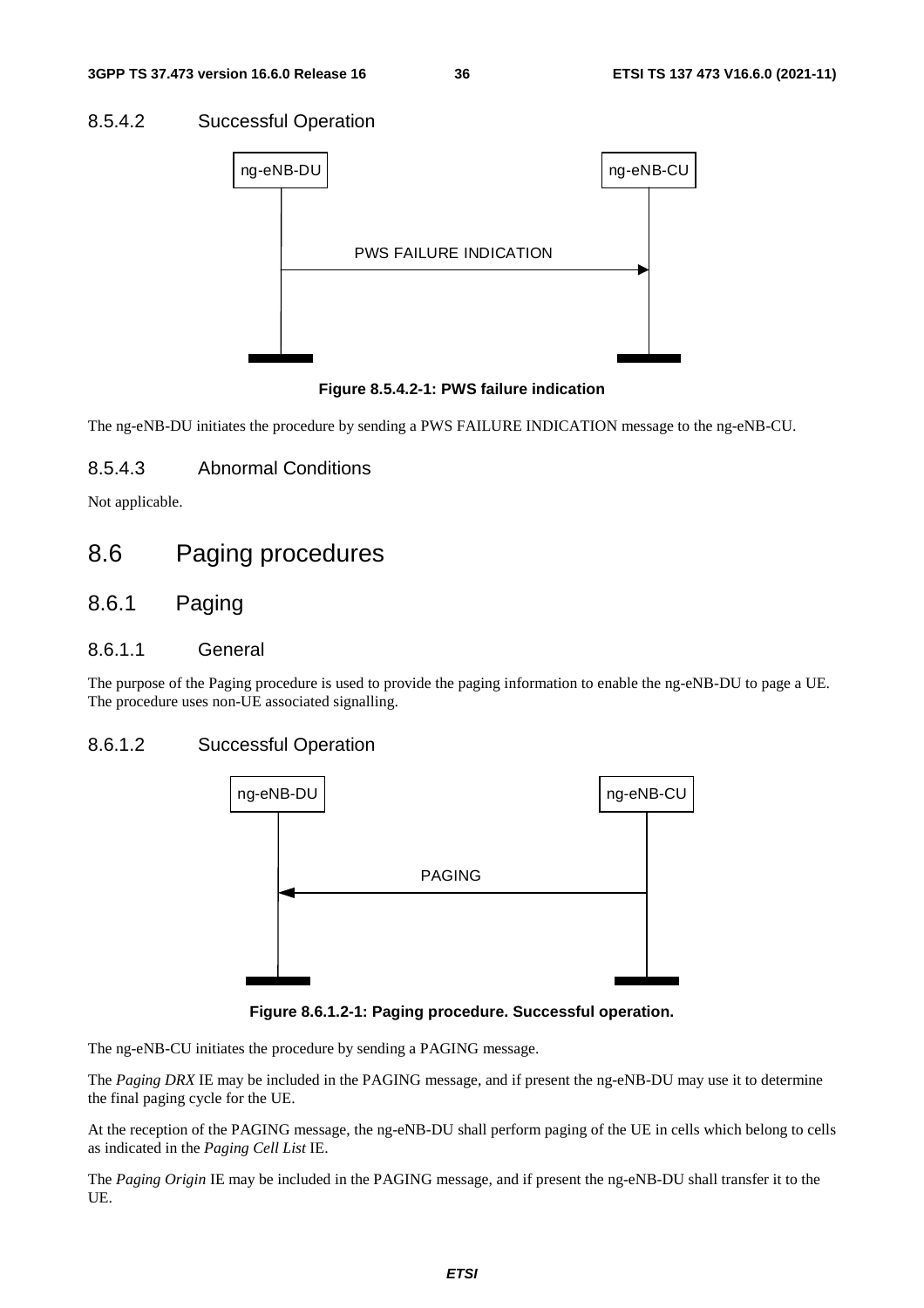#### 8.5.4.2 Successful Operation

**Figure 8.5.4.2-1: PWS failure indication**

The ng-eNB-DU initiates the procedure by sending a PWS FAILURE INDICATION message to the ng-eNB-CU.

#### 8.5.4.3 Abnormal Conditions

Not applicable.

## 8.6 Paging procedures

### 8.6.1 Paging

#### 8.6.1.1 General

The purpose of the Paging procedure is used to provide the paging information to enable the ng-eNB-DU to page a UE. The procedure uses non-UE associated signalling.

#### 8.6.1.2 Successful Operation

**Figure 8.6.1.2-1: Paging procedure. Successful operation.**

The ng-eNB-CU initiates the procedure by sending a PAGING message.

The *Paging DRX* IE may be included in the PAGING message, and if present the ng-eNB-DU may use it to determine the final paging cycle for the UE.

At the reception of the PAGING message, the ng-eNB-DU shall perform paging of the UE in cells which belong to cells as indicated in the *Paging Cell List* IE.

The *Paging Origin* IE may be included in the PAGING message, and if present the ng-eNB-DU shall transfer it to the UE.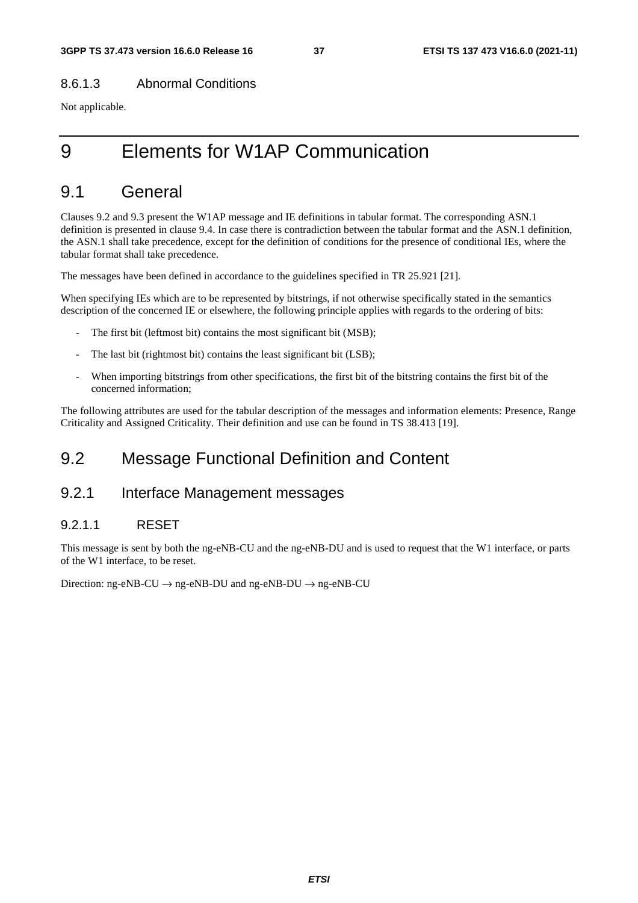#### 8.6.1.3 Abnormal Conditions

Not applicable.

# 9 Elements for W1AP Communication

## 9.1 General

Clauses 9.2 and 9.3 present the W1AP message and IE definitions in tabular format. The corresponding ASN.1 definition is presented in clause 9.4. In case there is contradiction between the tabular format and the ASN.1 definition, the ASN.1 shall take precedence, except for the definition of conditions for the presence of conditional IEs, where the tabular format shall take precedence.

The messages have been defined in accordance to the guidelines specified in TR 25.921 [21].

When specifying IEs which are to be represented by bitstrings, if not otherwise specifically stated in the semantics description of the concerned IE or elsewhere, the following principle applies with regards to the ordering of bits:

- The first bit (leftmost bit) contains the most significant bit (MSB);
- The last bit (rightmost bit) contains the least significant bit (LSB);
- When importing bitstrings from other specifications, the first bit of the bitstring contains the first bit of the concerned information;

The following attributes are used for the tabular description of the messages and information elements: Presence, Range Criticality and Assigned Criticality. Their definition and use can be found in TS 38.413 [19].

## 9.2 Message Functional Definition and Content

### 9.2.1 Interface Management messages

#### 9.2.1.1 RESET

This message is sent by both the ng-eNB-CU and the ng-eNB-DU and is used to request that the W1 interface, or parts of the W1 interface, to be reset.

Direction: ng-eNB-CU → ng-eNB-DU and ng-eNB-DU → ng-eNB-CU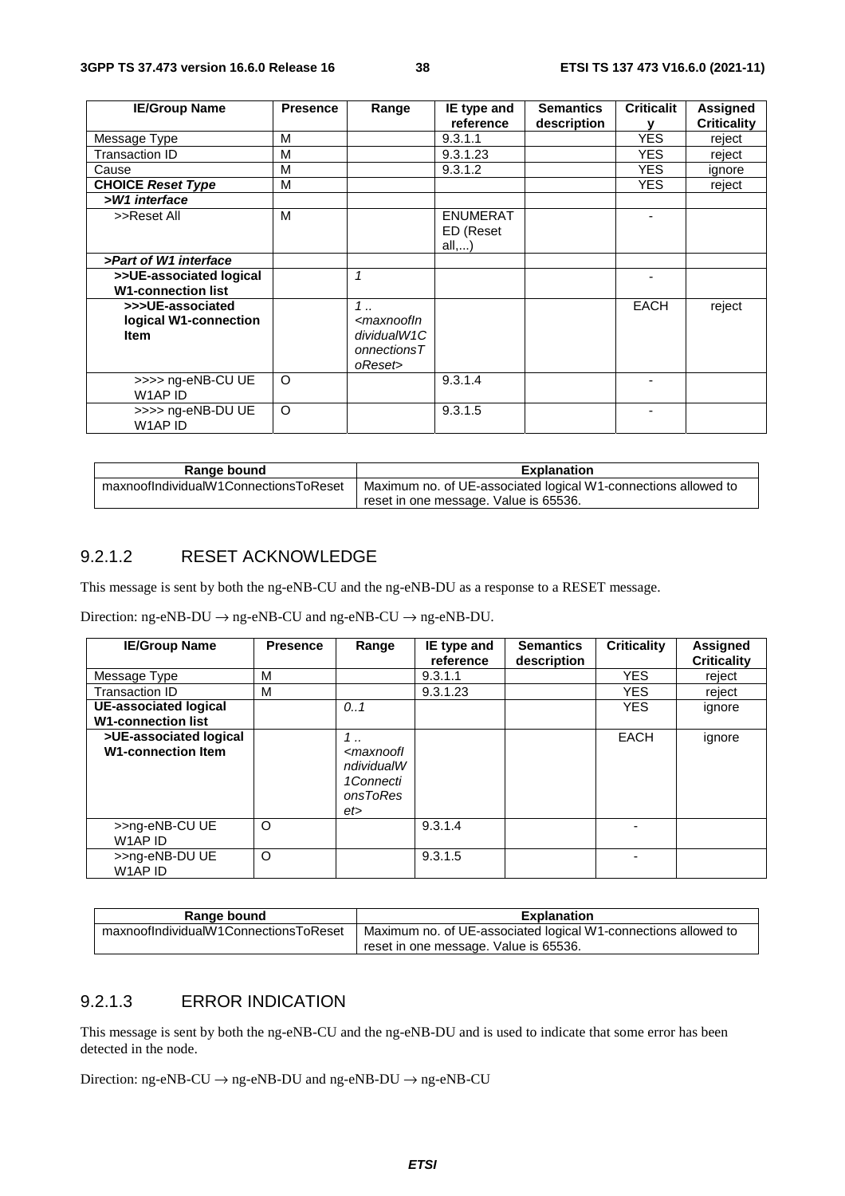| IE/Group Name | Presence | Range | IE type and reference | Semantics description | Criticality | Assigned Criticality |
|---|---|---|---|---|---|---|
| Message Type | M | | 9.3.1.1 | | YES | reject |
| Transaction ID | M | | 9.3.1.23 | | YES | reject |
| Cause | M | | 9.3.1.2 | | YES | ignore |
| **CHOICE *Reset Type*** | M | | | | YES | reject |
| ***>W1 interface*** | | | | | | |
| >>Reset All | M | | ENUMERATED (Reset all,...) | | - | |
| ***>Part of W1 interface*** | | | | | | |
| **>>UE-associated logical W1-connection list** | | *1* | | | - | |
| **>>>UE-associated logical W1-connection Item** | | *1 .. <maxnoofIndividualW1ConnectionsToReset>* | | | EACH | reject |
| >>>> ng-eNB-CU UE W1AP ID | O | | 9.3.1.4 | | - | |
| >>>> ng-eNB-DU UE W1AP ID | O | | 9.3.1.5 | | - | |

| Range bound | Explanation |
|---|---|
| maxnoofIndividualW1ConnectionsToReset | Maximum no. of UE-associated logical W1-connections allowed to reset in one message. Value is 65536. |

### 9.2.1.2 RESET ACKNOWLEDGE

This message is sent by both the ng-eNB-CU and the ng-eNB-DU as a response to a RESET message.

Direction: ng-eNB-DU → ng-eNB-CU and ng-eNB-CU → ng-eNB-DU.

| IE/Group Name | Presence | Range | IE type and reference | Semantics description | Criticality | Assigned Criticality |
|---|---|---|---|---|---|---|
| Message Type | M | | 9.3.1.1 | | YES | reject |
| Transaction ID | M | | 9.3.1.23 | | YES | reject |
| **UE-associated logical W1-connection list** | | *0..1* | | | YES | ignore |
| **>UE-associated logical W1-connection Item** | | *1 .. <maxnoofIndividualW1ConnectionsToReset>* | | | EACH | ignore |
| >>ng-eNB-CU UE W1AP ID | O | | 9.3.1.4 | | - | |
| >>ng-eNB-DU UE W1AP ID | O | | 9.3.1.5 | | - | |

| Range bound | Explanation |
|---|---|
| maxnoofIndividualW1ConnectionsToReset | Maximum no. of UE-associated logical W1-connections allowed to reset in one message. Value is 65536. |

### 9.2.1.3 ERROR INDICATION

This message is sent by both the ng-eNB-CU and the ng-eNB-DU and is used to indicate that some error has been detected in the node.

Direction: ng-eNB-CU → ng-eNB-DU and ng-eNB-DU → ng-eNB-CU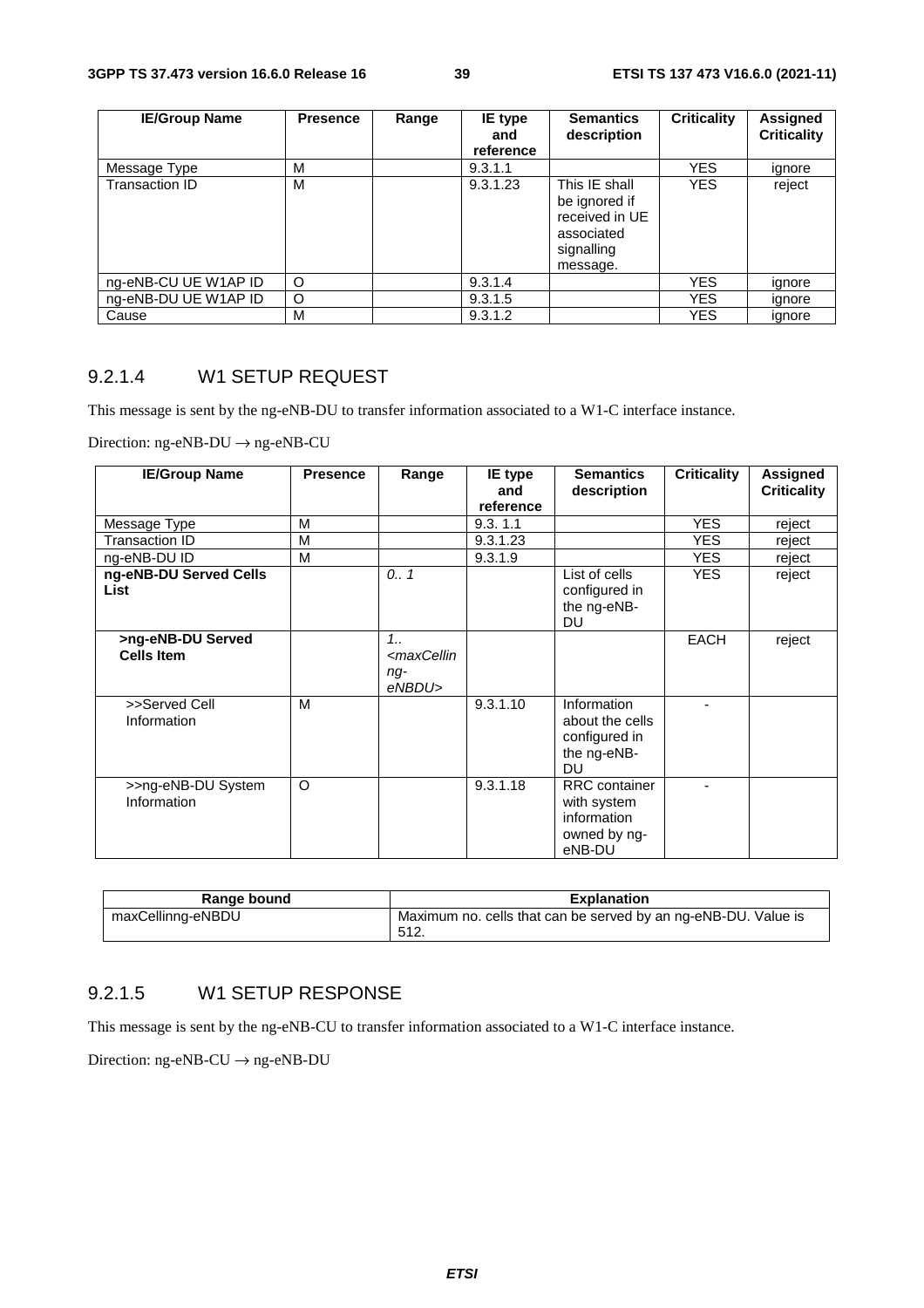| IE/Group Name | Presence | Range | IE type and reference | Semantics description | Criticality | Assigned Criticality |
|---|---|---|---|---|---|---|
| Message Type | M | | 9.3.1.1 | | YES | ignore |
| Transaction ID | M | | 9.3.1.23 | This IE shall be ignored if received in UE associated signalling message. | YES | reject |
| ng-eNB-CU UE W1AP ID | O | | 9.3.1.4 | | YES | ignore |
| ng-eNB-DU UE W1AP ID | O | | 9.3.1.5 | | YES | ignore |
| Cause | M | | 9.3.1.2 | | YES | ignore |

### 9.2.1.4 W1 SETUP REQUEST

This message is sent by the ng-eNB-DU to transfer information associated to a W1-C interface instance.

Direction: ng-eNB-DU → ng-eNB-CU

| IE/Group Name | Presence | Range | IE type and reference | Semantics description | Criticality | Assigned Criticality |
|---|---|---|---|---|---|---|
| Message Type | M | | 9.3. 1.1 | | YES | reject |
| Transaction ID | M | | 9.3.1.23 | | YES | reject |
| ng-eNB-DU ID | M | | 9.3.1.9 | | YES | reject |
| **ng-eNB-DU Served Cells List** | | *0.. 1* | | List of cells configured in the ng-eNB-DU | YES | reject |
| **>ng-eNB-DU Served Cells Item** | | *1.. <maxCellinng-eNBDU>* | | | EACH | reject |
| >>Served Cell Information | M | | 9.3.1.10 | Information about the cells configured in the ng-eNB-DU | - | |
| >>ng-eNB-DU System Information | O | | 9.3.1.18 | RRC container with system information owned by ng-eNB-DU | - | |

| Range bound | Explanation |
|---|---|
| maxCellinng-eNBDU | Maximum no. cells that can be served by an ng-eNB-DU. Value is 512. |

### 9.2.1.5 W1 SETUP RESPONSE

This message is sent by the ng-eNB-CU to transfer information associated to a W1-C interface instance.

Direction: ng-eNB-CU → ng-eNB-DU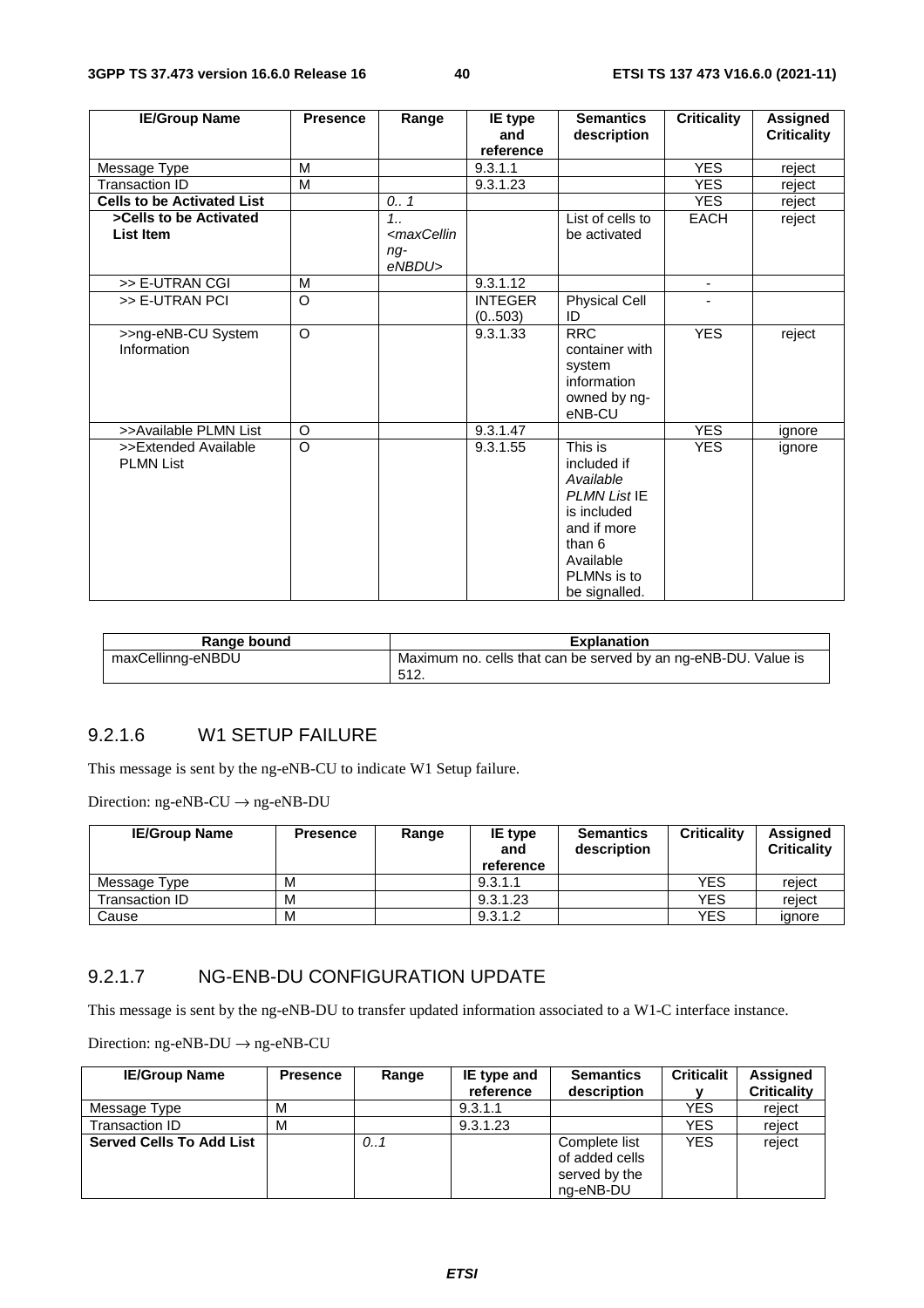| IE/Group Name | Presence | Range | IE type and reference | Semantics description | Criticality | Assigned Criticality |
|---|---|---|---|---|---|---|
| Message Type | M | | 9.3.1.1 | | YES | reject |
| Transaction ID | M | | 9.3.1.23 | | YES | reject |
| **Cells to be Activated List** | | *0.. 1* | | | YES | reject |
| **>Cells to be Activated List Item** | | *1.. <maxCellinng-eNBDU>* | | List of cells to be activated | EACH | reject |
| >> E-UTRAN CGI | M | | 9.3.1.12 | | - | |
| >> E-UTRAN PCI | O | | INTEGER (0..503) | Physical Cell ID | - | |
| >>ng-eNB-CU System Information | O | | 9.3.1.33 | RRC container with system information owned by ng-eNB-CU | YES | reject |
| >>Available PLMN List | O | | 9.3.1.47 | | YES | ignore |
| >>Extended Available PLMN List | O | | 9.3.1.55 | This is included if *Available PLMN List* IE is included and if more than 6 Available PLMNs is to be signalled. | YES | ignore |

| Range bound | Explanation |
|---|---|
| maxCellinng-eNBDU | Maximum no. cells that can be served by an ng-eNB-DU. Value is 512. |

### 9.2.1.6 W1 SETUP FAILURE

This message is sent by the ng-eNB-CU to indicate W1 Setup failure.

Direction: ng-eNB-CU → ng-eNB-DU

| IE/Group Name | Presence | Range | IE type and reference | Semantics description | Criticality | Assigned Criticality |
|---|---|---|---|---|---|---|
| Message Type | M | | 9.3.1.1 | | YES | reject |
| Transaction ID | M | | 9.3.1.23 | | YES | reject |
| Cause | M | | 9.3.1.2 | | YES | ignore |

### 9.2.1.7 NG-ENB-DU CONFIGURATION UPDATE

This message is sent by the ng-eNB-DU to transfer updated information associated to a W1-C interface instance.

Direction: ng-eNB-DU → ng-eNB-CU

| IE/Group Name | Presence | Range | IE type and reference | Semantics description | Criticality | Assigned Criticality |
|---|---|---|---|---|---|---|
| Message Type | M | | 9.3.1.1 | | YES | reject |
| Transaction ID | M | | 9.3.1.23 | | YES | reject |
| **Served Cells To Add List** | | *0..1* | | Complete list of added cells served by the ng-eNB-DU | YES | reject |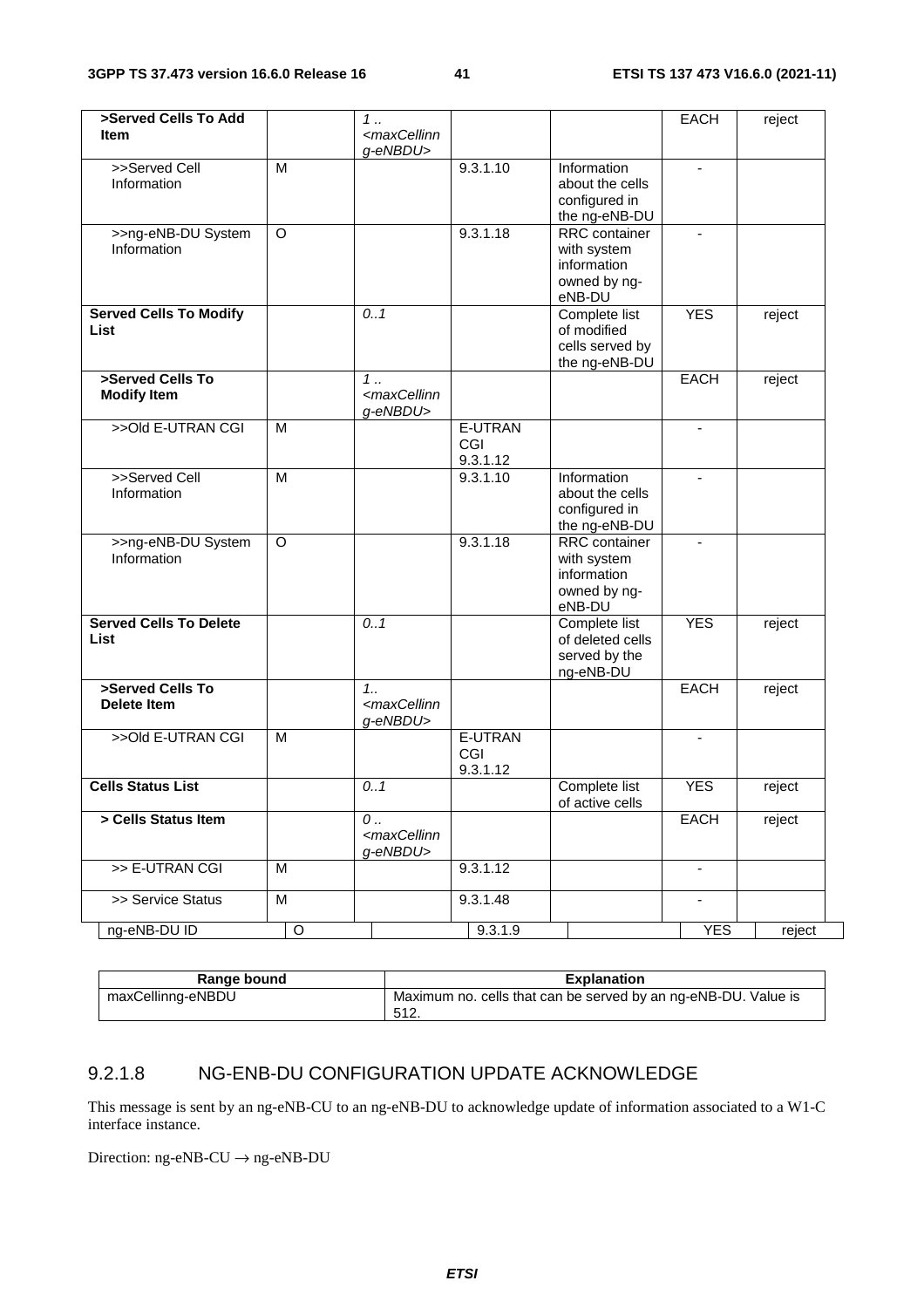| >Served Cells To Add Item | | 1 .. <maxCellinng-eNBDU> | | | EACH | reject |
|---|---|---|---|---|---|---|
| >>Served Cell Information | M | | 9.3.1.10 | Information about the cells configured in the ng-eNB-DU | - | |
| >>ng-eNB-DU System Information | O | | 9.3.1.18 | RRC container with system information owned by ng-eNB-DU | - | |
| **Served Cells To Modify List** | | 0..1 | | Complete list of modified cells served by the ng-eNB-DU | YES | reject |
| **>Served Cells To Modify Item** | | 1 .. <maxCellinng-eNBDU> | | | EACH | reject |
| >>Old E-UTRAN CGI | M | | E-UTRAN CGI 9.3.1.12 | | - | |
| >>Served Cell Information | M | | 9.3.1.10 | Information about the cells configured in the ng-eNB-DU | - | |
| >>ng-eNB-DU System Information | O | | 9.3.1.18 | RRC container with system information owned by ng-eNB-DU | - | |
| **Served Cells To Delete List** | | 0..1 | | Complete list of deleted cells served by the ng-eNB-DU | YES | reject |
| **>Served Cells To Delete Item** | | 1.. <maxCellinng-eNBDU> | | | EACH | reject |
| >>Old E-UTRAN CGI | M | | E-UTRAN CGI 9.3.1.12 | | - | |
| **Cells Status List** | | 0..1 | | Complete list of active cells | YES | reject |
| **> Cells Status Item** | | 0 .. <maxCellinng-eNBDU> | | | EACH | reject |
| >> E-UTRAN CGI | M | | 9.3.1.12 | | - | |
| >> Service Status | M | | 9.3.1.48 | | - | |
| ng-eNB-DU ID | O | | 9.3.1.9 | | YES | reject |

| Range bound | Explanation |
|---|---|
| maxCellinng-eNBDU | Maximum no. cells that can be served by an ng-eNB-DU. Value is 512. |

### 9.2.1.8 NG-ENB-DU CONFIGURATION UPDATE ACKNOWLEDGE

This message is sent by an ng-eNB-CU to an ng-eNB-DU to acknowledge update of information associated to a W1-C interface instance.

Direction: ng-eNB-CU → ng-eNB-DU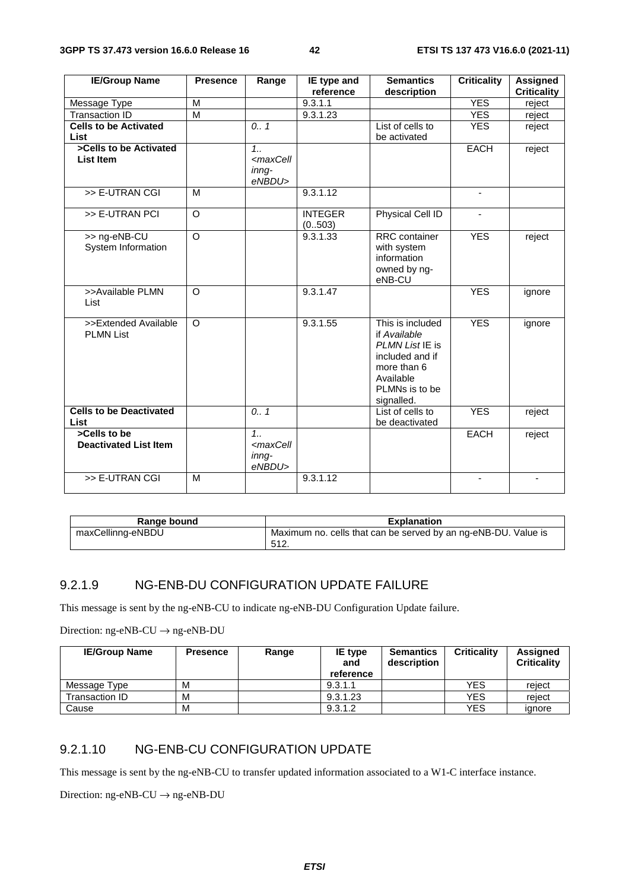| IE/Group Name | Presence | Range | IE type and reference | Semantics description | Criticality | Assigned Criticality |
|---|---|---|---|---|---|---|
| Message Type | M | | 9.3.1.1 | | YES | reject |
| Transaction ID | M | | 9.3.1.23 | | YES | reject |
| **Cells to be Activated List** | | *0.. 1* | | List of cells to be activated | YES | reject |
| **>Cells to be Activated List Item** | | *1.. <maxCellinng-eNBDU>* | | | EACH | reject |
| >> E-UTRAN CGI | M | | 9.3.1.12 | | - | |
| >> E-UTRAN PCI | O | | INTEGER (0..503) | Physical Cell ID | - | |
| >> ng-eNB-CU System Information | O | | 9.3.1.33 | RRC container with system information owned by ng-eNB-CU | YES | reject |
| >>Available PLMN List | O | | 9.3.1.47 | | YES | ignore |
| >>Extended Available PLMN List | O | | 9.3.1.55 | This is included if *Available PLMN List* IE is included and if more than 6 Available PLMNs is to be signalled. | YES | ignore |
| **Cells to be Deactivated List** | | *0.. 1* | | List of cells to be deactivated | YES | reject |
| **>Cells to be Deactivated List Item** | | *1.. <maxCellinng-eNBDU>* | | | EACH | reject |
| >> E-UTRAN CGI | M | | 9.3.1.12 | | - | - |

| Range bound | Explanation |
|---|---|
| maxCellinng-eNBDU | Maximum no. cells that can be served by an ng-eNB-DU. Value is 512. |

### 9.2.1.9 NG-ENB-DU CONFIGURATION UPDATE FAILURE

This message is sent by the ng-eNB-CU to indicate ng-eNB-DU Configuration Update failure.

Direction: ng-eNB-CU → ng-eNB-DU

| IE/Group Name | Presence | Range | IE type and reference | Semantics description | Criticality | Assigned Criticality |
|---|---|---|---|---|---|---|
| Message Type | M | | 9.3.1.1 | | YES | reject |
| Transaction ID | M | | 9.3.1.23 | | YES | reject |
| Cause | M | | 9.3.1.2 | | YES | ignore |

### 9.2.1.10 NG-ENB-CU CONFIGURATION UPDATE

This message is sent by the ng-eNB-CU to transfer updated information associated to a W1-C interface instance.

Direction: ng-eNB-CU → ng-eNB-DU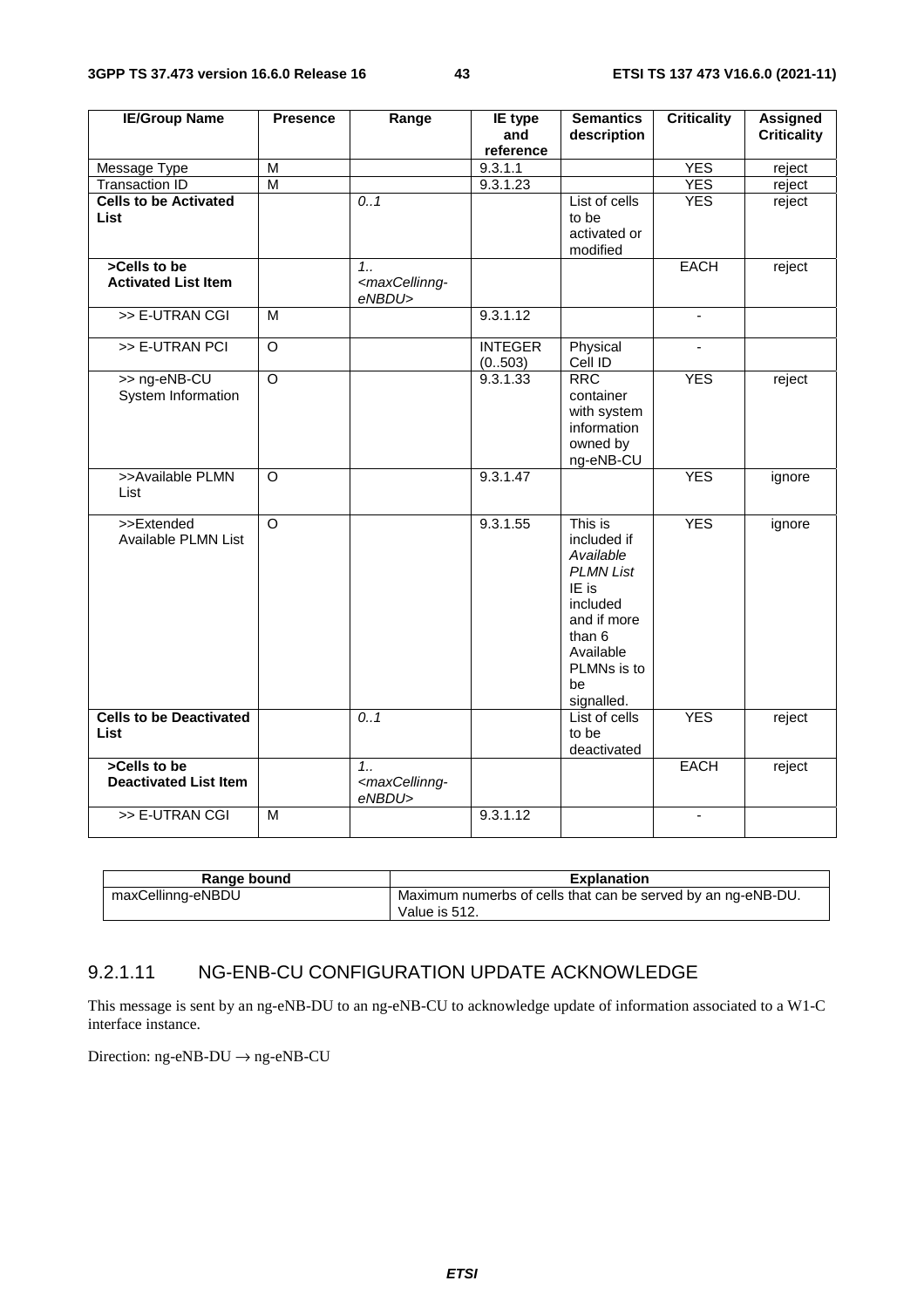| IE/Group Name | Presence | Range | IE type and reference | Semantics description | Criticality | Assigned Criticality |
|---|---|---|---|---|---|---|
| Message Type | M | | 9.3.1.1 | | YES | reject |
| Transaction ID | M | | 9.3.1.23 | | YES | reject |
| **Cells to be Activated List** | | *0..1* | | List of cells to be activated or modified | YES | reject |
| **>Cells to be Activated List Item** | | *1..<maxCellinng-eNBDU>* | | | EACH | reject |
| >> E-UTRAN CGI | M | | 9.3.1.12 | | - | |
| >> E-UTRAN PCI | O | | INTEGER (0..503) | Physical Cell ID | - | |
| >> ng-eNB-CU System Information | O | | 9.3.1.33 | RRC container with system information owned by ng-eNB-CU | YES | reject |
| >>Available PLMN List | O | | 9.3.1.47 | | YES | ignore |
| >>Extended Available PLMN List | O | | 9.3.1.55 | This is included if *Available PLMN List* IE is included and if more than 6 Available PLMNs is to be signalled. | YES | ignore |
| **Cells to be Deactivated List** | | *0..1* | | List of cells to be deactivated | YES | reject |
| **>Cells to be Deactivated List Item** | | *1..<maxCellinng-eNBDU>* | | | EACH | reject |
| >> E-UTRAN CGI | M | | 9.3.1.12 | | - | |

| Range bound | Explanation |
|---|---|
| maxCellinng-eNBDU | Maximum numerbs of cells that can be served by an ng-eNB-DU. Value is 512. |

### 9.2.1.11 NG-ENB-CU CONFIGURATION UPDATE ACKNOWLEDGE

This message is sent by an ng-eNB-DU to an ng-eNB-CU to acknowledge update of information associated to a W1-C interface instance.

Direction: ng-eNB-DU → ng-eNB-CU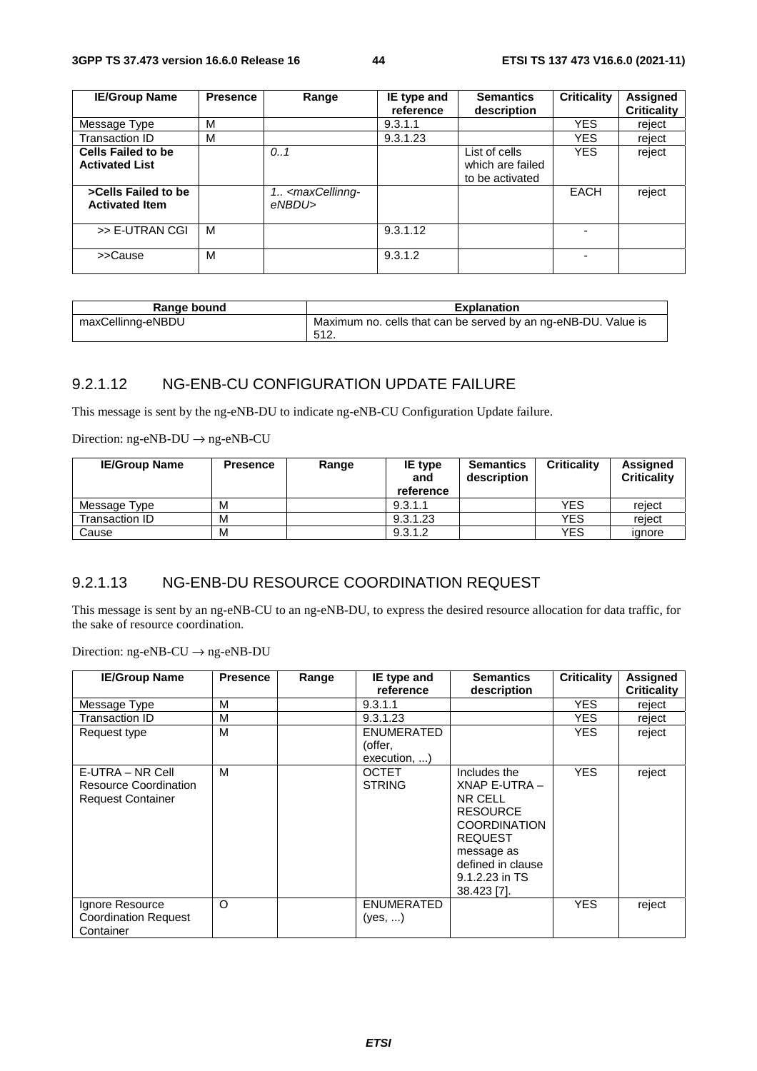| IE/Group Name | Presence | Range | IE type and reference | Semantics description | Criticality | Assigned Criticality |
|---|---|---|---|---|---|---|
| Message Type | M | | 9.3.1.1 | | YES | reject |
| Transaction ID | M | | 9.3.1.23 | | YES | reject |
| **Cells Failed to be Activated List** | | *0..1* | | List of cells which are failed to be activated | YES | reject |
| **>Cells Failed to be Activated Item** | | *1.. <maxCellinng-eNBDU>* | | | EACH | reject |
| >> E-UTRAN CGI | M | | 9.3.1.12 | | - | |
| >>Cause | M | | 9.3.1.2 | | - | |

| Range bound | Explanation |
|---|---|
| maxCellinng-eNBDU | Maximum no. cells that can be served by an ng-eNB-DU. Value is 512. |

### 9.2.1.12 NG-ENB-CU CONFIGURATION UPDATE FAILURE

This message is sent by the ng-eNB-DU to indicate ng-eNB-CU Configuration Update failure.

Direction: ng-eNB-DU → ng-eNB-CU

| IE/Group Name | Presence | Range | IE type and reference | Semantics description | Criticality | Assigned Criticality |
|---|---|---|---|---|---|---|
| Message Type | M | | 9.3.1.1 | | YES | reject |
| Transaction ID | M | | 9.3.1.23 | | YES | reject |
| Cause | M | | 9.3.1.2 | | YES | ignore |

### 9.2.1.13 NG-ENB-DU RESOURCE COORDINATION REQUEST

This message is sent by an ng-eNB-CU to an ng-eNB-DU, to express the desired resource allocation for data traffic, for the sake of resource coordination.

Direction: ng-eNB-CU → ng-eNB-DU

| IE/Group Name | Presence | Range | IE type and reference | Semantics description | Criticality | Assigned Criticality |
|---|---|---|---|---|---|---|
| Message Type | M | | 9.3.1.1 | | YES | reject |
| Transaction ID | M | | 9.3.1.23 | | YES | reject |
| Request type | M | | ENUMERATED (offer, execution, ...) | | YES | reject |
| E-UTRA – NR Cell Resource Coordination Request Container | M | | OCTET STRING | Includes the XNAP E-UTRA – NR CELL RESOURCE COORDINATION REQUEST message as defined in clause 9.1.2.23 in TS 38.423 [7]. | YES | reject |
| Ignore Resource Coordination Request Container | O | | ENUMERATED (yes, ...) | | YES | reject |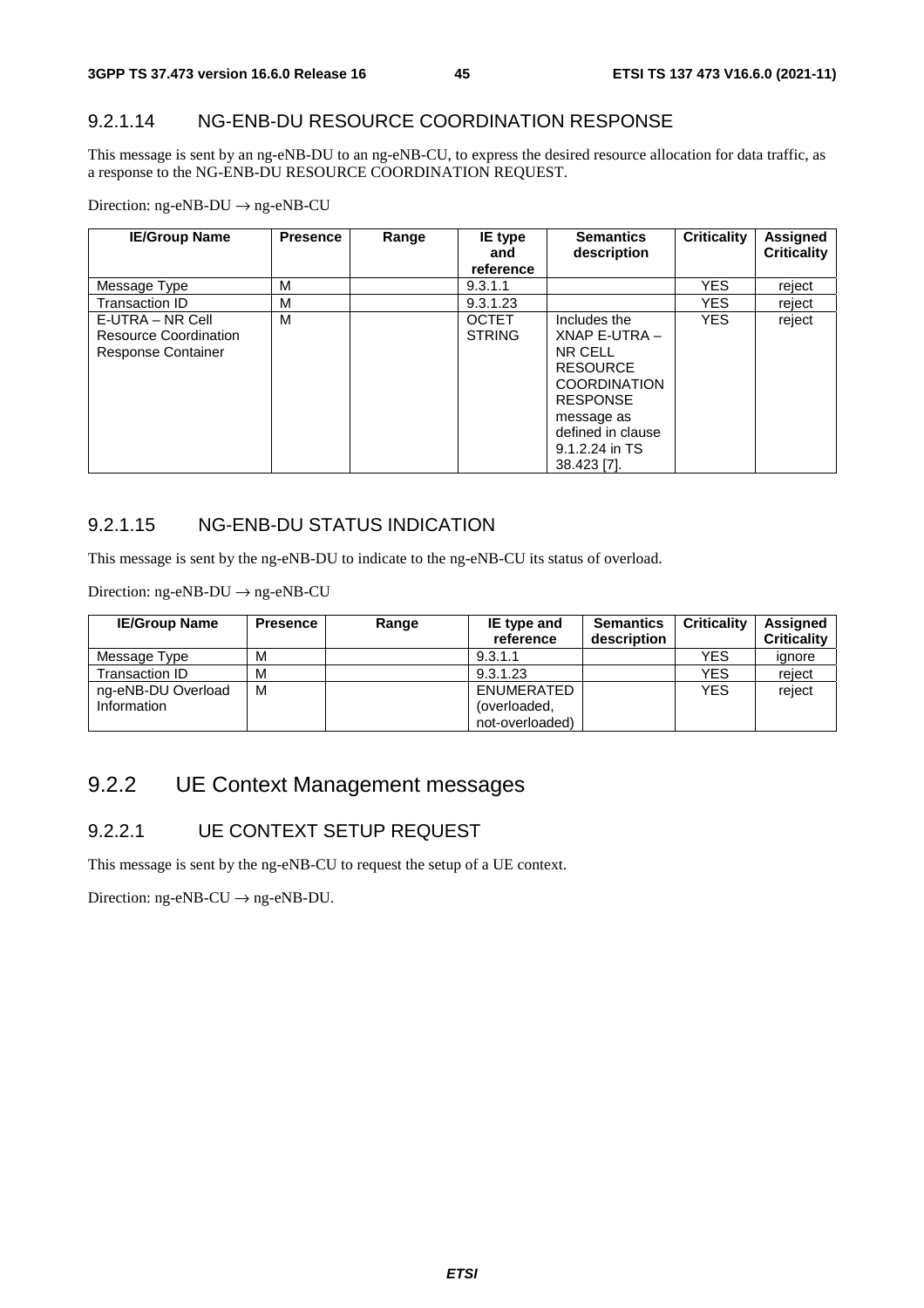#### 9.2.1.14 NG-ENB-DU RESOURCE COORDINATION RESPONSE

This message is sent by an ng-eNB-DU to an ng-eNB-CU, to express the desired resource allocation for data traffic, as a response to the NG-ENB-DU RESOURCE COORDINATION REQUEST.

Direction: ng-eNB-DU → ng-eNB-CU

| IE/Group Name | Presence | Range | IE type and reference | Semantics description | Criticality | Assigned Criticality |
|---|---|---|---|---|---|---|
| Message Type | M | | 9.3.1.1 | | YES | reject |
| Transaction ID | M | | 9.3.1.23 | | YES | reject |
| E-UTRA – NR Cell Resource Coordination Response Container | M | | OCTET STRING | Includes the XNAP E-UTRA – NR CELL RESOURCE COORDINATION RESPONSE message as defined in clause 9.1.2.24 in TS 38.423 [7]. | YES | reject |

#### 9.2.1.15 NG-ENB-DU STATUS INDICATION

This message is sent by the ng-eNB-DU to indicate to the ng-eNB-CU its status of overload.

Direction: ng-eNB-DU → ng-eNB-CU

| IE/Group Name | Presence | Range | IE type and reference | Semantics description | Criticality | Assigned Criticality |
|---|---|---|---|---|---|---|
| Message Type | M | | 9.3.1.1 | | YES | ignore |
| Transaction ID | M | | 9.3.1.23 | | YES | reject |
| ng-eNB-DU Overload Information | M | | ENUMERATED (overloaded, not-overloaded) | | YES | reject |

### 9.2.2 UE Context Management messages

#### 9.2.2.1 UE CONTEXT SETUP REQUEST

This message is sent by the ng-eNB-CU to request the setup of a UE context.

Direction: ng-eNB-CU → ng-eNB-DU.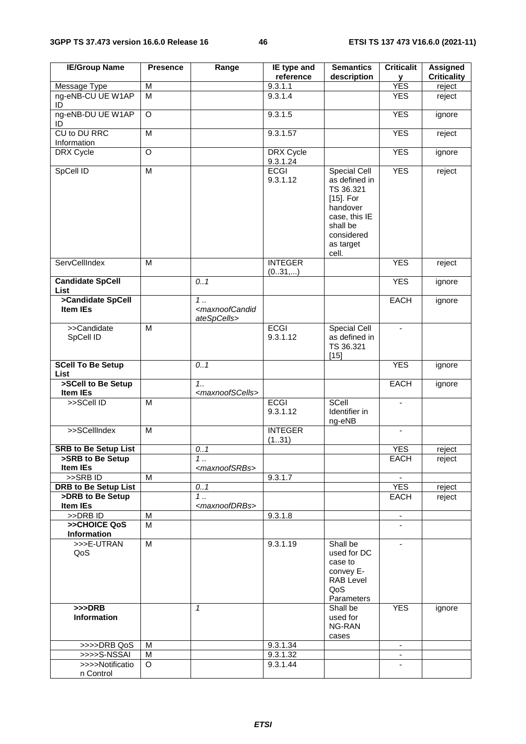| IE/Group Name | Presence | Range | IE type and reference | Semantics description | Criticality | Assigned Criticality |
|---|---|---|---|---|---|---|
| Message Type | M | | 9.3.1.1 | | YES | reject |
| ng-eNB-CU UE W1AP ID | M | | 9.3.1.4 | | YES | reject |
| ng-eNB-DU UE W1AP ID | O | | 9.3.1.5 | | YES | ignore |
| CU to DU RRC Information | M | | 9.3.1.57 | | YES | reject |
| DRX Cycle | O | | DRX Cycle 9.3.1.24 | | YES | ignore |
| SpCell ID | M | | ECGI 9.3.1.12 | Special Cell as defined in TS 36.321 [15]. For handover case, this IE shall be considered as target cell. | YES | reject |
| ServCellIndex | M | | INTEGER (0..31,...) | | YES | reject |
| **Candidate SpCell List** | | *0..1* | | | YES | ignore |
| **>Candidate SpCell Item IEs** | | *1 .. <maxnoofCandidateSpCells>* | | | EACH | ignore |
| >>Candidate SpCell ID | M | | ECGI 9.3.1.12 | Special Cell as defined in TS 36.321 [15] | - | |
| **SCell To Be Setup List** | | *0..1* | | | YES | ignore |
| **>SCell to Be Setup Item IEs** | | *1.. <maxnoofSCells>* | | | EACH | ignore |
| >>SCell ID | M | | ECGI 9.3.1.12 | SCell Identifier in ng-eNB | - | |
| >>SCellIndex | M | | INTEGER (1..31) | | - | |
| **SRB to Be Setup List** | | *0..1* | | | YES | reject |
| **>SRB to Be Setup Item IEs** | | *1 .. <maxnoofSRBs>* | | | EACH | reject |
| >>SRB ID | M | | 9.3.1.7 | | - | |
| **DRB to Be Setup List** | | *0..1* | | | YES | reject |
| **>DRB to Be Setup Item IEs** | | *1 .. <maxnoofDRBs>* | | | EACH | reject |
| >>DRB ID | M | | 9.3.1.8 | | - | |
| **>>CHOICE QoS Information** | M | | | | - | |
| >>>E-UTRAN QoS | M | | 9.3.1.19 | Shall be used for DC case to convey E-RAB Level QoS Parameters | - | |
| **>>>DRB Information** | | *1* | | Shall be used for NG-RAN cases | YES | ignore |
| >>>>DRB QoS | M | | 9.3.1.34 | | - | |
| >>>>S-NSSAI | M | | 9.3.1.32 | | - | |
| >>>>Notification Control | O | | 9.3.1.44 | | - | |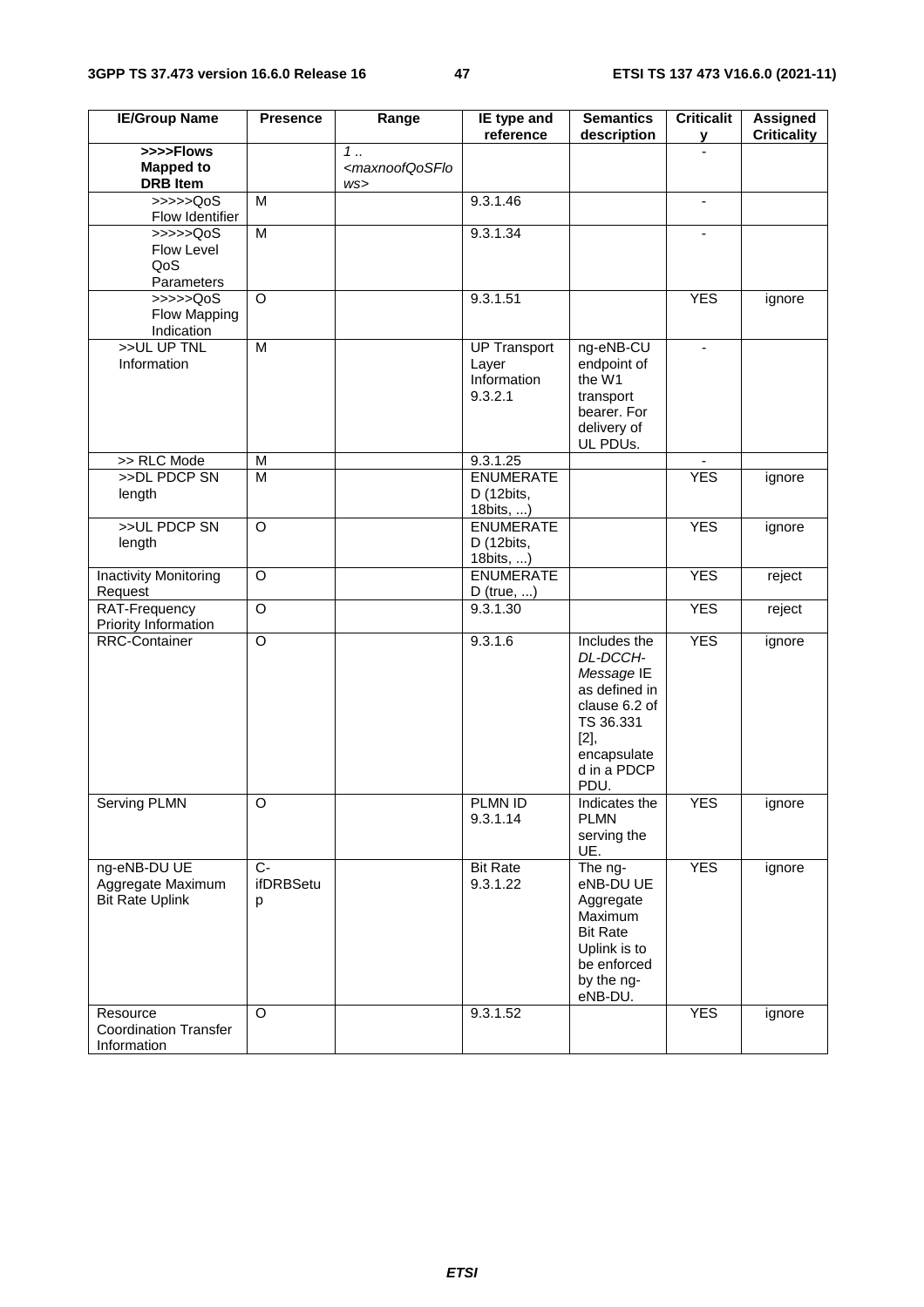| IE/Group Name | Presence | Range | IE type and reference | Semantics description | Criticality | Assigned Criticality |
|---|---|---|---|---|---|---|
| **>>>>Flows Mapped to DRB Item** | | *1 .. <maxnoofQoSFlows>* | | | - | |
| >>>>>QoS Flow Identifier | M | | 9.3.1.46 | | - | |
| >>>>>QoS Flow Level QoS Parameters | M | | 9.3.1.34 | | - | |
| >>>>>QoS Flow Mapping Indication | O | | 9.3.1.51 | | YES | ignore |
| >>UL UP TNL Information | M | | UP Transport Layer Information 9.3.2.1 | ng-eNB-CU endpoint of the W1 transport bearer. For delivery of UL PDUs. | - | |
| >> RLC Mode | M | | 9.3.1.25 | | - | |
| >>DL PDCP SN length | M | | ENUMERATED (12bits, 18bits, ...) | | YES | ignore |
| >>UL PDCP SN length | O | | ENUMERATED (12bits, 18bits, ...) | | YES | ignore |
| Inactivity Monitoring Request | O | | ENUMERATED (true, ...) | | YES | reject |
| RAT-Frequency Priority Information | O | | 9.3.1.30 | | YES | reject |
| RRC-Container | O | | 9.3.1.6 | Includes the *DL-DCCH-Message* IE as defined in clause 6.2 of TS 36.331 [2], encapsulated in a PDCP PDU. | YES | ignore |
| Serving PLMN | O | | PLMN ID 9.3.1.14 | Indicates the PLMN serving the UE. | YES | ignore |
| ng-eNB-DU UE Aggregate Maximum Bit Rate Uplink | C-ifDRBSetup | | Bit Rate 9.3.1.22 | The ng-eNB-DU UE Aggregate Maximum Bit Rate Uplink is to be enforced by the ng-eNB-DU. | YES | ignore |
| Resource Coordination Transfer Information | O | | 9.3.1.52 | | YES | ignore |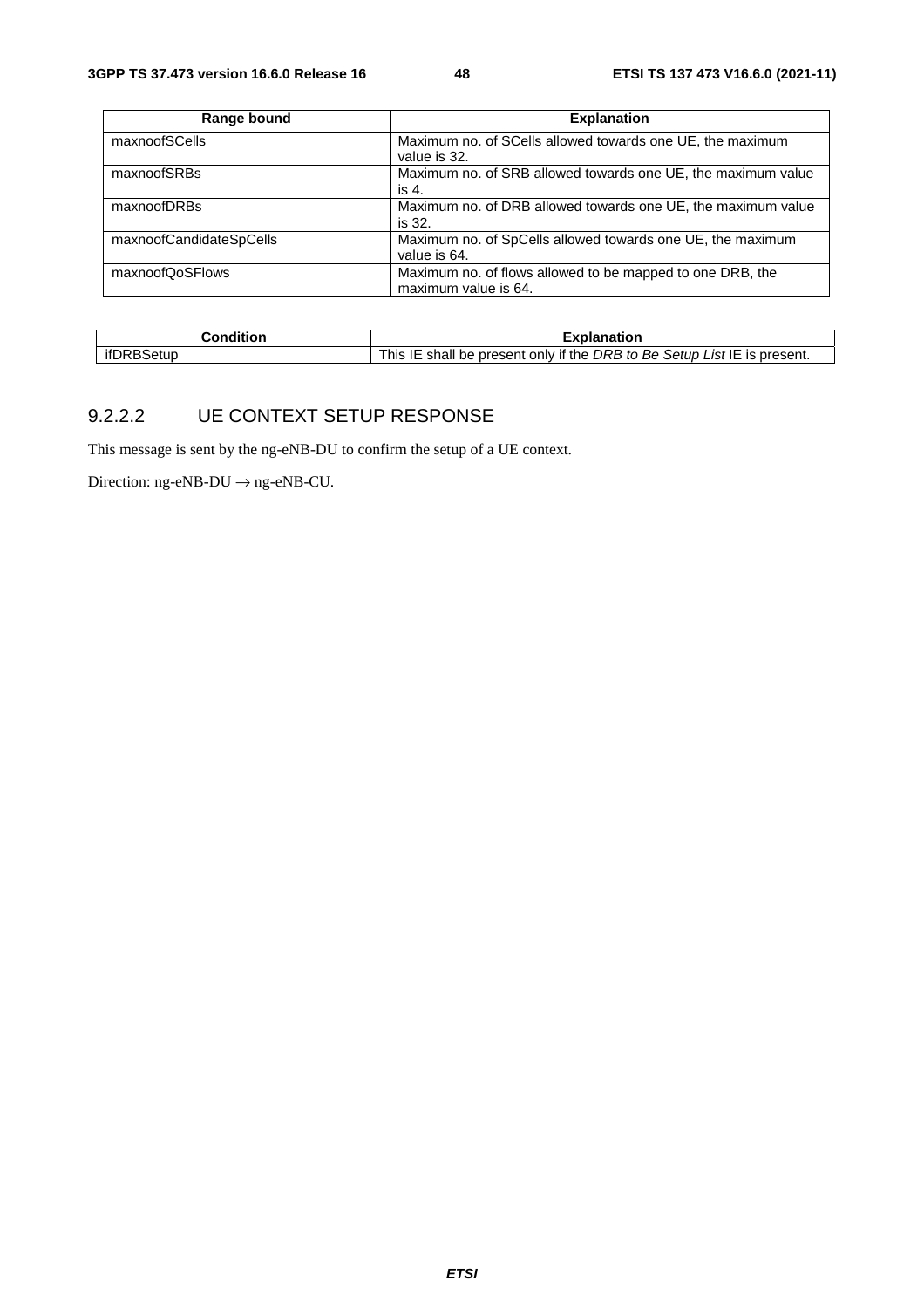| Range bound | Explanation |
| --- | --- |
| maxnoofSCells | Maximum no. of SCells allowed towards one UE, the maximum value is 32. |
| maxnoofSRBs | Maximum no. of SRB allowed towards one UE, the maximum value is 4. |
| maxnoofDRBs | Maximum no. of DRB allowed towards one UE, the maximum value is 32. |
| maxnoofCandidateSpCells | Maximum no. of SpCells allowed towards one UE, the maximum value is 64. |
| maxnoofQoSFlows | Maximum no. of flows allowed to be mapped to one DRB, the maximum value is 64. |

| Condition | Explanation |
| --- | --- |
| ifDRBSetup | This IE shall be present only if the *DRB to Be Setup List* IE is present. |

### 9.2.2.2 UE CONTEXT SETUP RESPONSE

This message is sent by the ng-eNB-DU to confirm the setup of a UE context.

Direction: ng-eNB-DU → ng-eNB-CU.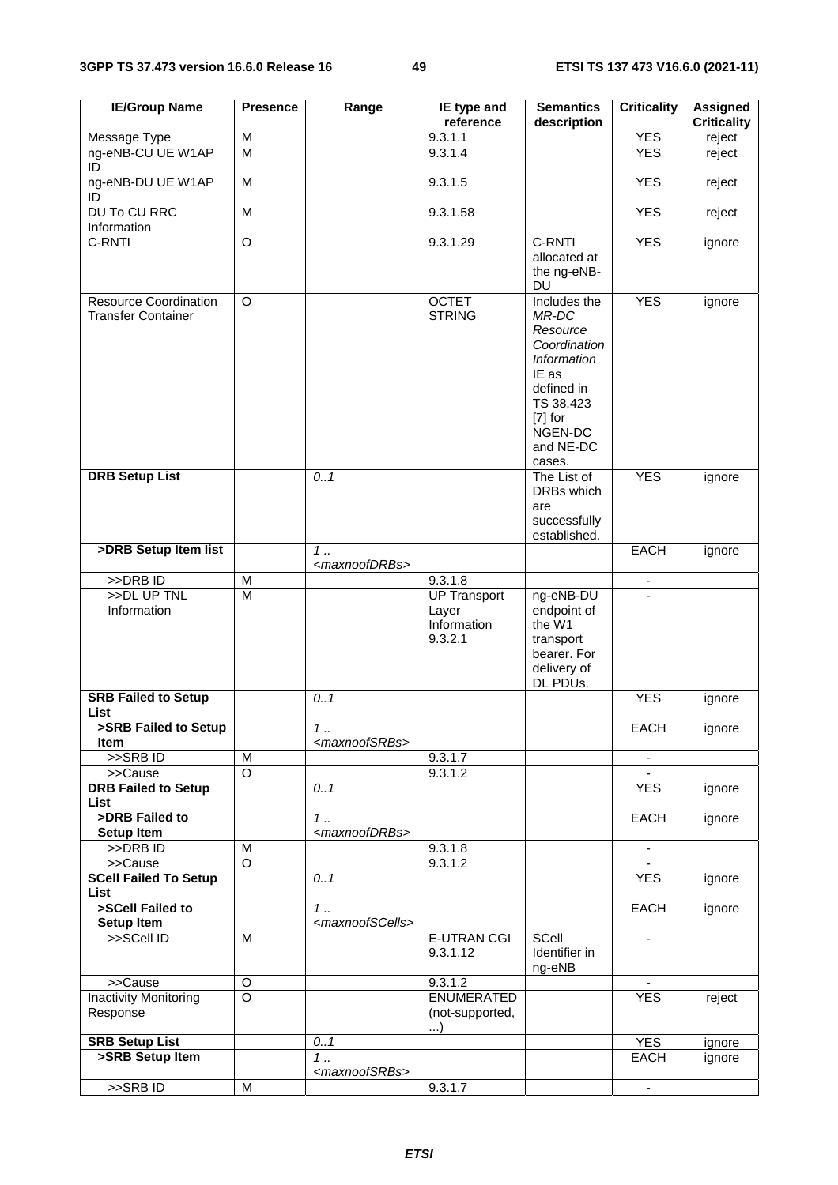| IE/Group Name | Presence | Range | IE type and reference | Semantics description | Criticality | Assigned Criticality |
|---|---|---|---|---|---|---|
| Message Type | M | | 9.3.1.1 | | YES | reject |
| ng-eNB-CU UE W1AP ID | M | | 9.3.1.4 | | YES | reject |
| ng-eNB-DU UE W1AP ID | M | | 9.3.1.5 | | YES | reject |
| DU To CU RRC Information | M | | 9.3.1.58 | | YES | reject |
| C-RNTI | O | | 9.3.1.29 | C-RNTI allocated at the ng-eNB-DU | YES | ignore |
| Resource Coordination Transfer Container | O | | OCTET STRING | Includes the *MR-DC Resource Coordination Information* IE as defined in TS 38.423 [7] for NGEN-DC and NE-DC cases. | YES | ignore |
| **DRB Setup List** | | *0..1* | | The List of DRBs which are successfully established. | YES | ignore |
| **>DRB Setup Item list** | | *1 .. <maxnoofDRBs>* | | | EACH | ignore |
| >>DRB ID | M | | 9.3.1.8 | | - | |
| >>DL UP TNL Information | M | | UP Transport Layer Information 9.3.2.1 | ng-eNB-DU endpoint of the W1 transport bearer. For delivery of DL PDUs. | - | |
| **SRB Failed to Setup List** | | *0..1* | | | YES | ignore |
| **>SRB Failed to Setup Item** | | *1 .. <maxnoofSRBs>* | | | EACH | ignore |
| >>SRB ID | M | | 9.3.1.7 | | - | |
| >>Cause | O | | 9.3.1.2 | | - | |
| **DRB Failed to Setup List** | | *0..1* | | | YES | ignore |
| **>DRB Failed to Setup Item** | | *1 .. <maxnoofDRBs>* | | | EACH | ignore |
| >>DRB ID | M | | 9.3.1.8 | | - | |
| >>Cause | O | | 9.3.1.2 | | - | |
| **SCell Failed To Setup List** | | *0..1* | | | YES | ignore |
| **>SCell Failed to Setup Item** | | *1 .. <maxnoofSCells>* | | | EACH | ignore |
| >>SCell ID | M | | E-UTRAN CGI 9.3.1.12 | SCell Identifier in ng-eNB | - | |
| >>Cause | O | | 9.3.1.2 | | - | |
| Inactivity Monitoring Response | O | | ENUMERATED (not-supported, ...) | | YES | reject |
| **SRB Setup List** | | *0..1* | | | YES | ignore |
| **>SRB Setup Item** | | *1 .. <maxnoofSRBs>* | | | EACH | ignore |
| >>SRB ID | M | | 9.3.1.7 | | - | |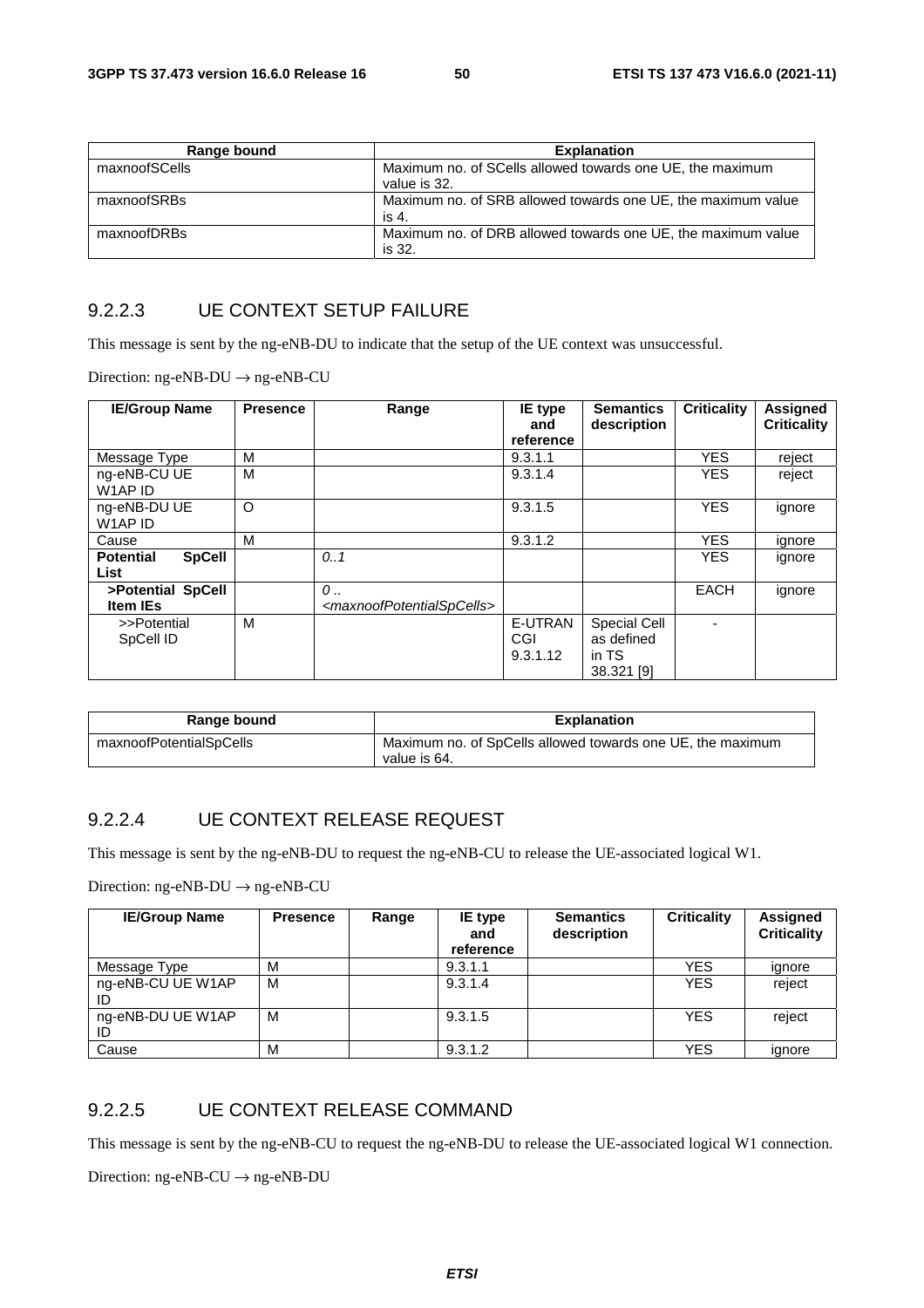| Range bound | Explanation |
|---|---|
| maxnoofSCells | Maximum no. of SCells allowed towards one UE, the maximum value is 32. |
| maxnoofSRBs | Maximum no. of SRB allowed towards one UE, the maximum value is 4. |
| maxnoofDRBs | Maximum no. of DRB allowed towards one UE, the maximum value is 32. |

### 9.2.2.3 UE CONTEXT SETUP FAILURE

This message is sent by the ng-eNB-DU to indicate that the setup of the UE context was unsuccessful.

Direction: ng-eNB-DU → ng-eNB-CU

| IE/Group Name | Presence | Range | IE type and reference | Semantics description | Criticality | Assigned Criticality |
|---|---|---|---|---|---|---|
| Message Type | M | | 9.3.1.1 | | YES | reject |
| ng-eNB-CU UE W1AP ID | M | | 9.3.1.4 | | YES | reject |
| ng-eNB-DU UE W1AP ID | O | | 9.3.1.5 | | YES | ignore |
| Cause | M | | 9.3.1.2 | | YES | ignore |
| **Potential SpCell List** | | *0..1* | | | YES | ignore |
| **>Potential SpCell Item IEs** | | *0 .. <maxnoofPotentialSpCells>* | | | EACH | ignore |
| >>Potential SpCell ID | M | | E-UTRAN CGI 9.3.1.12 | Special Cell as defined in TS 38.321 [9] | - | |

| Range bound | Explanation |
|---|---|
| maxnoofPotentialSpCells | Maximum no. of SpCells allowed towards one UE, the maximum value is 64. |

### 9.2.2.4 UE CONTEXT RELEASE REQUEST

This message is sent by the ng-eNB-DU to request the ng-eNB-CU to release the UE-associated logical W1.

Direction: ng-eNB-DU → ng-eNB-CU

| IE/Group Name | Presence | Range | IE type and reference | Semantics description | Criticality | Assigned Criticality |
|---|---|---|---|---|---|---|
| Message Type | M | | 9.3.1.1 | | YES | ignore |
| ng-eNB-CU UE W1AP ID | M | | 9.3.1.4 | | YES | reject |
| ng-eNB-DU UE W1AP ID | M | | 9.3.1.5 | | YES | reject |
| Cause | M | | 9.3.1.2 | | YES | ignore |

### 9.2.2.5 UE CONTEXT RELEASE COMMAND

This message is sent by the ng-eNB-CU to request the ng-eNB-DU to release the UE-associated logical W1 connection.

Direction: ng-eNB-CU → ng-eNB-DU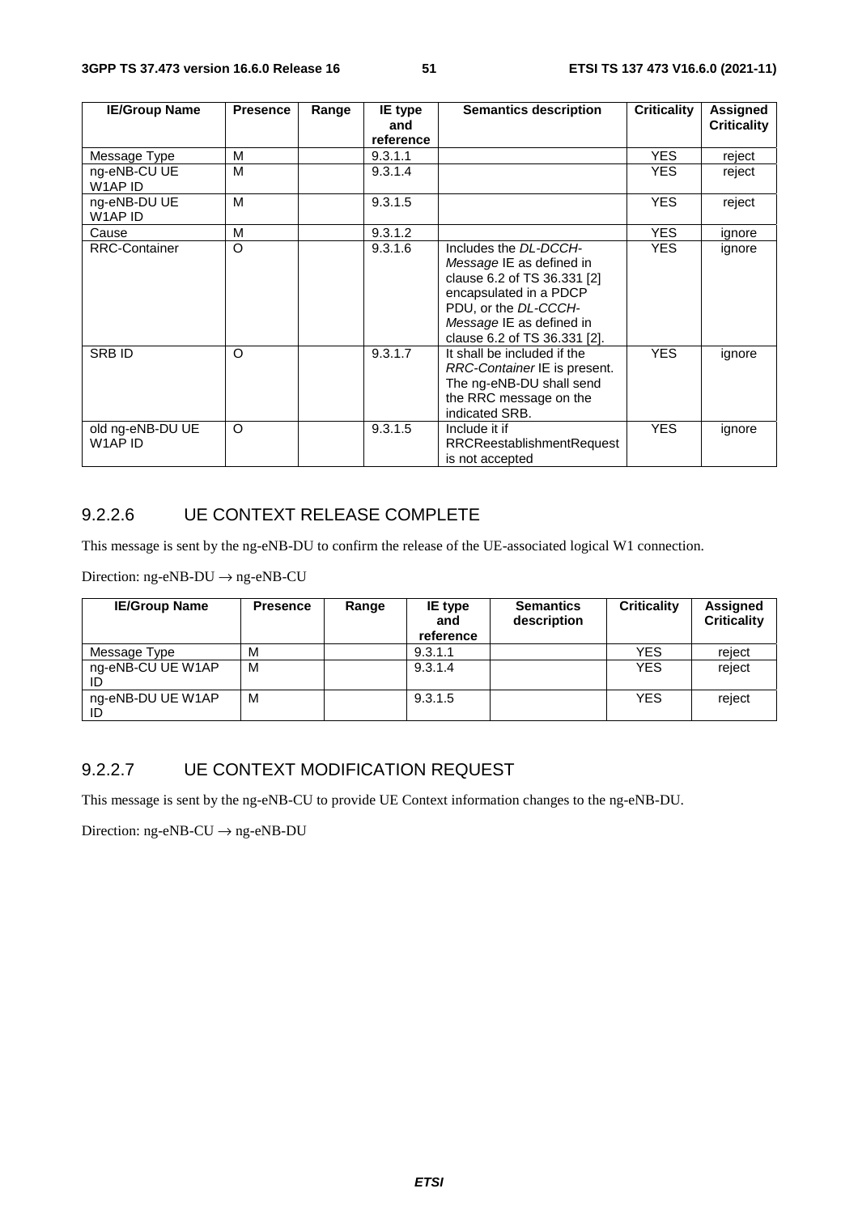| IE/Group Name | Presence | Range | IE type and reference | Semantics description | Criticality | Assigned Criticality |
|---|---|---|---|---|---|---|
| Message Type | M | | 9.3.1.1 | | YES | reject |
| ng-eNB-CU UE W1AP ID | M | | 9.3.1.4 | | YES | reject |
| ng-eNB-DU UE W1AP ID | M | | 9.3.1.5 | | YES | reject |
| Cause | M | | 9.3.1.2 | | YES | ignore |
| RRC-Container | O | | 9.3.1.6 | Includes the *DL-DCCH-Message* IE as defined in clause 6.2 of TS 36.331 [2] encapsulated in a PDCP PDU, or the *DL-CCCH-Message* IE as defined in clause 6.2 of TS 36.331 [2]. | YES | ignore |
| SRB ID | O | | 9.3.1.7 | It shall be included if the *RRC-Container* IE is present. The ng-eNB-DU shall send the RRC message on the indicated SRB. | YES | ignore |
| old ng-eNB-DU UE W1AP ID | O | | 9.3.1.5 | Include it if RRCReestablishmentRequest is not accepted | YES | ignore |

### 9.2.2.6 UE CONTEXT RELEASE COMPLETE

This message is sent by the ng-eNB-DU to confirm the release of the UE-associated logical W1 connection.

Direction: ng-eNB-DU → ng-eNB-CU

| IE/Group Name | Presence | Range | IE type and reference | Semantics description | Criticality | Assigned Criticality |
|---|---|---|---|---|---|---|
| Message Type | M | | 9.3.1.1 | | YES | reject |
| ng-eNB-CU UE W1AP ID | M | | 9.3.1.4 | | YES | reject |
| ng-eNB-DU UE W1AP ID | M | | 9.3.1.5 | | YES | reject |

### 9.2.2.7 UE CONTEXT MODIFICATION REQUEST

This message is sent by the ng-eNB-CU to provide UE Context information changes to the ng-eNB-DU.

Direction: ng-eNB-CU → ng-eNB-DU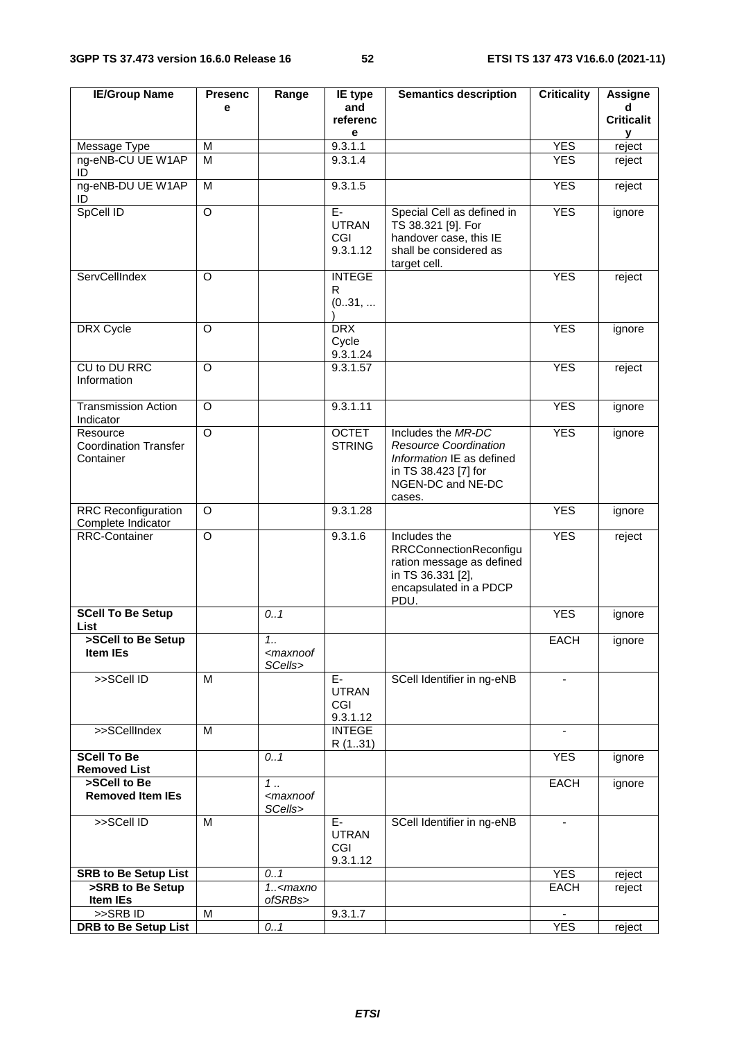| IE/Group Name | Presence | Range | IE type and reference | Semantics description | Criticality | Assigned Criticality |
|---|---|---|---|---|---|---|
| Message Type | M | | 9.3.1.1 | | YES | reject |
| ng-eNB-CU UE W1AP ID | M | | 9.3.1.4 | | YES | reject |
| ng-eNB-DU UE W1AP ID | M | | 9.3.1.5 | | YES | reject |
| SpCell ID | O | | E-UTRAN CGI 9.3.1.12 | Special Cell as defined in TS 38.321 [9]. For handover case, this IE shall be considered as target cell. | YES | ignore |
| ServCellIndex | O | | INTEGER (0..31, ...) | | YES | reject |
| DRX Cycle | O | | DRX Cycle 9.3.1.24 | | YES | ignore |
| CU to DU RRC Information | O | | 9.3.1.57 | | YES | reject |
| Transmission Action Indicator | O | | 9.3.1.11 | | YES | ignore |
| Resource Coordination Transfer Container | O | | OCTET STRING | Includes the *MR-DC Resource Coordination Information* IE as defined in TS 38.423 [7] for NGEN-DC and NE-DC cases. | YES | ignore |
| RRC Reconfiguration Complete Indicator | O | | 9.3.1.28 | | YES | ignore |
| RRC-Container | O | | 9.3.1.6 | Includes the RRCConnectionReconfiguration message as defined in TS 36.331 [2], encapsulated in a PDCP PDU. | YES | reject |
| **SCell To Be Setup List** | | *0..1* | | | YES | ignore |
| **>SCell to Be Setup Item IEs** | | *1..<maxnoofSCells>* | | | EACH | ignore |
| >>SCell ID | M | | E-UTRAN CGI 9.3.1.12 | SCell Identifier in ng-eNB | - | |
| >>SCellIndex | M | | INTEGER (1..31) | | - | |
| **SCell To Be Removed List** | | *0..1* | | | YES | ignore |
| **>SCell to Be Removed Item IEs** | | *1 ..<maxnoofSCells>* | | | EACH | ignore |
| >>SCell ID | M | | E-UTRAN CGI 9.3.1.12 | SCell Identifier in ng-eNB | - | |
| **SRB to Be Setup List** | | *0..1* | | | YES | reject |
| **>SRB to Be Setup Item IEs** | | *1..<maxnoofSRBs>* | | | EACH | reject |
| >>SRB ID | M | | 9.3.1.7 | | - | |
| **DRB to Be Setup List** | | *0..1* | | | YES | reject |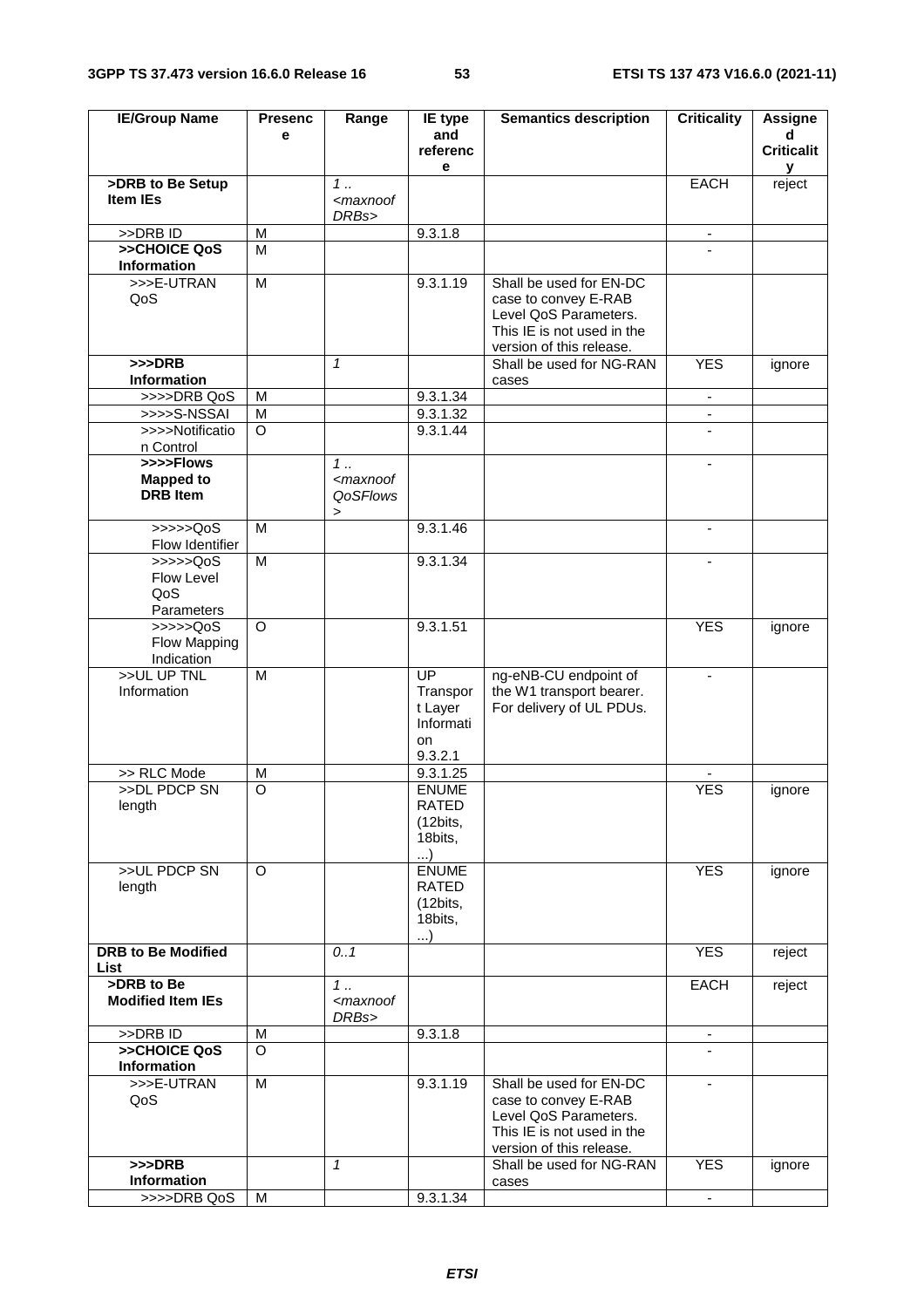| IE/Group Name | Presence | Range | IE type and reference | Semantics description | Criticality | Assigned Criticality |
|---|---|---|---|---|---|---|
| **>DRB to Be Setup Item IEs** | | *1 .. <maxnoofDRBs>* | | | EACH | reject |
| >>DRB ID | M | | 9.3.1.8 | | - | |
| **>>CHOICE QoS Information** | M | | | | - | |
| >>>E-UTRAN QoS | M | | 9.3.1.19 | Shall be used for EN-DC case to convey E-RAB Level QoS Parameters. This IE is not used in the version of this release. | | |
| **>>>DRB Information** | | *1* | | Shall be used for NG-RAN cases | YES | ignore |
| >>>>DRB QoS | M | | 9.3.1.34 | | - | |
| >>>>S-NSSAI | M | | 9.3.1.32 | | - | |
| >>>>Notification Control | O | | 9.3.1.44 | | - | |
| **>>>>Flows Mapped to DRB Item** | | *1 .. <maxnoofQoSFlows>* | | | - | |
| >>>>>QoS Flow Identifier | M | | 9.3.1.46 | | - | |
| >>>>>QoS Flow Level QoS Parameters | M | | 9.3.1.34 | | - | |
| >>>>>QoS Flow Mapping Indication | O | | 9.3.1.51 | | YES | ignore |
| >>UL UP TNL Information | M | | UP Transport Layer Information 9.3.2.1 | ng-eNB-CU endpoint of the W1 transport bearer. For delivery of UL PDUs. | - | |
| >> RLC Mode | M | | 9.3.1.25 | | - | |
| >>DL PDCP SN length | O | | ENUMERATED (12bits, 18bits, ...) | | YES | ignore |
| >>UL PDCP SN length | O | | ENUMERATED (12bits, 18bits, ...) | | YES | ignore |
| **DRB to Be Modified List** | | *0..1* | | | YES | reject |
| **>DRB to Be Modified Item IEs** | | *1 .. <maxnoofDRBs>* | | | EACH | reject |
| >>DRB ID | M | | 9.3.1.8 | | - | |
| **>>CHOICE QoS Information** | O | | | | - | |
| >>>E-UTRAN QoS | M | | 9.3.1.19 | Shall be used for EN-DC case to convey E-RAB Level QoS Parameters. This IE is not used in the version of this release. | - | |
| **>>>DRB Information** | | *1* | | Shall be used for NG-RAN cases | YES | ignore |
| >>>>DRB QoS | M | | 9.3.1.34 | | - | |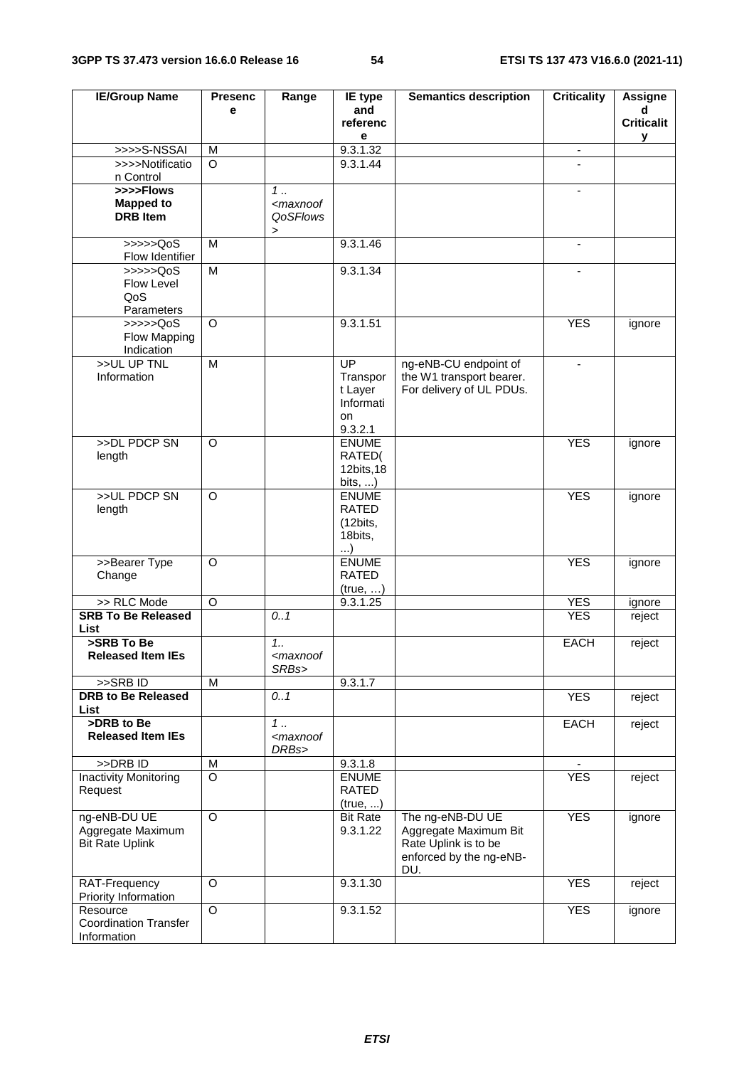| IE/Group Name | Presence | Range | IE type and reference | Semantics description | Criticality | Assigned Criticality |
|---|---|---|---|---|---|---|
| >>>>S-NSSAI | M | | 9.3.1.32 | | - | |
| >>>>Notification Control | O | | 9.3.1.44 | | - | |
| **>>>>Flows Mapped to DRB Item** | | *1 .. <maxnoofQoSFlows>* | | | - | |
| >>>>>QoS Flow Identifier | M | | 9.3.1.46 | | - | |
| >>>>>QoS Flow Level QoS Parameters | M | | 9.3.1.34 | | - | |
| >>>>>QoS Flow Mapping Indication | O | | 9.3.1.51 | | YES | ignore |
| >>UL UP TNL Information | M | | UP Transport Layer Information 9.3.2.1 | ng-eNB-CU endpoint of the W1 transport bearer. For delivery of UL PDUs. | - | |
| >>DL PDCP SN length | O | | ENUMERATED(12bits,18bits, ...) | | YES | ignore |
| >>UL PDCP SN length | O | | ENUMERATED (12bits, 18bits, ...) | | YES | ignore |
| >>Bearer Type Change | O | | ENUMERATED (true, …) | | YES | ignore |
| >> RLC Mode | O | | 9.3.1.25 | | YES | ignore |
| **SRB To Be Released List** | | *0..1* | | | YES | reject |
| **>SRB To Be Released Item IEs** | | *1.. <maxnoofSRBs>* | | | EACH | reject |
| >>SRB ID | M | | 9.3.1.7 | | | |
| **DRB to Be Released List** | | *0..1* | | | YES | reject |
| **>DRB to Be Released Item IEs** | | *1 .. <maxnoofDRBs>* | | | EACH | reject |
| >>DRB ID | M | | 9.3.1.8 | | - | |
| Inactivity Monitoring Request | O | | ENUMERATED (true, ...) | | YES | reject |
| ng-eNB-DU UE Aggregate Maximum Bit Rate Uplink | O | | Bit Rate 9.3.1.22 | The ng-eNB-DU UE Aggregate Maximum Bit Rate Uplink is to be enforced by the ng-eNB-DU. | YES | ignore |
| RAT-Frequency Priority Information | O | | 9.3.1.30 | | YES | reject |
| Resource Coordination Transfer Information | O | | 9.3.1.52 | | YES | ignore |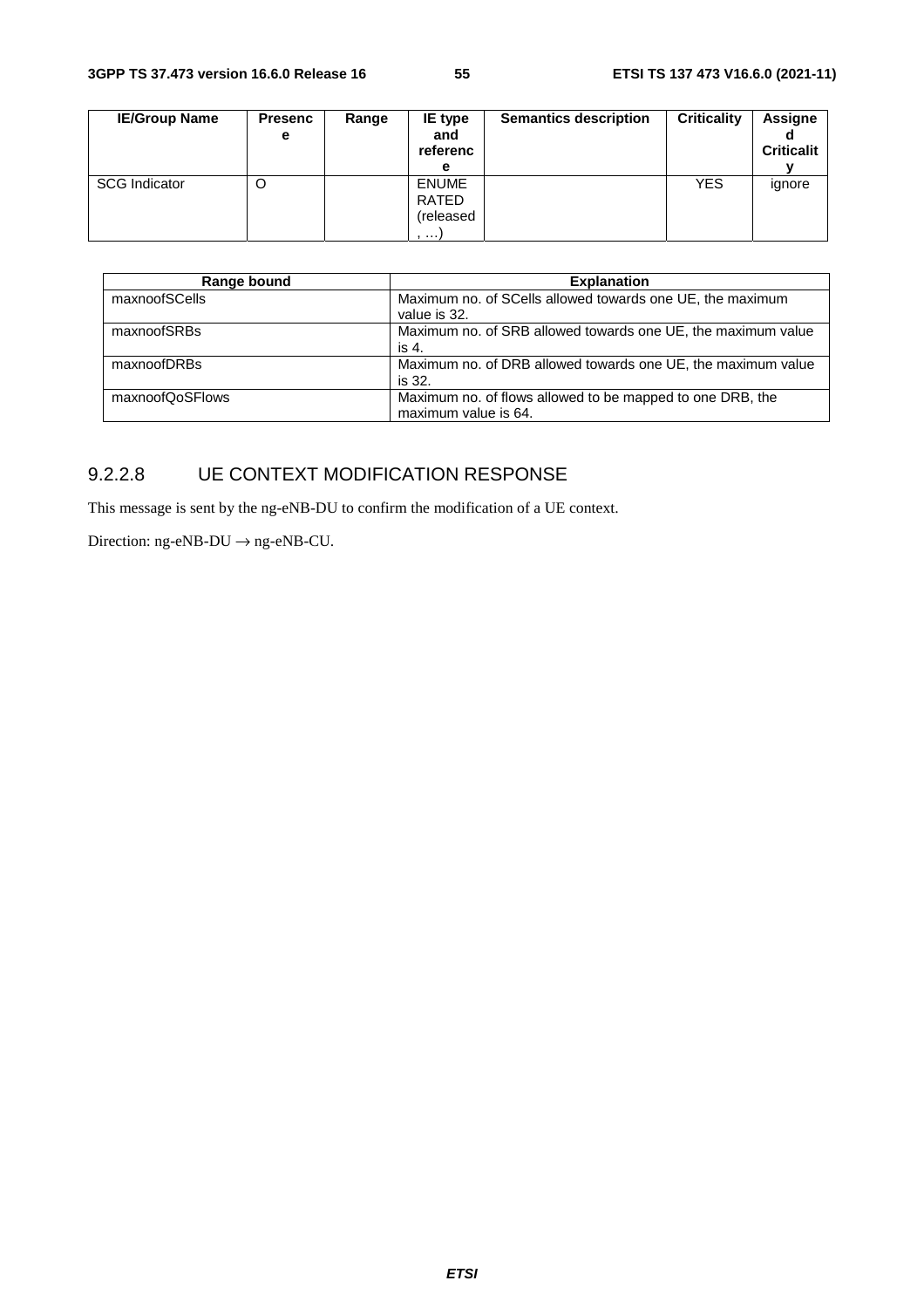| IE/Group Name | Presence | Range | IE type and reference | Semantics description | Criticality | Assigned Criticality |
|---|---|---|---|---|---|---|
| SCG Indicator | O | | ENUMERATED (released, …) | | YES | ignore |

| Range bound | Explanation |
|---|---|
| maxnoofSCells | Maximum no. of SCells allowed towards one UE, the maximum value is 32. |
| maxnoofSRBs | Maximum no. of SRB allowed towards one UE, the maximum value is 4. |
| maxnoofDRBs | Maximum no. of DRB allowed towards one UE, the maximum value is 32. |
| maxnoofQoSFlows | Maximum no. of flows allowed to be mapped to one DRB, the maximum value is 64. |

### 9.2.2.8 UE CONTEXT MODIFICATION RESPONSE

This message is sent by the ng-eNB-DU to confirm the modification of a UE context.

Direction: ng-eNB-DU → ng-eNB-CU.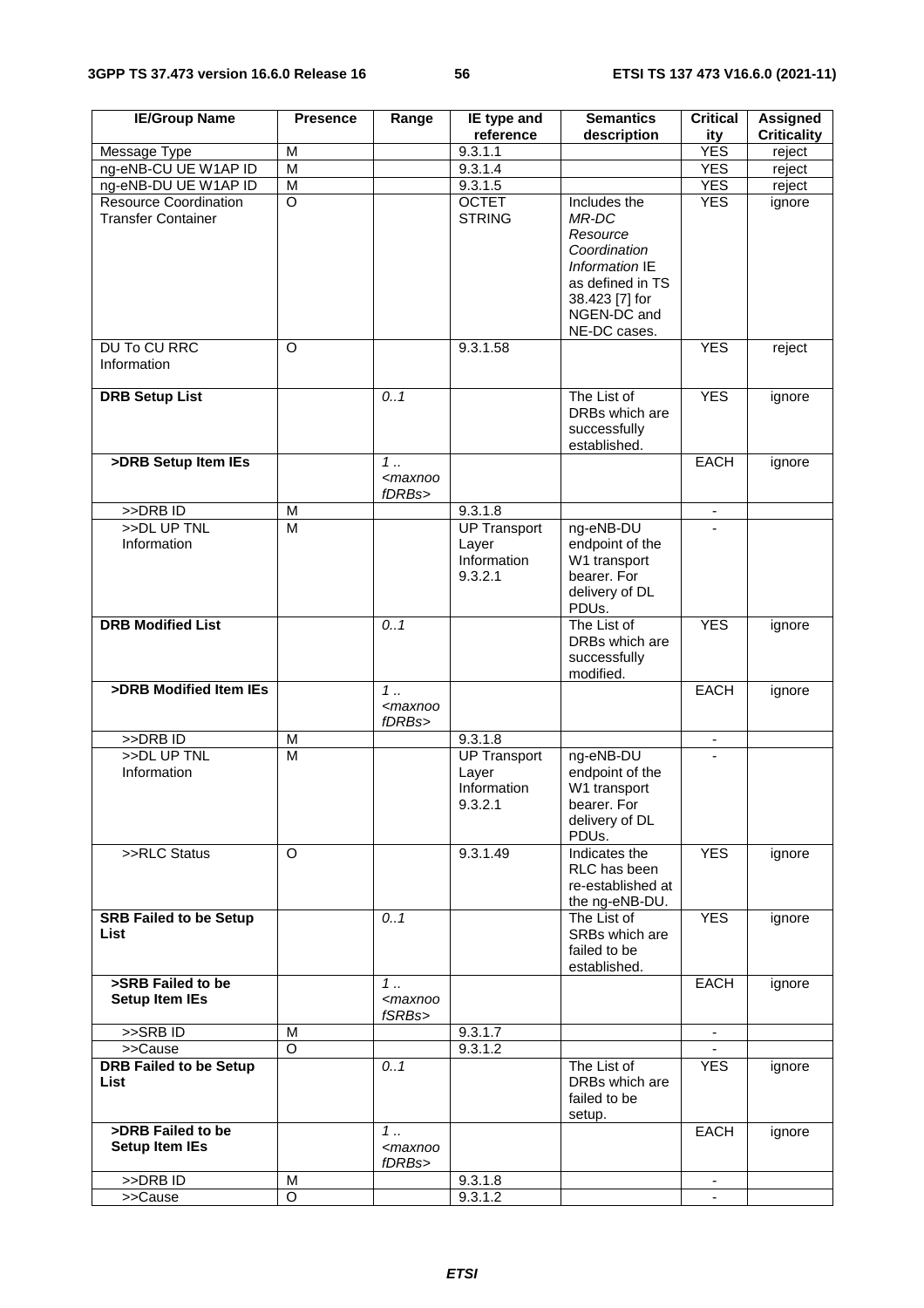| IE/Group Name | Presence | Range | IE type and reference | Semantics description | Criticality | Assigned Criticality |
|---|---|---|---|---|---|---|
| Message Type | M | | 9.3.1.1 | | YES | reject |
| ng-eNB-CU UE W1AP ID | M | | 9.3.1.4 | | YES | reject |
| ng-eNB-DU UE W1AP ID | M | | 9.3.1.5 | | YES | reject |
| Resource Coordination Transfer Container | O | | OCTET STRING | Includes the *MR-DC Resource Coordination Information* IE as defined in TS 38.423 [7] for NGEN-DC and NE-DC cases. | YES | ignore |
| DU To CU RRC Information | O | | 9.3.1.58 | | YES | reject |
| **DRB Setup List** | | *0..1* | | The List of DRBs which are successfully established. | YES | ignore |
| **>DRB Setup Item IEs** | | *1 .. <maxnoofDRBs>* | | | EACH | ignore |
| >>DRB ID | M | | 9.3.1.8 | | - | |
| >>DL UP TNL Information | M | | UP Transport Layer Information 9.3.2.1 | ng-eNB-DU endpoint of the W1 transport bearer. For delivery of DL PDUs. | - | |
| **DRB Modified List** | | *0..1* | | The List of DRBs which are successfully modified. | YES | ignore |
| **>DRB Modified Item IEs** | | *1 .. <maxnoofDRBs>* | | | EACH | ignore |
| >>DRB ID | M | | 9.3.1.8 | | - | |
| >>DL UP TNL Information | M | | UP Transport Layer Information 9.3.2.1 | ng-eNB-DU endpoint of the W1 transport bearer. For delivery of DL PDUs. | - | |
| >>RLC Status | O | | 9.3.1.49 | Indicates the RLC has been re-established at the ng-eNB-DU. | YES | ignore |
| **SRB Failed to be Setup List** | | *0..1* | | The List of SRBs which are failed to be established. | YES | ignore |
| **>SRB Failed to be Setup Item IEs** | | *1 .. <maxnoofSRBs>* | | | EACH | ignore |
| >>SRB ID | M | | 9.3.1.7 | | - | |
| >>Cause | O | | 9.3.1.2 | | - | |
| **DRB Failed to be Setup List** | | *0..1* | | The List of DRBs which are failed to be setup. | YES | ignore |
| **>DRB Failed to be Setup Item IEs** | | *1 .. <maxnoofDRBs>* | | | EACH | ignore |
| >>DRB ID | M | | 9.3.1.8 | | - | |
| >>Cause | O | | 9.3.1.2 | | - | |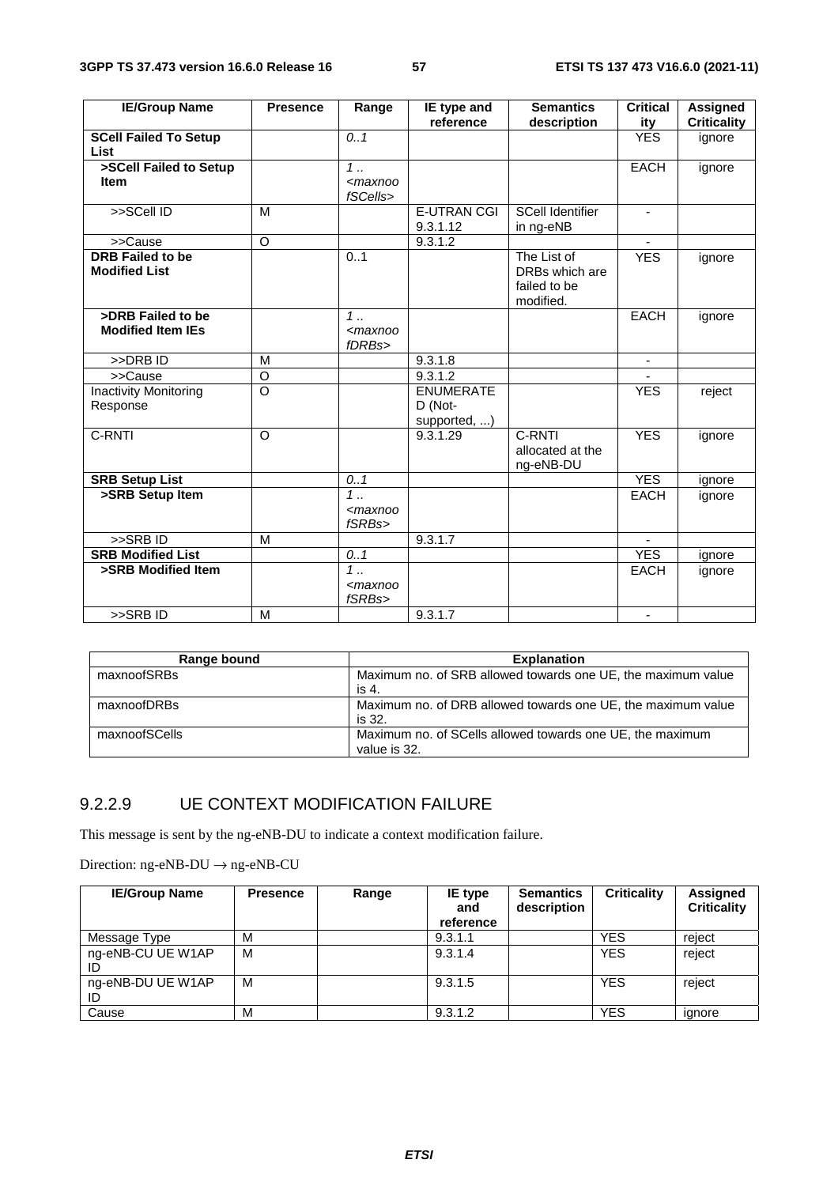| IE/Group Name | Presence | Range | IE type and reference | Semantics description | Criticality | Assigned Criticality |
|---|---|---|---|---|---|---|
| **SCell Failed To Setup List** | | *0..1* | | | YES | ignore |
| **>SCell Failed to Setup Item** | | *1 .. <maxnoofSCells>* | | | EACH | ignore |
| >>SCell ID | M | | E-UTRAN CGI 9.3.1.12 | SCell Identifier in ng-eNB | - | |
| >>Cause | O | | 9.3.1.2 | | - | |
| **DRB Failed to be Modified List** | | 0..1 | | The List of DRBs which are failed to be modified. | YES | ignore |
| **>DRB Failed to be Modified Item IEs** | | *1 .. <maxnoofDRBs>* | | | EACH | ignore |
| >>DRB ID | M | | 9.3.1.8 | | - | |
| >>Cause | O | | 9.3.1.2 | | - | |
| Inactivity Monitoring Response | O | | ENUMERATED (Not-supported, ...) | | YES | reject |
| C-RNTI | O | | 9.3.1.29 | C-RNTI allocated at the ng-eNB-DU | YES | ignore |
| **SRB Setup List** | | *0..1* | | | YES | ignore |
| **>SRB Setup Item** | | *1 .. <maxnoofSRBs>* | | | EACH | ignore |
| >>SRB ID | M | | 9.3.1.7 | | - | |
| **SRB Modified List** | | *0..1* | | | YES | ignore |
| **>SRB Modified Item** | | *1 .. <maxnoofSRBs>* | | | EACH | ignore |
| >>SRB ID | M | | 9.3.1.7 | | - | |

| Range bound | Explanation |
|---|---|
| maxnoofSRBs | Maximum no. of SRB allowed towards one UE, the maximum value is 4. |
| maxnoofDRBs | Maximum no. of DRB allowed towards one UE, the maximum value is 32. |
| maxnoofSCells | Maximum no. of SCells allowed towards one UE, the maximum value is 32. |

### 9.2.2.9 UE CONTEXT MODIFICATION FAILURE

This message is sent by the ng-eNB-DU to indicate a context modification failure.

Direction: ng-eNB-DU → ng-eNB-CU

| IE/Group Name | Presence | Range | IE type and reference | Semantics description | Criticality | Assigned Criticality |
|---|---|---|---|---|---|---|
| Message Type | M | | 9.3.1.1 | | YES | reject |
| ng-eNB-CU UE W1AP ID | M | | 9.3.1.4 | | YES | reject |
| ng-eNB-DU UE W1AP ID | M | | 9.3.1.5 | | YES | reject |
| Cause | M | | 9.3.1.2 | | YES | ignore |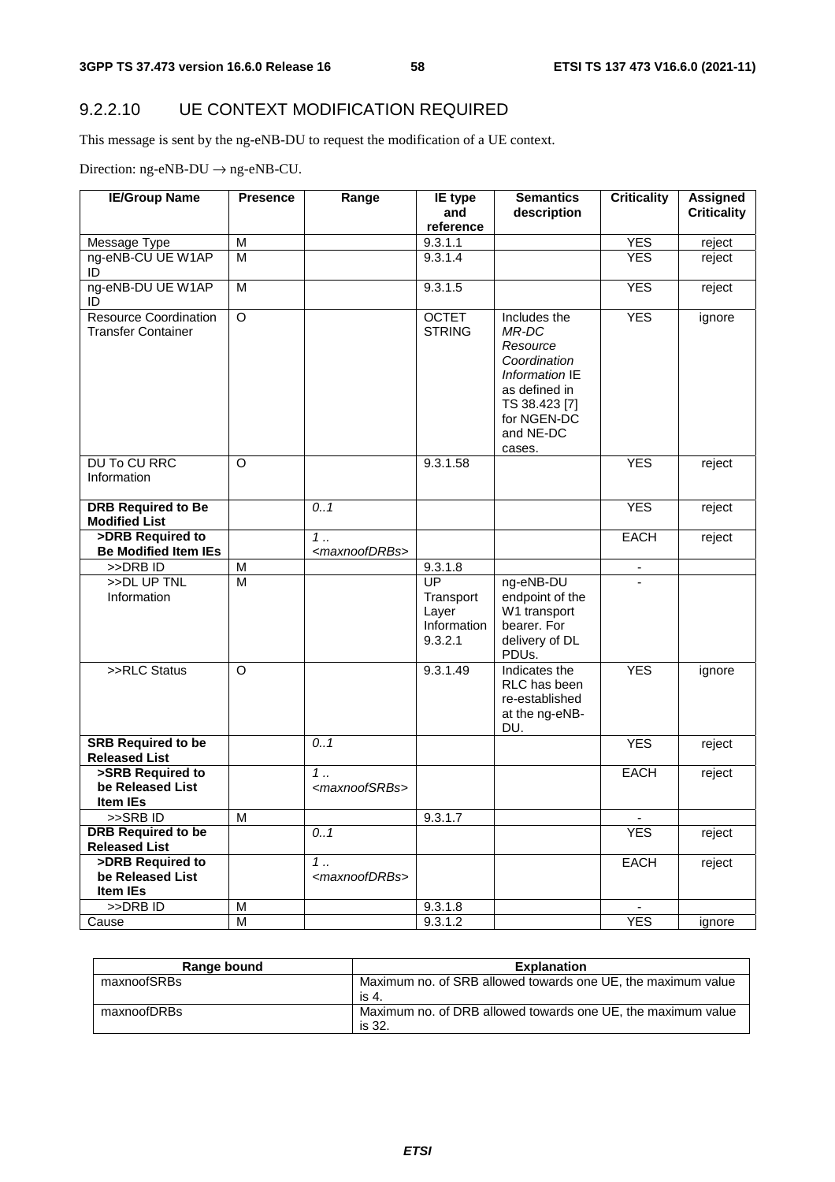### 9.2.2.10 UE CONTEXT MODIFICATION REQUIRED

This message is sent by the ng-eNB-DU to request the modification of a UE context.

Direction: ng-eNB-DU → ng-eNB-CU.

| IE/Group Name | Presence | Range | IE type and reference | Semantics description | Criticality | Assigned Criticality |
|---|---|---|---|---|---|---|
| Message Type | M | | 9.3.1.1 | | YES | reject |
| ng-eNB-CU UE W1AP ID | M | | 9.3.1.4 | | YES | reject |
| ng-eNB-DU UE W1AP ID | M | | 9.3.1.5 | | YES | reject |
| Resource Coordination Transfer Container | O | | OCTET STRING | Includes the *MR-DC Resource Coordination Information* IE as defined in TS 38.423 [7] for NGEN-DC and NE-DC cases. | YES | ignore |
| DU To CU RRC Information | O | | 9.3.1.58 | | YES | reject |
| **DRB Required to Be Modified List** | | *0..1* | | | YES | reject |
| **>DRB Required to Be Modified Item IEs** | | *1 .. <maxnoofDRBs>* | | | EACH | reject |
| >>DRB ID | M | | 9.3.1.8 | | - | |
| >>DL UP TNL Information | M | | UP Transport Layer Information 9.3.2.1 | ng-eNB-DU endpoint of the W1 transport bearer. For delivery of DL PDUs. | - | |
| >>RLC Status | O | | 9.3.1.49 | Indicates the RLC has been re-established at the ng-eNB-DU. | YES | ignore |
| **SRB Required to be Released List** | | *0..1* | | | YES | reject |
| **>SRB Required to be Released List Item IEs** | | *1 .. <maxnoofSRBs>* | | | EACH | reject |
| >>SRB ID | M | | 9.3.1.7 | | - | |
| **DRB Required to be Released List** | | *0..1* | | | YES | reject |
| **>DRB Required to be Released List Item IEs** | | *1 .. <maxnoofDRBs>* | | | EACH | reject |
| >>DRB ID | M | | 9.3.1.8 | | - | |
| Cause | M | | 9.3.1.2 | | YES | ignore |

| Range bound | Explanation |
|---|---|
| maxnoofSRBs | Maximum no. of SRB allowed towards one UE, the maximum value is 4. |
| maxnoofDRBs | Maximum no. of DRB allowed towards one UE, the maximum value is 32. |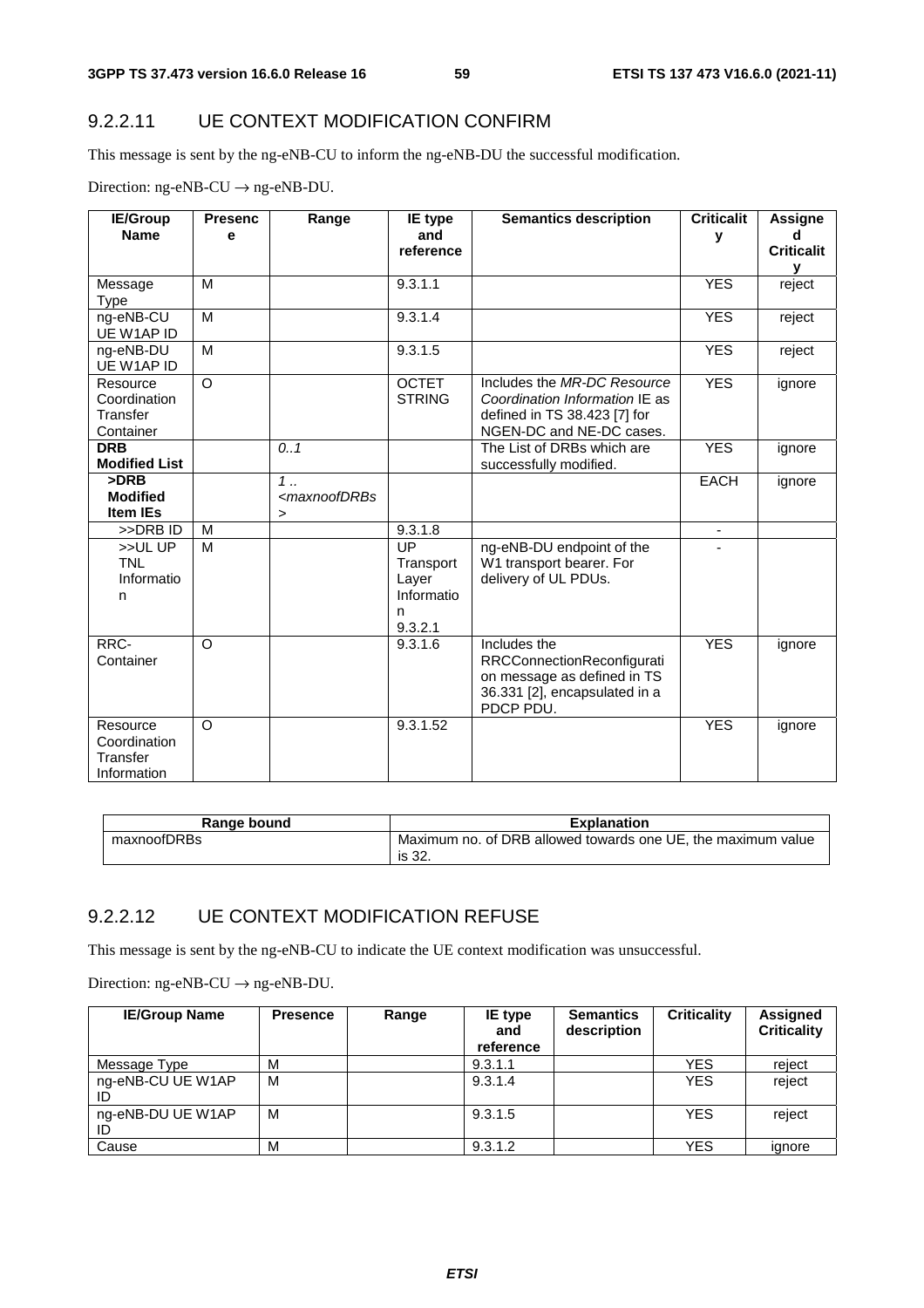### 9.2.2.11 UE CONTEXT MODIFICATION CONFIRM

This message is sent by the ng-eNB-CU to inform the ng-eNB-DU the successful modification.

Direction: ng-eNB-CU → ng-eNB-DU.

| IE/Group Name | Presence | Range | IE type and reference | Semantics description | Criticality | Assigned Criticality |
|---|---|---|---|---|---|---|
| Message Type | M | | 9.3.1.1 | | YES | reject |
| ng-eNB-CU UE W1AP ID | M | | 9.3.1.4 | | YES | reject |
| ng-eNB-DU UE W1AP ID | M | | 9.3.1.5 | | YES | reject |
| Resource Coordination Transfer Container | O | | OCTET STRING | Includes the *MR-DC Resource Coordination Information* IE as defined in TS 38.423 [7] for NGEN-DC and NE-DC cases. | YES | ignore |
| **DRB Modified List** | | *0..1* | | The List of DRBs which are successfully modified. | YES | ignore |
| **>DRB Modified Item IEs** | | *1 .. <maxnoofDRBs>* | | | EACH | ignore |
| >>DRB ID | M | | 9.3.1.8 | | - | |
| >>UL UP TNL Information | M | | UP Transport Layer Information 9.3.2.1 | ng-eNB-DU endpoint of the W1 transport bearer. For delivery of UL PDUs. | - | |
| RRC-Container | O | | 9.3.1.6 | Includes the RRCConnectionReconfiguration message as defined in TS 36.331 [2], encapsulated in a PDCP PDU. | YES | ignore |
| Resource Coordination Transfer Information | O | | 9.3.1.52 | | YES | ignore |

| Range bound | Explanation |
|---|---|
| maxnoofDRBs | Maximum no. of DRB allowed towards one UE, the maximum value is 32. |

### 9.2.2.12 UE CONTEXT MODIFICATION REFUSE

This message is sent by the ng-eNB-CU to indicate the UE context modification was unsuccessful.

Direction: ng-eNB-CU → ng-eNB-DU.

| IE/Group Name | Presence | Range | IE type and reference | Semantics description | Criticality | Assigned Criticality |
|---|---|---|---|---|---|---|
| Message Type | M | | 9.3.1.1 | | YES | reject |
| ng-eNB-CU UE W1AP ID | M | | 9.3.1.4 | | YES | reject |
| ng-eNB-DU UE W1AP ID | M | | 9.3.1.5 | | YES | reject |
| Cause | M | | 9.3.1.2 | | YES | ignore |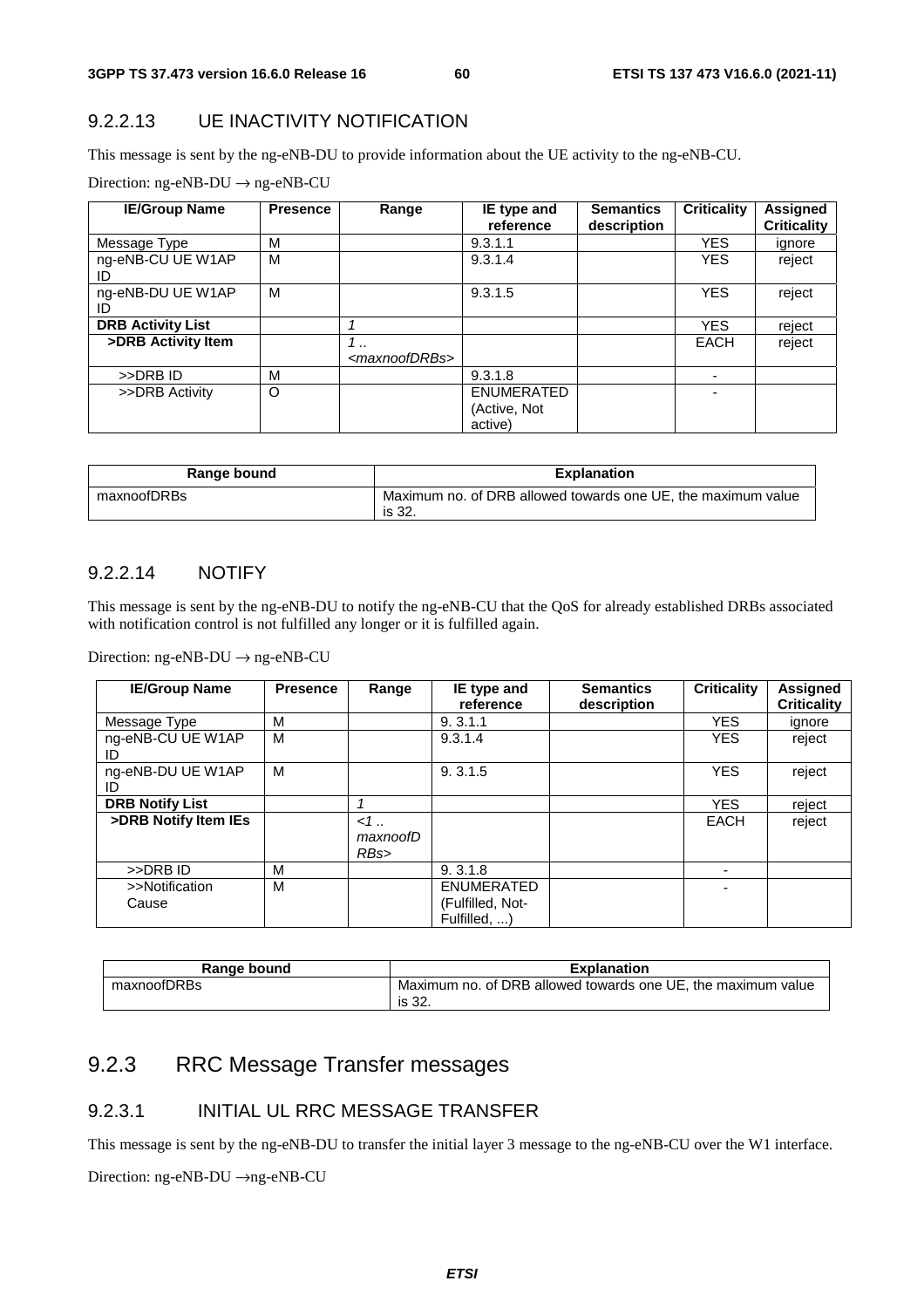### 9.2.2.13 UE INACTIVITY NOTIFICATION

This message is sent by the ng-eNB-DU to provide information about the UE activity to the ng-eNB-CU.

Direction: ng-eNB-DU → ng-eNB-CU

| IE/Group Name | Presence | Range | IE type and reference | Semantics description | Criticality | Assigned Criticality |
|---|---|---|---|---|---|---|
| Message Type | M | | 9.3.1.1 | | YES | ignore |
| ng-eNB-CU UE W1AP ID | M | | 9.3.1.4 | | YES | reject |
| ng-eNB-DU UE W1AP ID | M | | 9.3.1.5 | | YES | reject |
| **DRB Activity List** | | *1* | | | YES | reject |
| **>DRB Activity Item** | | *1 .. <maxnoofDRBs>* | | | EACH | reject |
| >>DRB ID | M | | 9.3.1.8 | | - | |
| >>DRB Activity | O | | ENUMERATED (Active, Not active) | | - | |

| Range bound | Explanation |
|---|---|
| maxnoofDRBs | Maximum no. of DRB allowed towards one UE, the maximum value is 32. |

### 9.2.2.14 NOTIFY

This message is sent by the ng-eNB-DU to notify the ng-eNB-CU that the QoS for already established DRBs associated with notification control is not fulfilled any longer or it is fulfilled again.

Direction: ng-eNB-DU → ng-eNB-CU

| IE/Group Name | Presence | Range | IE type and reference | Semantics description | Criticality | Assigned Criticality |
|---|---|---|---|---|---|---|
| Message Type | M | | 9. 3.1.1 | | YES | ignore |
| ng-eNB-CU UE W1AP ID | M | | 9.3.1.4 | | YES | reject |
| ng-eNB-DU UE W1AP ID | M | | 9. 3.1.5 | | YES | reject |
| **DRB Notify List** | | *1* | | | YES | reject |
| **>DRB Notify Item IEs** | | *<1 .. maxnoofDRBs>* | | | EACH | reject |
| >>DRB ID | M | | 9. 3.1.8 | | - | |
| >>Notification Cause | M | | ENUMERATED (Fulfilled, Not-Fulfilled, ...) | | - | |

| Range bound | Explanation |
|---|---|
| maxnoofDRBs | Maximum no. of DRB allowed towards one UE, the maximum value is 32. |

## 9.2.3 RRC Message Transfer messages

### 9.2.3.1 INITIAL UL RRC MESSAGE TRANSFER

This message is sent by the ng-eNB-DU to transfer the initial layer 3 message to the ng-eNB-CU over the W1 interface.

Direction: ng-eNB-DU →ng-eNB-CU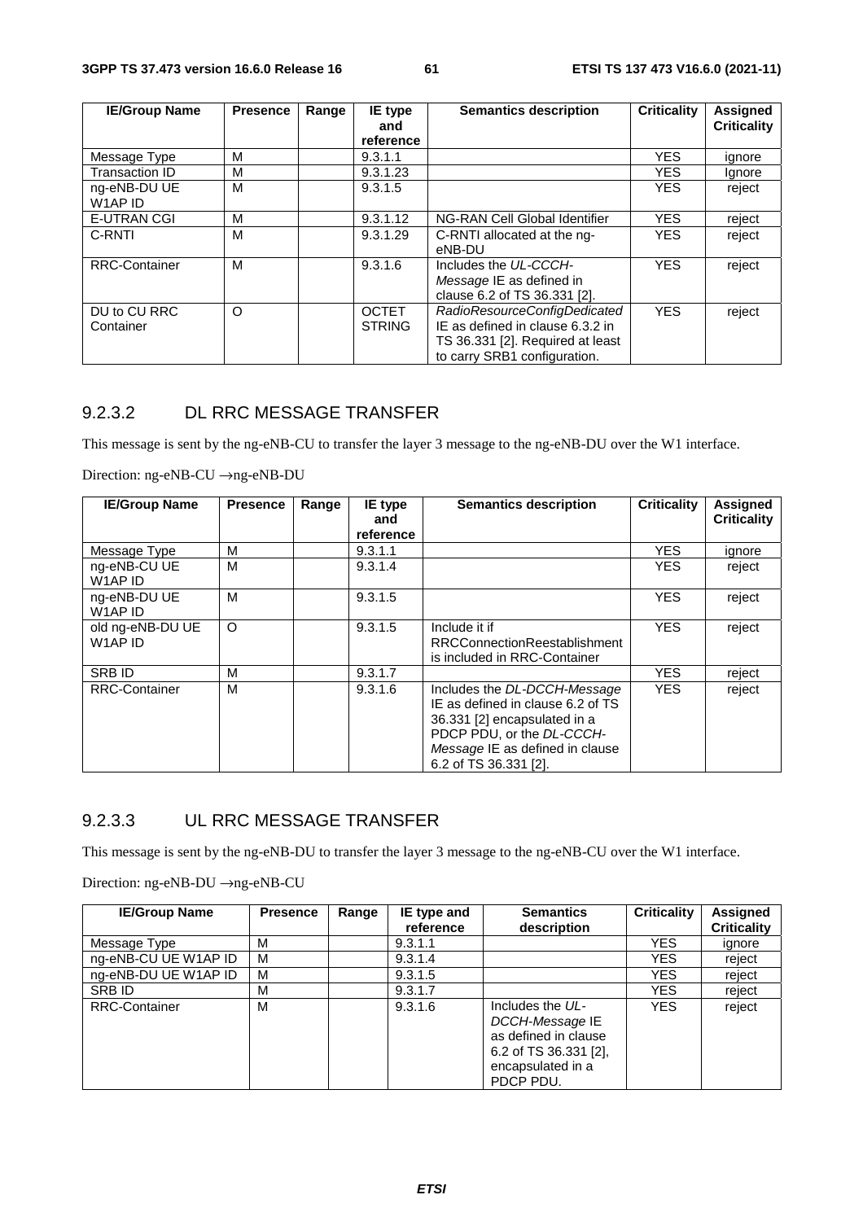| IE/Group Name | Presence | Range | IE type and reference | Semantics description | Criticality | Assigned Criticality |
|---|---|---|---|---|---|---|
| Message Type | M | | 9.3.1.1 | | YES | ignore |
| Transaction ID | M | | 9.3.1.23 | | YES | Ignore |
| ng-eNB-DU UE W1AP ID | M | | 9.3.1.5 | | YES | reject |
| E-UTRAN CGI | M | | 9.3.1.12 | NG-RAN Cell Global Identifier | YES | reject |
| C-RNTI | M | | 9.3.1.29 | C-RNTI allocated at the ng-eNB-DU | YES | reject |
| RRC-Container | M | | 9.3.1.6 | Includes the *UL-CCCH-Message* IE as defined in clause 6.2 of TS 36.331 [2]. | YES | reject |
| DU to CU RRC Container | O | | OCTET STRING | *RadioResourceConfigDedicated* IE as defined in clause 6.3.2 in TS 36.331 [2]. Required at least to carry SRB1 configuration. | YES | reject |

### 9.2.3.2 DL RRC MESSAGE TRANSFER

This message is sent by the ng-eNB-CU to transfer the layer 3 message to the ng-eNB-DU over the W1 interface.

Direction: ng-eNB-CU →ng-eNB-DU

| IE/Group Name | Presence | Range | IE type and reference | Semantics description | Criticality | Assigned Criticality |
|---|---|---|---|---|---|---|
| Message Type | M | | 9.3.1.1 | | YES | ignore |
| ng-eNB-CU UE W1AP ID | M | | 9.3.1.4 | | YES | reject |
| ng-eNB-DU UE W1AP ID | M | | 9.3.1.5 | | YES | reject |
| old ng-eNB-DU UE W1AP ID | O | | 9.3.1.5 | Include it if RRCConnectionReestablishment is included in RRC-Container | YES | reject |
| SRB ID | M | | 9.3.1.7 | | YES | reject |
| RRC-Container | M | | 9.3.1.6 | Includes the *DL-DCCH-Message* IE as defined in clause 6.2 of TS 36.331 [2] encapsulated in a PDCP PDU, or the *DL-CCCH-Message* IE as defined in clause 6.2 of TS 36.331 [2]. | YES | reject |

### 9.2.3.3 UL RRC MESSAGE TRANSFER

This message is sent by the ng-eNB-DU to transfer the layer 3 message to the ng-eNB-CU over the W1 interface.

Direction: ng-eNB-DU →ng-eNB-CU

| IE/Group Name | Presence | Range | IE type and reference | Semantics description | Criticality | Assigned Criticality |
|---|---|---|---|---|---|---|
| Message Type | M | | 9.3.1.1 | | YES | ignore |
| ng-eNB-CU UE W1AP ID | M | | 9.3.1.4 | | YES | reject |
| ng-eNB-DU UE W1AP ID | M | | 9.3.1.5 | | YES | reject |
| SRB ID | M | | 9.3.1.7 | | YES | reject |
| RRC-Container | M | | 9.3.1.6 | Includes the *UL-DCCH-Message* IE as defined in clause 6.2 of TS 36.331 [2], encapsulated in a PDCP PDU. | YES | reject |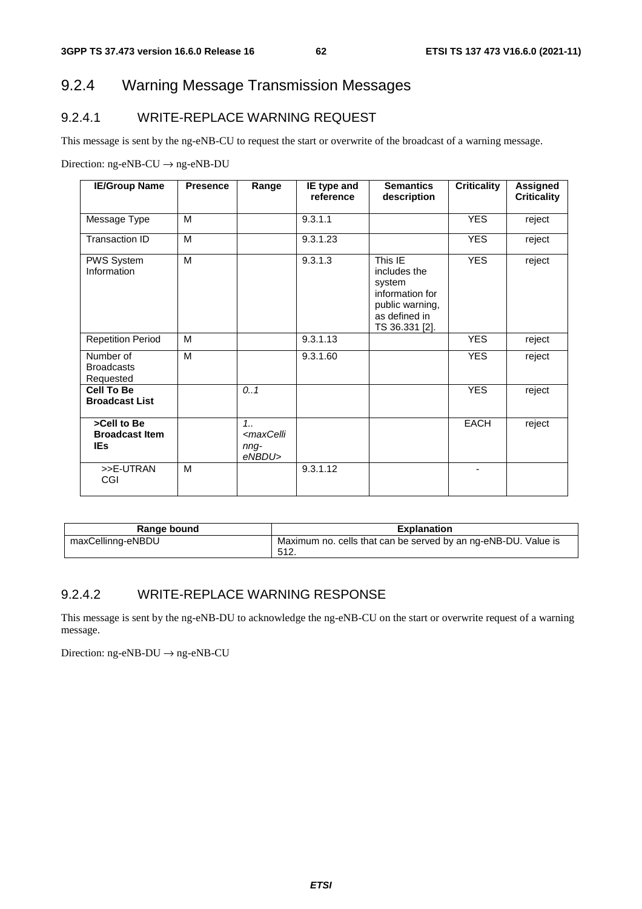## 9.2.4 Warning Message Transmission Messages

### 9.2.4.1 WRITE-REPLACE WARNING REQUEST

This message is sent by the ng-eNB-CU to request the start or overwrite of the broadcast of a warning message.

Direction: ng-eNB-CU → ng-eNB-DU

| IE/Group Name | Presence | Range | IE type and reference | Semantics description | Criticality | Assigned Criticality |
|---|---|---|---|---|---|---|
| Message Type | M | | 9.3.1.1 | | YES | reject |
| Transaction ID | M | | 9.3.1.23 | | YES | reject |
| PWS System Information | M | | 9.3.1.3 | This IE includes the system information for public warning, as defined in TS 36.331 [2]. | YES | reject |
| Repetition Period | M | | 9.3.1.13 | | YES | reject |
| Number of Broadcasts Requested | M | | 9.3.1.60 | | YES | reject |
| **Cell To Be Broadcast List** | | *0..1* | | | YES | reject |
| **>Cell to Be Broadcast Item IEs** | | *1..<maxCellinng-eNBDU>* | | | EACH | reject |
| >>E-UTRAN CGI | M | | 9.3.1.12 | | - | |

| Range bound | Explanation |
|---|---|
| maxCellinng-eNBDU | Maximum no. cells that can be served by an ng-eNB-DU. Value is 512. |

### 9.2.4.2 WRITE-REPLACE WARNING RESPONSE

This message is sent by the ng-eNB-DU to acknowledge the ng-eNB-CU on the start or overwrite request of a warning message.

Direction: ng-eNB-DU → ng-eNB-CU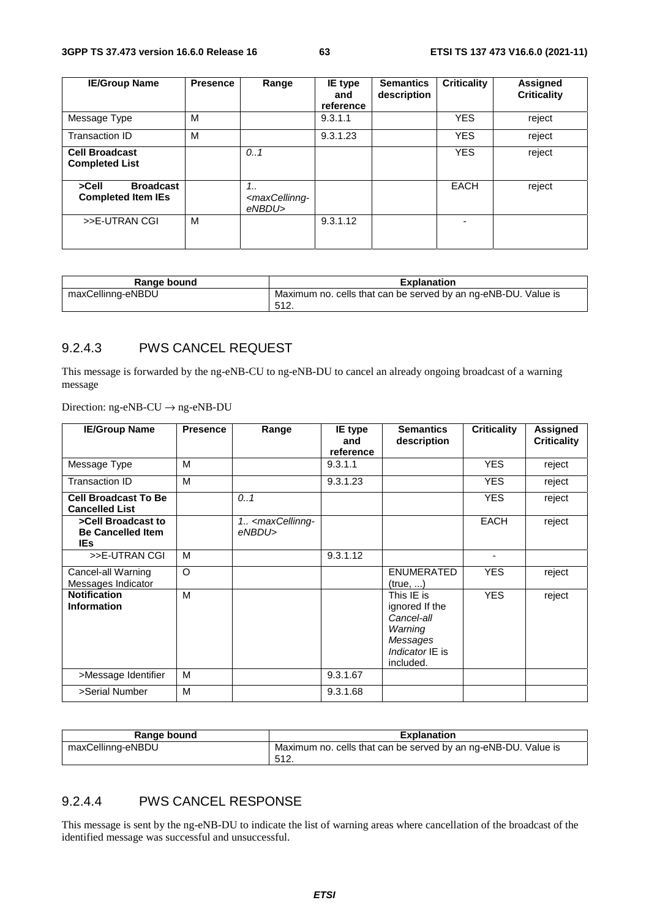| IE/Group Name | Presence | Range | IE type and reference | Semantics description | Criticality | Assigned Criticality |
|---|---|---|---|---|---|---|
| Message Type | M | | 9.3.1.1 | | YES | reject |
| Transaction ID | M | | 9.3.1.23 | | YES | reject |
| **Cell Broadcast Completed List** | | *0..1* | | | YES | reject |
| **>Cell Broadcast Completed Item IEs** | | *1.. <maxCellinng-eNBDU>* | | | EACH | reject |
| >>E-UTRAN CGI | M | | 9.3.1.12 | | - | |

| Range bound | Explanation |
|---|---|
| maxCellinng-eNBDU | Maximum no. cells that can be served by an ng-eNB-DU. Value is 512. |

### 9.2.4.3 PWS CANCEL REQUEST

This message is forwarded by the ng-eNB-CU to ng-eNB-DU to cancel an already ongoing broadcast of a warning message

Direction: ng-eNB-CU → ng-eNB-DU

| IE/Group Name | Presence | Range | IE type and reference | Semantics description | Criticality | Assigned Criticality |
|---|---|---|---|---|---|---|
| Message Type | M | | 9.3.1.1 | | YES | reject |
| Transaction ID | M | | 9.3.1.23 | | YES | reject |
| **Cell Broadcast To Be Cancelled List** | | *0..1* | | | YES | reject |
| **>Cell Broadcast to Be Cancelled Item IEs** | | *1.. <maxCellinng-eNBDU>* | | | EACH | reject |
| >>E-UTRAN CGI | M | | 9.3.1.12 | | - | |
| Cancel-all Warning Messages Indicator | O | | | ENUMERATED (true, ...) | YES | reject |
| **Notification Information** | M | | | This IE is ignored If the *Cancel-all Warning Messages Indicator* IE is included. | YES | reject |
| >Message Identifier | M | | 9.3.1.67 | | | |
| >Serial Number | M | | 9.3.1.68 | | | |

| Range bound | Explanation |
|---|---|
| maxCellinng-eNBDU | Maximum no. cells that can be served by an ng-eNB-DU. Value is 512. |

### 9.2.4.4 PWS CANCEL RESPONSE

This message is sent by the ng-eNB-DU to indicate the list of warning areas where cancellation of the broadcast of the identified message was successful and unsuccessful.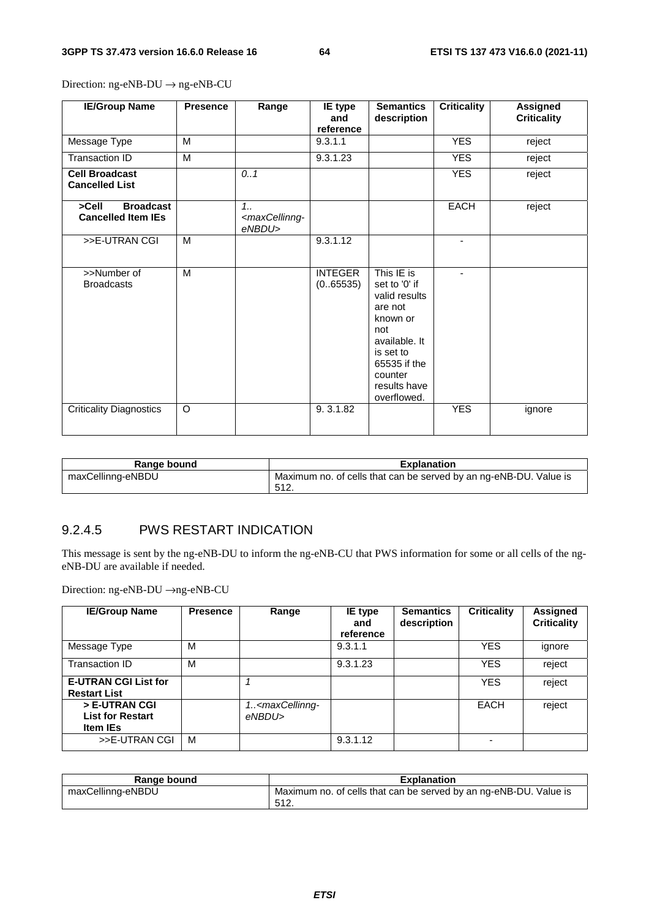Direction: ng-eNB-DU → ng-eNB-CU

| IE/Group Name | Presence | Range | IE type and reference | Semantics description | Criticality | Assigned Criticality |
|---|---|---|---|---|---|---|
| Message Type | M | | 9.3.1.1 | | YES | reject |
| Transaction ID | M | | 9.3.1.23 | | YES | reject |
| **Cell Broadcast Cancelled List** | | *0..1* | | | YES | reject |
| **>Cell Broadcast Cancelled Item IEs** | | *1..<maxCellinng-eNBDU>* | | | EACH | reject |
| >>E-UTRAN CGI | M | | 9.3.1.12 | | - | |
| >>Number of Broadcasts | M | | INTEGER (0..65535) | This IE is set to '0' if valid results are not known or not available. It is set to 65535 if the counter results have overflowed. | - | |
| Criticality Diagnostics | O | | 9. 3.1.82 | | YES | ignore |

| Range bound | Explanation |
|---|---|
| maxCellinng-eNBDU | Maximum no. of cells that can be served by an ng-eNB-DU. Value is 512. |

### 9.2.4.5 PWS RESTART INDICATION

This message is sent by the ng-eNB-DU to inform the ng-eNB-CU that PWS information for some or all cells of the ng-eNB-DU are available if needed.

Direction: ng-eNB-DU →ng-eNB-CU

| IE/Group Name | Presence | Range | IE type and reference | Semantics description | Criticality | Assigned Criticality |
|---|---|---|---|---|---|---|
| Message Type | M | | 9.3.1.1 | | YES | ignore |
| Transaction ID | M | | 9.3.1.23 | | YES | reject |
| **E-UTRAN CGI List for Restart List** | | *1* | | | YES | reject |
| **> E-UTRAN CGI List for Restart Item IEs** | | *1..<maxCellinng-eNBDU>* | | | EACH | reject |
| >>E-UTRAN CGI | M | | 9.3.1.12 | | - | |

| Range bound | Explanation |
|---|---|
| maxCellinng-eNBDU | Maximum no. of cells that can be served by an ng-eNB-DU. Value is 512. |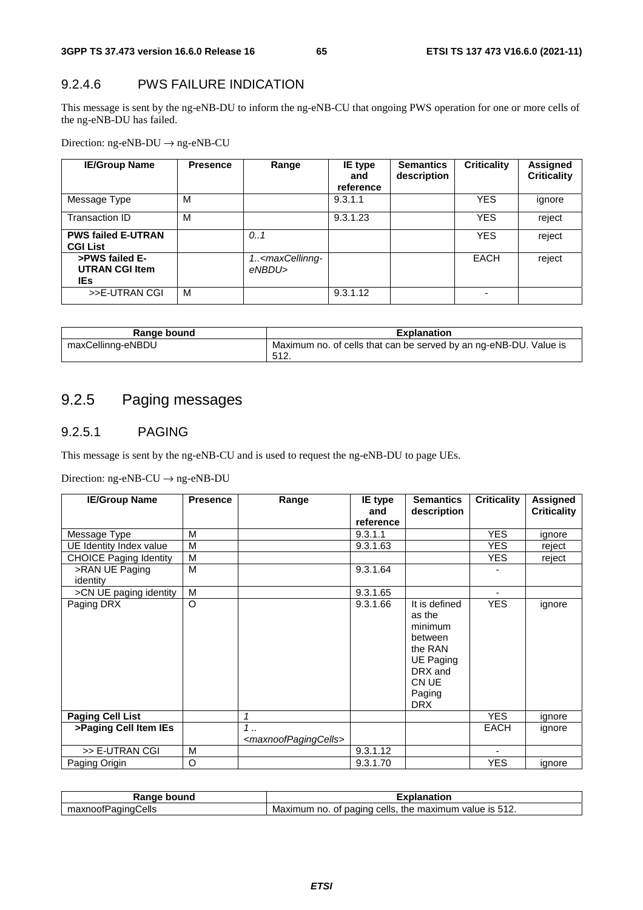#### 9.2.4.6 PWS FAILURE INDICATION

This message is sent by the ng-eNB-DU to inform the ng-eNB-CU that ongoing PWS operation for one or more cells of the ng-eNB-DU has failed.

Direction: ng-eNB-DU → ng-eNB-CU

| IE/Group Name | Presence | Range | IE type and reference | Semantics description | Criticality | Assigned Criticality |
|---|---|---|---|---|---|---|
| Message Type | M | | 9.3.1.1 | | YES | ignore |
| Transaction ID | M | | 9.3.1.23 | | YES | reject |
| **PWS failed E-UTRAN CGI List** | | *0..1* | | | YES | reject |
| **>PWS failed E-UTRAN CGI Item IEs** | | *1..<maxCellinng-eNBDU>* | | | EACH | reject |
| >>E-UTRAN CGI | M | | 9.3.1.12 | | - | |

| Range bound | Explanation |
|---|---|
| maxCellinng-eNBDU | Maximum no. of cells that can be served by an ng-eNB-DU. Value is 512. |

### 9.2.5 Paging messages

#### 9.2.5.1 PAGING

This message is sent by the ng-eNB-CU and is used to request the ng-eNB-DU to page UEs.

Direction: ng-eNB-CU → ng-eNB-DU

| IE/Group Name | Presence | Range | IE type and reference | Semantics description | Criticality | Assigned Criticality |
|---|---|---|---|---|---|---|
| Message Type | M | | 9.3.1.1 | | YES | ignore |
| UE Identity Index value | M | | 9.3.1.63 | | YES | reject |
| CHOICE Paging Identity | M | | | | YES | reject |
| >RAN UE Paging identity | M | | 9.3.1.64 | | - | |
| >CN UE paging identity | M | | 9.3.1.65 | | - | |
| Paging DRX | O | | 9.3.1.66 | It is defined as the minimum between the RAN UE Paging DRX and CN UE Paging DRX | YES | ignore |
| **Paging Cell List** | | *1* | | | YES | ignore |
| **>Paging Cell Item IEs** | | *1 .. <maxnoofPagingCells>* | | | EACH | ignore |
| >> E-UTRAN CGI | M | | 9.3.1.12 | | - | |
| Paging Origin | O | | 9.3.1.70 | | YES | ignore |

| Range bound | Explanation |
|---|---|
| maxnoofPagingCells | Maximum no. of paging cells, the maximum value is 512. |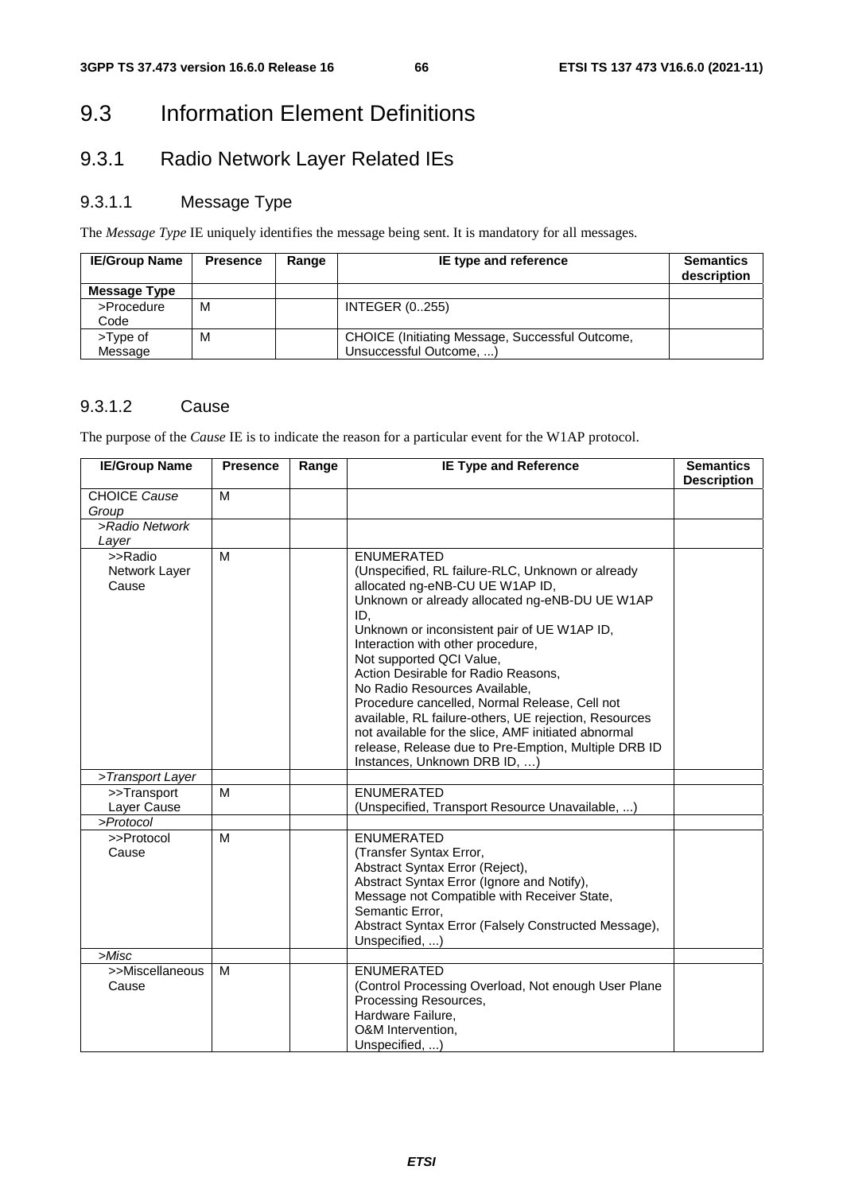# 9.3 Information Element Definitions

## 9.3.1 Radio Network Layer Related IEs

### 9.3.1.1 Message Type

The *Message Type* IE uniquely identifies the message being sent. It is mandatory for all messages.

| IE/Group Name | Presence | Range | IE type and reference | Semantics description |
|---|---|---|---|---|
| **Message Type** | | | | |
| >Procedure Code | M | | INTEGER (0..255) | |
| >Type of Message | M | | CHOICE (Initiating Message, Successful Outcome, Unsuccessful Outcome, ...) | |

### 9.3.1.2 Cause

The purpose of the *Cause* IE is to indicate the reason for a particular event for the W1AP protocol.

| IE/Group Name | Presence | Range | IE Type and Reference | Semantics Description |
|---|---|---|---|---|
| CHOICE *Cause Group* | M | | | |
| *>Radio Network Layer* | | | | |
| >>Radio Network Layer Cause | M | | ENUMERATED (Unspecified, RL failure-RLC, Unknown or already allocated ng-eNB-CU UE W1AP ID, Unknown or already allocated ng-eNB-DU UE W1AP ID, Unknown or inconsistent pair of UE W1AP ID, Interaction with other procedure, Not supported QCI Value, Action Desirable for Radio Reasons, No Radio Resources Available, Procedure cancelled, Normal Release, Cell not available, RL failure-others, UE rejection, Resources not available for the slice, AMF initiated abnormal release, Release due to Pre-Emption, Multiple DRB ID Instances, Unknown DRB ID, …) | |
| *>Transport Layer* | | | | |
| >>Transport Layer Cause | M | | ENUMERATED (Unspecified, Transport Resource Unavailable, ...) | |
| *>Protocol* | | | | |
| >>Protocol Cause | M | | ENUMERATED (Transfer Syntax Error, Abstract Syntax Error (Reject), Abstract Syntax Error (Ignore and Notify), Message not Compatible with Receiver State, Semantic Error, Abstract Syntax Error (Falsely Constructed Message), Unspecified, ...) | |
| *>Misc* | | | | |
| >>Miscellaneous Cause | M | | ENUMERATED (Control Processing Overload, Not enough User Plane Processing Resources, Hardware Failure, O&M Intervention, Unspecified, ...) | |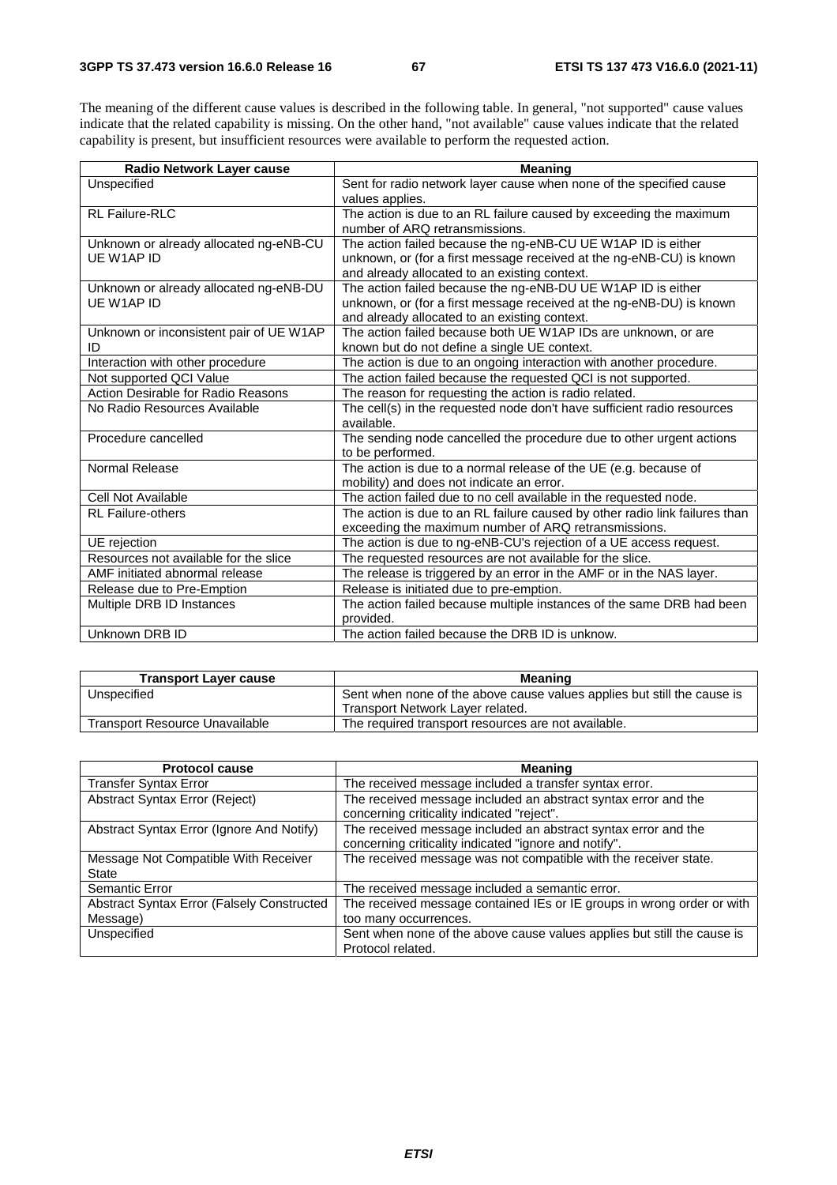The meaning of the different cause values is described in the following table. In general, "not supported" cause values indicate that the related capability is missing. On the other hand, "not available" cause values indicate that the related capability is present, but insufficient resources were available to perform the requested action.

| Radio Network Layer cause | Meaning |
|---|---|
| Unspecified | Sent for radio network layer cause when none of the specified cause values applies. |
| RL Failure-RLC | The action is due to an RL failure caused by exceeding the maximum number of ARQ retransmissions. |
| Unknown or already allocated ng-eNB-CU UE W1AP ID | The action failed because the ng-eNB-CU UE W1AP ID is either unknown, or (for a first message received at the ng-eNB-CU) is known and already allocated to an existing context. |
| Unknown or already allocated ng-eNB-DU UE W1AP ID | The action failed because the ng-eNB-DU UE W1AP ID is either unknown, or (for a first message received at the ng-eNB-DU) is known and already allocated to an existing context. |
| Unknown or inconsistent pair of UE W1AP ID | The action failed because both UE W1AP IDs are unknown, or are known but do not define a single UE context. |
| Interaction with other procedure | The action is due to an ongoing interaction with another procedure. |
| Not supported QCI Value | The action failed because the requested QCI is not supported. |
| Action Desirable for Radio Reasons | The reason for requesting the action is radio related. |
| No Radio Resources Available | The cell(s) in the requested node don't have sufficient radio resources available. |
| Procedure cancelled | The sending node cancelled the procedure due to other urgent actions to be performed. |
| Normal Release | The action is due to a normal release of the UE (e.g. because of mobility) and does not indicate an error. |
| Cell Not Available | The action failed due to no cell available in the requested node. |
| RL Failure-others | The action is due to an RL failure caused by other radio link failures than exceeding the maximum number of ARQ retransmissions. |
| UE rejection | The action is due to ng-eNB-CU's rejection of a UE access request. |
| Resources not available for the slice | The requested resources are not available for the slice. |
| AMF initiated abnormal release | The release is triggered by an error in the AMF or in the NAS layer. |
| Release due to Pre-Emption | Release is initiated due to pre-emption. |
| Multiple DRB ID Instances | The action failed because multiple instances of the same DRB had been provided. |
| Unknown DRB ID | The action failed because the DRB ID is unknow. |

| Transport Layer cause | Meaning |
|---|---|
| Unspecified | Sent when none of the above cause values applies but still the cause is Transport Network Layer related. |
| Transport Resource Unavailable | The required transport resources are not available. |

| Protocol cause | Meaning |
|---|---|
| Transfer Syntax Error | The received message included a transfer syntax error. |
| Abstract Syntax Error (Reject) | The received message included an abstract syntax error and the concerning criticality indicated "reject". |
| Abstract Syntax Error (Ignore And Notify) | The received message included an abstract syntax error and the concerning criticality indicated "ignore and notify". |
| Message Not Compatible With Receiver State | The received message was not compatible with the receiver state. |
| Semantic Error | The received message included a semantic error. |
| Abstract Syntax Error (Falsely Constructed Message) | The received message contained IEs or IE groups in wrong order or with too many occurrences. |
| Unspecified | Sent when none of the above cause values applies but still the cause is Protocol related. |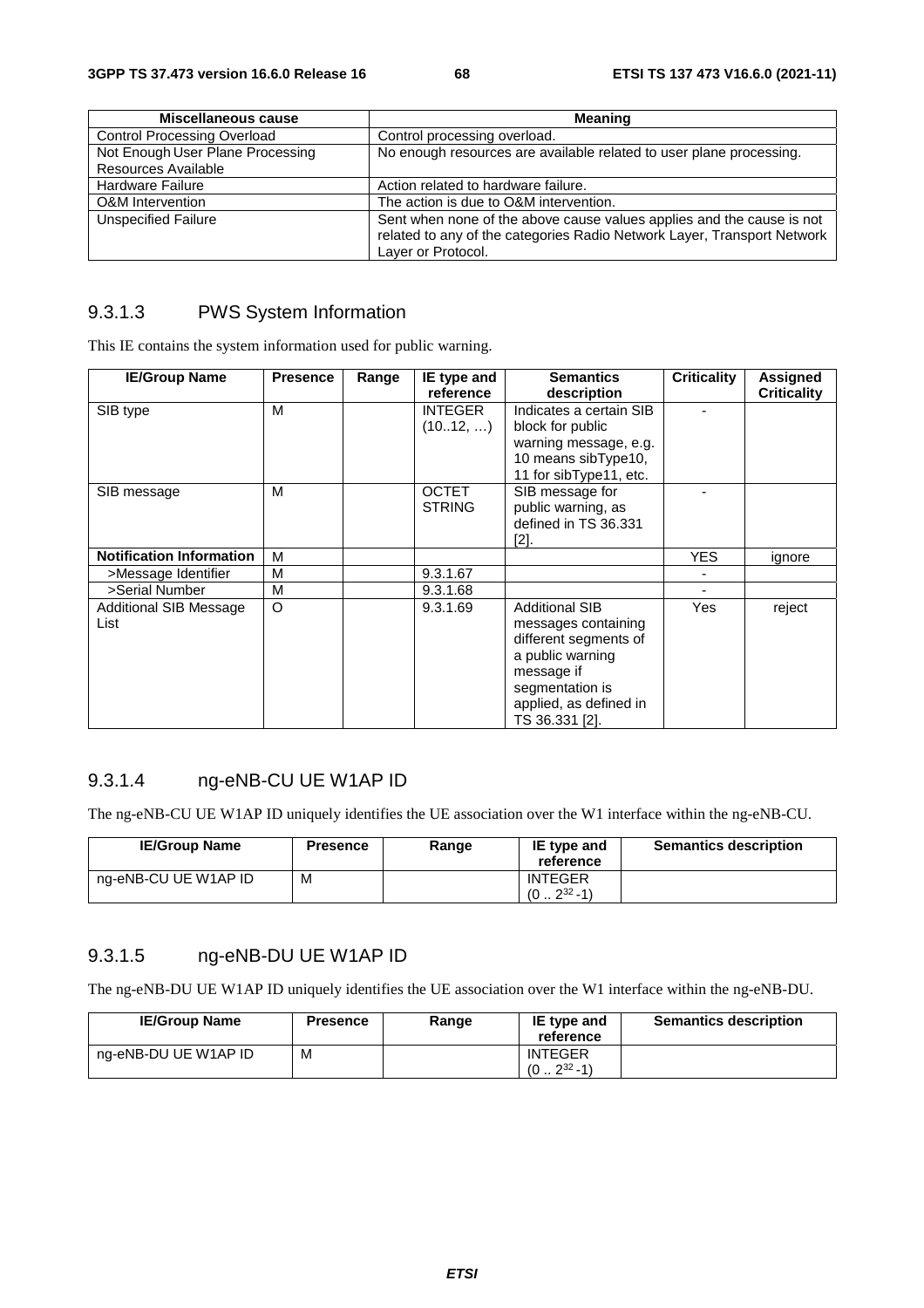| Miscellaneous cause | Meaning |
| --- | --- |
| Control Processing Overload | Control processing overload. |
| Not Enough User Plane Processing Resources Available | No enough resources are available related to user plane processing. |
| Hardware Failure | Action related to hardware failure. |
| O&M Intervention | The action is due to O&M intervention. |
| Unspecified Failure | Sent when none of the above cause values applies and the cause is not related to any of the categories Radio Network Layer, Transport Network Layer or Protocol. |

### 9.3.1.3 PWS System Information

This IE contains the system information used for public warning.

| IE/Group Name | Presence | Range | IE type and reference | Semantics description | Criticality | Assigned Criticality |
| --- | --- | --- | --- | --- | --- | --- |
| SIB type | M | | INTEGER (10..12, …) | Indicates a certain SIB block for public warning message, e.g. 10 means sibType10, 11 for sibType11, etc. | - | |
| SIB message | M | | OCTET STRING | SIB message for public warning, as defined in TS 36.331 [2]. | - | |
| **Notification Information** | M | | | | YES | ignore |
| >Message Identifier | M | | 9.3.1.67 | | - | |
| >Serial Number | M | | 9.3.1.68 | | - | |
| Additional SIB Message List | O | | 9.3.1.69 | Additional SIB messages containing different segments of a public warning message if segmentation is applied, as defined in TS 36.331 [2]. | Yes | reject |

### 9.3.1.4 ng-eNB-CU UE W1AP ID

The ng-eNB-CU UE W1AP ID uniquely identifies the UE association over the W1 interface within the ng-eNB-CU.

| IE/Group Name | Presence | Range | IE type and reference | Semantics description |
| --- | --- | --- | --- | --- |
| ng-eNB-CU UE W1AP ID | M | | INTEGER ($0 .. 2^{32}-1$) | |

### 9.3.1.5 ng-eNB-DU UE W1AP ID

The ng-eNB-DU UE W1AP ID uniquely identifies the UE association over the W1 interface within the ng-eNB-DU.

| IE/Group Name | Presence | Range | IE type and reference | Semantics description |
| --- | --- | --- | --- | --- |
| ng-eNB-DU UE W1AP ID | M | | INTEGER ($0 .. 2^{32}-1$) | |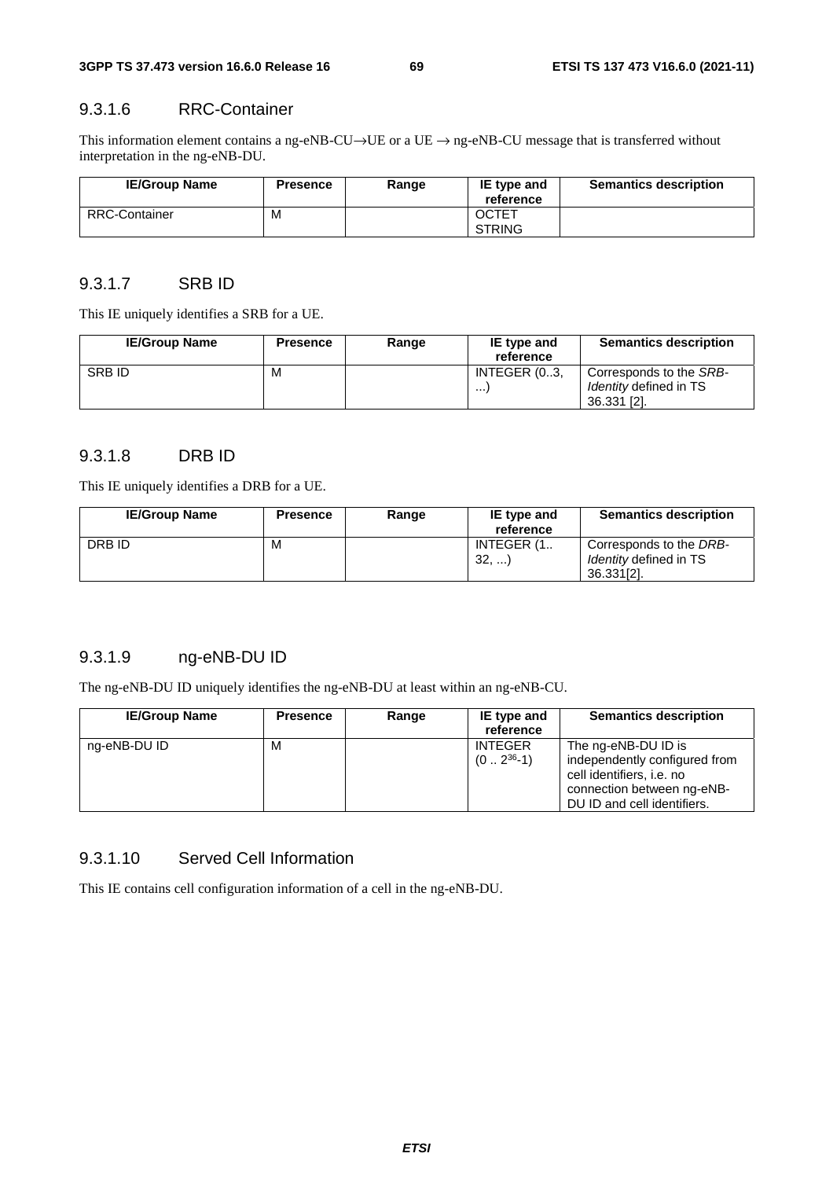### 9.3.1.6 RRC-Container

This information element contains a ng-eNB-CU→UE or a UE → ng-eNB-CU message that is transferred without interpretation in the ng-eNB-DU.

| IE/Group Name | Presence | Range | IE type and reference | Semantics description |
|---|---|---|---|---|
| RRC-Container | M | | OCTET STRING | |

### 9.3.1.7 SRB ID

This IE uniquely identifies a SRB for a UE.

| IE/Group Name | Presence | Range | IE type and reference | Semantics description |
|---|---|---|---|---|
| SRB ID | M | | INTEGER (0..3, ...) | Corresponds to the *SRB-Identity* defined in TS 36.331 [2]. |

### 9.3.1.8 DRB ID

This IE uniquely identifies a DRB for a UE.

| IE/Group Name | Presence | Range | IE type and reference | Semantics description |
|---|---|---|---|---|
| DRB ID | M | | INTEGER (1.. 32, ...) | Corresponds to the *DRB-Identity* defined in TS 36.331[2]. |

### 9.3.1.9 ng-eNB-DU ID

The ng-eNB-DU ID uniquely identifies the ng-eNB-DU at least within an ng-eNB-CU.

| IE/Group Name | Presence | Range | IE type and reference | Semantics description |
|---|---|---|---|---|
| ng-eNB-DU ID | M | | INTEGER ($0 .. 2^{36}-1$) | The ng-eNB-DU ID is independently configured from cell identifiers, i.e. no connection between ng-eNB-DU ID and cell identifiers. |

### 9.3.1.10 Served Cell Information

This IE contains cell configuration information of a cell in the ng-eNB-DU.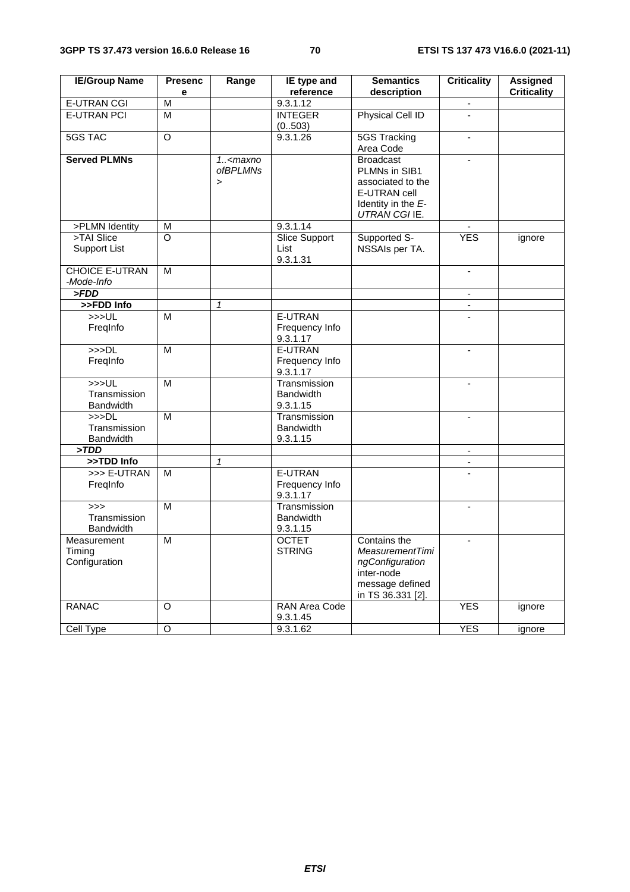| IE/Group Name | Presence | Range | IE type and reference | Semantics description | Criticality | Assigned Criticality |
|---|---|---|---|---|---|---|
| E-UTRAN CGI | M | | 9.3.1.12 | | - | |
| E-UTRAN PCI | M | | INTEGER (0..503) | Physical Cell ID | - | |
| 5GS TAC | O | | 9.3.1.26 | 5GS Tracking Area Code | - | |
| **Served PLMNs** | | *1..<maxnoofBPLMNs>* | | Broadcast PLMNs in SIB1 associated to the E-UTRAN cell Identity in the *E-UTRAN CGI* IE. | - | |
| >PLMN Identity | M | | 9.3.1.14 | | - | |
| >TAI Slice Support List | O | | Slice Support List 9.3.1.31 | Supported S-NSSAIs per TA. | YES | ignore |
| CHOICE E-UTRAN *-Mode-Info* | M | | | | - | |
| ***>FDD*** | | | | | - | |
| **>>FDD Info** | | *1* | | | - | |
| >>>UL FreqInfo | M | | E-UTRAN Frequency Info 9.3.1.17 | | - | |
| >>>DL FreqInfo | M | | E-UTRAN Frequency Info 9.3.1.17 | | - | |
| >>>UL Transmission Bandwidth | M | | Transmission Bandwidth 9.3.1.15 | | - | |
| >>>DL Transmission Bandwidth | M | | Transmission Bandwidth 9.3.1.15 | | - | |
| ***>TDD*** | | | | | - | |
| **>>TDD Info** | | *1* | | | - | |
| >>> E-UTRAN FreqInfo | M | | E-UTRAN Frequency Info 9.3.1.17 | | - | |
| >>> Transmission Bandwidth | M | | Transmission Bandwidth 9.3.1.15 | | - | |
| Measurement Timing Configuration | M | | OCTET STRING | Contains the *MeasurementTimingConfiguration* inter-node message defined in TS 36.331 [2]. | - | |
| RANAC | O | | RAN Area Code 9.3.1.45 | | YES | ignore |
| Cell Type | O | | 9.3.1.62 | | YES | ignore |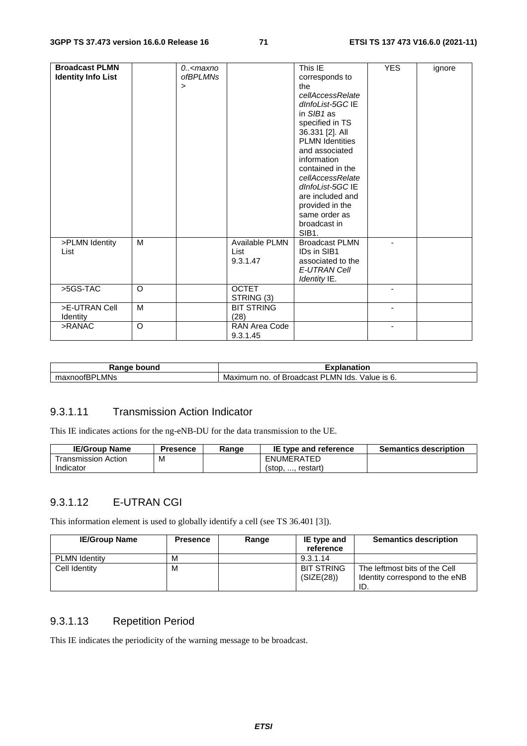| Broadcast PLMN Identity Info List | | 0..<maxnoofBPLMNs> | | This IE corresponds to the *cellAccessRelatedInfoList-5GC* IE in *SIB1* as specified in TS 36.331 [2]. All PLMN Identities and associated information contained in the *cellAccessRelatedInfoList-5GC* IE are included and provided in the same order as broadcast in SIB1. | YES | ignore |
|---|---|---|---|---|---|---|
| >PLMN Identity List | M | | Available PLMN List 9.3.1.47 | Broadcast PLMN IDs in SIB1 associated to the *E-UTRAN Cell Identity* IE. | - | |
| >5GS-TAC | O | | OCTET STRING (3) | | - | |
| >E-UTRAN Cell Identity | M | | BIT STRING (28) | | - | |
| >RANAC | O | | RAN Area Code 9.3.1.45 | | - | |

| Range bound | Explanation |
|---|---|
| maxnoofBPLMNs | Maximum no. of Broadcast PLMN Ids. Value is 6. |

### 9.3.1.11 Transmission Action Indicator

This IE indicates actions for the ng-eNB-DU for the data transmission to the UE.

| IE/Group Name | Presence | Range | IE type and reference | Semantics description |
|---|---|---|---|---|
| Transmission Action Indicator | M | | ENUMERATED (stop, ..., restart) | |

### 9.3.1.12 E-UTRAN CGI

This information element is used to globally identify a cell (see TS 36.401 [3]).

| IE/Group Name | Presence | Range | IE type and reference | Semantics description |
|---|---|---|---|---|
| PLMN Identity | M | | 9.3.1.14 | |
| Cell Identity | M | | BIT STRING (SIZE(28)) | The leftmost bits of the Cell Identity correspond to the eNB ID. |

### 9.3.1.13 Repetition Period

This IE indicates the periodicity of the warning message to be broadcast.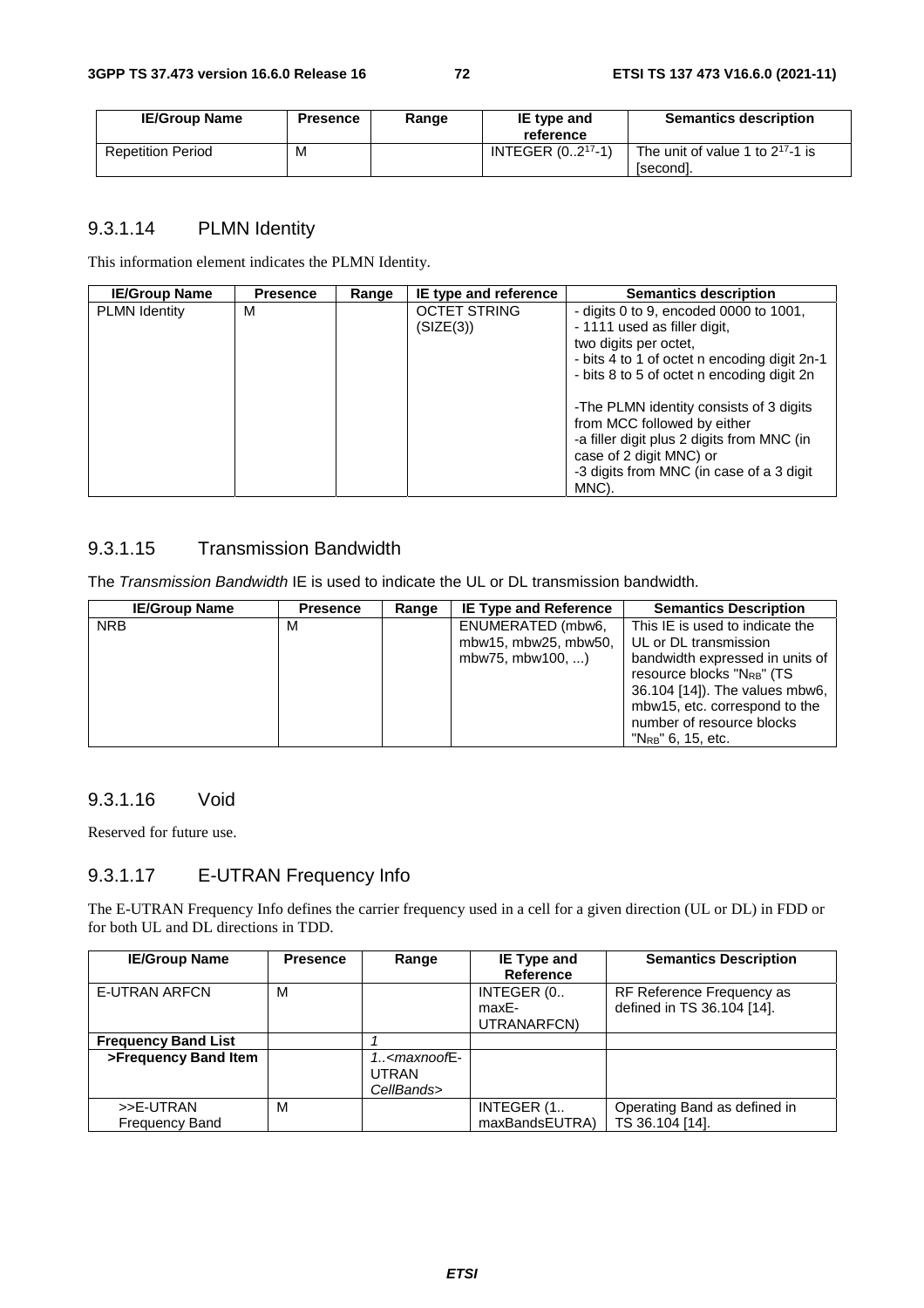| IE/Group Name | Presence | Range | IE type and reference | Semantics description |
|---|---|---|---|---|
| Repetition Period | M | | INTEGER ($0..2^{17}$-1) | The unit of value 1 to $2^{17}$-1 is [second]. |

### 9.3.1.14 PLMN Identity

This information element indicates the PLMN Identity.

| IE/Group Name | Presence | Range | IE type and reference | Semantics description |
|---|---|---|---|---|
| PLMN Identity | M | | OCTET STRING (SIZE(3)) | - digits 0 to 9, encoded 0000 to 1001,<br>- 1111 used as filler digit,<br>two digits per octet,<br>- bits 4 to 1 of octet n encoding digit 2n-1<br>- bits 8 to 5 of octet n encoding digit 2n<br><br>-The PLMN identity consists of 3 digits from MCC followed by either<br>-a filler digit plus 2 digits from MNC (in case of 2 digit MNC) or<br>-3 digits from MNC (in case of a 3 digit MNC). |

### 9.3.1.15 Transmission Bandwidth

The *Transmission Bandwidth* IE is used to indicate the UL or DL transmission bandwidth.

| IE/Group Name | Presence | Range | IE Type and Reference | Semantics Description |
|---|---|---|---|---|
| NRB | M | | ENUMERATED (mbw6, mbw15, mbw25, mbw50, mbw75, mbw100, ...) | This IE is used to indicate the UL or DL transmission bandwidth expressed in units of resource blocks "$N_{RB}$" (TS 36.104 [14]). The values mbw6, mbw15, etc. correspond to the number of resource blocks "$N_{RB}$" 6, 15, etc. |

### 9.3.1.16 Void

Reserved for future use.

### 9.3.1.17 E-UTRAN Frequency Info

The E-UTRAN Frequency Info defines the carrier frequency used in a cell for a given direction (UL or DL) in FDD or for both UL and DL directions in TDD.

| IE/Group Name | Presence | Range | IE Type and Reference | Semantics Description |
|---|---|---|---|---|
| E-UTRAN ARFCN | M | | INTEGER (0.. maxE-UTRANARFCN) | RF Reference Frequency as defined in TS 36.104 [14]. |
| **Frequency Band List** | | *1* | | |
| **>Frequency Band Item** | | *1..<maxnoofE-UTRAN CellBands>* | | |
| >>E-UTRAN Frequency Band | M | | INTEGER (1.. maxBandsEUTRA) | Operating Band as defined in TS 36.104 [14]. |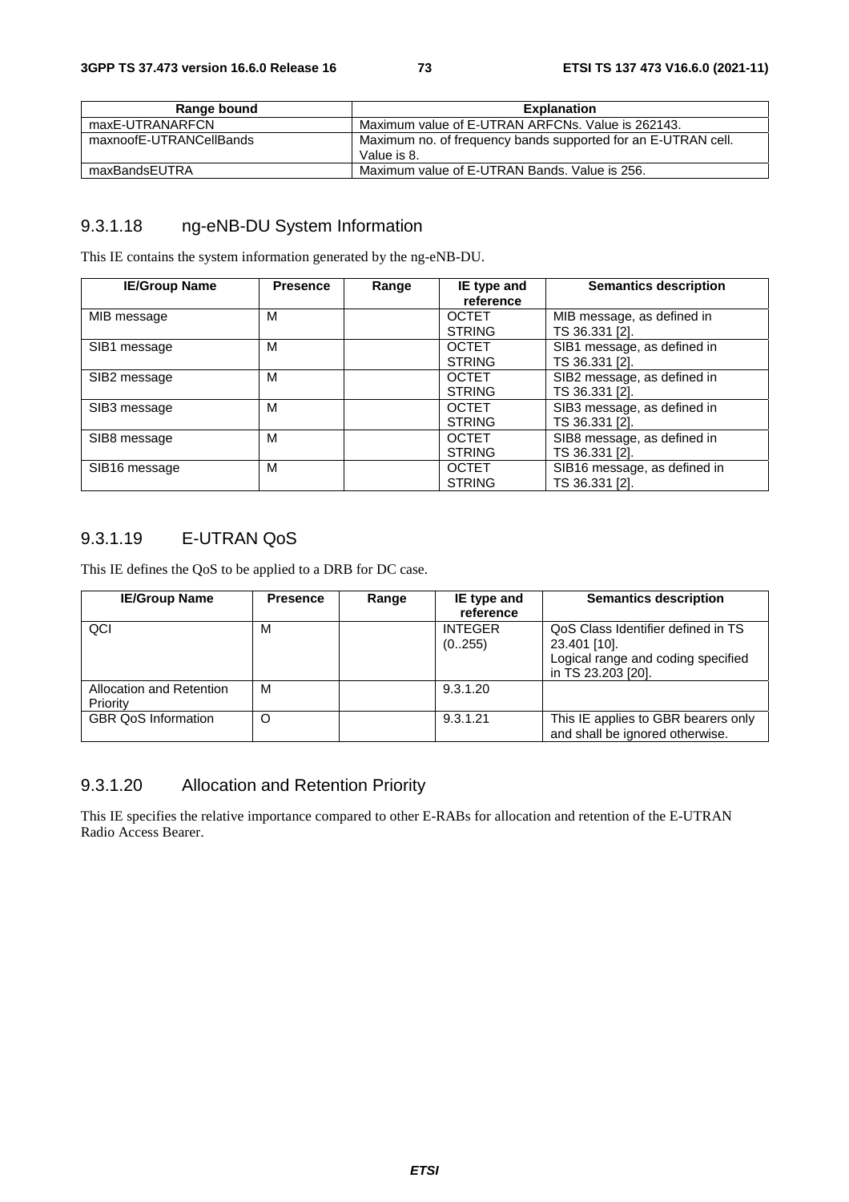| Range bound | Explanation |
| --- | --- |
| maxE-UTRANARFCN | Maximum value of E-UTRAN ARFCNs. Value is 262143. |
| maxnoofE-UTRANCellBands | Maximum no. of frequency bands supported for an E-UTRAN cell. Value is 8. |
| maxBandsEUTRA | Maximum value of E-UTRAN Bands. Value is 256. |

### 9.3.1.18 ng-eNB-DU System Information

This IE contains the system information generated by the ng-eNB-DU.

| IE/Group Name | Presence | Range | IE type and reference | Semantics description |
| --- | --- | --- | --- | --- |
| MIB message | M | | OCTET STRING | MIB message, as defined in TS 36.331 [2]. |
| SIB1 message | M | | OCTET STRING | SIB1 message, as defined in TS 36.331 [2]. |
| SIB2 message | M | | OCTET STRING | SIB2 message, as defined in TS 36.331 [2]. |
| SIB3 message | M | | OCTET STRING | SIB3 message, as defined in TS 36.331 [2]. |
| SIB8 message | M | | OCTET STRING | SIB8 message, as defined in TS 36.331 [2]. |
| SIB16 message | M | | OCTET STRING | SIB16 message, as defined in TS 36.331 [2]. |

### 9.3.1.19 E-UTRAN QoS

This IE defines the QoS to be applied to a DRB for DC case.

| IE/Group Name | Presence | Range | IE type and reference | Semantics description |
| --- | --- | --- | --- | --- |
| QCI | M | | INTEGER (0..255) | QoS Class Identifier defined in TS 23.401 [10]. Logical range and coding specified in TS 23.203 [20]. |
| Allocation and Retention Priority | M | | 9.3.1.20 | |
| GBR QoS Information | O | | 9.3.1.21 | This IE applies to GBR bearers only and shall be ignored otherwise. |

### 9.3.1.20 Allocation and Retention Priority

This IE specifies the relative importance compared to other E-RABs for allocation and retention of the E-UTRAN Radio Access Bearer.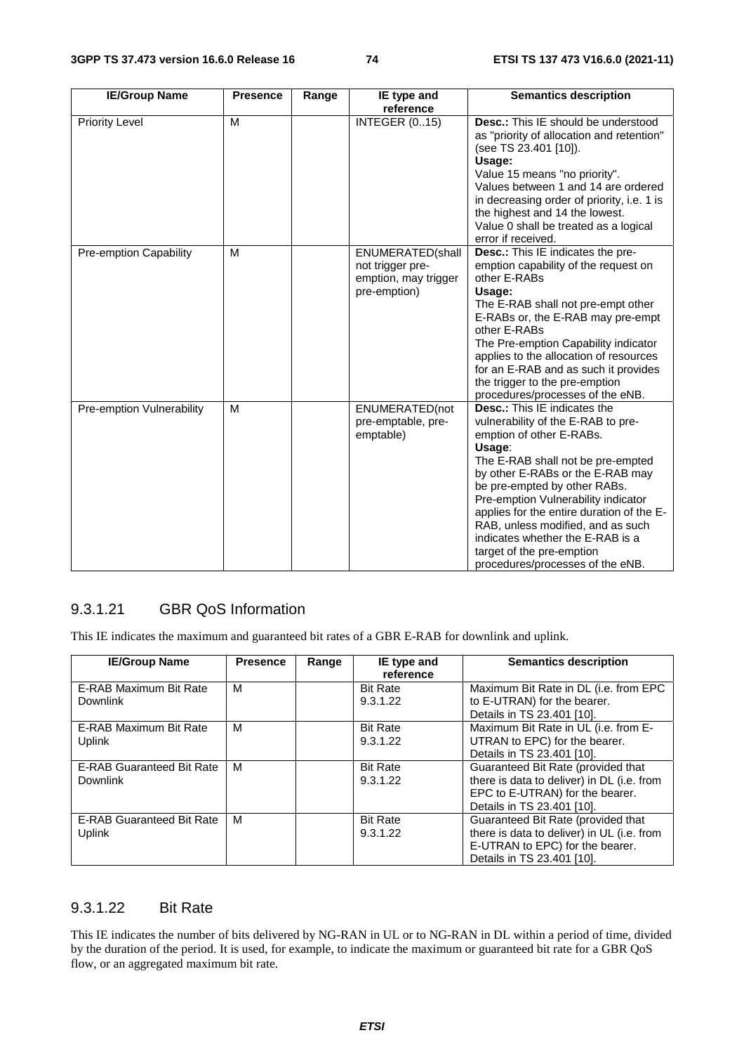| IE/Group Name | Presence | Range | IE type and reference | Semantics description |
|---|---|---|---|---|
| Priority Level | M | | INTEGER (0..15) | **Desc.:** This IE should be understood as "priority of allocation and retention" (see TS 23.401 [10]).<br>**Usage:**<br>Value 15 means "no priority".<br>Values between 1 and 14 are ordered in decreasing order of priority, i.e. 1 is the highest and 14 the lowest.<br>Value 0 shall be treated as a logical error if received. |
| Pre-emption Capability | M | | ENUMERATED(shall not trigger pre-emption, may trigger pre-emption) | **Desc.:** This IE indicates the pre-emption capability of the request on other E-RABs<br>**Usage:**<br>The E-RAB shall not pre-empt other E-RABs or, the E-RAB may pre-empt other E-RABs<br>The Pre-emption Capability indicator applies to the allocation of resources for an E-RAB and as such it provides the trigger to the pre-emption procedures/processes of the eNB. |
| Pre-emption Vulnerability | M | | ENUMERATED(not pre-emptable, pre-emptable) | **Desc.:** This IE indicates the vulnerability of the E-RAB to pre-emption of other E-RABs.<br>**Usage**:<br>The E-RAB shall not be pre-empted by other E-RABs or the E-RAB may be pre-empted by other RABs.<br>Pre-emption Vulnerability indicator applies for the entire duration of the E-RAB, unless modified, and as such indicates whether the E-RAB is a target of the pre-emption procedures/processes of the eNB. |

### 9.3.1.21 GBR QoS Information

This IE indicates the maximum and guaranteed bit rates of a GBR E-RAB for downlink and uplink.

| IE/Group Name | Presence | Range | IE type and reference | Semantics description |
|---|---|---|---|---|
| E-RAB Maximum Bit Rate Downlink | M | | Bit Rate<br>9.3.1.22 | Maximum Bit Rate in DL (i.e. from EPC to E-UTRAN) for the bearer.<br>Details in TS 23.401 [10]. |
| E-RAB Maximum Bit Rate Uplink | M | | Bit Rate<br>9.3.1.22 | Maximum Bit Rate in UL (i.e. from E-UTRAN to EPC) for the bearer.<br>Details in TS 23.401 [10]. |
| E-RAB Guaranteed Bit Rate Downlink | M | | Bit Rate<br>9.3.1.22 | Guaranteed Bit Rate (provided that there is data to deliver) in DL (i.e. from EPC to E-UTRAN) for the bearer.<br>Details in TS 23.401 [10]. |
| E-RAB Guaranteed Bit Rate Uplink | M | | Bit Rate<br>9.3.1.22 | Guaranteed Bit Rate (provided that there is data to deliver) in UL (i.e. from E-UTRAN to EPC) for the bearer.<br>Details in TS 23.401 [10]. |

### 9.3.1.22 Bit Rate

This IE indicates the number of bits delivered by NG-RAN in UL or to NG-RAN in DL within a period of time, divided by the duration of the period. It is used, for example, to indicate the maximum or guaranteed bit rate for a GBR QoS flow, or an aggregated maximum bit rate.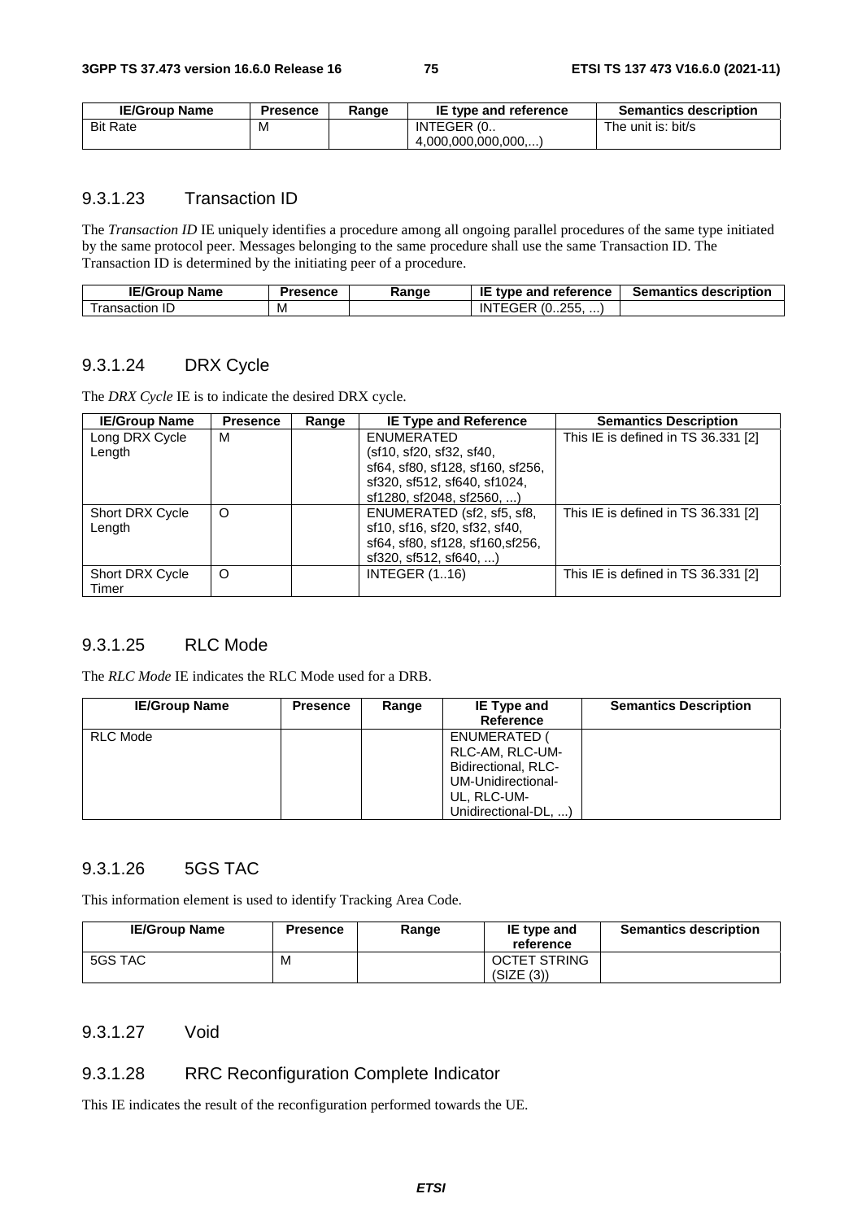| IE/Group Name | Presence | Range | IE type and reference | Semantics description |
|---|---|---|---|---|
| Bit Rate | M | | INTEGER (0.. 4,000,000,000,000,...) | The unit is: bit/s |

### 9.3.1.23 Transaction ID

The *Transaction ID* IE uniquely identifies a procedure among all ongoing parallel procedures of the same type initiated by the same protocol peer. Messages belonging to the same procedure shall use the same Transaction ID. The Transaction ID is determined by the initiating peer of a procedure.

| IE/Group Name | Presence | Range | IE type and reference | Semantics description |
|---|---|---|---|---|
| Transaction ID | M | | INTEGER (0..255, ...) | |

### 9.3.1.24 DRX Cycle

The *DRX Cycle* IE is to indicate the desired DRX cycle.

| IE/Group Name | Presence | Range | IE Type and Reference | Semantics Description |
|---|---|---|---|---|
| Long DRX Cycle Length | M | | ENUMERATED (sf10, sf20, sf32, sf40, sf64, sf80, sf128, sf160, sf256, sf320, sf512, sf640, sf1024, sf1280, sf2048, sf2560, ...) | This IE is defined in TS 36.331 [2] |
| Short DRX Cycle Length | O | | ENUMERATED (sf2, sf5, sf8, sf10, sf16, sf20, sf32, sf40, sf64, sf80, sf128, sf160,sf256, sf320, sf512, sf640, ...) | This IE is defined in TS 36.331 [2] |
| Short DRX Cycle Timer | O | | INTEGER (1..16) | This IE is defined in TS 36.331 [2] |

### 9.3.1.25 RLC Mode

The *RLC Mode* IE indicates the RLC Mode used for a DRB.

| IE/Group Name | Presence | Range | IE Type and Reference | Semantics Description |
|---|---|---|---|---|
| RLC Mode | | | ENUMERATED ( RLC-AM, RLC-UM-Bidirectional, RLC-UM-Unidirectional-UL, RLC-UM-Unidirectional-DL, ...) | |

### 9.3.1.26 5GS TAC

This information element is used to identify Tracking Area Code.

| IE/Group Name | Presence | Range | IE type and reference | Semantics description |
|---|---|---|---|---|
| 5GS TAC | M | | OCTET STRING (SIZE (3)) | |

### 9.3.1.27 Void

### 9.3.1.28 RRC Reconfiguration Complete Indicator

This IE indicates the result of the reconfiguration performed towards the UE.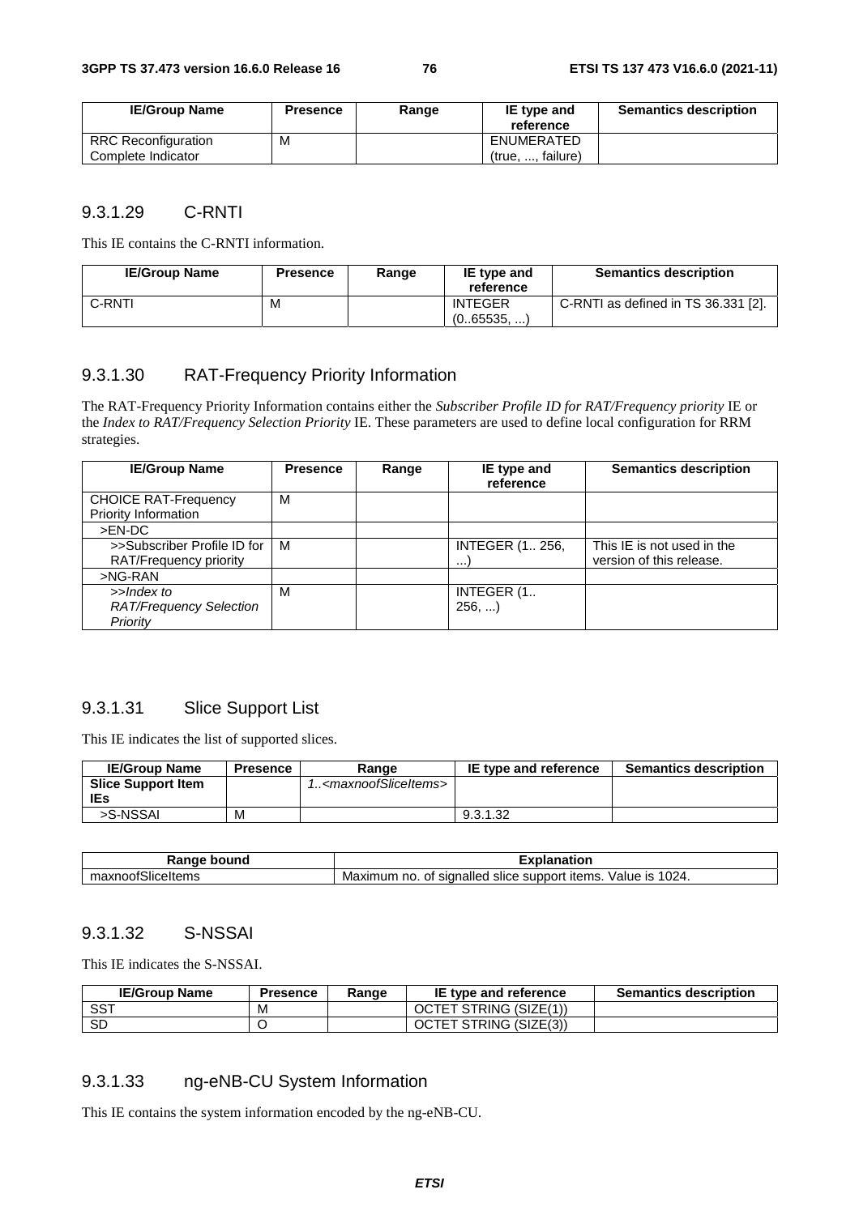| IE/Group Name | Presence | Range | IE type and reference | Semantics description |
|---|---|---|---|---|
| RRC Reconfiguration Complete Indicator | M | | ENUMERATED (true, ..., failure) | |

### 9.3.1.29 C-RNTI

This IE contains the C-RNTI information.

| IE/Group Name | Presence | Range | IE type and reference | Semantics description |
|---|---|---|---|---|
| C-RNTI | M | | INTEGER (0..65535, ...) | C-RNTI as defined in TS 36.331 [2]. |

### 9.3.1.30 RAT-Frequency Priority Information

The RAT-Frequency Priority Information contains either the *Subscriber Profile ID for RAT/Frequency priority* IE or the *Index to RAT/Frequency Selection Priority* IE. These parameters are used to define local configuration for RRM strategies.

| IE/Group Name | Presence | Range | IE type and reference | Semantics description |
|---|---|---|---|---|
| CHOICE RAT-Frequency Priority Information | M | | | |
| >EN-DC | | | | |
| >>Subscriber Profile ID for RAT/Frequency priority | M | | INTEGER (1.. 256, ...) | This IE is not used in the version of this release. |
| >NG-RAN | | | | |
| *>>Index to RAT/Frequency Selection Priority* | M | | INTEGER (1.. 256, ...) | |

### 9.3.1.31 Slice Support List

This IE indicates the list of supported slices.

| IE/Group Name | Presence | Range | IE type and reference | Semantics description |
|---|---|---|---|---|
| **Slice Support Item IEs** | | *1..<maxnoofSliceItems>* | | |
| >S-NSSAI | M | | 9.3.1.32 | |

| Range bound | Explanation |
|---|---|
| maxnoofSliceItems | Maximum no. of signalled slice support items. Value is 1024. |

### 9.3.1.32 S-NSSAI

This IE indicates the S-NSSAI.

| IE/Group Name | Presence | Range | IE type and reference | Semantics description |
|---|---|---|---|---|
| SST | M | | OCTET STRING (SIZE(1)) | |
| SD | O | | OCTET STRING (SIZE(3)) | |

### 9.3.1.33 ng-eNB-CU System Information

This IE contains the system information encoded by the ng-eNB-CU.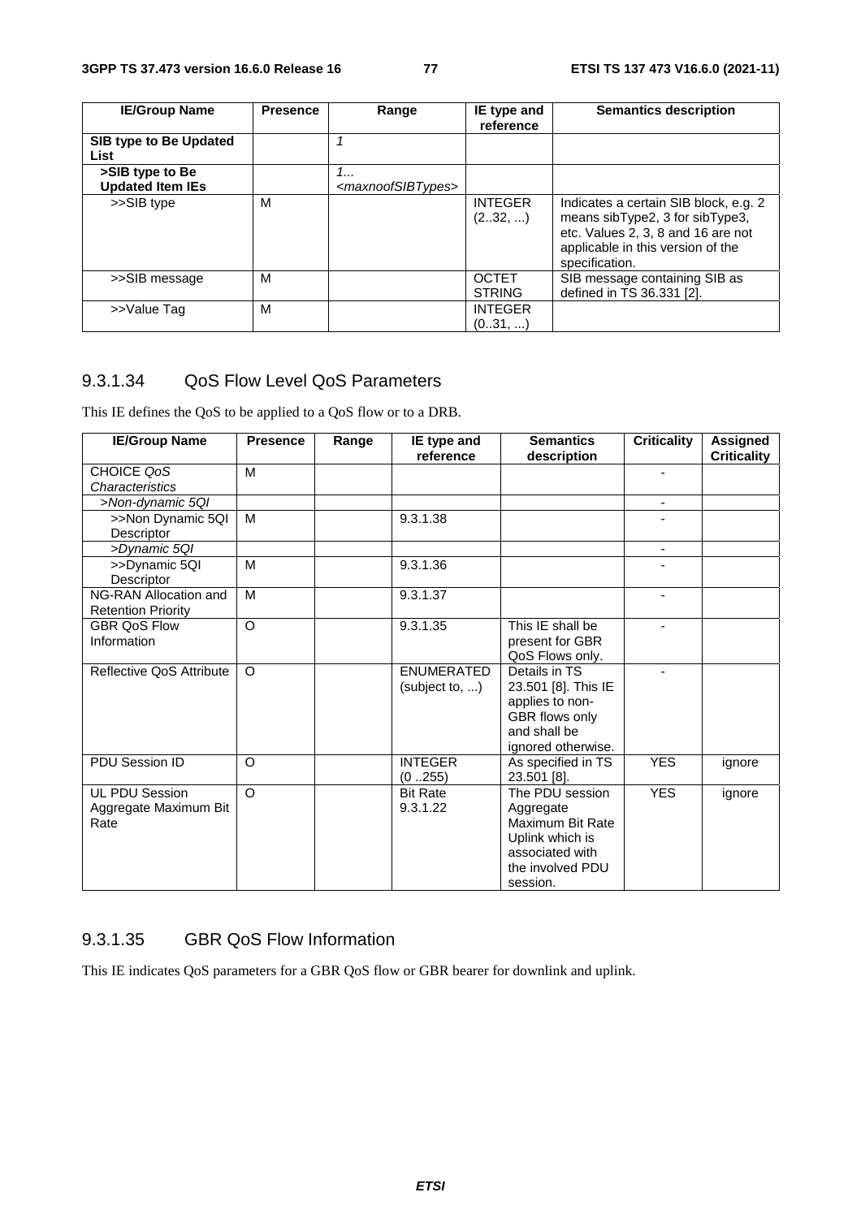| IE/Group Name | Presence | Range | IE type and reference | Semantics description |
|---|---|---|---|---|
| **SIB type to Be Updated List** | | *1* | | |
| **>SIB type to Be Updated Item IEs** | | *1... <maxnoofSIBTypes>* | | |
| >>SIB type | M | | INTEGER (2..32, ...) | Indicates a certain SIB block, e.g. 2 means sibType2, 3 for sibType3, etc. Values 2, 3, 8 and 16 are not applicable in this version of the specification. |
| >>SIB message | M | | OCTET STRING | SIB message containing SIB as defined in TS 36.331 [2]. |
| >>Value Tag | M | | INTEGER (0..31, ...) | |

### 9.3.1.34 QoS Flow Level QoS Parameters

This IE defines the QoS to be applied to a QoS flow or to a DRB.

| IE/Group Name | Presence | Range | IE type and reference | Semantics description | Criticality | Assigned Criticality |
|---|---|---|---|---|---|---|
| CHOICE *QoS Characteristics* | M | | | | - | |
| *>Non-dynamic 5QI* | | | | | - | |
| >>Non Dynamic 5QI Descriptor | M | | 9.3.1.38 | | - | |
| *>Dynamic 5QI* | | | | | - | |
| >>Dynamic 5QI Descriptor | M | | 9.3.1.36 | | - | |
| NG-RAN Allocation and Retention Priority | M | | 9.3.1.37 | | - | |
| GBR QoS Flow Information | O | | 9.3.1.35 | This IE shall be present for GBR QoS Flows only. | - | |
| Reflective QoS Attribute | O | | ENUMERATED (subject to, ...) | Details in TS 23.501 [8]. This IE applies to non-GBR flows only and shall be ignored otherwise. | - | |
| PDU Session ID | O | | INTEGER (0 ..255) | As specified in TS 23.501 [8]. | YES | ignore |
| UL PDU Session Aggregate Maximum Bit Rate | O | | Bit Rate 9.3.1.22 | The PDU session Aggregate Maximum Bit Rate Uplink which is associated with the involved PDU session. | YES | ignore |

### 9.3.1.35 GBR QoS Flow Information

This IE indicates QoS parameters for a GBR QoS flow or GBR bearer for downlink and uplink.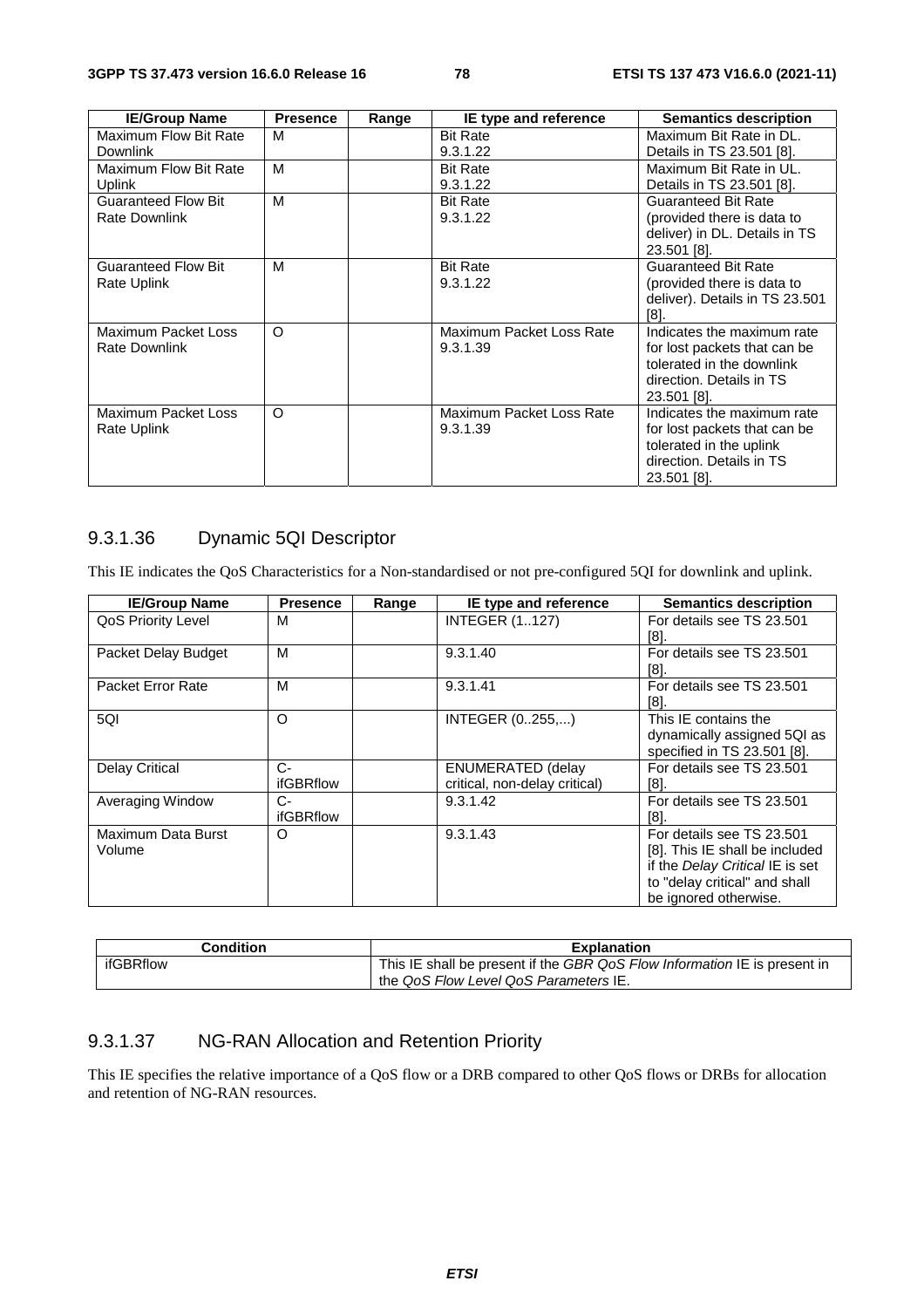| IE/Group Name | Presence | Range | IE type and reference | Semantics description |
|---|---|---|---|---|
| Maximum Flow Bit Rate Downlink | M | | Bit Rate 9.3.1.22 | Maximum Bit Rate in DL. Details in TS 23.501 [8]. |
| Maximum Flow Bit Rate Uplink | M | | Bit Rate 9.3.1.22 | Maximum Bit Rate in UL. Details in TS 23.501 [8]. |
| Guaranteed Flow Bit Rate Downlink | M | | Bit Rate 9.3.1.22 | Guaranteed Bit Rate (provided there is data to deliver) in DL. Details in TS 23.501 [8]. |
| Guaranteed Flow Bit Rate Uplink | M | | Bit Rate 9.3.1.22 | Guaranteed Bit Rate (provided there is data to deliver). Details in TS 23.501 [8]. |
| Maximum Packet Loss Rate Downlink | O | | Maximum Packet Loss Rate 9.3.1.39 | Indicates the maximum rate for lost packets that can be tolerated in the downlink direction. Details in TS 23.501 [8]. |
| Maximum Packet Loss Rate Uplink | O | | Maximum Packet Loss Rate 9.3.1.39 | Indicates the maximum rate for lost packets that can be tolerated in the uplink direction. Details in TS 23.501 [8]. |

### 9.3.1.36 Dynamic 5QI Descriptor

This IE indicates the QoS Characteristics for a Non-standardised or not pre-configured 5QI for downlink and uplink.

| IE/Group Name | Presence | Range | IE type and reference | Semantics description |
|---|---|---|---|---|
| QoS Priority Level | M | | INTEGER (1..127) | For details see TS 23.501 [8]. |
| Packet Delay Budget | M | | 9.3.1.40 | For details see TS 23.501 [8]. |
| Packet Error Rate | M | | 9.3.1.41 | For details see TS 23.501 [8]. |
| 5QI | O | | INTEGER (0..255,...) | This IE contains the dynamically assigned 5QI as specified in TS 23.501 [8]. |
| Delay Critical | C-ifGBRflow | | ENUMERATED (delay critical, non-delay critical) | For details see TS 23.501 [8]. |
| Averaging Window | C-ifGBRflow | | 9.3.1.42 | For details see TS 23.501 [8]. |
| Maximum Data Burst Volume | O | | 9.3.1.43 | For details see TS 23.501 [8]. This IE shall be included if the *Delay Critical* IE is set to "delay critical" and shall be ignored otherwise. |

| Condition | Explanation |
|---|---|
| ifGBRflow | This IE shall be present if the *GBR QoS Flow Information* IE is present in the *QoS Flow Level QoS Parameters* IE. |

### 9.3.1.37 NG-RAN Allocation and Retention Priority

This IE specifies the relative importance of a QoS flow or a DRB compared to other QoS flows or DRBs for allocation and retention of NG-RAN resources.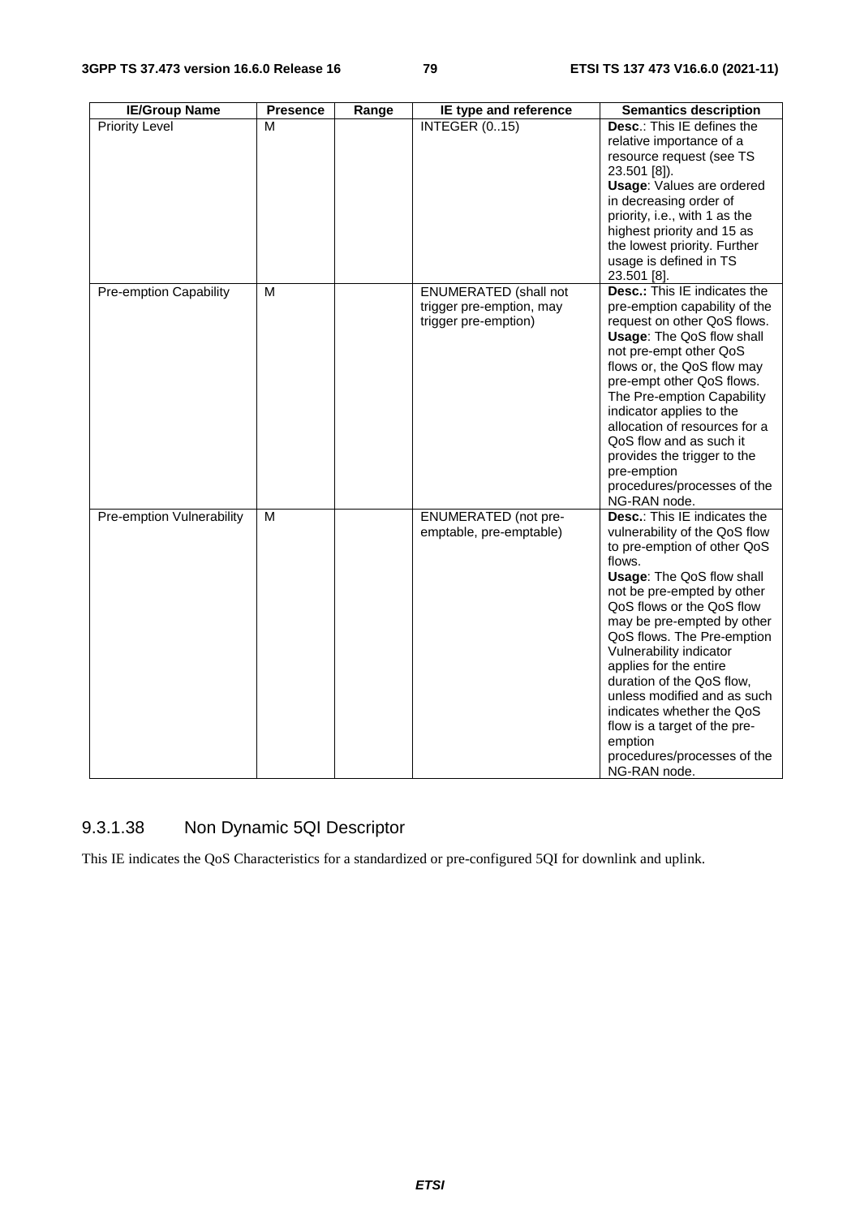| IE/Group Name | Presence | Range | IE type and reference | Semantics description |
|---|---|---|---|---|
| Priority Level | M | | INTEGER (0..15) | **Desc**.: This IE defines the relative importance of a resource request (see TS 23.501 [8]). **Usage**: Values are ordered in decreasing order of priority, i.e., with 1 as the highest priority and 15 as the lowest priority. Further usage is defined in TS 23.501 [8]. |
| Pre-emption Capability | M | | ENUMERATED (shall not trigger pre-emption, may trigger pre-emption) | **Desc.:** This IE indicates the pre-emption capability of the request on other QoS flows. **Usage**: The QoS flow shall not pre-empt other QoS flows or, the QoS flow may pre-empt other QoS flows. The Pre-emption Capability indicator applies to the allocation of resources for a QoS flow and as such it provides the trigger to the pre-emption procedures/processes of the NG-RAN node. |
| Pre-emption Vulnerability | M | | ENUMERATED (not pre-emptable, pre-emptable) | **Desc.**: This IE indicates the vulnerability of the QoS flow to pre-emption of other QoS flows. **Usage**: The QoS flow shall not be pre-empted by other QoS flows or the QoS flow may be pre-empted by other QoS flows. The Pre-emption Vulnerability indicator applies for the entire duration of the QoS flow, unless modified and as such indicates whether the QoS flow is a target of the pre-emption procedures/processes of the NG-RAN node. |

### 9.3.1.38 Non Dynamic 5QI Descriptor

This IE indicates the QoS Characteristics for a standardized or pre-configured 5QI for downlink and uplink.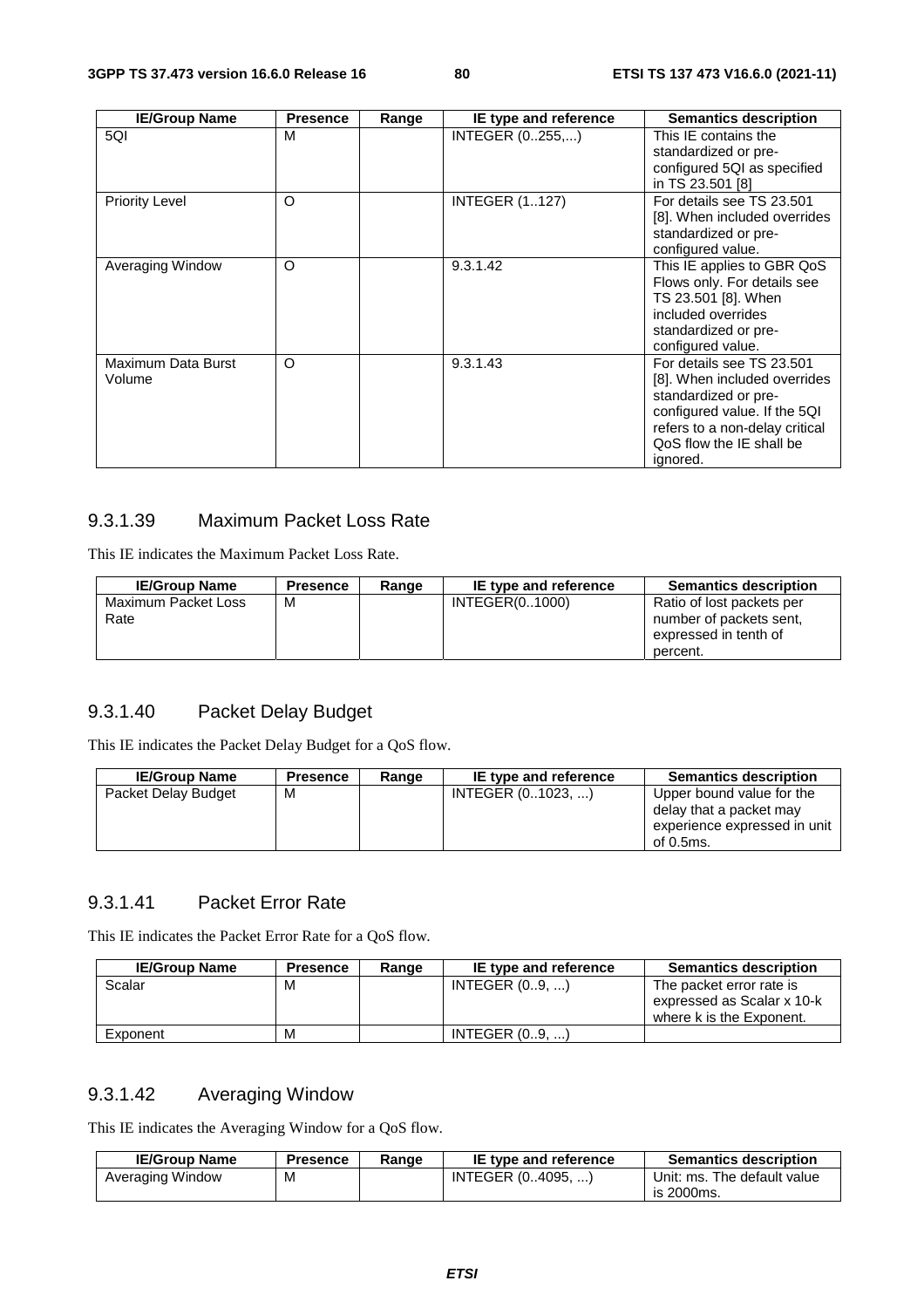| IE/Group Name | Presence | Range | IE type and reference | Semantics description |
|---|---|---|---|---|
| 5QI | M | | INTEGER (0..255,...) | This IE contains the standardized or pre-configured 5QI as specified in TS 23.501 [8] |
| Priority Level | O | | INTEGER (1..127) | For details see TS 23.501 [8]. When included overrides standardized or pre-configured value. |
| Averaging Window | O | | 9.3.1.42 | This IE applies to GBR QoS Flows only. For details see TS 23.501 [8]. When included overrides standardized or pre-configured value. |
| Maximum Data Burst Volume | O | | 9.3.1.43 | For details see TS 23.501 [8]. When included overrides standardized or pre-configured value. If the 5QI refers to a non-delay critical QoS flow the IE shall be ignored. |

### 9.3.1.39 Maximum Packet Loss Rate

This IE indicates the Maximum Packet Loss Rate.

| IE/Group Name | Presence | Range | IE type and reference | Semantics description |
|---|---|---|---|---|
| Maximum Packet Loss Rate | M | | INTEGER(0..1000) | Ratio of lost packets per number of packets sent, expressed in tenth of percent. |

### 9.3.1.40 Packet Delay Budget

This IE indicates the Packet Delay Budget for a QoS flow.

| IE/Group Name | Presence | Range | IE type and reference | Semantics description |
|---|---|---|---|---|
| Packet Delay Budget | M | | INTEGER (0..1023, ...) | Upper bound value for the delay that a packet may experience expressed in unit of 0.5ms. |

### 9.3.1.41 Packet Error Rate

This IE indicates the Packet Error Rate for a QoS flow.

| IE/Group Name | Presence | Range | IE type and reference | Semantics description |
|---|---|---|---|---|
| Scalar | M | | INTEGER (0..9, ...) | The packet error rate is expressed as Scalar x 10-k where k is the Exponent. |
| Exponent | M | | INTEGER (0..9, ...) | |

### 9.3.1.42 Averaging Window

This IE indicates the Averaging Window for a QoS flow.

| IE/Group Name | Presence | Range | IE type and reference | Semantics description |
|---|---|---|---|---|
| Averaging Window | M | | INTEGER (0..4095, ...) | Unit: ms. The default value is 2000ms. |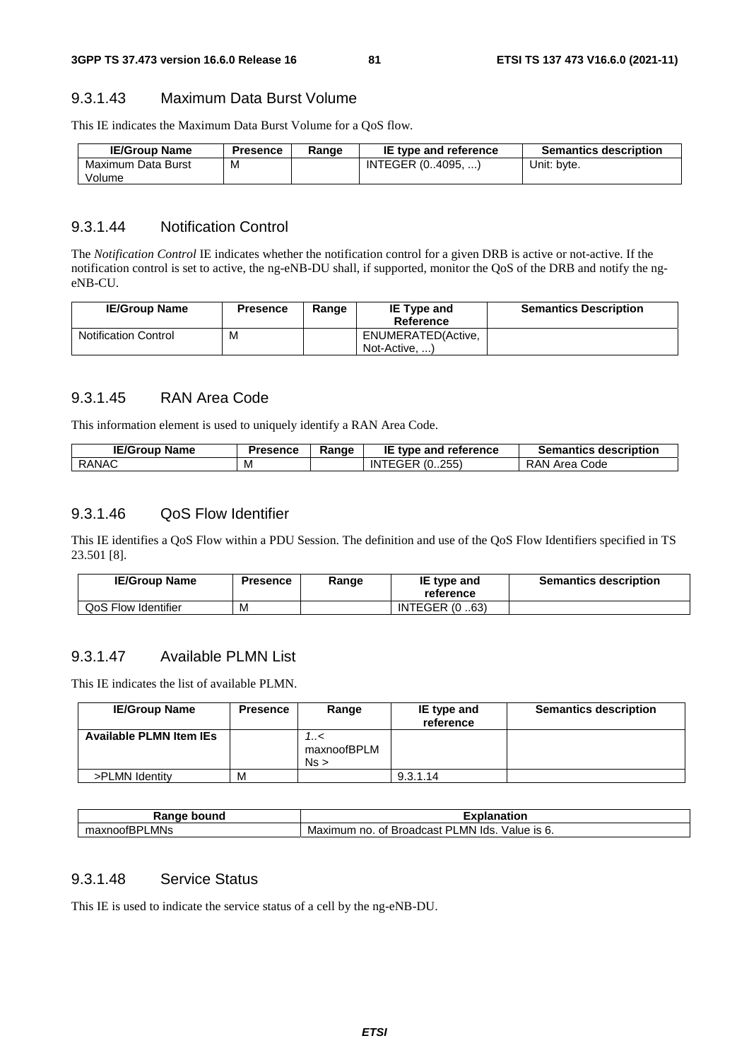#### 9.3.1.43 Maximum Data Burst Volume

This IE indicates the Maximum Data Burst Volume for a QoS flow.

| IE/Group Name | Presence | Range | IE type and reference | Semantics description |
|---|---|---|---|---|
| Maximum Data Burst Volume | M | | INTEGER (0..4095, ...) | Unit: byte. |

#### 9.3.1.44 Notification Control

The *Notification Control* IE indicates whether the notification control for a given DRB is active or not-active. If the notification control is set to active, the ng-eNB-DU shall, if supported, monitor the QoS of the DRB and notify the ng-eNB-CU.

| IE/Group Name | Presence | Range | IE Type and Reference | Semantics Description |
|---|---|---|---|---|
| Notification Control | M | | ENUMERATED(Active, Not-Active, ...) | |

#### 9.3.1.45 RAN Area Code

This information element is used to uniquely identify a RAN Area Code.

| IE/Group Name | Presence | Range | IE type and reference | Semantics description |
|---|---|---|---|---|
| RANAC | M | | INTEGER (0..255) | RAN Area Code |

#### 9.3.1.46 QoS Flow Identifier

This IE identifies a QoS Flow within a PDU Session. The definition and use of the QoS Flow Identifiers specified in TS 23.501 [8].

| IE/Group Name | Presence | Range | IE type and reference | Semantics description |
|---|---|---|---|---|
| QoS Flow Identifier | M | | INTEGER (0 ..63) | |

#### 9.3.1.47 Available PLMN List

This IE indicates the list of available PLMN.

| IE/Group Name | Presence | Range | IE type and reference | Semantics description |
|---|---|---|---|---|
| **Available PLMN Item IEs** | | *1..<maxnoofBPLMNs >* | | |
| >PLMN Identity | M | | 9.3.1.14 | |

| Range bound | Explanation |
|---|---|
| maxnoofBPLMNs | Maximum no. of Broadcast PLMN Ids. Value is 6. |

#### 9.3.1.48 Service Status

This IE is used to indicate the service status of a cell by the ng-eNB-DU.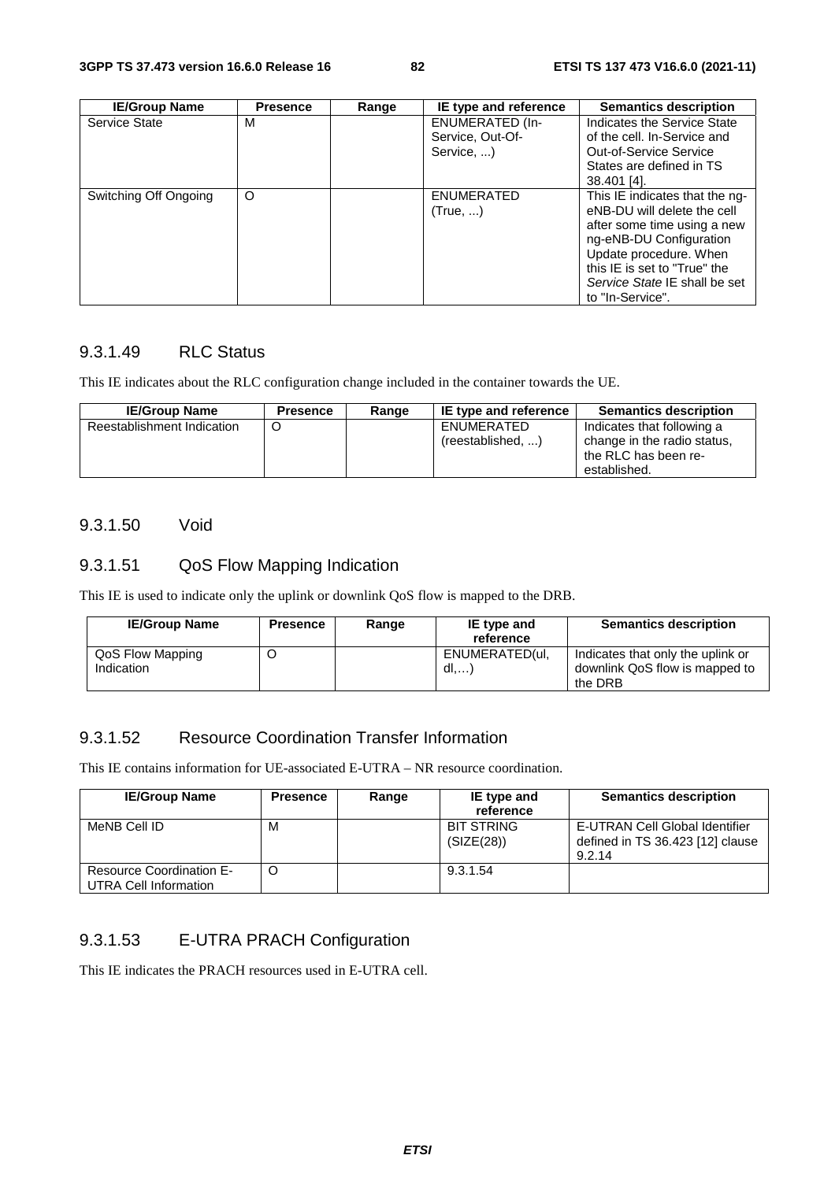| IE/Group Name | Presence | Range | IE type and reference | Semantics description |
|---|---|---|---|---|
| Service State | M | | ENUMERATED (In-Service, Out-Of-Service, ...) | Indicates the Service State of the cell. In-Service and Out-of-Service Service States are defined in TS 38.401 [4]. |
| Switching Off Ongoing | O | | ENUMERATED (True, ...) | This IE indicates that the ng-eNB-DU will delete the cell after some time using a new ng-eNB-DU Configuration Update procedure. When this IE is set to "True" the *Service State* IE shall be set to "In-Service". |

### 9.3.1.49 RLC Status

This IE indicates about the RLC configuration change included in the container towards the UE.

| IE/Group Name | Presence | Range | IE type and reference | Semantics description |
|---|---|---|---|---|
| Reestablishment Indication | O | | ENUMERATED (reestablished, ...) | Indicates that following a change in the radio status, the RLC has been re-established. |

### 9.3.1.50 Void

### 9.3.1.51 QoS Flow Mapping Indication

This IE is used to indicate only the uplink or downlink QoS flow is mapped to the DRB.

| IE/Group Name | Presence | Range | IE type and reference | Semantics description |
|---|---|---|---|---|
| QoS Flow Mapping Indication | O | | ENUMERATED(ul, dl,…) | Indicates that only the uplink or downlink QoS flow is mapped to the DRB |

### 9.3.1.52 Resource Coordination Transfer Information

This IE contains information for UE-associated E-UTRA – NR resource coordination.

| IE/Group Name | Presence | Range | IE type and reference | Semantics description |
|---|---|---|---|---|
| MeNB Cell ID | M | | BIT STRING (SIZE(28)) | E-UTRAN Cell Global Identifier defined in TS 36.423 [12] clause 9.2.14 |
| Resource Coordination E-UTRA Cell Information | O | | 9.3.1.54 | |

### 9.3.1.53 E-UTRA PRACH Configuration

This IE indicates the PRACH resources used in E-UTRA cell.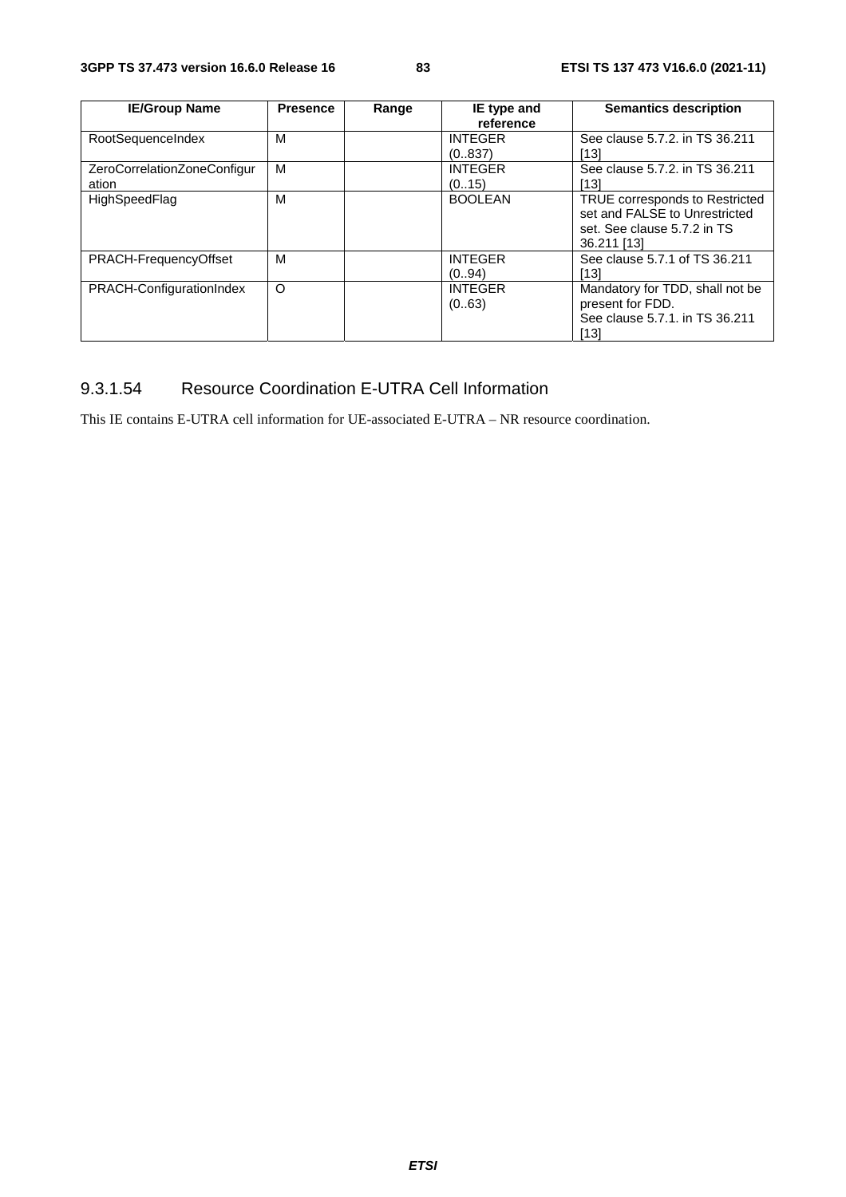| IE/Group Name | Presence | Range | IE type and reference | Semantics description |
|---|---|---|---|---|
| RootSequenceIndex | M | | INTEGER (0..837) | See clause 5.7.2. in TS 36.211 [13] |
| ZeroCorrelationZoneConfiguration | M | | INTEGER (0..15) | See clause 5.7.2. in TS 36.211 [13] |
| HighSpeedFlag | M | | BOOLEAN | TRUE corresponds to Restricted set and FALSE to Unrestricted set. See clause 5.7.2 in TS 36.211 [13] |
| PRACH-FrequencyOffset | M | | INTEGER (0..94) | See clause 5.7.1 of TS 36.211 [13] |
| PRACH-ConfigurationIndex | O | | INTEGER (0..63) | Mandatory for TDD, shall not be present for FDD. See clause 5.7.1. in TS 36.211 [13] |

### 9.3.1.54 Resource Coordination E-UTRA Cell Information

This IE contains E-UTRA cell information for UE-associated E-UTRA – NR resource coordination.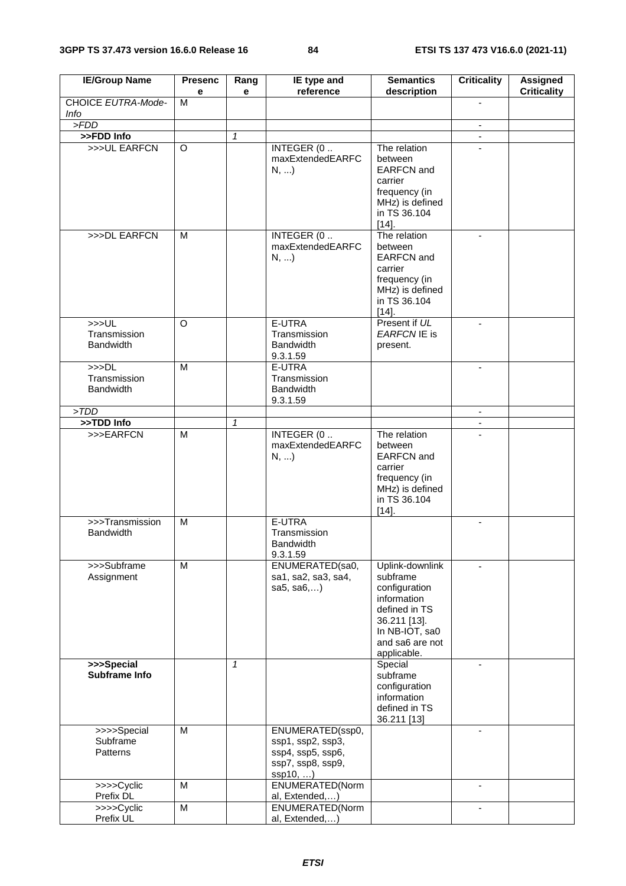| IE/Group Name | Presence | Range | IE type and reference | Semantics description | Criticality | Assigned Criticality |
|---|---|---|---|---|---|---|
| CHOICE *EUTRA-Mode-Info* | M | | | | - | |
| *>FDD* | | | | | - | |
| **>>FDD Info** | | *1* | | | - | |
| >>>UL EARFCN | O | | INTEGER (0 .. maxExtendedEARFCN, ...) | The relation between EARFCN and carrier frequency (in MHz) is defined in TS 36.104 [14]. | - | |
| >>>DL EARFCN | M | | INTEGER (0 .. maxExtendedEARFCN, ...) | The relation between EARFCN and carrier frequency (in MHz) is defined in TS 36.104 [14]. | - | |
| >>>UL Transmission Bandwidth | O | | E-UTRA Transmission Bandwidth 9.3.1.59 | Present if *UL EARFCN* IE is present. | - | |
| >>>DL Transmission Bandwidth | M | | E-UTRA Transmission Bandwidth 9.3.1.59 | | - | |
| *>TDD* | | | | | - | |
| **>>TDD Info** | | *1* | | | - | |
| >>>EARFCN | M | | INTEGER (0 .. maxExtendedEARFCN, ...) | The relation between EARFCN and carrier frequency (in MHz) is defined in TS 36.104 [14]. | - | |
| >>>Transmission Bandwidth | M | | E-UTRA Transmission Bandwidth 9.3.1.59 | | - | |
| >>>Subframe Assignment | M | | ENUMERATED(sa0, sa1, sa2, sa3, sa4, sa5, sa6,…) | Uplink-downlink subframe configuration information defined in TS 36.211 [13]. In NB-IOT, sa0 and sa6 are not applicable. | - | |
| **>>>Special Subframe Info** | | *1* | | Special subframe configuration information defined in TS 36.211 [13] | - | |
| >>>>Special Subframe Patterns | M | | ENUMERATED(ssp0, ssp1, ssp2, ssp3, ssp4, ssp5, ssp6, ssp7, ssp8, ssp9, ssp10, …) | | - | |
| >>>>Cyclic Prefix DL | M | | ENUMERATED(Normal, Extended,…) | | - | |
| >>>>Cyclic Prefix UL | M | | ENUMERATED(Normal, Extended,…) | | - | |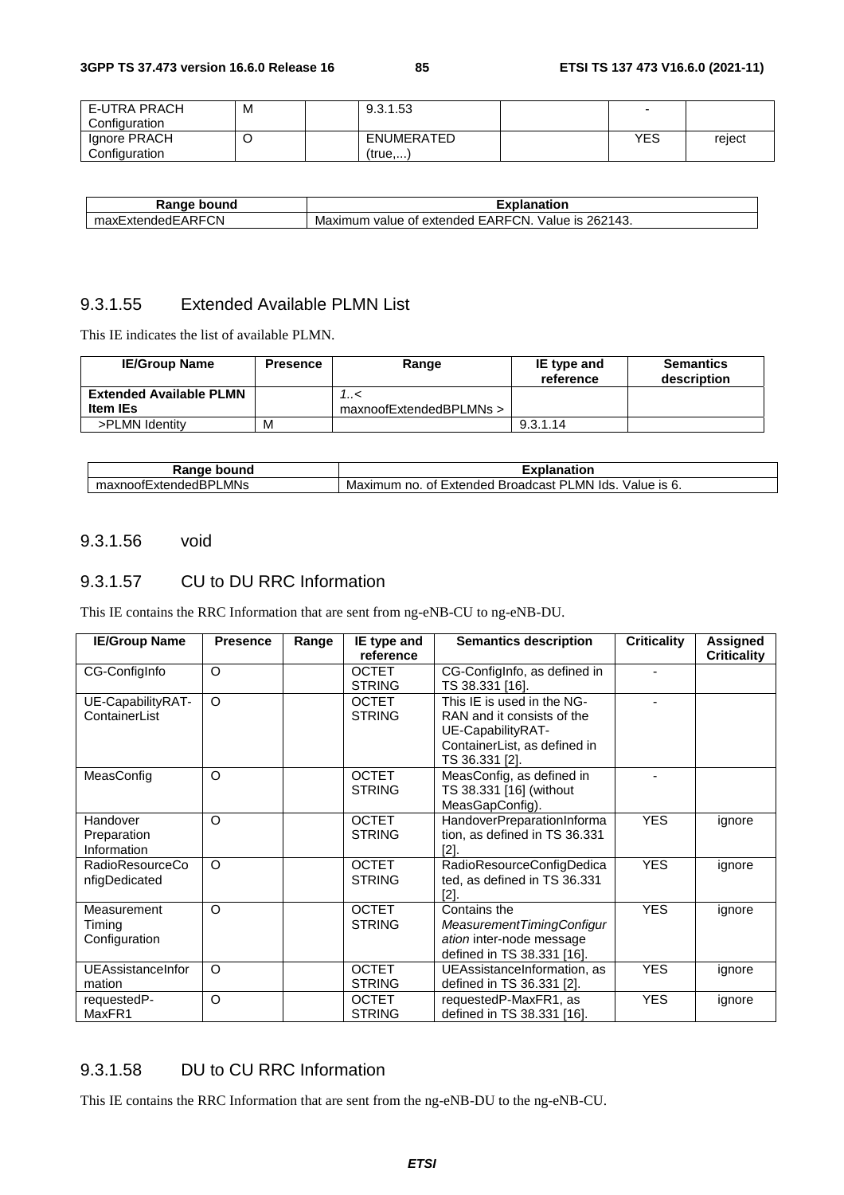| E-UTRA PRACH Configuration | M | | 9.3.1.53 | | - | |
|---|---|---|---|---|---|---|
| Ignore PRACH Configuration | O | | ENUMERATED (true,...) | | YES | reject |

| Range bound | Explanation |
|---|---|
| maxExtendedEARFCN | Maximum value of extended EARFCN. Value is 262143. |

### 9.3.1.55 Extended Available PLMN List

This IE indicates the list of available PLMN.

| IE/Group Name | Presence | Range | IE type and reference | Semantics description |
|---|---|---|---|---|
| **Extended Available PLMN Item IEs** | | *1..< maxnoofExtendedBPLMNs >* | | |
| >PLMN Identity | M | | 9.3.1.14 | |

| Range bound | Explanation |
|---|---|
| maxnoofExtendedBPLMNs | Maximum no. of Extended Broadcast PLMN Ids. Value is 6. |

### 9.3.1.56 void

### 9.3.1.57 CU to DU RRC Information

This IE contains the RRC Information that are sent from ng-eNB-CU to ng-eNB-DU.

| IE/Group Name | Presence | Range | IE type and reference | Semantics description | Criticality | Assigned Criticality |
|---|---|---|---|---|---|---|
| CG-ConfigInfo | O | | OCTET STRING | CG-ConfigInfo, as defined in TS 38.331 [16]. | - | |
| UE-CapabilityRAT-ContainerList | O | | OCTET STRING | This IE is used in the NG-RAN and it consists of the UE-CapabilityRAT-ContainerList, as defined in TS 36.331 [2]. | - | |
| MeasConfig | O | | OCTET STRING | MeasConfig, as defined in TS 38.331 [16] (without MeasGapConfig). | - | |
| Handover Preparation Information | O | | OCTET STRING | HandoverPreparationInformation, as defined in TS 36.331 [2]. | YES | ignore |
| RadioResourceConfigDedicated | O | | OCTET STRING | RadioResourceConfigDedicated, as defined in TS 36.331 [2]. | YES | ignore |
| Measurement Timing Configuration | O | | OCTET STRING | Contains the *MeasurementTimingConfiguration* inter-node message defined in TS 38.331 [16]. | YES | ignore |
| UEAssistanceInformation | O | | OCTET STRING | UEAssistanceInformation, as defined in TS 36.331 [2]. | YES | ignore |
| requestedP-MaxFR1 | O | | OCTET STRING | requestedP-MaxFR1, as defined in TS 38.331 [16]. | YES | ignore |

### 9.3.1.58 DU to CU RRC Information

This IE contains the RRC Information that are sent from the ng-eNB-DU to the ng-eNB-CU.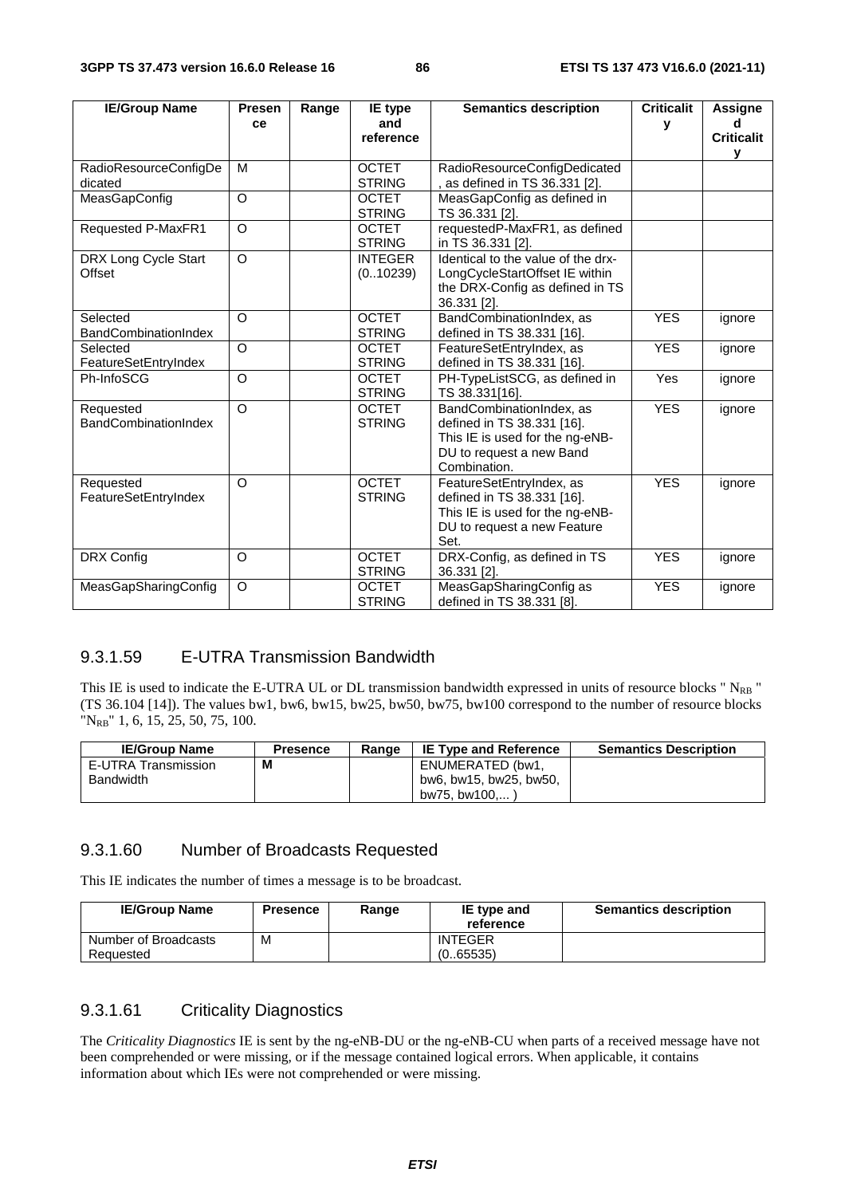| IE/Group Name | Presence | Range | IE type and reference | Semantics description | Criticality | Assigned Criticality |
|---|---|---|---|---|---|---|
| RadioResourceConfigDedicated | M | | OCTET STRING | RadioResourceConfigDedicated, as defined in TS 36.331 [2]. | | |
| MeasGapConfig | O | | OCTET STRING | MeasGapConfig as defined in TS 36.331 [2]. | | |
| Requested P-MaxFR1 | O | | OCTET STRING | requestedP-MaxFR1, as defined in TS 36.331 [2]. | | |
| DRX Long Cycle Start Offset | O | | INTEGER (0..10239) | Identical to the value of the drx-LongCycleStartOffset IE within the DRX-Config as defined in TS 36.331 [2]. | | |
| Selected BandCombinationIndex | O | | OCTET STRING | BandCombinationIndex, as defined in TS 38.331 [16]. | YES | ignore |
| Selected FeatureSetEntryIndex | O | | OCTET STRING | FeatureSetEntryIndex, as defined in TS 38.331 [16]. | YES | ignore |
| Ph-InfoSCG | O | | OCTET STRING | PH-TypeListSCG, as defined in TS 38.331[16]. | Yes | ignore |
| Requested BandCombinationIndex | O | | OCTET STRING | BandCombinationIndex, as defined in TS 38.331 [16]. This IE is used for the ng-eNB-DU to request a new Band Combination. | YES | ignore |
| Requested FeatureSetEntryIndex | O | | OCTET STRING | FeatureSetEntryIndex, as defined in TS 38.331 [16]. This IE is used for the ng-eNB-DU to request a new Feature Set. | YES | ignore |
| DRX Config | O | | OCTET STRING | DRX-Config, as defined in TS 36.331 [2]. | YES | ignore |
| MeasGapSharingConfig | O | | OCTET STRING | MeasGapSharingConfig as defined in TS 38.331 [8]. | YES | ignore |

### 9.3.1.59 E-UTRA Transmission Bandwidth

This IE is used to indicate the E-UTRA UL or DL transmission bandwidth expressed in units of resource blocks " $N_{RB}$ " (TS 36.104 [14]). The values bw1, bw6, bw15, bw25, bw50, bw75, bw100 correspond to the number of resource blocks "$N_{RB}$" 1, 6, 15, 25, 50, 75, 100.

| IE/Group Name | Presence | Range | IE Type and Reference | Semantics Description |
|---|---|---|---|---|
| E-UTRA Transmission Bandwidth | **M** | | ENUMERATED (bw1, bw6, bw15, bw25, bw50, bw75, bw100,... ) | |

### 9.3.1.60 Number of Broadcasts Requested

This IE indicates the number of times a message is to be broadcast.

| IE/Group Name | Presence | Range | IE type and reference | Semantics description |
|---|---|---|---|---|
| Number of Broadcasts Requested | M | | INTEGER (0..65535) | |

### 9.3.1.61 Criticality Diagnostics

The *Criticality Diagnostics* IE is sent by the ng-eNB-DU or the ng-eNB-CU when parts of a received message have not been comprehended or were missing, or if the message contained logical errors. When applicable, it contains information about which IEs were not comprehended or were missing.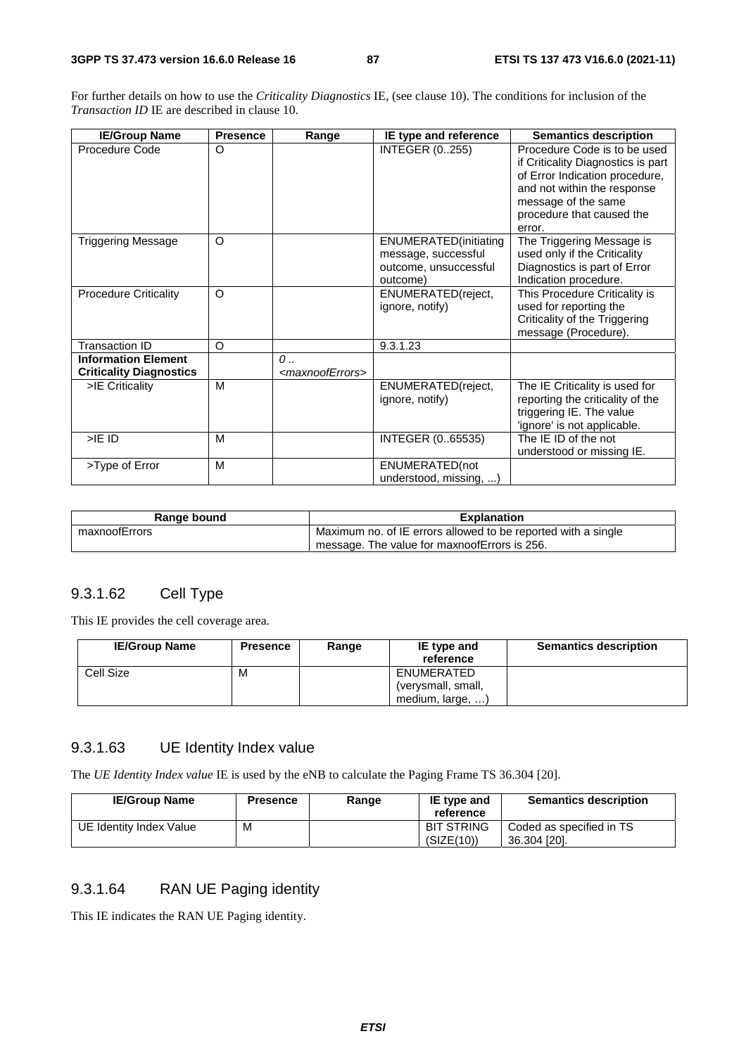For further details on how to use the *Criticality Diagnostics* IE, (see clause 10). The conditions for inclusion of the *Transaction ID* IE are described in clause 10.

| IE/Group Name | Presence | Range | IE type and reference | Semantics description |
|---|---|---|---|---|
| Procedure Code | O | | INTEGER (0..255) | Procedure Code is to be used if Criticality Diagnostics is part of Error Indication procedure, and not within the response message of the same procedure that caused the error. |
| Triggering Message | O | | ENUMERATED(initiating message, successful outcome, unsuccessful outcome) | The Triggering Message is used only if the Criticality Diagnostics is part of Error Indication procedure. |
| Procedure Criticality | O | | ENUMERATED(reject, ignore, notify) | This Procedure Criticality is used for reporting the Criticality of the Triggering message (Procedure). |
| Transaction ID | O | | 9.3.1.23 | |
| **Information Element Criticality Diagnostics** | | *0 .. <maxnoofErrors>* | | |
| >IE Criticality | M | | ENUMERATED(reject, ignore, notify) | The IE Criticality is used for reporting the criticality of the triggering IE. The value 'ignore' is not applicable. |
| >IE ID | M | | INTEGER (0..65535) | The IE ID of the not understood or missing IE. |
| >Type of Error | M | | ENUMERATED(not understood, missing, ...) | |

| Range bound | Explanation |
|---|---|
| maxnoofErrors | Maximum no. of IE errors allowed to be reported with a single message. The value for maxnoofErrors is 256. |

### 9.3.1.62 Cell Type

This IE provides the cell coverage area.

| IE/Group Name | Presence | Range | IE type and reference | Semantics description |
|---|---|---|---|---|
| Cell Size | M | | ENUMERATED (verysmall, small, medium, large, …) | |

### 9.3.1.63 UE Identity Index value

The *UE Identity Index value* IE is used by the eNB to calculate the Paging Frame TS 36.304 [20].

| IE/Group Name | Presence | Range | IE type and reference | Semantics description |
|---|---|---|---|---|
| UE Identity Index Value | M | | BIT STRING (SIZE(10)) | Coded as specified in TS 36.304 [20]. |

### 9.3.1.64 RAN UE Paging identity

This IE indicates the RAN UE Paging identity.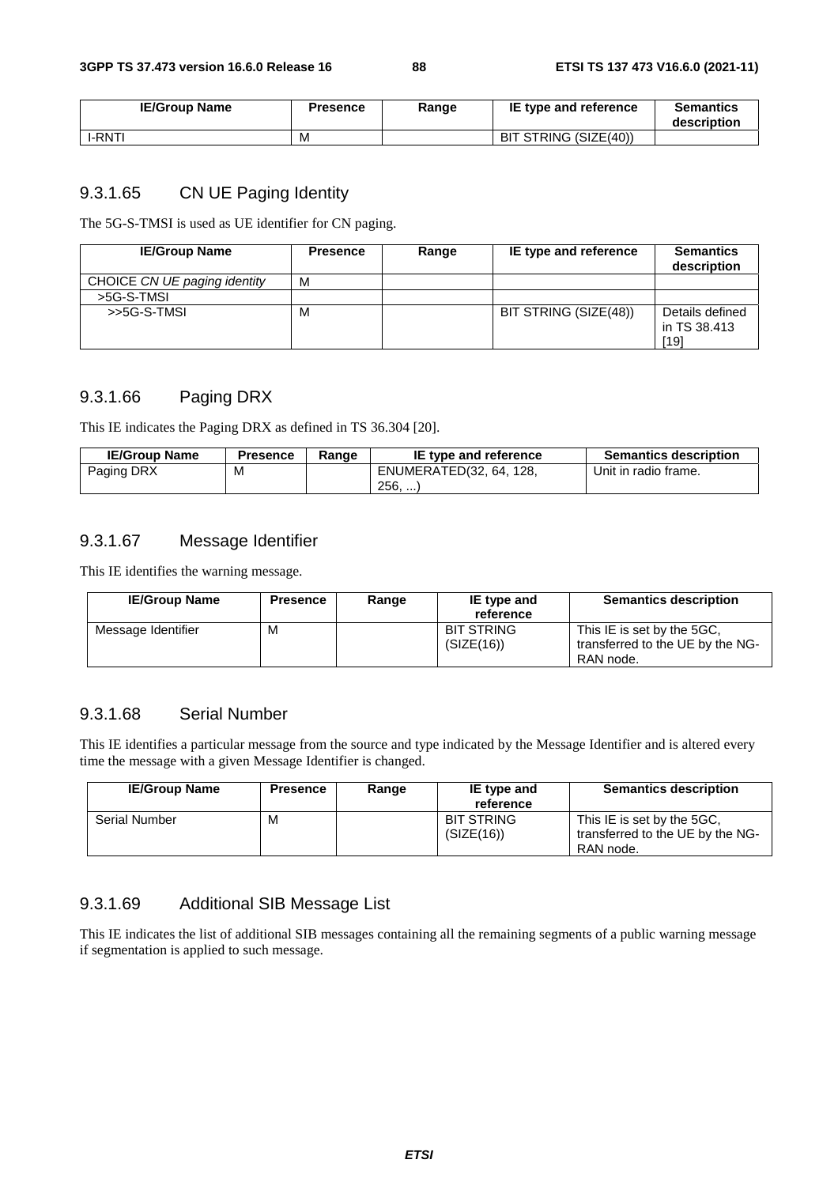| IE/Group Name | Presence | Range | IE type and reference | Semantics description |
|---|---|---|---|---|
| I-RNTI | M | | BIT STRING (SIZE(40)) | |

### 9.3.1.65 CN UE Paging Identity

The 5G-S-TMSI is used as UE identifier for CN paging.

| IE/Group Name | Presence | Range | IE type and reference | Semantics description |
|---|---|---|---|---|
| CHOICE *CN UE paging identity* | M | | | |
| >5G-S-TMSI | | | | |
| >>5G-S-TMSI | M | | BIT STRING (SIZE(48)) | Details defined in TS 38.413 [19] |

### 9.3.1.66 Paging DRX

This IE indicates the Paging DRX as defined in TS 36.304 [20].

| IE/Group Name | Presence | Range | IE type and reference | Semantics description |
|---|---|---|---|---|
| Paging DRX | M | | ENUMERATED(32, 64, 128, 256, ...) | Unit in radio frame. |

### 9.3.1.67 Message Identifier

This IE identifies the warning message.

| IE/Group Name | Presence | Range | IE type and reference | Semantics description |
|---|---|---|---|---|
| Message Identifier | M | | BIT STRING (SIZE(16)) | This IE is set by the 5GC, transferred to the UE by the NG-RAN node. |

### 9.3.1.68 Serial Number

This IE identifies a particular message from the source and type indicated by the Message Identifier and is altered every time the message with a given Message Identifier is changed.

| IE/Group Name | Presence | Range | IE type and reference | Semantics description |
|---|---|---|---|---|
| Serial Number | M | | BIT STRING (SIZE(16)) | This IE is set by the 5GC, transferred to the UE by the NG-RAN node. |

### 9.3.1.69 Additional SIB Message List

This IE indicates the list of additional SIB messages containing all the remaining segments of a public warning message if segmentation is applied to such message.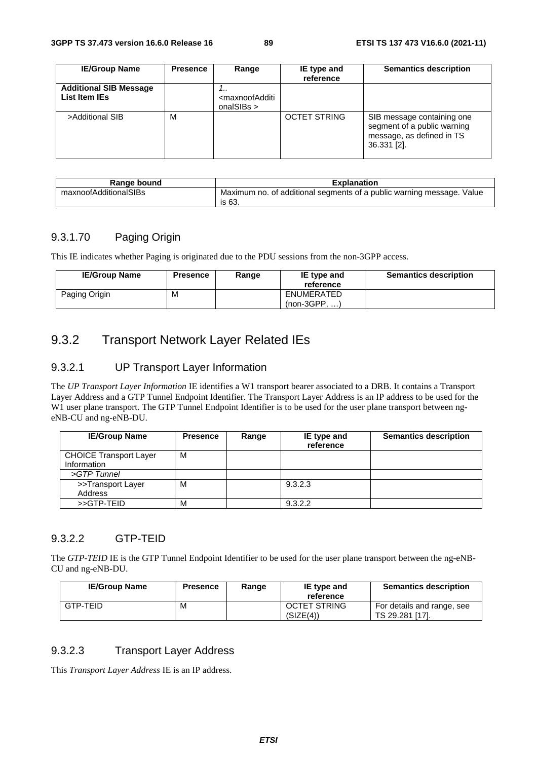| IE/Group Name | Presence | Range | IE type and reference | Semantics description |
|---|---|---|---|---|
| **Additional SIB Message List Item IEs** | | *1..<maxnoofAdditionalSIBs >* | | |
| >Additional SIB | M | | OCTET STRING | SIB message containing one segment of a public warning message, as defined in TS 36.331 [2]. |

| Range bound | Explanation |
|---|---|
| maxnoofAdditionalSIBs | Maximum no. of additional segments of a public warning message. Value is 63. |

#### 9.3.1.70 Paging Origin

This IE indicates whether Paging is originated due to the PDU sessions from the non-3GPP access.

| IE/Group Name | Presence | Range | IE type and reference | Semantics description |
|---|---|---|---|---|
| Paging Origin | M | | ENUMERATED (non-3GPP, …) | |

### 9.3.2 Transport Network Layer Related IEs

#### 9.3.2.1 UP Transport Layer Information

The *UP Transport Layer Information* IE identifies a W1 transport bearer associated to a DRB. It contains a Transport Layer Address and a GTP Tunnel Endpoint Identifier. The Transport Layer Address is an IP address to be used for the W1 user plane transport. The GTP Tunnel Endpoint Identifier is to be used for the user plane transport between ng-eNB-CU and ng-eNB-DU.

| IE/Group Name | Presence | Range | IE type and reference | Semantics description |
|---|---|---|---|---|
| CHOICE Transport Layer Information | M | | | |
| *>GTP Tunnel* | | | | |
| >>Transport Layer Address | M | | 9.3.2.3 | |
| >>GTP-TEID | M | | 9.3.2.2 | |

#### 9.3.2.2 GTP-TEID

The *GTP-TEID* IE is the GTP Tunnel Endpoint Identifier to be used for the user plane transport between the ng-eNB-CU and ng-eNB-DU.

| IE/Group Name | Presence | Range | IE type and reference | Semantics description |
|---|---|---|---|---|
| GTP-TEID | M | | OCTET STRING (SIZE(4)) | For details and range, see TS 29.281 [17]. |

#### 9.3.2.3 Transport Layer Address

This *Transport Layer Address* IE is an IP address.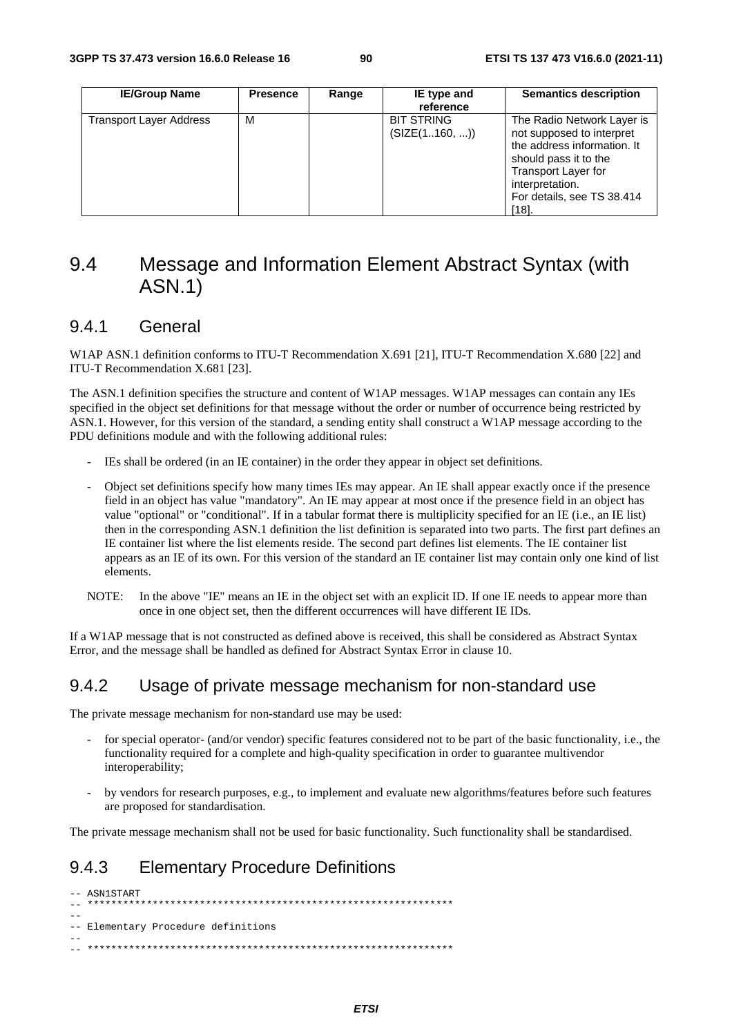| IE/Group Name | Presence | Range | IE type and reference | Semantics description |
|---|---|---|---|---|
| Transport Layer Address | M | | BIT STRING (SIZE(1..160, ...)) | The Radio Network Layer is not supposed to interpret the address information. It should pass it to the Transport Layer for interpretation. For details, see TS 38.414 [18]. |

## 9.4 Message and Information Element Abstract Syntax (with ASN.1)

### 9.4.1 General

W1AP ASN.1 definition conforms to ITU-T Recommendation X.691 [21], ITU-T Recommendation X.680 [22] and ITU-T Recommendation X.681 [23].

The ASN.1 definition specifies the structure and content of W1AP messages. W1AP messages can contain any IEs specified in the object set definitions for that message without the order or number of occurrence being restricted by ASN.1. However, for this version of the standard, a sending entity shall construct a W1AP message according to the PDU definitions module and with the following additional rules:

- IEs shall be ordered (in an IE container) in the order they appear in object set definitions.
- Object set definitions specify how many times IEs may appear. An IE shall appear exactly once if the presence field in an object has value "mandatory". An IE may appear at most once if the presence field in an object has value "optional" or "conditional". If in a tabular format there is multiplicity specified for an IE (i.e., an IE list) then in the corresponding ASN.1 definition the list definition is separated into two parts. The first part defines an IE container list where the list elements reside. The second part defines list elements. The IE container list appears as an IE of its own. For this version of the standard an IE container list may contain only one kind of list elements.

NOTE: In the above "IE" means an IE in the object set with an explicit ID. If one IE needs to appear more than once in one object set, then the different occurrences will have different IE IDs.

If a W1AP message that is not constructed as defined above is received, this shall be considered as Abstract Syntax Error, and the message shall be handled as defined for Abstract Syntax Error in clause 10.

### 9.4.2 Usage of private message mechanism for non-standard use

The private message mechanism for non-standard use may be used:

- for special operator- (and/or vendor) specific features considered not to be part of the basic functionality, i.e., the functionality required for a complete and high-quality specification in order to guarantee multivendor interoperability;
- by vendors for research purposes, e.g., to implement and evaluate new algorithms/features before such features are proposed for standardisation.

The private message mechanism shall not be used for basic functionality. Such functionality shall be standardised.

### 9.4.3 Elementary Procedure Definitions

```
-- ASN1START
-- **************************************************************
--
-- Elementary Procedure definitions
--
-- **************************************************************
```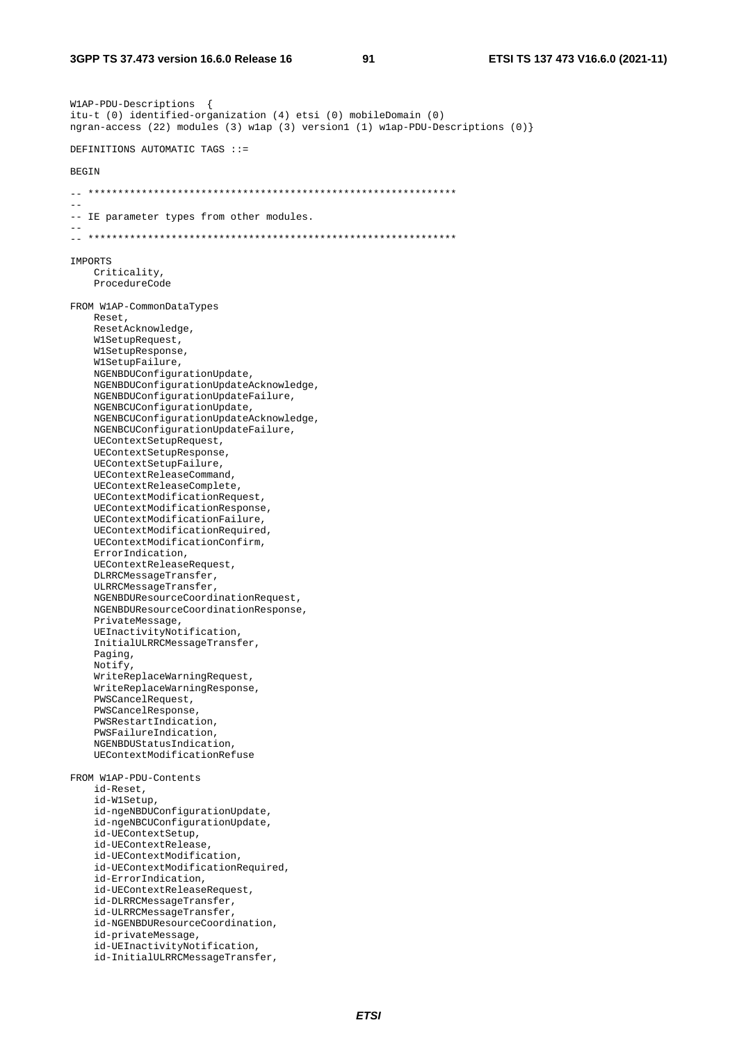```
W1AP-PDU-Descriptions  {
itu-t (0) identified-organization (4) etsi (0) mobileDomain (0)
ngran-access (22) modules (3) w1ap (3) version1 (1) w1ap-PDU-Descriptions (0)}

DEFINITIONS AUTOMATIC TAGS ::=

BEGIN

-- **************************************************************
--
-- IE parameter types from other modules.
--
-- **************************************************************

IMPORTS
    Criticality,
    ProcedureCode

FROM W1AP-CommonDataTypes
    Reset,
    ResetAcknowledge,
    W1SetupRequest,
    W1SetupResponse,
    W1SetupFailure,
    NGENBDUConfigurationUpdate,
    NGENBDUConfigurationUpdateAcknowledge,
    NGENBDUConfigurationUpdateFailure,
    NGENBCUConfigurationUpdate,
    NGENBCUConfigurationUpdateAcknowledge,
    NGENBCUConfigurationUpdateFailure,
    UEContextSetupRequest,
    UEContextSetupResponse,
    UEContextSetupFailure,
    UEContextReleaseCommand,
    UEContextReleaseComplete,
    UEContextModificationRequest,
    UEContextModificationResponse,
    UEContextModificationFailure,
    UEContextModificationRequired,
    UEContextModificationConfirm,
    ErrorIndication,
    UEContextReleaseRequest,
    DLRRCMessageTransfer,
    ULRRCMessageTransfer,
    NGENBDUResourceCoordinationRequest,
    NGENBDUResourceCoordinationResponse,
    PrivateMessage,
    UEInactivityNotification,
    InitialULRRCMessageTransfer,
    Paging,
    Notify,
    WriteReplaceWarningRequest,
    WriteReplaceWarningResponse,
    PWSCancelRequest,
    PWSCancelResponse,
    PWSRestartIndication,
    PWSFailureIndication,
    NGENBDUStatusIndication,
    UEContextModificationRefuse

FROM W1AP-PDU-Contents
    id-Reset,
    id-W1Setup,
    id-ngeNBDUConfigurationUpdate,
    id-ngeNBCUConfigurationUpdate,
    id-UEContextSetup,
    id-UEContextRelease,
    id-UEContextModification,
    id-UEContextModificationRequired,
    id-ErrorIndication,
    id-UEContextReleaseRequest,
    id-DLRRCMessageTransfer,
    id-ULRRCMessageTransfer,
    id-NGENBDUResourceCoordination,
    id-privateMessage,
    id-UEInactivityNotification,
    id-InitialULRRCMessageTransfer,
```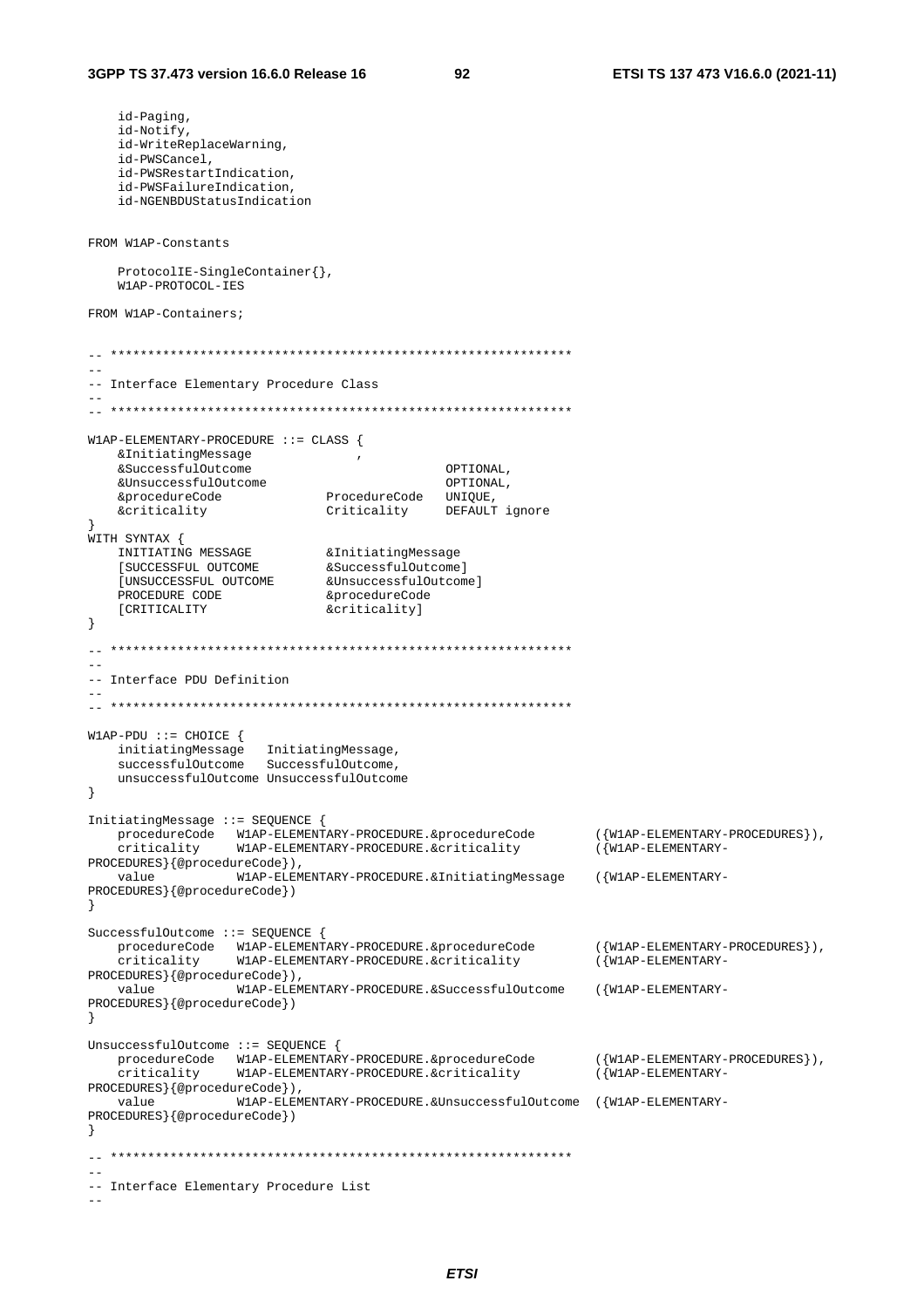```
	id-Paging,
	id-Notify,
	id-WriteReplaceWarning,
	id-PWSCancel,
	id-PWSRestartIndication,
	id-PWSFailureIndication,
	id-NGENBDUStatusIndication


FROM W1AP-Constants

	ProtocolIE-SingleContainer{},
	W1AP-PROTOCOL-IES

FROM W1AP-Containers;


-- **************************************************************
--
-- Interface Elementary Procedure Class
--
-- **************************************************************

W1AP-ELEMENTARY-PROCEDURE ::= CLASS {
	&InitiatingMessage				,
	&SuccessfulOutcome							OPTIONAL,
	&UnsuccessfulOutcome						OPTIONAL,
	&procedureCode				ProcedureCode	UNIQUE,
	&criticality				Criticality		DEFAULT ignore
}
WITH SYNTAX {
	INITIATING MESSAGE			&InitiatingMessage
	[SUCCESSFUL OUTCOME			&SuccessfulOutcome]
	[UNSUCCESSFUL OUTCOME		&UnsuccessfulOutcome]
	PROCEDURE CODE				&procedureCode
	[CRITICALITY				&criticality]
}

-- **************************************************************
--
-- Interface PDU Definition
--
-- **************************************************************

W1AP-PDU ::= CHOICE {
	initiatingMessage	InitiatingMessage,
	successfulOutcome	SuccessfulOutcome,
	unsuccessfulOutcome UnsuccessfulOutcome
}

InitiatingMessage ::= SEQUENCE {
	procedureCode	W1AP-ELEMENTARY-PROCEDURE.&procedureCode		({W1AP-ELEMENTARY-PROCEDURES}),
	criticality		W1AP-ELEMENTARY-PROCEDURE.&criticality			({W1AP-ELEMENTARY-PROCEDURES}{@procedureCode}),
	value			W1AP-ELEMENTARY-PROCEDURE.&InitiatingMessage	({W1AP-ELEMENTARY-PROCEDURES}{@procedureCode})
}

SuccessfulOutcome ::= SEQUENCE {
	procedureCode	W1AP-ELEMENTARY-PROCEDURE.&procedureCode		({W1AP-ELEMENTARY-PROCEDURES}),
	criticality		W1AP-ELEMENTARY-PROCEDURE.&criticality			({W1AP-ELEMENTARY-PROCEDURES}{@procedureCode}),
	value			W1AP-ELEMENTARY-PROCEDURE.&SuccessfulOutcome	({W1AP-ELEMENTARY-PROCEDURES}{@procedureCode})
}

UnsuccessfulOutcome ::= SEQUENCE {
	procedureCode	W1AP-ELEMENTARY-PROCEDURE.&procedureCode		({W1AP-ELEMENTARY-PROCEDURES}),
	criticality		W1AP-ELEMENTARY-PROCEDURE.&criticality			({W1AP-ELEMENTARY-PROCEDURES}{@procedureCode}),
	value			W1AP-ELEMENTARY-PROCEDURE.&UnsuccessfulOutcome	({W1AP-ELEMENTARY-PROCEDURES}{@procedureCode})
}

-- **************************************************************
--
-- Interface Elementary Procedure List
--
```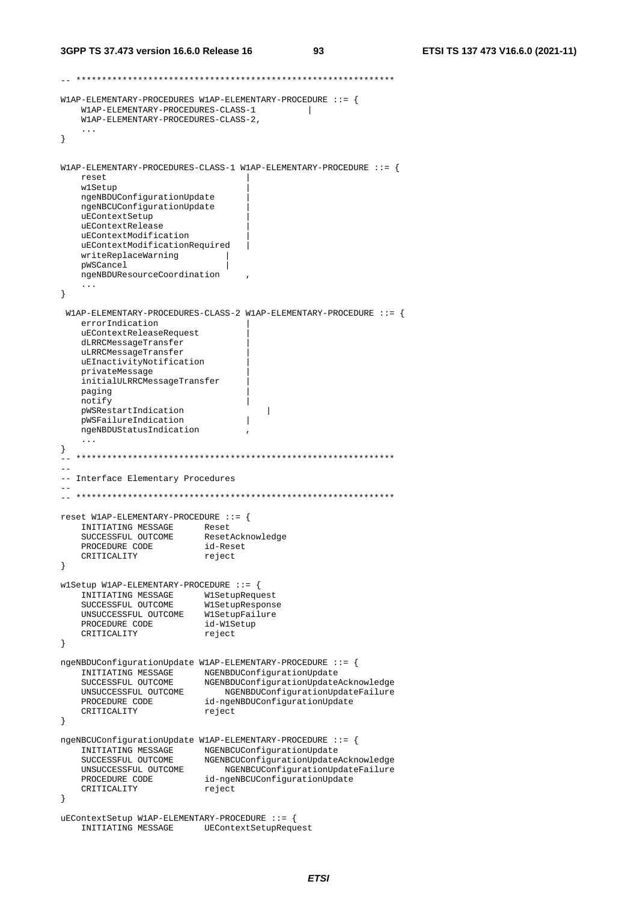```
-- **************************************************************

W1AP-ELEMENTARY-PROCEDURES W1AP-ELEMENTARY-PROCEDURE ::= {
    W1AP-ELEMENTARY-PROCEDURES-CLASS-1          |
    W1AP-ELEMENTARY-PROCEDURES-CLASS-2,
    ...
}


W1AP-ELEMENTARY-PROCEDURES-CLASS-1 W1AP-ELEMENTARY-PROCEDURE ::= {
    reset                           |
    w1Setup                         |
    ngeNBDUConfigurationUpdate      |
    ngeNBCUConfigurationUpdate      |
    uEContextSetup                  |
    uEContextRelease                |
    uEContextModification           |
    uEContextModificationRequired   |
    writeReplaceWarning         |
    pWSCancel                   |
    ngeNBDUResourceCoordination     ,
    ...
}

 W1AP-ELEMENTARY-PROCEDURES-CLASS-2 W1AP-ELEMENTARY-PROCEDURE ::= {
    errorIndication                 |
    uEContextReleaseRequest         |
    dLRRCMessageTransfer            |
    uLRRCMessageTransfer            |
    uEInactivityNotification        |
    privateMessage                  |
    initialULRRCMessageTransfer     |
    paging                          |
    notify                          |
    pWSRestartIndication                |
    pWSFailureIndication            |
    ngeNBDUStatusIndication         ,
    ...
}
-- **************************************************************
--
-- Interface Elementary Procedures
--
-- **************************************************************

reset W1AP-ELEMENTARY-PROCEDURE ::= {
    INITIATING MESSAGE      Reset
    SUCCESSFUL OUTCOME      ResetAcknowledge
    PROCEDURE CODE          id-Reset
    CRITICALITY             reject
}

w1Setup W1AP-ELEMENTARY-PROCEDURE ::= {
    INITIATING MESSAGE      W1SetupRequest
    SUCCESSFUL OUTCOME      W1SetupResponse
    UNSUCCESSFUL OUTCOME    W1SetupFailure
    PROCEDURE CODE          id-W1Setup
    CRITICALITY             reject
}

ngeNBDUConfigurationUpdate W1AP-ELEMENTARY-PROCEDURE ::= {
    INITIATING MESSAGE      NGENBDUConfigurationUpdate
    SUCCESSFUL OUTCOME      NGENBDUConfigurationUpdateAcknowledge
    UNSUCCESSFUL OUTCOME        NGENBDUConfigurationUpdateFailure
    PROCEDURE CODE          id-ngeNBDUConfigurationUpdate
    CRITICALITY             reject
}

ngeNBCUConfigurationUpdate W1AP-ELEMENTARY-PROCEDURE ::= {
    INITIATING MESSAGE      NGENBCUConfigurationUpdate
    SUCCESSFUL OUTCOME      NGENBCUConfigurationUpdateAcknowledge
    UNSUCCESSFUL OUTCOME        NGENBCUConfigurationUpdateFailure
    PROCEDURE CODE          id-ngeNBCUConfigurationUpdate
    CRITICALITY             reject
}

uEContextSetup W1AP-ELEMENTARY-PROCEDURE ::= {
    INITIATING MESSAGE      UEContextSetupRequest
```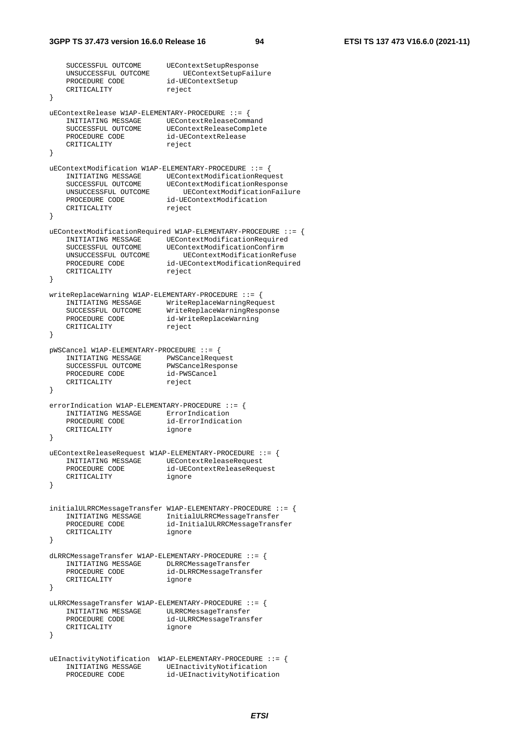```
    SUCCESSFUL OUTCOME      UEContextSetupResponse
    UNSUCCESSFUL OUTCOME        UEContextSetupFailure
    PROCEDURE CODE          id-UEContextSetup
    CRITICALITY             reject
}

uEContextRelease W1AP-ELEMENTARY-PROCEDURE ::= {
    INITIATING MESSAGE      UEContextReleaseCommand
    SUCCESSFUL OUTCOME      UEContextReleaseComplete
    PROCEDURE CODE          id-UEContextRelease
    CRITICALITY             reject
}

uEContextModification W1AP-ELEMENTARY-PROCEDURE ::= {
    INITIATING MESSAGE      UEContextModificationRequest
    SUCCESSFUL OUTCOME      UEContextModificationResponse
    UNSUCCESSFUL OUTCOME        UEContextModificationFailure
    PROCEDURE CODE          id-UEContextModification
    CRITICALITY             reject
}

uEContextModificationRequired W1AP-ELEMENTARY-PROCEDURE ::= {
    INITIATING MESSAGE      UEContextModificationRequired
    SUCCESSFUL OUTCOME      UEContextModificationConfirm
    UNSUCCESSFUL OUTCOME        UEContextModificationRefuse
    PROCEDURE CODE          id-UEContextModificationRequired
    CRITICALITY             reject
}

writeReplaceWarning W1AP-ELEMENTARY-PROCEDURE ::= {
    INITIATING MESSAGE      WriteReplaceWarningRequest
    SUCCESSFUL OUTCOME      WriteReplaceWarningResponse
    PROCEDURE CODE          id-WriteReplaceWarning
    CRITICALITY             reject
}

pWSCancel W1AP-ELEMENTARY-PROCEDURE ::= {
    INITIATING MESSAGE      PWSCancelRequest
    SUCCESSFUL OUTCOME      PWSCancelResponse
    PROCEDURE CODE          id-PWSCancel
    CRITICALITY             reject
}

errorIndication W1AP-ELEMENTARY-PROCEDURE ::= {
    INITIATING MESSAGE      ErrorIndication
    PROCEDURE CODE          id-ErrorIndication
    CRITICALITY             ignore
}

uEContextReleaseRequest W1AP-ELEMENTARY-PROCEDURE ::= {
    INITIATING MESSAGE      UEContextReleaseRequest
    PROCEDURE CODE          id-UEContextReleaseRequest
    CRITICALITY             ignore
}


initialULRRCMessageTransfer W1AP-ELEMENTARY-PROCEDURE ::= {
    INITIATING MESSAGE      InitialULRRCMessageTransfer
    PROCEDURE CODE          id-InitialULRRCMessageTransfer
    CRITICALITY             ignore
}

dLRRCMessageTransfer W1AP-ELEMENTARY-PROCEDURE ::= {
    INITIATING MESSAGE      DLRRCMessageTransfer
    PROCEDURE CODE          id-DLRRCMessageTransfer
    CRITICALITY             ignore
}

uLRRCMessageTransfer W1AP-ELEMENTARY-PROCEDURE ::= {
    INITIATING MESSAGE      ULRRCMessageTransfer
    PROCEDURE CODE          id-ULRRCMessageTransfer
    CRITICALITY             ignore
}


uEInactivityNotification  W1AP-ELEMENTARY-PROCEDURE ::= {
    INITIATING MESSAGE      UEInactivityNotification
    PROCEDURE CODE          id-UEInactivityNotification
```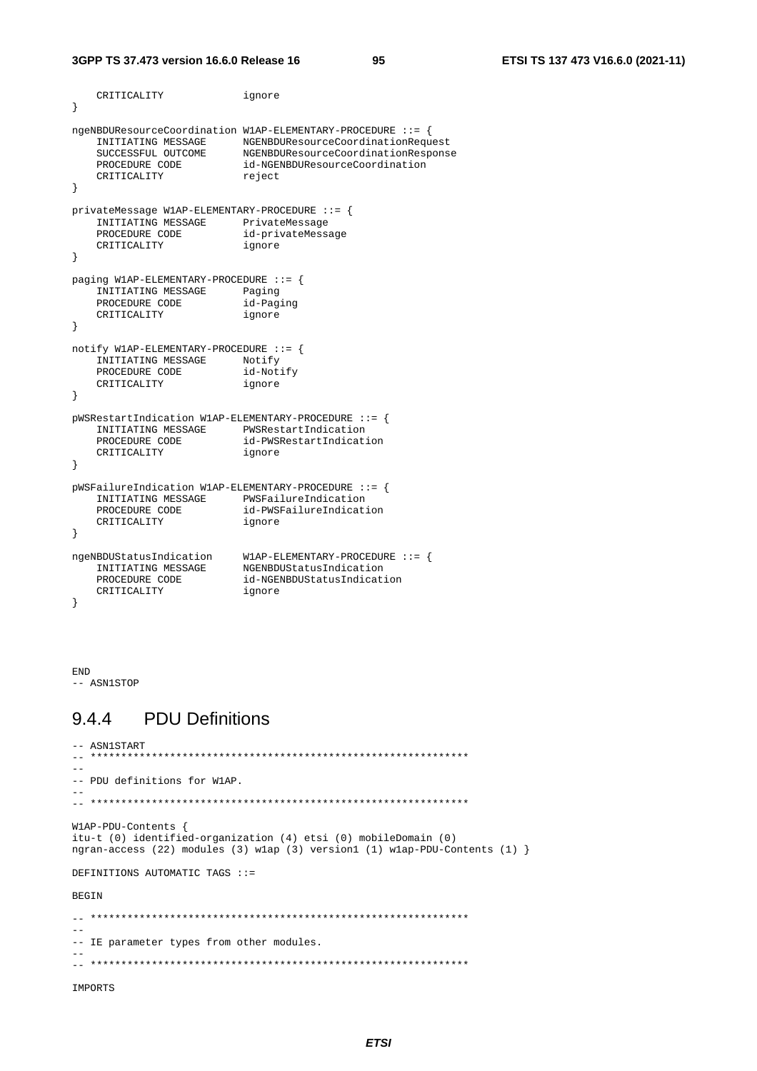```
	CRITICALITY			ignore
}

ngeNBDUResourceCoordination W1AP-ELEMENTARY-PROCEDURE ::= {
	INITIATING MESSAGE		NGENBDUResourceCoordinationRequest
	SUCCESSFUL OUTCOME		NGENBDUResourceCoordinationResponse
	PROCEDURE CODE			id-NGENBDUResourceCoordination
	CRITICALITY			reject
}

privateMessage W1AP-ELEMENTARY-PROCEDURE ::= {
	INITIATING MESSAGE		PrivateMessage
	PROCEDURE CODE			id-privateMessage
	CRITICALITY			ignore
}

paging W1AP-ELEMENTARY-PROCEDURE ::= {
	INITIATING MESSAGE		Paging
	PROCEDURE CODE			id-Paging
	CRITICALITY			ignore
}

notify W1AP-ELEMENTARY-PROCEDURE ::= {
	INITIATING MESSAGE		Notify
	PROCEDURE CODE			id-Notify
	CRITICALITY			ignore
}

pWSRestartIndication W1AP-ELEMENTARY-PROCEDURE ::= {
	INITIATING MESSAGE		PWSRestartIndication
	PROCEDURE CODE			id-PWSRestartIndication
	CRITICALITY			ignore
}

pWSFailureIndication W1AP-ELEMENTARY-PROCEDURE ::= {
	INITIATING MESSAGE		PWSFailureIndication
	PROCEDURE CODE			id-PWSFailureIndication
	CRITICALITY			ignore
}

ngeNBDUStatusIndication		W1AP-ELEMENTARY-PROCEDURE ::= {
	INITIATING MESSAGE		NGENBDUStatusIndication
	PROCEDURE CODE			id-NGENBDUStatusIndication
	CRITICALITY			ignore
}



END
-- ASN1STOP
```

### 9.4.4 PDU Definitions

```
-- ASN1START
-- **************************************************************
--
-- PDU definitions for W1AP.
--
-- **************************************************************

W1AP-PDU-Contents {
itu-t (0) identified-organization (4) etsi (0) mobileDomain (0)
ngran-access (22) modules (3) w1ap (3) version1 (1) w1ap-PDU-Contents (1) }

DEFINITIONS AUTOMATIC TAGS ::=

BEGIN

-- **************************************************************
--
-- IE parameter types from other modules.
--
-- **************************************************************

IMPORTS
```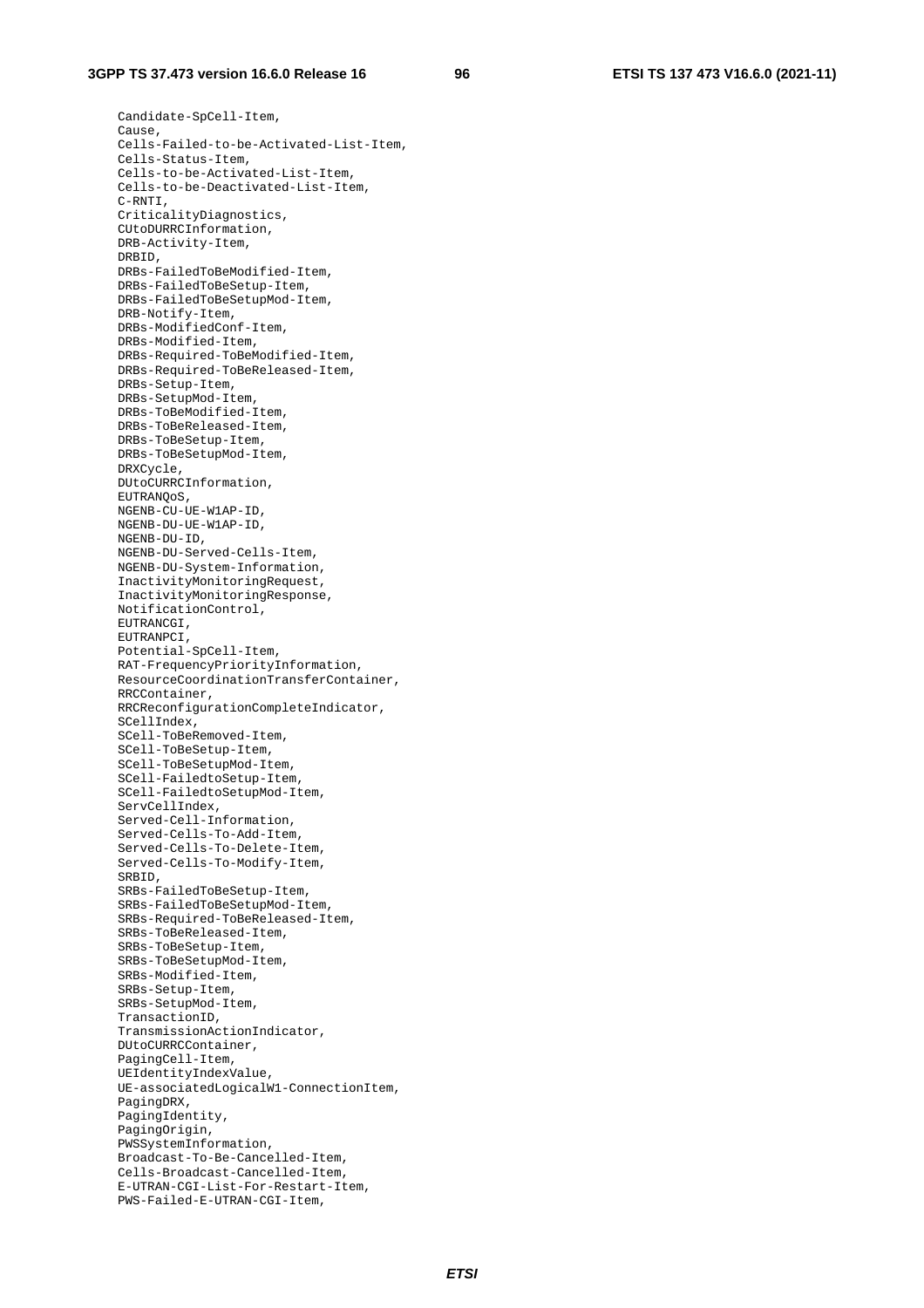```
	Candidate-SpCell-Item,
	Cause,
	Cells-Failed-to-be-Activated-List-Item,
	Cells-Status-Item,
	Cells-to-be-Activated-List-Item,
	Cells-to-be-Deactivated-List-Item,
	C-RNTI,
	CriticalityDiagnostics,
	CUtoDURRCInformation,
	DRB-Activity-Item,
	DRBID,
	DRBs-FailedToBeModified-Item,
	DRBs-FailedToBeSetup-Item,
	DRBs-FailedToBeSetupMod-Item,
	DRB-Notify-Item,
	DRBs-ModifiedConf-Item,
	DRBs-Modified-Item,
	DRBs-Required-ToBeModified-Item,
	DRBs-Required-ToBeReleased-Item,
	DRBs-Setup-Item,
	DRBs-SetupMod-Item,
	DRBs-ToBeModified-Item,
	DRBs-ToBeReleased-Item,
	DRBs-ToBeSetup-Item,
	DRBs-ToBeSetupMod-Item,
	DRXCycle,
	DUtoCURRCInformation,
	EUTRANQoS,
	NGENB-CU-UE-W1AP-ID,
	NGENB-DU-UE-W1AP-ID,
	NGENB-DU-ID,
	NGENB-DU-Served-Cells-Item,
	NGENB-DU-System-Information,
	InactivityMonitoringRequest,
	InactivityMonitoringResponse,
	NotificationControl,
	EUTRANCGI,
	EUTRANPCI,
	Potential-SpCell-Item,
	RAT-FrequencyPriorityInformation,
	ResourceCoordinationTransferContainer,
	RRCContainer,
	RRCReconfigurationCompleteIndicator,
	SCellIndex,
	SCell-ToBeRemoved-Item,
	SCell-ToBeSetup-Item,
	SCell-ToBeSetupMod-Item,
	SCell-FailedtoSetup-Item,
	SCell-FailedtoSetupMod-Item,
	ServCellIndex,
	Served-Cell-Information,
	Served-Cells-To-Add-Item,
	Served-Cells-To-Delete-Item,
	Served-Cells-To-Modify-Item,
	SRBID,
	SRBs-FailedToBeSetup-Item,
	SRBs-FailedToBeSetupMod-Item,
	SRBs-Required-ToBeReleased-Item,
	SRBs-ToBeReleased-Item,
	SRBs-ToBeSetup-Item,
	SRBs-ToBeSetupMod-Item,
	SRBs-Modified-Item,
	SRBs-Setup-Item,
	SRBs-SetupMod-Item,
	TransactionID,
	TransmissionActionIndicator,
	DUtoCURRCContainer,
	PagingCell-Item,
	UEIdentityIndexValue,
	UE-associatedLogicalW1-ConnectionItem,
	PagingDRX,
	PagingIdentity,
	PagingOrigin,
	PWSSystemInformation,
	Broadcast-To-Be-Cancelled-Item,
	Cells-Broadcast-Cancelled-Item,
	E-UTRAN-CGI-List-For-Restart-Item,
	PWS-Failed-E-UTRAN-CGI-Item,
```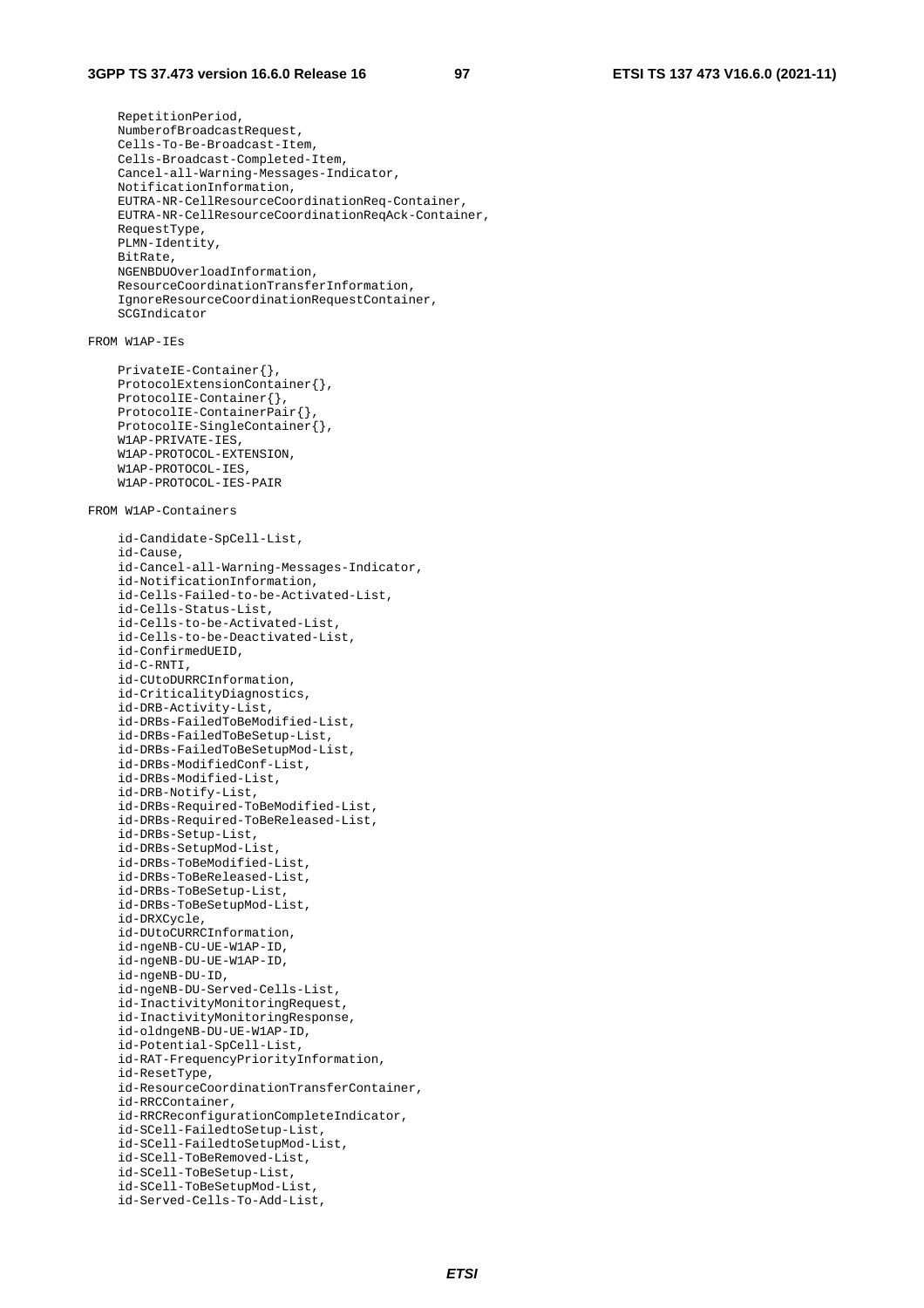```
	RepetitionPeriod,
	NumberofBroadcastRequest,
	Cells-To-Be-Broadcast-Item,
	Cells-Broadcast-Completed-Item,
	Cancel-all-Warning-Messages-Indicator,
	NotificationInformation,
	EUTRA-NR-CellResourceCoordinationReq-Container,
	EUTRA-NR-CellResourceCoordinationReqAck-Container,
	RequestType,
	PLMN-Identity,
	BitRate,
	NGENBDUOverloadInformation,
	ResourceCoordinationTransferInformation,
	IgnoreResourceCoordinationRequestContainer,
	SCGIndicator

FROM W1AP-IEs

	PrivateIE-Container{},
	ProtocolExtensionContainer{},
	ProtocolIE-Container{},
	ProtocolIE-ContainerPair{},
	ProtocolIE-SingleContainer{},
	W1AP-PRIVATE-IES,
	W1AP-PROTOCOL-EXTENSION,
	W1AP-PROTOCOL-IES,
	W1AP-PROTOCOL-IES-PAIR

FROM W1AP-Containers

	id-Candidate-SpCell-List,
	id-Cause,
	id-Cancel-all-Warning-Messages-Indicator,
	id-NotificationInformation,
	id-Cells-Failed-to-be-Activated-List,
	id-Cells-Status-List,
	id-Cells-to-be-Activated-List,
	id-Cells-to-be-Deactivated-List,
	id-ConfirmedUEID,
	id-C-RNTI,
	id-CUtoDURRCInformation,
	id-CriticalityDiagnostics,
	id-DRB-Activity-List,
	id-DRBs-FailedToBeModified-List,
	id-DRBs-FailedToBeSetup-List,
	id-DRBs-FailedToBeSetupMod-List,
	id-DRBs-ModifiedConf-List,
	id-DRBs-Modified-List,
	id-DRB-Notify-List,
	id-DRBs-Required-ToBeModified-List,
	id-DRBs-Required-ToBeReleased-List,
	id-DRBs-Setup-List,
	id-DRBs-SetupMod-List,
	id-DRBs-ToBeModified-List,
	id-DRBs-ToBeReleased-List,
	id-DRBs-ToBeSetup-List,
	id-DRBs-ToBeSetupMod-List,
	id-DRXCycle,
	id-DUtoCURRCInformation,
	id-ngeNB-CU-UE-W1AP-ID,
	id-ngeNB-DU-UE-W1AP-ID,
	id-ngeNB-DU-ID,
	id-ngeNB-DU-Served-Cells-List,
	id-InactivityMonitoringRequest,
	id-InactivityMonitoringResponse,
	id-oldngeNB-DU-UE-W1AP-ID,
	id-Potential-SpCell-List,
	id-RAT-FrequencyPriorityInformation,
	id-ResetType,
	id-ResourceCoordinationTransferContainer,
	id-RRCContainer,
	id-RRCReconfigurationCompleteIndicator,
	id-SCell-FailedtoSetup-List,
	id-SCell-FailedtoSetupMod-List,
	id-SCell-ToBeRemoved-List,
	id-SCell-ToBeSetup-List,
	id-SCell-ToBeSetupMod-List,
	id-Served-Cells-To-Add-List,
```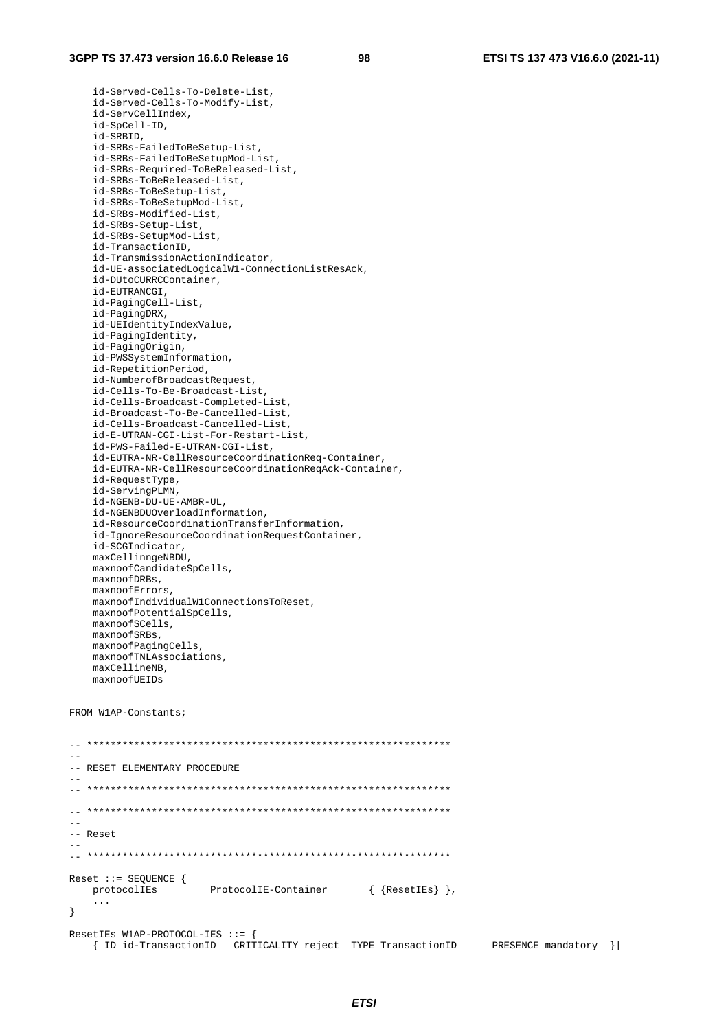```
	id-Served-Cells-To-Delete-List,
	id-Served-Cells-To-Modify-List,
	id-ServCellIndex,
	id-SpCell-ID,
	id-SRBID,
	id-SRBs-FailedToBeSetup-List,
	id-SRBs-FailedToBeSetupMod-List,
	id-SRBs-Required-ToBeReleased-List,
	id-SRBs-ToBeReleased-List,
	id-SRBs-ToBeSetup-List,
	id-SRBs-ToBeSetupMod-List,
	id-SRBs-Modified-List,
	id-SRBs-Setup-List,
	id-SRBs-SetupMod-List,
	id-TransactionID,
	id-TransmissionActionIndicator,
	id-UE-associatedLogicalW1-ConnectionListResAck,
	id-DUtoCURRCContainer,
	id-EUTRANCGI,
	id-PagingCell-List,
	id-PagingDRX,
	id-UEIdentityIndexValue,
	id-PagingIdentity,
	id-PagingOrigin,
	id-PWSSystemInformation,
	id-RepetitionPeriod,
	id-NumberofBroadcastRequest,
	id-Cells-To-Be-Broadcast-List,
	id-Cells-Broadcast-Completed-List,
	id-Broadcast-To-Be-Cancelled-List,
	id-Cells-Broadcast-Cancelled-List,
	id-E-UTRAN-CGI-List-For-Restart-List,
	id-PWS-Failed-E-UTRAN-CGI-List,
	id-EUTRA-NR-CellResourceCoordinationReq-Container,
	id-EUTRA-NR-CellResourceCoordinationReqAck-Container,
	id-RequestType,
	id-ServingPLMN,
	id-NGENB-DU-UE-AMBR-UL,
	id-NGENBDUOverloadInformation,
	id-ResourceCoordinationTransferInformation,
	id-IgnoreResourceCoordinationRequestContainer,
	id-SCGIndicator,
	maxCellinngeNBDU,
	maxnoofCandidateSpCells,
	maxnoofDRBs,
	maxnoofErrors,
	maxnoofIndividualW1ConnectionsToReset,
	maxnoofPotentialSpCells,
	maxnoofSCells,
	maxnoofSRBs,
	maxnoofPagingCells,
	maxnoofTNLAssociations,
	maxCellineNB,
	maxnoofUEIDs

FROM W1AP-Constants;


-- **************************************************************
--
-- RESET ELEMENTARY PROCEDURE
--
-- **************************************************************

-- **************************************************************
--
-- Reset
--
-- **************************************************************

Reset ::= SEQUENCE {
	protocolIEs			ProtocolIE-Container		{ {ResetIEs} },
	...
}

ResetIEs W1AP-PROTOCOL-IES ::= {
	{ ID id-TransactionID	CRITICALITY reject	TYPE TransactionID		PRESENCE mandatory	}|
```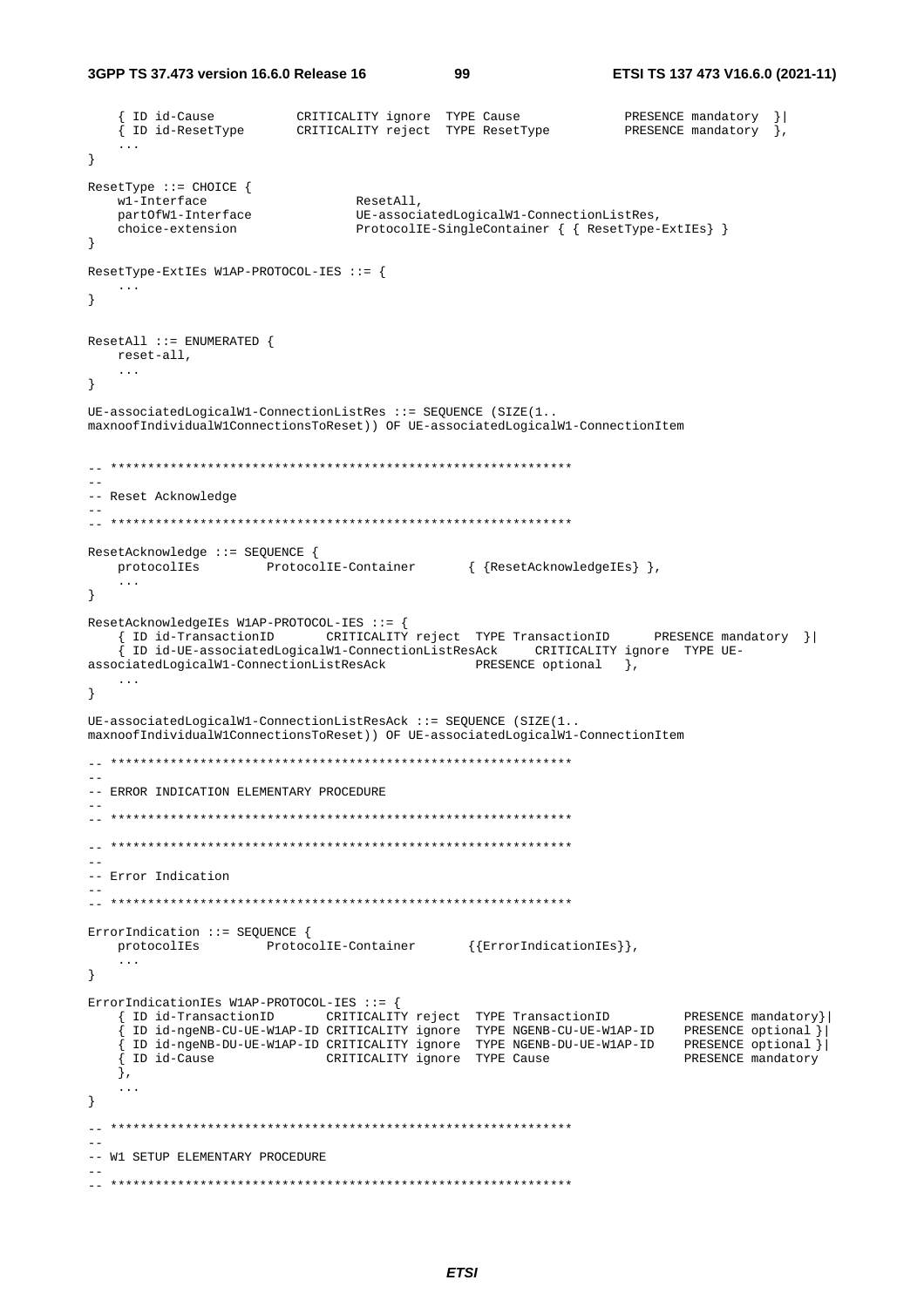```
	{ ID id-Cause			CRITICALITY ignore	TYPE Cause				PRESENCE mandatory	}|
	{ ID id-ResetType		CRITICALITY reject	TYPE ResetType			PRESENCE mandatory	},
	...
}

ResetType ::= CHOICE {
	w1-Interface					ResetAll,
	partOfW1-Interface				UE-associatedLogicalW1-ConnectionListRes,
	choice-extension				ProtocolIE-SingleContainer { { ResetType-ExtIEs} }
}

ResetType-ExtIEs W1AP-PROTOCOL-IES ::= {
	...
}


ResetAll ::= ENUMERATED {
	reset-all,
	...
}

UE-associatedLogicalW1-ConnectionListRes ::= SEQUENCE (SIZE(1..
maxnoofIndividualW1ConnectionsToReset)) OF UE-associatedLogicalW1-ConnectionItem


-- **************************************************************
--
-- Reset Acknowledge
--
-- **************************************************************

ResetAcknowledge ::= SEQUENCE {
	protocolIEs			ProtocolIE-Container		{ {ResetAcknowledgeIEs} },
	...
}

ResetAcknowledgeIEs W1AP-PROTOCOL-IES ::= {
	{ ID id-TransactionID		CRITICALITY reject	TYPE TransactionID		PRESENCE mandatory	}|
	{ ID id-UE-associatedLogicalW1-ConnectionListResAck		CRITICALITY ignore	TYPE UE-
associatedLogicalW1-ConnectionListResAck			PRESENCE optional	},
	...
}

UE-associatedLogicalW1-ConnectionListResAck ::= SEQUENCE (SIZE(1..
maxnoofIndividualW1ConnectionsToReset)) OF UE-associatedLogicalW1-ConnectionItem

-- **************************************************************
--
-- ERROR INDICATION ELEMENTARY PROCEDURE
--
-- **************************************************************

-- **************************************************************
--
-- Error Indication
--
-- **************************************************************

ErrorIndication ::= SEQUENCE {
	protocolIEs			ProtocolIE-Container		{{ErrorIndicationIEs}},
	...
}

ErrorIndicationIEs W1AP-PROTOCOL-IES ::= {
	{ ID id-TransactionID		CRITICALITY reject	TYPE TransactionID			PRESENCE mandatory}|
	{ ID id-ngeNB-CU-UE-W1AP-ID CRITICALITY ignore	TYPE NGENB-CU-UE-W1AP-ID	PRESENCE optional }|
	{ ID id-ngeNB-DU-UE-W1AP-ID CRITICALITY ignore	TYPE NGENB-DU-UE-W1AP-ID	PRESENCE optional }|
	{ ID id-Cause				CRITICALITY ignore	TYPE Cause					PRESENCE mandatory
	},
	...
}

-- **************************************************************
--
-- W1 SETUP ELEMENTARY PROCEDURE
--
-- **************************************************************
```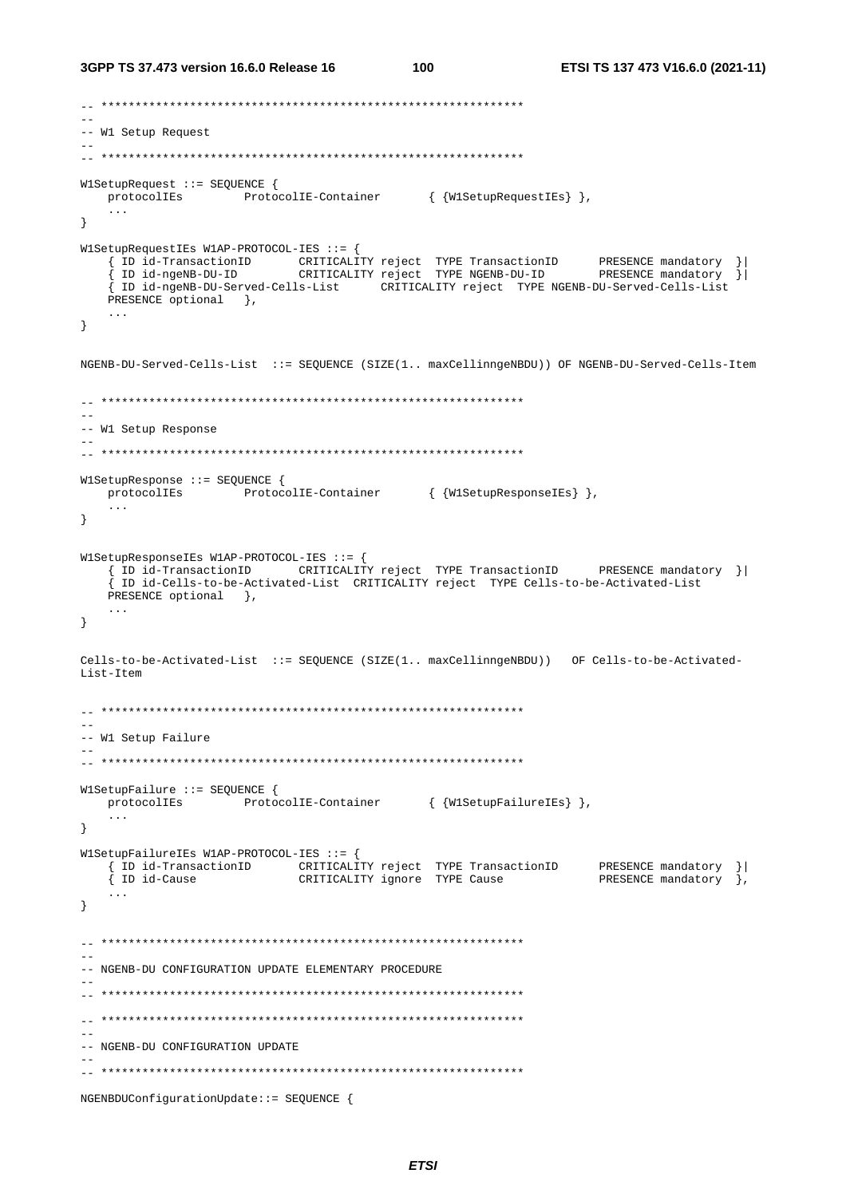```
-- **************************************************************
--
-- W1 Setup Request
--
-- **************************************************************

W1SetupRequest ::= SEQUENCE {
	protocolIEs		ProtocolIE-Container		{ {W1SetupRequestIEs} },
	...
}

W1SetupRequestIEs W1AP-PROTOCOL-IES ::= {
	{ ID id-TransactionID		CRITICALITY reject	TYPE TransactionID		PRESENCE mandatory	}|
	{ ID id-ngeNB-DU-ID			CRITICALITY reject	TYPE NGENB-DU-ID		PRESENCE mandatory	}|
	{ ID id-ngeNB-DU-Served-Cells-List		CRITICALITY reject	TYPE NGENB-DU-Served-Cells-List
	PRESENCE optional	},
	...
}

NGENB-DU-Served-Cells-List	::= SEQUENCE (SIZE(1.. maxCellinngeNBDU)) OF NGENB-DU-Served-Cells-Item


-- **************************************************************
--
-- W1 Setup Response
--
-- **************************************************************

W1SetupResponse ::= SEQUENCE {
	protocolIEs		ProtocolIE-Container		{ {W1SetupResponseIEs} },
	...
}


W1SetupResponseIEs W1AP-PROTOCOL-IES ::= {
	{ ID id-TransactionID		CRITICALITY reject	TYPE TransactionID		PRESENCE mandatory	}|
	{ ID id-Cells-to-be-Activated-List	CRITICALITY reject	TYPE Cells-to-be-Activated-List
	PRESENCE optional	},
	...
}


Cells-to-be-Activated-List	::= SEQUENCE (SIZE(1.. maxCellinngeNBDU))	OF Cells-to-be-Activated-
List-Item


-- **************************************************************
--
-- W1 Setup Failure
--
-- **************************************************************

W1SetupFailure ::= SEQUENCE {
	protocolIEs		ProtocolIE-Container		{ {W1SetupFailureIEs} },
	...
}

W1SetupFailureIEs W1AP-PROTOCOL-IES ::= {
	{ ID id-TransactionID		CRITICALITY reject	TYPE TransactionID		PRESENCE mandatory	}|
	{ ID id-Cause				CRITICALITY ignore	TYPE Cause				PRESENCE mandatory	},
	...
}


-- **************************************************************
--
-- NGENB-DU CONFIGURATION UPDATE ELEMENTARY PROCEDURE
--
-- **************************************************************

-- **************************************************************
--
-- NGENB-DU CONFIGURATION UPDATE
--
-- **************************************************************

NGENBDUConfigurationUpdate::= SEQUENCE {
```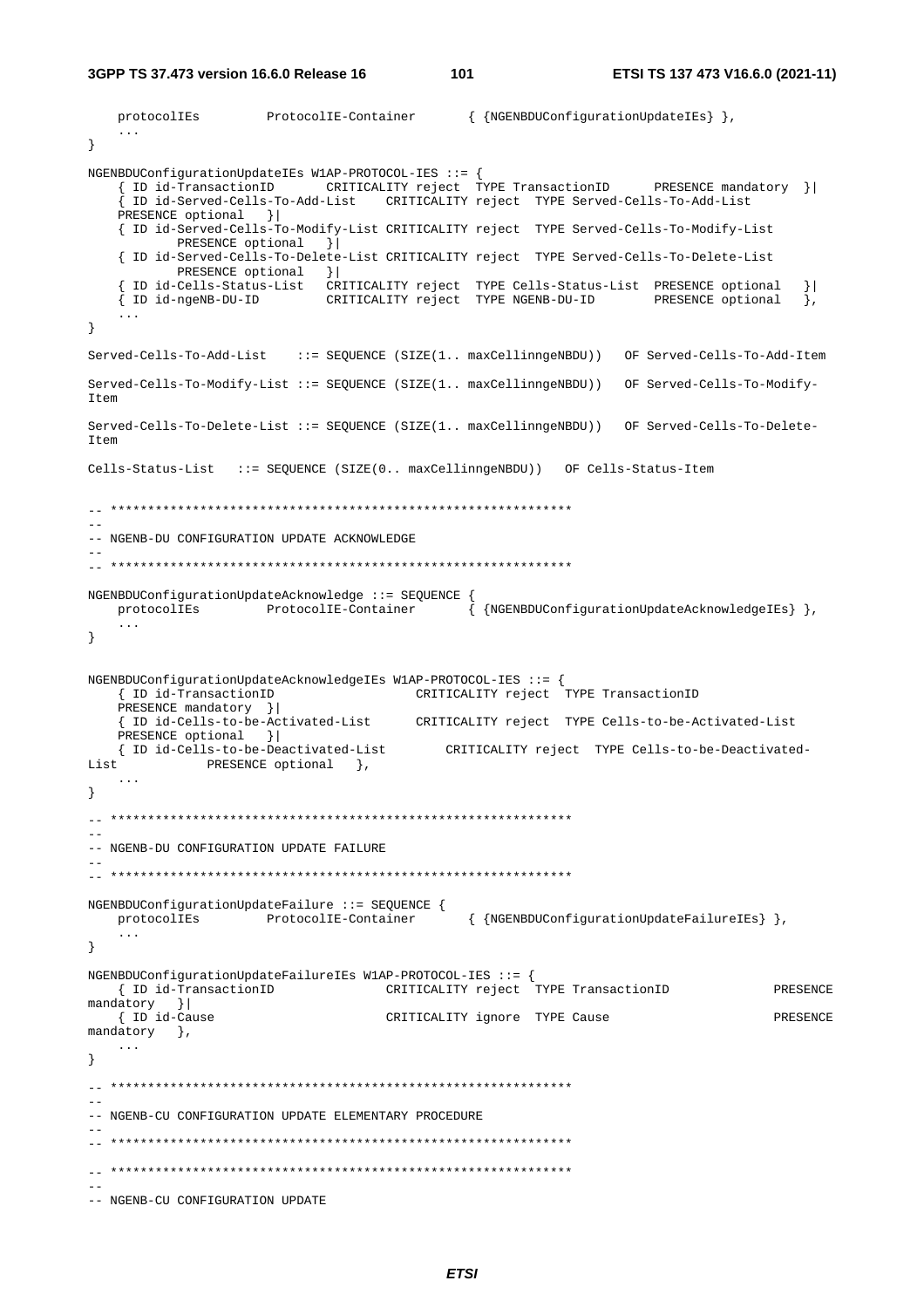```
	protocolIEs		ProtocolIE-Container		{ {NGENBDUConfigurationUpdateIEs} },
	...
}

NGENBDUConfigurationUpdateIEs W1AP-PROTOCOL-IES ::= {
	{ ID id-TransactionID		CRITICALITY reject	TYPE TransactionID		PRESENCE mandatory	}|
	{ ID id-Served-Cells-To-Add-List	CRITICALITY reject	TYPE Served-Cells-To-Add-List
	PRESENCE optional	}|
	{ ID id-Served-Cells-To-Modify-List CRITICALITY reject	TYPE Served-Cells-To-Modify-List
		PRESENCE optional	}|
	{ ID id-Served-Cells-To-Delete-List CRITICALITY reject	TYPE Served-Cells-To-Delete-List
		PRESENCE optional	}|
	{ ID id-Cells-Status-List	CRITICALITY reject	TYPE Cells-Status-List	PRESENCE optional	}|
	{ ID id-ngeNB-DU-ID		CRITICALITY reject	TYPE NGENB-DU-ID		PRESENCE optional	},
	...
}

Served-Cells-To-Add-List	::= SEQUENCE (SIZE(1.. maxCellinngeNBDU))	OF Served-Cells-To-Add-Item

Served-Cells-To-Modify-List ::= SEQUENCE (SIZE(1.. maxCellinngeNBDU))	OF Served-Cells-To-Modify-
Item

Served-Cells-To-Delete-List ::= SEQUENCE (SIZE(1.. maxCellinngeNBDU))	OF Served-Cells-To-Delete-
Item

Cells-Status-List	::= SEQUENCE (SIZE(0.. maxCellinngeNBDU))	OF Cells-Status-Item


-- **************************************************************
--
-- NGENB-DU CONFIGURATION UPDATE ACKNOWLEDGE
--
-- **************************************************************

NGENBDUConfigurationUpdateAcknowledge ::= SEQUENCE {
	protocolIEs		ProtocolIE-Container		{ {NGENBDUConfigurationUpdateAcknowledgeIEs} },
	...
}


NGENBDUConfigurationUpdateAcknowledgeIEs W1AP-PROTOCOL-IES ::= {
	{ ID id-TransactionID			CRITICALITY reject	TYPE TransactionID
	PRESENCE mandatory	}|
	{ ID id-Cells-to-be-Activated-List	CRITICALITY reject	TYPE Cells-to-be-Activated-List
	PRESENCE optional	}|
	{ ID id-Cells-to-be-Deactivated-List		CRITICALITY reject	TYPE Cells-to-be-Deactivated-
List		PRESENCE optional	},
	...
}

-- **************************************************************
--
-- NGENB-DU CONFIGURATION UPDATE FAILURE
--
-- **************************************************************

NGENBDUConfigurationUpdateFailure ::= SEQUENCE {
	protocolIEs		ProtocolIE-Container		{ {NGENBDUConfigurationUpdateFailureIEs} },
	...
}

NGENBDUConfigurationUpdateFailureIEs W1AP-PROTOCOL-IES ::= {
	{ ID id-TransactionID			CRITICALITY reject	TYPE TransactionID			PRESENCE
mandatory	}|
	{ ID id-Cause				CRITICALITY ignore	TYPE Cause				PRESENCE
mandatory	},
	...
}

-- **************************************************************
--
-- NGENB-CU CONFIGURATION UPDATE ELEMENTARY PROCEDURE
--
-- **************************************************************

-- **************************************************************
--
-- NGENB-CU CONFIGURATION UPDATE
```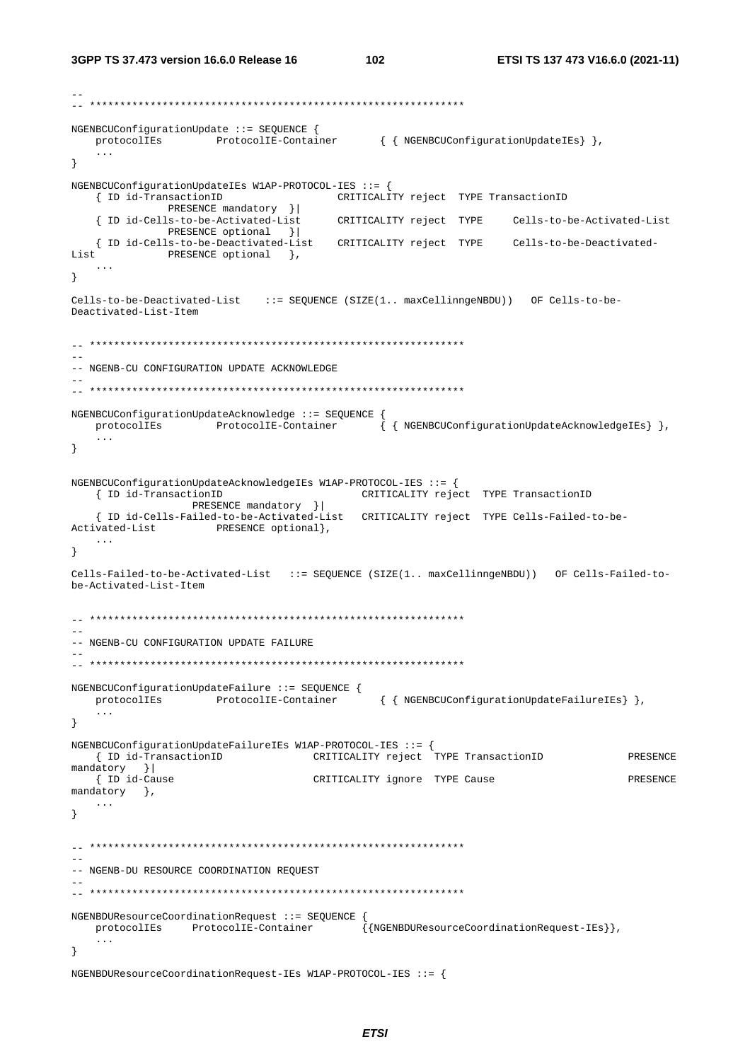```
--
-- **************************************************************

NGENBCUConfigurationUpdate ::= SEQUENCE {
	protocolIEs		ProtocolIE-Container		{ { NGENBCUConfigurationUpdateIEs} },
	...
}

NGENBCUConfigurationUpdateIEs W1AP-PROTOCOL-IES ::= {
	{ ID id-TransactionID				CRITICALITY reject	TYPE TransactionID
			PRESENCE mandatory	}|
	{ ID id-Cells-to-be-Activated-List		CRITICALITY reject	TYPE	Cells-to-be-Activated-List
			PRESENCE optional	}|
	{ ID id-Cells-to-be-Deactivated-List	CRITICALITY reject	TYPE	Cells-to-be-Deactivated-
List			PRESENCE optional	},
	...
}

Cells-to-be-Deactivated-List	::= SEQUENCE (SIZE(1.. maxCellinngeNBDU))	OF Cells-to-be-
Deactivated-List-Item


-- **************************************************************
--
-- NGENB-CU CONFIGURATION UPDATE ACKNOWLEDGE
--
-- **************************************************************

NGENBCUConfigurationUpdateAcknowledge ::= SEQUENCE {
	protocolIEs		ProtocolIE-Container		{ { NGENBCUConfigurationUpdateAcknowledgeIEs} },
	...
}


NGENBCUConfigurationUpdateAcknowledgeIEs W1AP-PROTOCOL-IES ::= {
	{ ID id-TransactionID					CRITICALITY reject	TYPE TransactionID
			PRESENCE mandatory	}|
	{ ID id-Cells-Failed-to-be-Activated-List	CRITICALITY reject	TYPE Cells-Failed-to-be-
Activated-List		PRESENCE optional},
	...
}

Cells-Failed-to-be-Activated-List	::= SEQUENCE (SIZE(1.. maxCellinngeNBDU))	OF Cells-Failed-to-
be-Activated-List-Item


-- **************************************************************
--
-- NGENB-CU CONFIGURATION UPDATE FAILURE
--
-- **************************************************************

NGENBCUConfigurationUpdateFailure ::= SEQUENCE {
	protocolIEs		ProtocolIE-Container		{ { NGENBCUConfigurationUpdateFailureIEs} },
	...
}

NGENBCUConfigurationUpdateFailureIEs W1AP-PROTOCOL-IES ::= {
	{ ID id-TransactionID				CRITICALITY reject	TYPE TransactionID			PRESENCE
mandatory	}|
	{ ID id-Cause					CRITICALITY ignore	TYPE Cause				PRESENCE
mandatory	},
	...
}


-- **************************************************************
--
-- NGENB-DU RESOURCE COORDINATION REQUEST
--
-- **************************************************************

NGENBDUResourceCoordinationRequest ::= SEQUENCE {
	protocolIEs		ProtocolIE-Container		{{NGENBDUResourceCoordinationRequest-IEs}},
	...
}

NGENBDUResourceCoordinationRequest-IEs W1AP-PROTOCOL-IES ::= {
```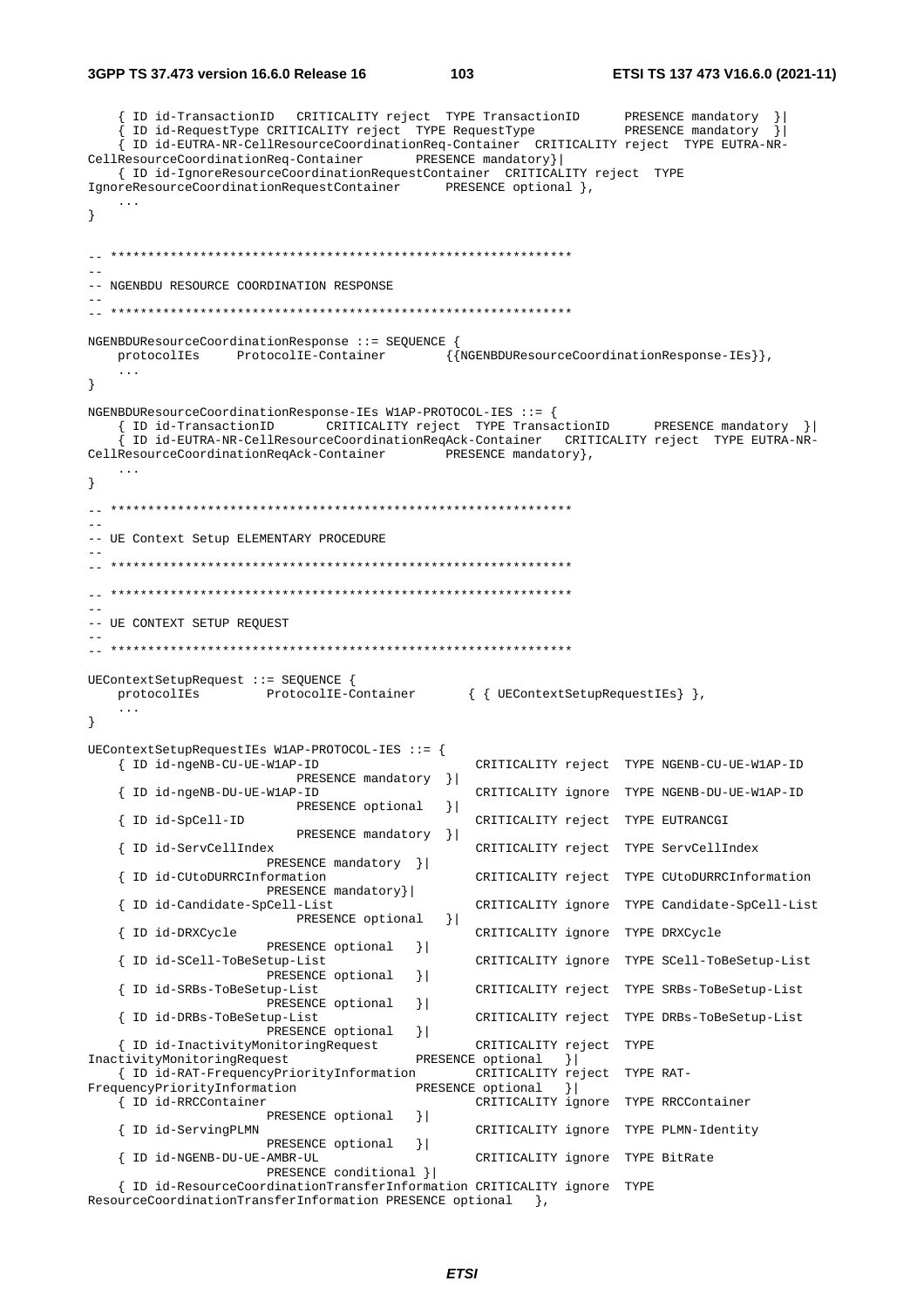```
	{ ID id-TransactionID	CRITICALITY reject	TYPE TransactionID		PRESENCE mandatory	}|
	{ ID id-RequestType CRITICALITY reject	TYPE RequestType		PRESENCE mandatory	}|
	{ ID id-EUTRA-NR-CellResourceCoordinationReq-Container	CRITICALITY reject	TYPE EUTRA-NR-CellResourceCoordinationReq-Container		PRESENCE mandatory}|
	{ ID id-IgnoreResourceCoordinationRequestContainer	CRITICALITY reject	TYPE IgnoreResourceCoordinationRequestContainer		PRESENCE optional },
	...
}

-- **************************************************************
--
-- NGENBDU RESOURCE COORDINATION RESPONSE
--
-- **************************************************************

NGENBDUResourceCoordinationResponse ::= SEQUENCE {
	protocolIEs		ProtocolIE-Container		{{NGENBDUResourceCoordinationResponse-IEs}},
	...
}

NGENBDUResourceCoordinationResponse-IEs W1AP-PROTOCOL-IES ::= {
	{ ID id-TransactionID		CRITICALITY reject	TYPE TransactionID		PRESENCE mandatory	}|
	{ ID id-EUTRA-NR-CellResourceCoordinationReqAck-Container	CRITICALITY reject	TYPE EUTRA-NR-CellResourceCoordinationReqAck-Container		PRESENCE mandatory},
	...
}

-- **************************************************************
--
-- UE Context Setup ELEMENTARY PROCEDURE
--
-- **************************************************************

-- **************************************************************
--
-- UE CONTEXT SETUP REQUEST
--
-- **************************************************************

UEContextSetupRequest ::= SEQUENCE {
	protocolIEs		ProtocolIE-Container		{ { UEContextSetupRequestIEs} },
	...
}

UEContextSetupRequestIEs W1AP-PROTOCOL-IES ::= {
	{ ID id-ngeNB-CU-UE-W1AP-ID					CRITICALITY reject	TYPE NGENB-CU-UE-W1AP-ID			PRESENCE mandatory	}|
	{ ID id-ngeNB-DU-UE-W1AP-ID					CRITICALITY ignore	TYPE NGENB-DU-UE-W1AP-ID			PRESENCE optional	}|
	{ ID id-SpCell-ID							CRITICALITY reject	TYPE EUTRANCGI			PRESENCE mandatory	}|
	{ ID id-ServCellIndex						CRITICALITY reject	TYPE ServCellIndex			PRESENCE mandatory	}|
	{ ID id-CUtoDURRCInformation				CRITICALITY reject	TYPE CUtoDURRCInformation			PRESENCE mandatory}|
	{ ID id-Candidate-SpCell-List				CRITICALITY ignore	TYPE Candidate-SpCell-List			PRESENCE optional	}|
	{ ID id-DRXCycle							CRITICALITY ignore	TYPE DRXCycle			PRESENCE optional	}|
	{ ID id-SCell-ToBeSetup-List				CRITICALITY ignore	TYPE SCell-ToBeSetup-List			PRESENCE optional	}|
	{ ID id-SRBs-ToBeSetup-List					CRITICALITY reject	TYPE SRBs-ToBeSetup-List			PRESENCE optional	}|
	{ ID id-DRBs-ToBeSetup-List					CRITICALITY reject	TYPE DRBs-ToBeSetup-List			PRESENCE optional	}|
	{ ID id-InactivityMonitoringRequest			CRITICALITY reject	TYPE InactivityMonitoringRequest			PRESENCE optional	}|
	{ ID id-RAT-FrequencyPriorityInformation	CRITICALITY reject	TYPE RAT-FrequencyPriorityInformation			PRESENCE optional	}|
	{ ID id-RRCContainer						CRITICALITY ignore	TYPE RRCContainer			PRESENCE optional	}|
	{ ID id-ServingPLMN							CRITICALITY ignore	TYPE PLMN-Identity			PRESENCE optional	}|
	{ ID id-NGENB-DU-UE-AMBR-UL					CRITICALITY ignore	TYPE BitRate			PRESENCE conditional }|
	{ ID id-ResourceCoordinationTransferInformation CRITICALITY ignore	TYPE ResourceCoordinationTransferInformation PRESENCE optional	},
```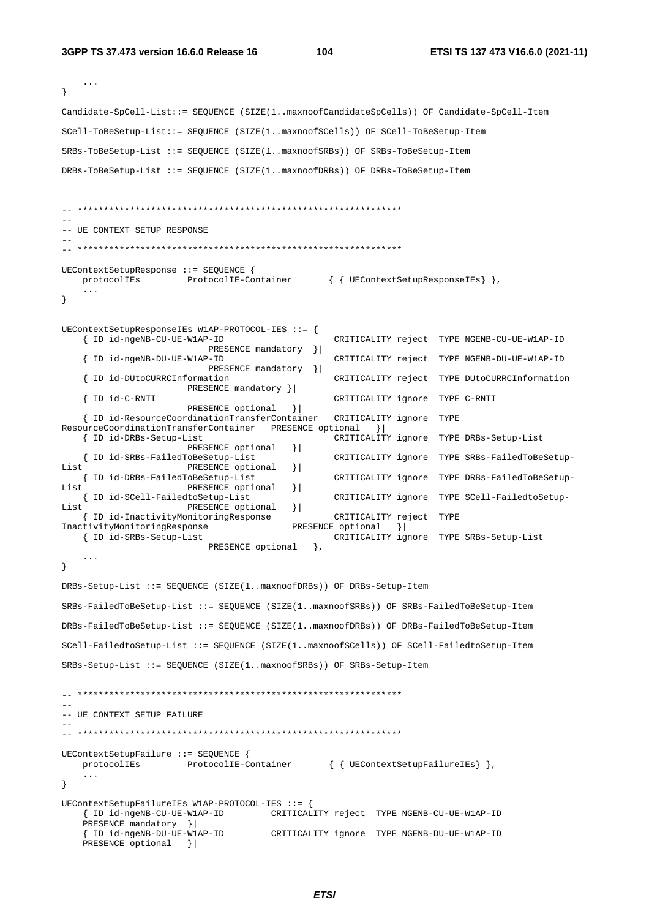```
	...
}

Candidate-SpCell-List::= SEQUENCE (SIZE(1..maxnoofCandidateSpCells)) OF Candidate-SpCell-Item

SCell-ToBeSetup-List::= SEQUENCE (SIZE(1..maxnoofSCells)) OF SCell-ToBeSetup-Item

SRBs-ToBeSetup-List ::= SEQUENCE (SIZE(1..maxnoofSRBs)) OF SRBs-ToBeSetup-Item

DRBs-ToBeSetup-List ::= SEQUENCE (SIZE(1..maxnoofDRBs)) OF DRBs-ToBeSetup-Item


-- **************************************************************
--
-- UE CONTEXT SETUP RESPONSE
--
-- **************************************************************

UEContextSetupResponse ::= SEQUENCE {
	protocolIEs		ProtocolIE-Container		{ { UEContextSetupResponseIEs} },
	...
}


UEContextSetupResponseIEs W1AP-PROTOCOL-IES ::= {
	{ ID id-ngeNB-CU-UE-W1AP-ID				CRITICALITY reject	TYPE NGENB-CU-UE-W1AP-ID
			PRESENCE mandatory	}|
	{ ID id-ngeNB-DU-UE-W1AP-ID				CRITICALITY reject	TYPE NGENB-DU-UE-W1AP-ID
			PRESENCE mandatory	}|
	{ ID id-DUtoCURRCInformation				CRITICALITY reject	TYPE DUtoCURRCInformation
			PRESENCE mandatory }|
	{ ID id-C-RNTI								CRITICALITY ignore	TYPE C-RNTI
			PRESENCE optional	}|
	{ ID id-ResourceCoordinationTransferContainer	CRITICALITY ignore	TYPE
ResourceCoordinationTransferContainer	PRESENCE optional	}|
	{ ID id-DRBs-Setup-List					CRITICALITY ignore	TYPE DRBs-Setup-List
			PRESENCE optional	}|
	{ ID id-SRBs-FailedToBeSetup-List			CRITICALITY ignore	TYPE SRBs-FailedToBeSetup-
List			PRESENCE optional	}|
	{ ID id-DRBs-FailedToBeSetup-List			CRITICALITY ignore	TYPE DRBs-FailedToBeSetup-
List			PRESENCE optional	}|
	{ ID id-SCell-FailedtoSetup-List			CRITICALITY ignore	TYPE SCell-FailedtoSetup-
List			PRESENCE optional	}|
	{ ID id-InactivityMonitoringResponse		CRITICALITY reject	TYPE
InactivityMonitoringResponse			PRESENCE optional	}|
	{ ID id-SRBs-Setup-List					CRITICALITY ignore	TYPE SRBs-Setup-List
				PRESENCE optional	},
	...
}

DRBs-Setup-List ::= SEQUENCE (SIZE(1..maxnoofDRBs)) OF DRBs-Setup-Item

SRBs-FailedToBeSetup-List ::= SEQUENCE (SIZE(1..maxnoofSRBs)) OF SRBs-FailedToBeSetup-Item

DRBs-FailedToBeSetup-List ::= SEQUENCE (SIZE(1..maxnoofDRBs)) OF DRBs-FailedToBeSetup-Item

SCell-FailedtoSetup-List ::= SEQUENCE (SIZE(1..maxnoofSCells)) OF SCell-FailedtoSetup-Item

SRBs-Setup-List ::= SEQUENCE (SIZE(1..maxnoofSRBs)) OF SRBs-Setup-Item


-- **************************************************************
--
-- UE CONTEXT SETUP FAILURE
--
-- **************************************************************

UEContextSetupFailure ::= SEQUENCE {
	protocolIEs		ProtocolIE-Container		{ { UEContextSetupFailureIEs} },
	...
}

UEContextSetupFailureIEs W1AP-PROTOCOL-IES ::= {
	{ ID id-ngeNB-CU-UE-W1AP-ID			CRITICALITY reject	TYPE NGENB-CU-UE-W1AP-ID
	PRESENCE mandatory	}|
	{ ID id-ngeNB-DU-UE-W1AP-ID			CRITICALITY ignore	TYPE NGENB-DU-UE-W1AP-ID
	PRESENCE optional	}|
```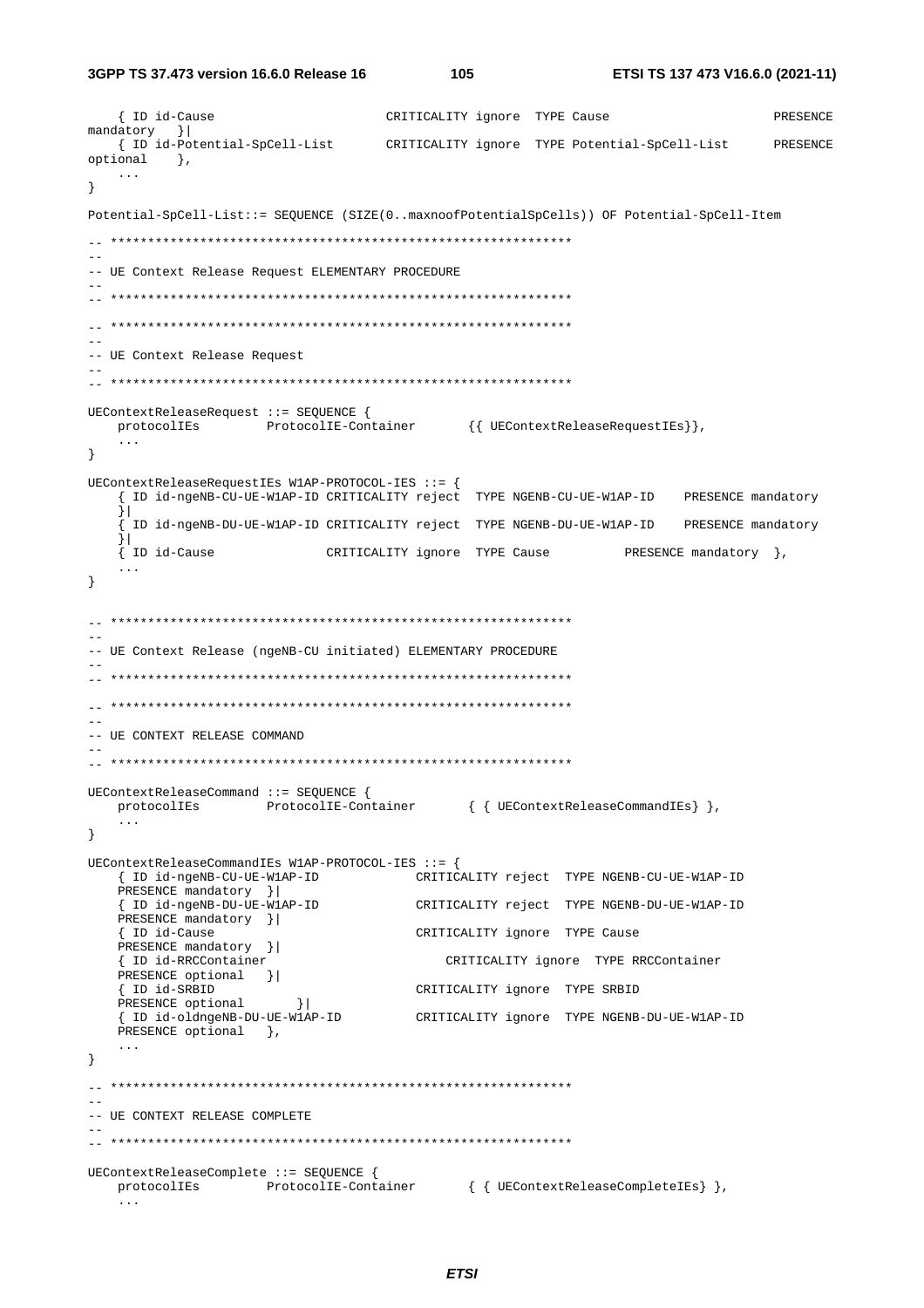```
	{ ID id-Cause						CRITICALITY ignore	TYPE Cause						PRESENCE mandatory	}|
	{ ID id-Potential-SpCell-List		CRITICALITY ignore	TYPE Potential-SpCell-List		PRESENCE optional	},
	...
}

Potential-SpCell-List::= SEQUENCE (SIZE(0..maxnoofPotentialSpCells)) OF Potential-SpCell-Item

-- **************************************************************
--
-- UE Context Release Request ELEMENTARY PROCEDURE
--
-- **************************************************************

-- **************************************************************
--
-- UE Context Release Request
--
-- **************************************************************

UEContextReleaseRequest ::= SEQUENCE {
	protocolIEs		ProtocolIE-Container		{{ UEContextReleaseRequestIEs}},
	...
}

UEContextReleaseRequestIEs W1AP-PROTOCOL-IES ::= {
	{ ID id-ngeNB-CU-UE-W1AP-ID CRITICALITY reject	TYPE NGENB-CU-UE-W1AP-ID		PRESENCE mandatory	}|
	{ ID id-ngeNB-DU-UE-W1AP-ID CRITICALITY reject	TYPE NGENB-DU-UE-W1AP-ID		PRESENCE mandatory	}|
	{ ID id-Cause				CRITICALITY ignore	TYPE Cause				PRESENCE mandatory	},
	...
}


-- **************************************************************
--
-- UE Context Release (ngeNB-CU initiated) ELEMENTARY PROCEDURE
--
-- **************************************************************

-- **************************************************************
--
-- UE CONTEXT RELEASE COMMAND
--
-- **************************************************************

UEContextReleaseCommand ::= SEQUENCE {
	protocolIEs		ProtocolIE-Container		{ { UEContextReleaseCommandIEs} },
	...
}

UEContextReleaseCommandIEs W1AP-PROTOCOL-IES ::= {
	{ ID id-ngeNB-CU-UE-W1AP-ID			CRITICALITY reject	TYPE NGENB-CU-UE-W1AP-ID	PRESENCE mandatory	}|
	{ ID id-ngeNB-DU-UE-W1AP-ID			CRITICALITY reject	TYPE NGENB-DU-UE-W1AP-ID	PRESENCE mandatory	}|
	{ ID id-Cause						CRITICALITY ignore	TYPE Cause			PRESENCE mandatory	}|
	{ ID id-RRCContainer					CRITICALITY ignore	TYPE RRCContainer		PRESENCE optional	}|
	{ ID id-SRBID						CRITICALITY ignore	TYPE SRBID			PRESENCE optional		}|
	{ ID id-oldngeNB-DU-UE-W1AP-ID		CRITICALITY ignore	TYPE NGENB-DU-UE-W1AP-ID	PRESENCE optional	},
	...
}

-- **************************************************************
--
-- UE CONTEXT RELEASE COMPLETE
--
-- **************************************************************

UEContextReleaseComplete ::= SEQUENCE {
	protocolIEs		ProtocolIE-Container		{ { UEContextReleaseCompleteIEs} },
	...
```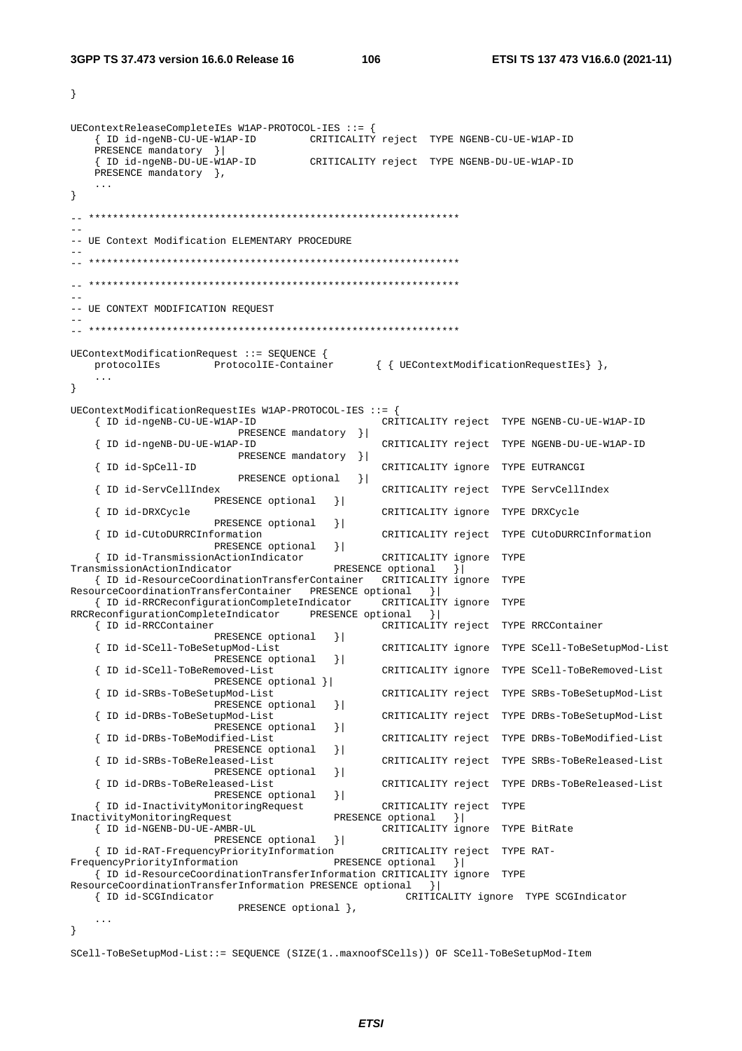```
}

UEContextReleaseCompleteIEs W1AP-PROTOCOL-IES ::= {
	{ ID id-ngeNB-CU-UE-W1AP-ID		CRITICALITY reject	TYPE NGENB-CU-UE-W1AP-ID
	PRESENCE mandatory	}|
	{ ID id-ngeNB-DU-UE-W1AP-ID		CRITICALITY reject	TYPE NGENB-DU-UE-W1AP-ID
	PRESENCE mandatory	},
	...
}

-- **************************************************************
--
-- UE Context Modification ELEMENTARY PROCEDURE
--
-- **************************************************************

-- **************************************************************
--
-- UE CONTEXT MODIFICATION REQUEST
--
-- **************************************************************

UEContextModificationRequest ::= SEQUENCE {
	protocolIEs		ProtocolIE-Container		{ { UEContextModificationRequestIEs} },
	...
}

UEContextModificationRequestIEs W1AP-PROTOCOL-IES ::= {
	{ ID id-ngeNB-CU-UE-W1AP-ID					CRITICALITY reject	TYPE NGENB-CU-UE-W1AP-ID
			PRESENCE mandatory	}|
	{ ID id-ngeNB-DU-UE-W1AP-ID					CRITICALITY reject	TYPE NGENB-DU-UE-W1AP-ID
			PRESENCE mandatory	}|
	{ ID id-SpCell-ID							CRITICALITY ignore	TYPE EUTRANCGI
			PRESENCE optional	}|
	{ ID id-ServCellIndex						CRITICALITY reject	TYPE ServCellIndex
			PRESENCE optional	}|
	{ ID id-DRXCycle							CRITICALITY ignore	TYPE DRXCycle
			PRESENCE optional	}|
	{ ID id-CUtoDURRCInformation				CRITICALITY reject	TYPE CUtoDURRCInformation
			PRESENCE optional	}|
	{ ID id-TransmissionActionIndicator			CRITICALITY ignore	TYPE
TransmissionActionIndicator				PRESENCE optional	}|
	{ ID id-ResourceCoordinationTransferContainer	CRITICALITY ignore	TYPE
ResourceCoordinationTransferContainer	PRESENCE optional	}|
	{ ID id-RRCReconfigurationCompleteIndicator	CRITICALITY ignore	TYPE
RRCReconfigurationCompleteIndicator		PRESENCE optional	}|
	{ ID id-RRCContainer						CRITICALITY reject	TYPE RRCContainer
			PRESENCE optional	}|
	{ ID id-SCell-ToBeSetupMod-List				CRITICALITY ignore	TYPE SCell-ToBeSetupMod-List
			PRESENCE optional	}|
	{ ID id-SCell-ToBeRemoved-List				CRITICALITY ignore	TYPE SCell-ToBeRemoved-List
			PRESENCE optional }|
	{ ID id-SRBs-ToBeSetupMod-List				CRITICALITY reject	TYPE SRBs-ToBeSetupMod-List
			PRESENCE optional	}|
	{ ID id-DRBs-ToBeSetupMod-List				CRITICALITY reject	TYPE DRBs-ToBeSetupMod-List
			PRESENCE optional	}|
	{ ID id-DRBs-ToBeModified-List				CRITICALITY reject	TYPE DRBs-ToBeModified-List
			PRESENCE optional	}|
	{ ID id-SRBs-ToBeReleased-List				CRITICALITY reject	TYPE SRBs-ToBeReleased-List
			PRESENCE optional	}|
	{ ID id-DRBs-ToBeReleased-List				CRITICALITY reject	TYPE DRBs-ToBeReleased-List
			PRESENCE optional	}|
	{ ID id-InactivityMonitoringRequest			CRITICALITY reject	TYPE
InactivityMonitoringRequest				PRESENCE optional	}|
	{ ID id-NGENB-DU-UE-AMBR-UL					CRITICALITY ignore	TYPE BitRate
			PRESENCE optional	}|
	{ ID id-RAT-FrequencyPriorityInformation		CRITICALITY reject	TYPE RAT-
FrequencyPriorityInformation				PRESENCE optional	}|
	{ ID id-ResourceCoordinationTransferInformation CRITICALITY ignore	TYPE
ResourceCoordinationTransferInformation PRESENCE optional	}|
	{ ID id-SCGIndicator							CRITICALITY ignore	TYPE SCGIndicator
			PRESENCE optional },
	...
}

SCell-ToBeSetupMod-List::= SEQUENCE (SIZE(1..maxnoofSCells)) OF SCell-ToBeSetupMod-Item
```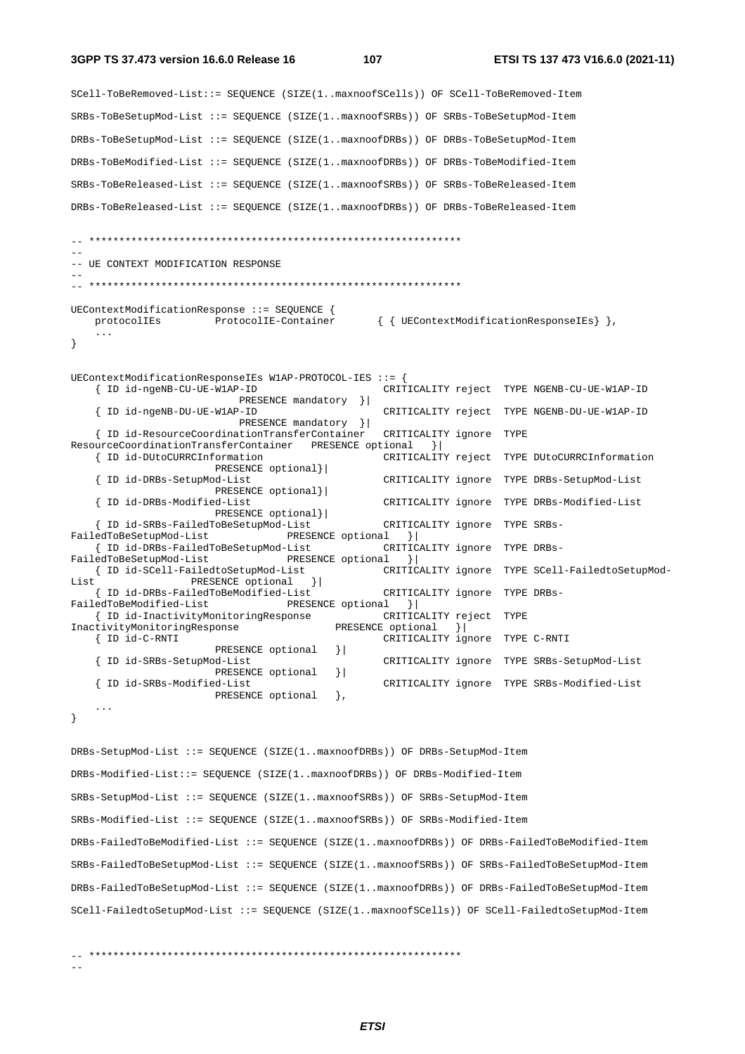```
SCell-ToBeRemoved-List::= SEQUENCE (SIZE(1..maxnoofSCells)) OF SCell-ToBeRemoved-Item

SRBs-ToBeSetupMod-List ::= SEQUENCE (SIZE(1..maxnoofSRBs)) OF SRBs-ToBeSetupMod-Item

DRBs-ToBeSetupMod-List ::= SEQUENCE (SIZE(1..maxnoofDRBs)) OF DRBs-ToBeSetupMod-Item

DRBs-ToBeModified-List ::= SEQUENCE (SIZE(1..maxnoofDRBs)) OF DRBs-ToBeModified-Item

SRBs-ToBeReleased-List ::= SEQUENCE (SIZE(1..maxnoofSRBs)) OF SRBs-ToBeReleased-Item

DRBs-ToBeReleased-List ::= SEQUENCE (SIZE(1..maxnoofDRBs)) OF DRBs-ToBeReleased-Item


-- **************************************************************
--
-- UE CONTEXT MODIFICATION RESPONSE
--
-- **************************************************************

UEContextModificationResponse ::= SEQUENCE {
    protocolIEs         ProtocolIE-Container       { { UEContextModificationResponseIEs} },
    ...
}


UEContextModificationResponseIEs W1AP-PROTOCOL-IES ::= {
    { ID id-ngeNB-CU-UE-W1AP-ID                    CRITICALITY reject  TYPE NGENB-CU-UE-W1AP-ID
                    PRESENCE mandatory  }|
    { ID id-ngeNB-DU-UE-W1AP-ID                    CRITICALITY reject  TYPE NGENB-DU-UE-W1AP-ID
                    PRESENCE mandatory  }|
    { ID id-ResourceCoordinationTransferContainer   CRITICALITY ignore  TYPE
ResourceCoordinationTransferContainer   PRESENCE optional   }|
    { ID id-DUtoCURRCInformation                   CRITICALITY reject  TYPE DUtoCURRCInformation
                    PRESENCE optional}|
    { ID id-DRBs-SetupMod-List                     CRITICALITY ignore  TYPE DRBs-SetupMod-List
                    PRESENCE optional}|
    { ID id-DRBs-Modified-List                     CRITICALITY ignore  TYPE DRBs-Modified-List
                    PRESENCE optional}|
    { ID id-SRBs-FailedToBeSetupMod-List           CRITICALITY ignore  TYPE SRBs-
FailedToBeSetupMod-List            PRESENCE optional   }|
    { ID id-DRBs-FailedToBeSetupMod-List           CRITICALITY ignore  TYPE DRBs-
FailedToBeSetupMod-List            PRESENCE optional   }|
    { ID id-SCell-FailedtoSetupMod-List            CRITICALITY ignore  TYPE SCell-FailedtoSetupMod-
List              PRESENCE optional   }|
    { ID id-DRBs-FailedToBeModified-List           CRITICALITY ignore  TYPE DRBs-
FailedToBeModified-List            PRESENCE optional   }|
    { ID id-InactivityMonitoringResponse           CRITICALITY reject  TYPE
InactivityMonitoringResponse               PRESENCE optional   }|
    { ID id-C-RNTI                                 CRITICALITY ignore  TYPE C-RNTI
                    PRESENCE optional   }|
    { ID id-SRBs-SetupMod-List                     CRITICALITY ignore  TYPE SRBs-SetupMod-List
                    PRESENCE optional   }|
    { ID id-SRBs-Modified-List                     CRITICALITY ignore  TYPE SRBs-Modified-List
                    PRESENCE optional   },
    ...
}

DRBs-SetupMod-List ::= SEQUENCE (SIZE(1..maxnoofDRBs)) OF DRBs-SetupMod-Item

DRBs-Modified-List::= SEQUENCE (SIZE(1..maxnoofDRBs)) OF DRBs-Modified-Item

SRBs-SetupMod-List ::= SEQUENCE (SIZE(1..maxnoofSRBs)) OF SRBs-SetupMod-Item

SRBs-Modified-List ::= SEQUENCE (SIZE(1..maxnoofSRBs)) OF SRBs-Modified-Item

DRBs-FailedToBeModified-List ::= SEQUENCE (SIZE(1..maxnoofDRBs)) OF DRBs-FailedToBeModified-Item

SRBs-FailedToBeSetupMod-List ::= SEQUENCE (SIZE(1..maxnoofSRBs)) OF SRBs-FailedToBeSetupMod-Item

DRBs-FailedToBeSetupMod-List ::= SEQUENCE (SIZE(1..maxnoofDRBs)) OF DRBs-FailedToBeSetupMod-Item

SCell-FailedtoSetupMod-List ::= SEQUENCE (SIZE(1..maxnoofSCells)) OF SCell-FailedtoSetupMod-Item


-- **************************************************************
--
```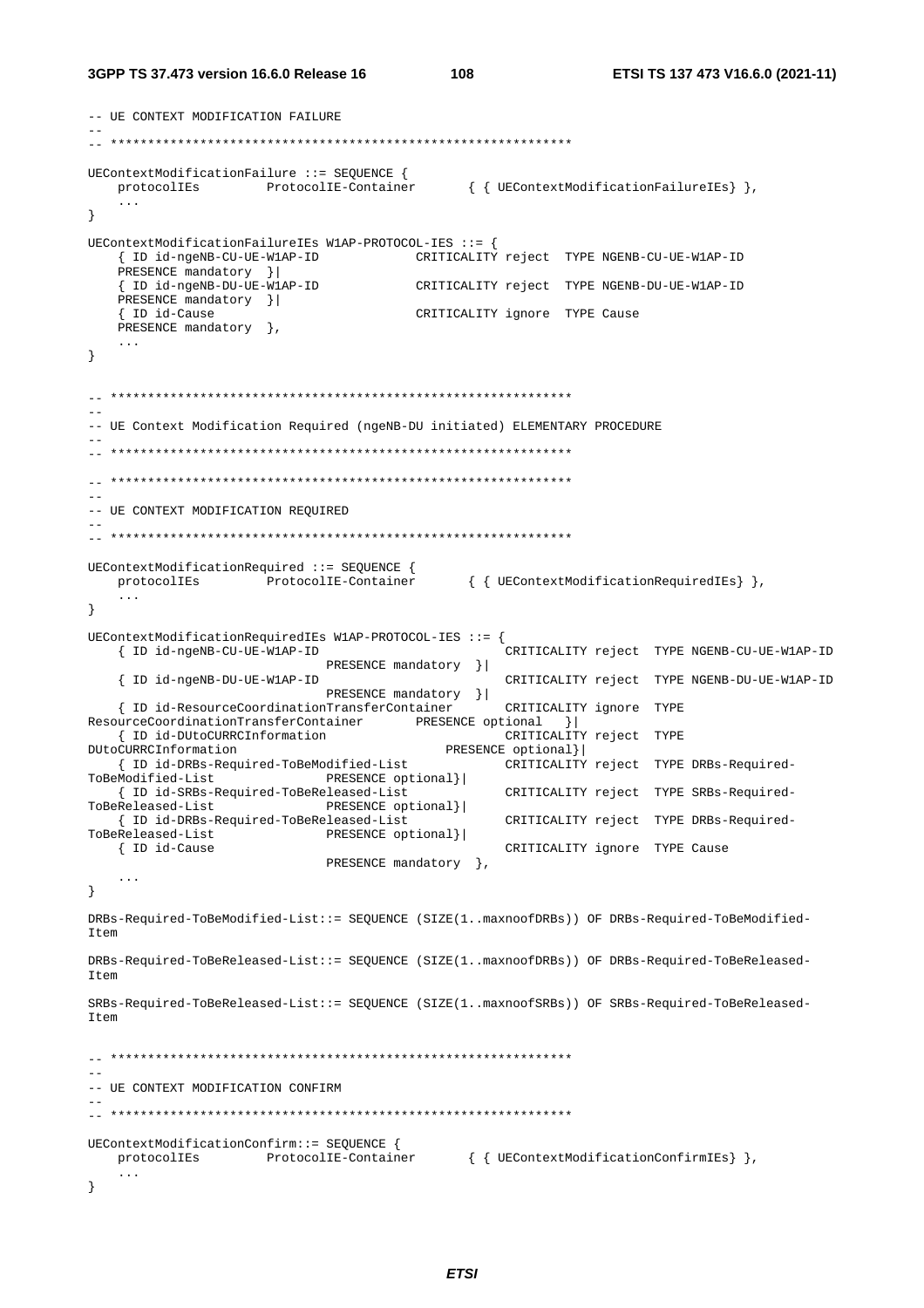```
-- UE CONTEXT MODIFICATION FAILURE
--
-- **************************************************************

UEContextModificationFailure ::= SEQUENCE {
	protocolIEs		ProtocolIE-Container		{ { UEContextModificationFailureIEs} },
	...
}

UEContextModificationFailureIEs W1AP-PROTOCOL-IES ::= {
	{ ID id-ngeNB-CU-UE-W1AP-ID			CRITICALITY reject	TYPE NGENB-CU-UE-W1AP-ID
	PRESENCE mandatory	}|
	{ ID id-ngeNB-DU-UE-W1AP-ID			CRITICALITY reject	TYPE NGENB-DU-UE-W1AP-ID
	PRESENCE mandatory	}|
	{ ID id-Cause					CRITICALITY ignore	TYPE Cause
	PRESENCE mandatory	},
	...
}


-- **************************************************************
--
-- UE Context Modification Required (ngeNB-DU initiated) ELEMENTARY PROCEDURE
--
-- **************************************************************

-- **************************************************************
--
-- UE CONTEXT MODIFICATION REQUIRED
--
-- **************************************************************

UEContextModificationRequired ::= SEQUENCE {
	protocolIEs		ProtocolIE-Container		{ { UEContextModificationRequiredIEs} },
	...
}

UEContextModificationRequiredIEs W1AP-PROTOCOL-IES ::= {
	{ ID id-ngeNB-CU-UE-W1AP-ID					CRITICALITY reject	TYPE NGENB-CU-UE-W1AP-ID
						PRESENCE mandatory	}|
	{ ID id-ngeNB-DU-UE-W1AP-ID					CRITICALITY reject	TYPE NGENB-DU-UE-W1AP-ID
						PRESENCE mandatory	}|
	{ ID id-ResourceCoordinationTransferContainer		CRITICALITY ignore	TYPE
ResourceCoordinationTransferContainer		PRESENCE optional	}|
	{ ID id-DUtoCURRCInformation					CRITICALITY reject	TYPE
DUtoCURRCInformation						PRESENCE optional}|
	{ ID id-DRBs-Required-ToBeModified-List			CRITICALITY reject	TYPE DRBs-Required-
ToBeModified-List			PRESENCE optional}|
	{ ID id-SRBs-Required-ToBeReleased-List			CRITICALITY reject	TYPE SRBs-Required-
ToBeReleased-List			PRESENCE optional}|
	{ ID id-DRBs-Required-ToBeReleased-List			CRITICALITY reject	TYPE DRBs-Required-
ToBeReleased-List			PRESENCE optional}|
	{ ID id-Cause							CRITICALITY ignore	TYPE Cause
						PRESENCE mandatory	},
	...
}

DRBs-Required-ToBeModified-List::= SEQUENCE (SIZE(1..maxnoofDRBs)) OF DRBs-Required-ToBeModified-
Item

DRBs-Required-ToBeReleased-List::= SEQUENCE (SIZE(1..maxnoofDRBs)) OF DRBs-Required-ToBeReleased-
Item

SRBs-Required-ToBeReleased-List::= SEQUENCE (SIZE(1..maxnoofSRBs)) OF SRBs-Required-ToBeReleased-
Item


-- **************************************************************
--
-- UE CONTEXT MODIFICATION CONFIRM
--
-- **************************************************************

UEContextModificationConfirm::= SEQUENCE {
	protocolIEs		ProtocolIE-Container		{ { UEContextModificationConfirmIEs} },
	...
}
```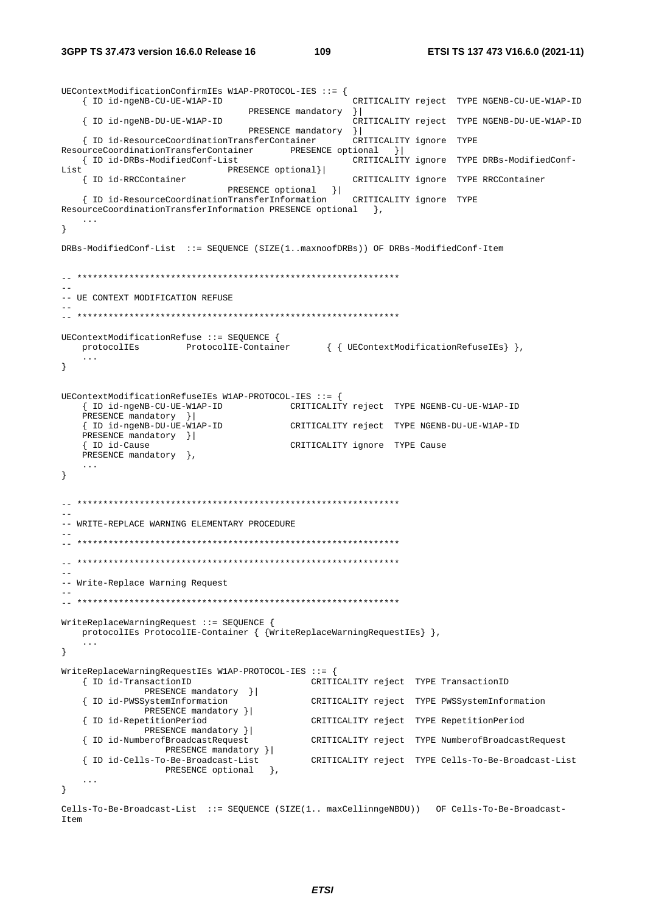```
UEContextModificationConfirmIEs W1AP-PROTOCOL-IES ::= {
	{ ID id-ngeNB-CU-UE-W1AP-ID						CRITICALITY reject	TYPE NGENB-CU-UE-W1AP-ID
							PRESENCE mandatory	}|
	{ ID id-ngeNB-DU-UE-W1AP-ID						CRITICALITY reject	TYPE NGENB-DU-UE-W1AP-ID
							PRESENCE mandatory	}|
	{ ID id-ResourceCoordinationTransferContainer		CRITICALITY ignore	TYPE
ResourceCoordinationTransferContainer		PRESENCE optional	}|
	{ ID id-DRBs-ModifiedConf-List					CRITICALITY ignore	TYPE DRBs-ModifiedConf-
List				PRESENCE optional}|
	{ ID id-RRCContainer							CRITICALITY ignore	TYPE RRCContainer
						PRESENCE optional	}|
	{ ID id-ResourceCoordinationTransferInformation		CRITICALITY ignore	TYPE
ResourceCoordinationTransferInformation PRESENCE optional	},
	...
}

DRBs-ModifiedConf-List	::= SEQUENCE (SIZE(1..maxnoofDRBs)) OF DRBs-ModifiedConf-Item


-- **************************************************************
--
-- UE CONTEXT MODIFICATION REFUSE
--
-- **************************************************************

UEContextModificationRefuse ::= SEQUENCE {
	protocolIEs			ProtocolIE-Container		{ { UEContextModificationRefuseIEs} },
	...
}


UEContextModificationRefuseIEs W1AP-PROTOCOL-IES ::= {
	{ ID id-ngeNB-CU-UE-W1AP-ID				CRITICALITY reject	TYPE NGENB-CU-UE-W1AP-ID
	PRESENCE mandatory	}|
	{ ID id-ngeNB-DU-UE-W1AP-ID				CRITICALITY reject	TYPE NGENB-DU-UE-W1AP-ID
	PRESENCE mandatory	}|
	{ ID id-Cause							CRITICALITY ignore	TYPE Cause
	PRESENCE mandatory	},
	...
}


-- **************************************************************
--
-- WRITE-REPLACE WARNING ELEMENTARY PROCEDURE
--
-- **************************************************************

-- **************************************************************
--
-- Write-Replace Warning Request
--
-- **************************************************************

WriteReplaceWarningRequest ::= SEQUENCE {
	protocolIEs ProtocolIE-Container { {WriteReplaceWarningRequestIEs} },
	...
}

WriteReplaceWarningRequestIEs W1AP-PROTOCOL-IES ::= {
	{ ID id-TransactionID						CRITICALITY reject	TYPE TransactionID
			PRESENCE mandatory	}|
	{ ID id-PWSSystemInformation				CRITICALITY reject	TYPE PWSSystemInformation
			PRESENCE mandatory }|
	{ ID id-RepetitionPeriod					CRITICALITY reject	TYPE RepetitionPeriod
			PRESENCE mandatory }|
	{ ID id-NumberofBroadcastRequest			CRITICALITY reject	TYPE NumberofBroadcastRequest
				PRESENCE mandatory }|
	{ ID id-Cells-To-Be-Broadcast-List			CRITICALITY reject	TYPE Cells-To-Be-Broadcast-List
				PRESENCE optional	},
	...
}

Cells-To-Be-Broadcast-List	::= SEQUENCE (SIZE(1.. maxCellinngeNBDU))	OF Cells-To-Be-Broadcast-
Item
```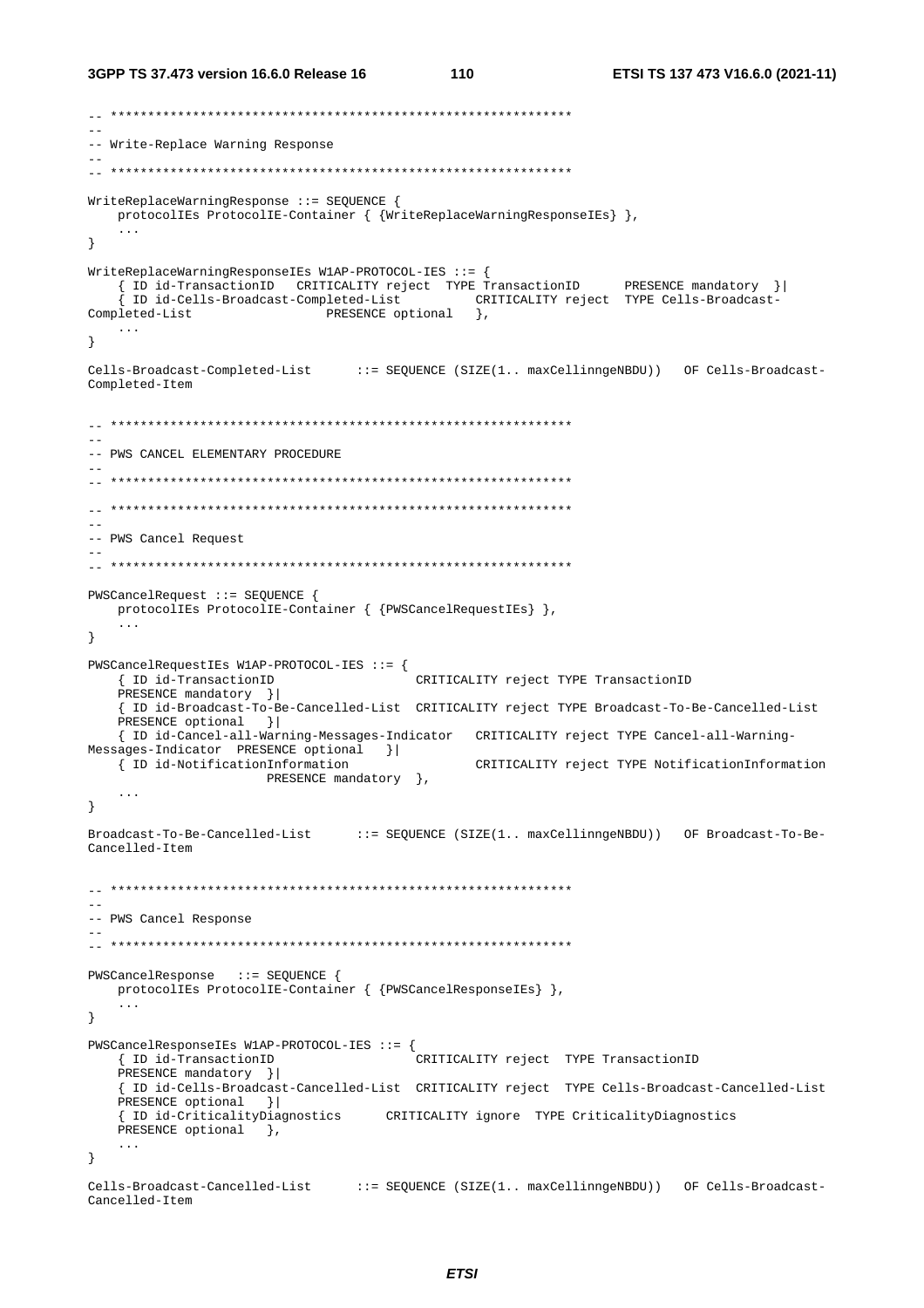```
-- **************************************************************
--
-- Write-Replace Warning Response
--
-- **************************************************************

WriteReplaceWarningResponse ::= SEQUENCE {
    protocolIEs ProtocolIE-Container { {WriteReplaceWarningResponseIEs} },
    ...
}

WriteReplaceWarningResponseIEs W1AP-PROTOCOL-IES ::= {
    { ID id-TransactionID   CRITICALITY reject  TYPE TransactionID      PRESENCE mandatory  }|
    { ID id-Cells-Broadcast-Completed-List          CRITICALITY reject  TYPE Cells-Broadcast-
Completed-List                  PRESENCE optional   },
    ...
}

Cells-Broadcast-Completed-List      ::= SEQUENCE (SIZE(1.. maxCellinngeNBDU))   OF Cells-Broadcast-
Completed-Item


-- **************************************************************
--
-- PWS CANCEL ELEMENTARY PROCEDURE
--
-- **************************************************************

-- **************************************************************
--
-- PWS Cancel Request
--
-- **************************************************************

PWSCancelRequest ::= SEQUENCE {
    protocolIEs ProtocolIE-Container { {PWSCancelRequestIEs} },
    ...
}

PWSCancelRequestIEs W1AP-PROTOCOL-IES ::= {
    { ID id-TransactionID                   CRITICALITY reject TYPE TransactionID
    PRESENCE mandatory  }|
    { ID id-Broadcast-To-Be-Cancelled-List  CRITICALITY reject TYPE Broadcast-To-Be-Cancelled-List
    PRESENCE optional   }|
    { ID id-Cancel-all-Warning-Messages-Indicator   CRITICALITY reject TYPE Cancel-all-Warning-
Messages-Indicator  PRESENCE optional   }|
    { ID id-NotificationInformation                 CRITICALITY reject TYPE NotificationInformation
                    PRESENCE mandatory  },
    ...
}

Broadcast-To-Be-Cancelled-List      ::= SEQUENCE (SIZE(1.. maxCellinngeNBDU))   OF Broadcast-To-Be-
Cancelled-Item


-- **************************************************************
--
-- PWS Cancel Response
--
-- **************************************************************

PWSCancelResponse   ::= SEQUENCE {
    protocolIEs ProtocolIE-Container { {PWSCancelResponseIEs} },
    ...
}

PWSCancelResponseIEs W1AP-PROTOCOL-IES ::= {
    { ID id-TransactionID                   CRITICALITY reject  TYPE TransactionID
    PRESENCE mandatory  }|
    { ID id-Cells-Broadcast-Cancelled-List  CRITICALITY reject  TYPE Cells-Broadcast-Cancelled-List
    PRESENCE optional   }|
    { ID id-CriticalityDiagnostics      CRITICALITY ignore  TYPE CriticalityDiagnostics
    PRESENCE optional   },
    ...
}

Cells-Broadcast-Cancelled-List      ::= SEQUENCE (SIZE(1.. maxCellinngeNBDU))   OF Cells-Broadcast-
Cancelled-Item
```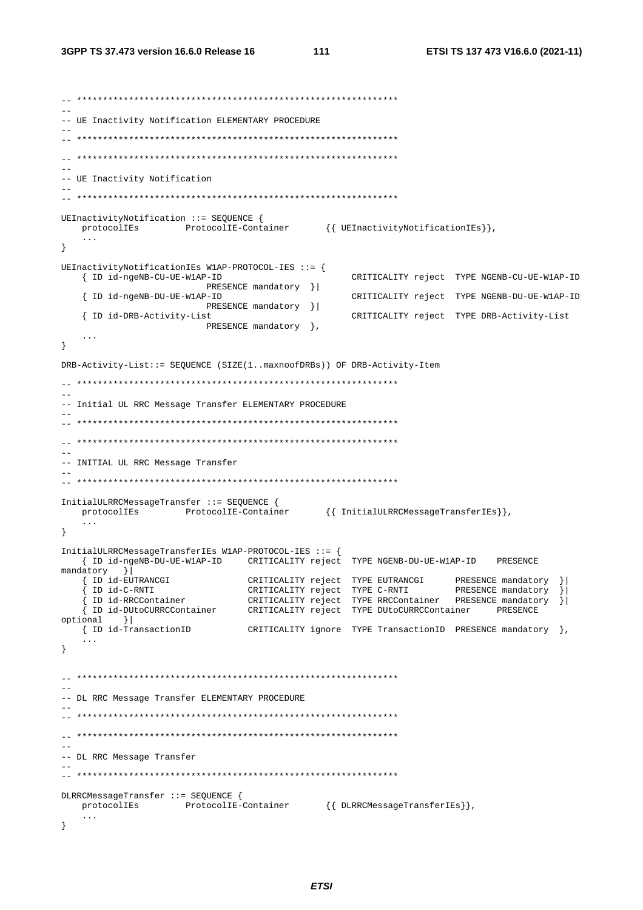```
-- **************************************************************
--
-- UE Inactivity Notification ELEMENTARY PROCEDURE
--
-- **************************************************************

-- **************************************************************
--
-- UE Inactivity Notification
--
-- **************************************************************

UEInactivityNotification ::= SEQUENCE {
	protocolIEs		ProtocolIE-Container		{{ UEInactivityNotificationIEs}},
	...
}

UEInactivityNotificationIEs W1AP-PROTOCOL-IES ::= {
	{ ID id-ngeNB-CU-UE-W1AP-ID					CRITICALITY reject	TYPE NGENB-CU-UE-W1AP-ID
			PRESENCE mandatory	}|
	{ ID id-ngeNB-DU-UE-W1AP-ID					CRITICALITY reject	TYPE NGENB-DU-UE-W1AP-ID
			PRESENCE mandatory	}|
	{ ID id-DRB-Activity-List					CRITICALITY reject	TYPE DRB-Activity-List
			PRESENCE mandatory	},
	...
}

DRB-Activity-List::= SEQUENCE (SIZE(1..maxnoofDRBs)) OF DRB-Activity-Item

-- **************************************************************
--
-- Initial UL RRC Message Transfer ELEMENTARY PROCEDURE
--
-- **************************************************************

-- **************************************************************
--
-- INITIAL UL RRC Message Transfer
--
-- **************************************************************

InitialULRRCMessageTransfer ::= SEQUENCE {
	protocolIEs		ProtocolIE-Container		{{ InitialULRRCMessageTransferIEs}},
	...
}

InitialULRRCMessageTransferIEs W1AP-PROTOCOL-IES ::= {
	{ ID id-ngeNB-DU-UE-W1AP-ID		CRITICALITY reject	TYPE NGENB-DU-UE-W1AP-ID	PRESENCE
mandatory	}|
	{ ID id-EUTRANCGI				CRITICALITY reject	TYPE EUTRANCGI		PRESENCE mandatory	}|
	{ ID id-C-RNTI					CRITICALITY reject	TYPE C-RNTI			PRESENCE mandatory	}|
	{ ID id-RRCContainer			CRITICALITY reject	TYPE RRCContainer	PRESENCE mandatory	}|
	{ ID id-DUtoCURRCContainer		CRITICALITY reject	TYPE DUtoCURRCContainer		PRESENCE
optional	}|
	{ ID id-TransactionID			CRITICALITY ignore	TYPE TransactionID	PRESENCE mandatory	},
	...
}


-- **************************************************************
--
-- DL RRC Message Transfer ELEMENTARY PROCEDURE
--
-- **************************************************************

-- **************************************************************
--
-- DL RRC Message Transfer
--
-- **************************************************************

DLRRCMessageTransfer ::= SEQUENCE {
	protocolIEs		ProtocolIE-Container		{{ DLRRCMessageTransferIEs}},
	...
}
```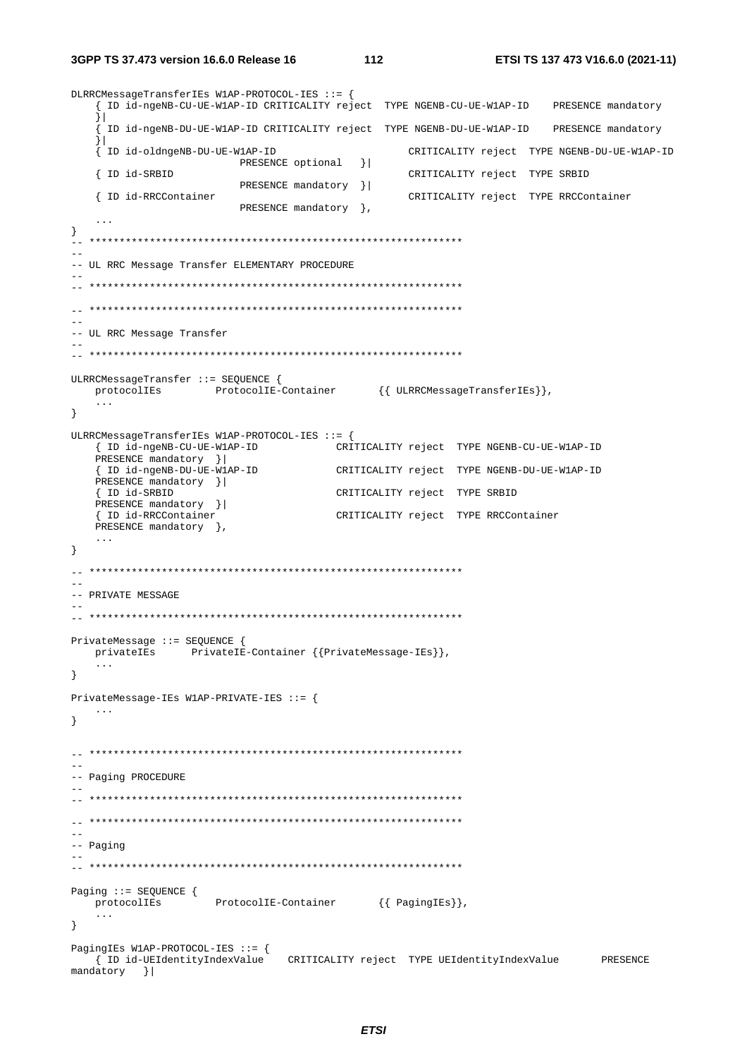```
DLRRCMessageTransferIEs W1AP-PROTOCOL-IES ::= {
	{ ID id-ngeNB-CU-UE-W1AP-ID CRITICALITY reject  TYPE NGENB-CU-UE-W1AP-ID    PRESENCE mandatory
	}|
	{ ID id-ngeNB-DU-UE-W1AP-ID CRITICALITY reject  TYPE NGENB-DU-UE-W1AP-ID    PRESENCE mandatory
	}|
	{ ID id-oldngeNB-DU-UE-W1AP-ID                          CRITICALITY reject  TYPE NGENB-DU-UE-W1AP-ID
	                        PRESENCE optional   }|
	{ ID id-SRBID                                           CRITICALITY reject  TYPE SRBID
	                        PRESENCE mandatory  }|
	{ ID id-RRCContainer                                    CRITICALITY reject  TYPE RRCContainer
	                        PRESENCE mandatory  },
	...
}
-- **************************************************************
--
-- UL RRC Message Transfer ELEMENTARY PROCEDURE
--
-- **************************************************************

-- **************************************************************
--
-- UL RRC Message Transfer
--
-- **************************************************************

ULRRCMessageTransfer ::= SEQUENCE {
	protocolIEs         ProtocolIE-Container       {{ ULRRCMessageTransferIEs}},
	...
}

ULRRCMessageTransferIEs W1AP-PROTOCOL-IES ::= {
	{ ID id-ngeNB-CU-UE-W1AP-ID            CRITICALITY reject  TYPE NGENB-CU-UE-W1AP-ID
	PRESENCE mandatory  }|
	{ ID id-ngeNB-DU-UE-W1AP-ID            CRITICALITY reject  TYPE NGENB-DU-UE-W1AP-ID
	PRESENCE mandatory  }|
	{ ID id-SRBID                          CRITICALITY reject  TYPE SRBID
	PRESENCE mandatory  }|
	{ ID id-RRCContainer                   CRITICALITY reject  TYPE RRCContainer
	PRESENCE mandatory  },
	...
}

-- **************************************************************
--
-- PRIVATE MESSAGE
--
-- **************************************************************

PrivateMessage ::= SEQUENCE {
	privateIEs      PrivateIE-Container {{PrivateMessage-IEs}},
	...
}

PrivateMessage-IEs W1AP-PRIVATE-IES ::= {
	...
}


-- **************************************************************
--
-- Paging PROCEDURE
--
-- **************************************************************

-- **************************************************************
--
-- Paging
--
-- **************************************************************

Paging ::= SEQUENCE {
	protocolIEs         ProtocolIE-Container       {{ PagingIEs}},
	...
}

PagingIEs W1AP-PROTOCOL-IES ::= {
	{ ID id-UEIdentityIndexValue    CRITICALITY reject  TYPE UEIdentityIndexValue       PRESENCE
mandatory   }|
```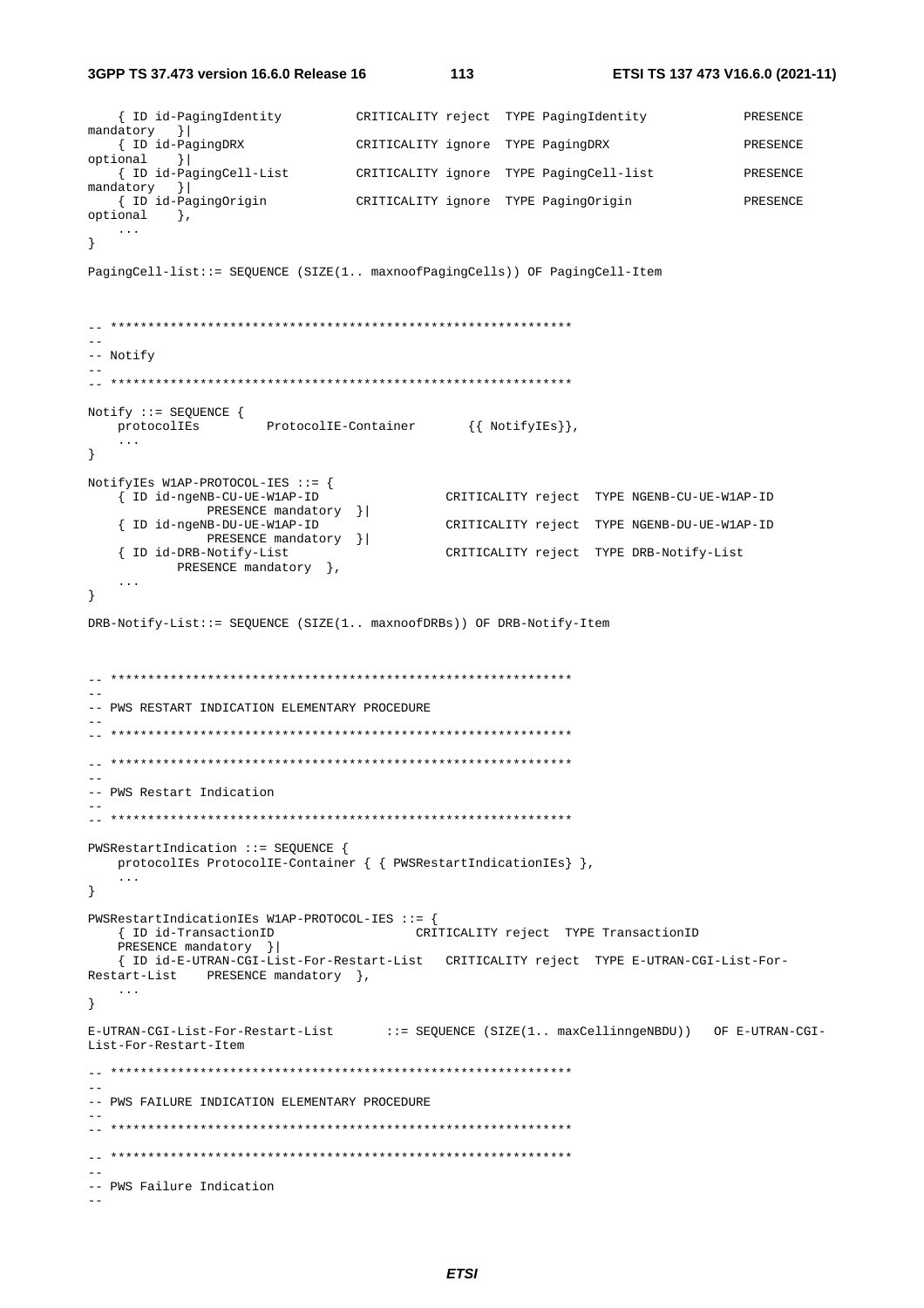```
	{ ID id-PagingIdentity			CRITICALITY reject	TYPE PagingIdentity			PRESENCE mandatory	}|
	{ ID id-PagingDRX				CRITICALITY ignore	TYPE PagingDRX				PRESENCE optional	}|
	{ ID id-PagingCell-List		CRITICALITY ignore	TYPE PagingCell-list		PRESENCE mandatory	}|
	{ ID id-PagingOrigin			CRITICALITY ignore	TYPE PagingOrigin			PRESENCE optional	},
	...
}

PagingCell-list::= SEQUENCE (SIZE(1.. maxnoofPagingCells)) OF PagingCell-Item


-- **************************************************************
--
-- Notify
--
-- **************************************************************

Notify ::= SEQUENCE {
	protocolIEs			ProtocolIE-Container		{{ NotifyIEs}},
	...
}

NotifyIEs W1AP-PROTOCOL-IES ::= {
	{ ID id-ngeNB-CU-UE-W1AP-ID				CRITICALITY reject	TYPE NGENB-CU-UE-W1AP-ID				PRESENCE mandatory	}|
	{ ID id-ngeNB-DU-UE-W1AP-ID				CRITICALITY reject	TYPE NGENB-DU-UE-W1AP-ID				PRESENCE mandatory	}|
	{ ID id-DRB-Notify-List					CRITICALITY reject	TYPE DRB-Notify-List			PRESENCE mandatory	},
	...
}

DRB-Notify-List::= SEQUENCE (SIZE(1.. maxnoofDRBs)) OF DRB-Notify-Item


-- **************************************************************
--
-- PWS RESTART INDICATION ELEMENTARY PROCEDURE
--
-- **************************************************************

-- **************************************************************
--
-- PWS Restart Indication
--
-- **************************************************************

PWSRestartIndication ::= SEQUENCE {
	protocolIEs ProtocolIE-Container { { PWSRestartIndicationIEs} },
	...
}

PWSRestartIndicationIEs W1AP-PROTOCOL-IES ::= {
	{ ID id-TransactionID					CRITICALITY reject	TYPE TransactionID	PRESENCE mandatory	}|
	{ ID id-E-UTRAN-CGI-List-For-Restart-List	CRITICALITY reject	TYPE E-UTRAN-CGI-List-For-Restart-List	PRESENCE mandatory	},
	...
}

E-UTRAN-CGI-List-For-Restart-List		::= SEQUENCE (SIZE(1.. maxCellinngeNBDU))	OF E-UTRAN-CGI-List-For-Restart-Item

-- **************************************************************
--
-- PWS FAILURE INDICATION ELEMENTARY PROCEDURE
--
-- **************************************************************

-- **************************************************************
--
-- PWS Failure Indication
--
```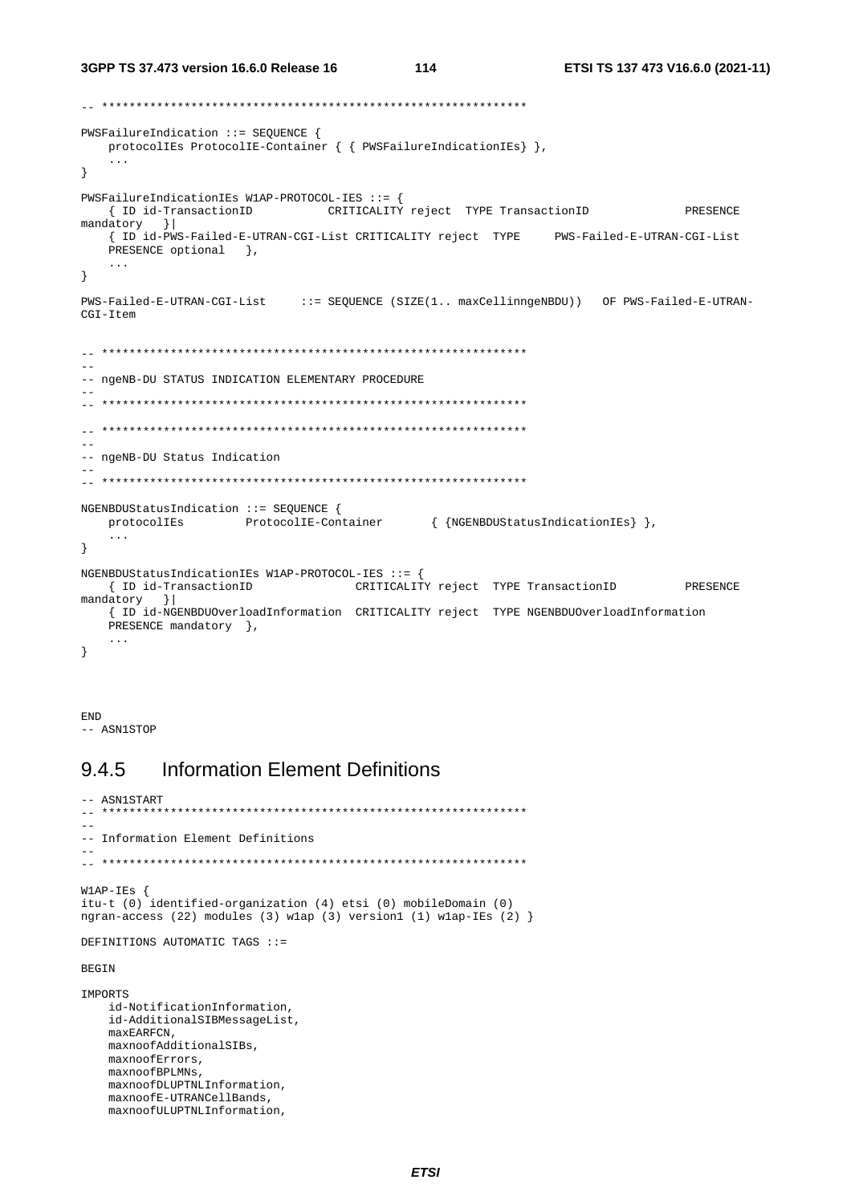```
-- **************************************************************

PWSFailureIndication ::= SEQUENCE {
	protocolIEs ProtocolIE-Container { { PWSFailureIndicationIEs} },
	...
}

PWSFailureIndicationIEs W1AP-PROTOCOL-IES ::= {
	{ ID id-TransactionID			CRITICALITY reject	TYPE TransactionID			PRESENCE mandatory	}|
	{ ID id-PWS-Failed-E-UTRAN-CGI-List CRITICALITY reject	TYPE	PWS-Failed-E-UTRAN-CGI-List	PRESENCE optional	},
	...
}

PWS-Failed-E-UTRAN-CGI-List	::= SEQUENCE (SIZE(1.. maxCellinngeNBDU))	OF PWS-Failed-E-UTRAN-CGI-Item


-- **************************************************************
--
-- ngeNB-DU STATUS INDICATION ELEMENTARY PROCEDURE
--
-- **************************************************************

-- **************************************************************
--
-- ngeNB-DU Status Indication
--
-- **************************************************************

NGENBDUStatusIndication ::= SEQUENCE {
	protocolIEs		ProtocolIE-Container		{ {NGENBDUStatusIndicationIEs} },
	...
}

NGENBDUStatusIndicationIEs W1AP-PROTOCOL-IES ::= {
	{ ID id-TransactionID				CRITICALITY reject	TYPE TransactionID			PRESENCE mandatory	}|
	{ ID id-NGENBDUOverloadInformation	CRITICALITY reject	TYPE NGENBDUOverloadInformation	PRESENCE mandatory	},
	...
}



END
-- ASN1STOP
```

### 9.4.5 Information Element Definitions

```
-- ASN1START
-- **************************************************************
--
-- Information Element Definitions
--
-- **************************************************************

W1AP-IEs {
itu-t (0) identified-organization (4) etsi (0) mobileDomain (0)
ngran-access (22) modules (3) w1ap (3) version1 (1) w1ap-IEs (2) }

DEFINITIONS AUTOMATIC TAGS ::=

BEGIN

IMPORTS
	id-NotificationInformation,
	id-AdditionalSIBMessageList,
	maxEARFCN,
	maxnoofAdditionalSIBs,
	maxnoofErrors,
	maxnoofBPLMNs,
	maxnoofDLUPTNLInformation,
	maxnoofE-UTRANCellBands,
	maxnoofULUPTNLInformation,
```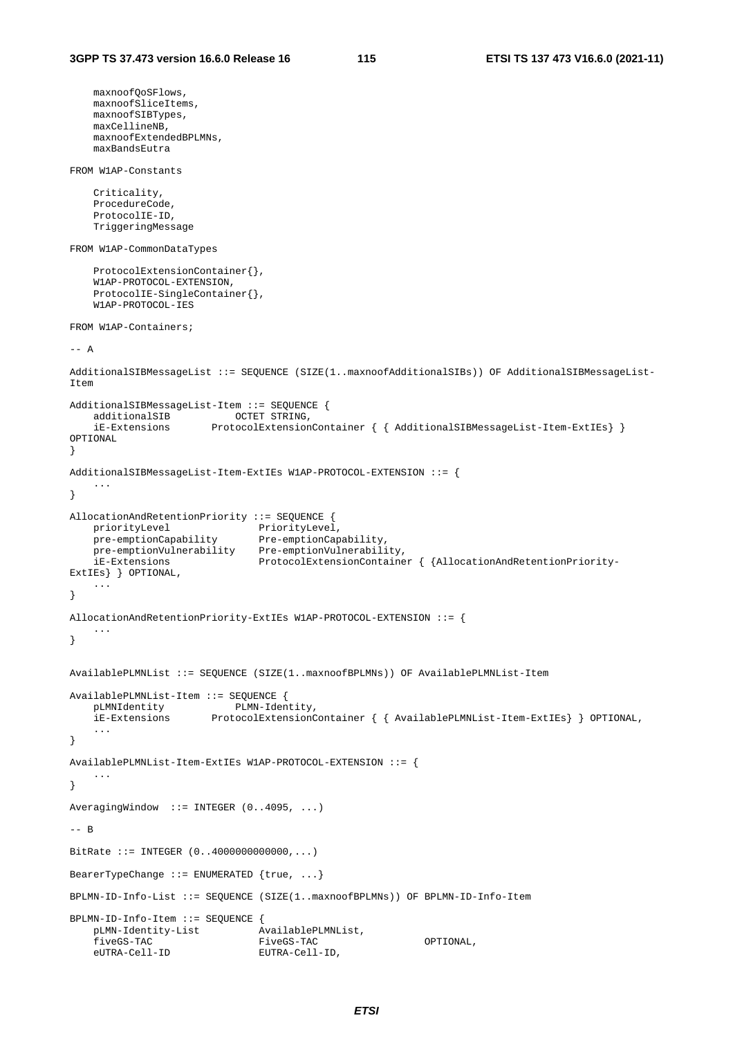```
	maxnoofQoSFlows,
	maxnoofSliceItems,
	maxnoofSIBTypes,
	maxCellineNB,
	maxnoofExtendedBPLMNs,
	maxBandsEutra

FROM W1AP-Constants

	Criticality,
	ProcedureCode,
	ProtocolIE-ID,
	TriggeringMessage

FROM W1AP-CommonDataTypes

	ProtocolExtensionContainer{},
	W1AP-PROTOCOL-EXTENSION,
	ProtocolIE-SingleContainer{},
	W1AP-PROTOCOL-IES

FROM W1AP-Containers;

-- A

AdditionalSIBMessageList ::= SEQUENCE (SIZE(1..maxnoofAdditionalSIBs)) OF AdditionalSIBMessageList-Item

AdditionalSIBMessageList-Item ::= SEQUENCE {
	additionalSIB			OCTET STRING,
	iE-Extensions		ProtocolExtensionContainer { { AdditionalSIBMessageList-Item-ExtIEs} } OPTIONAL
}

AdditionalSIBMessageList-Item-ExtIEs W1AP-PROTOCOL-EXTENSION ::= {
	...
}

AllocationAndRetentionPriority ::= SEQUENCE {
	priorityLevel				PriorityLevel,
	pre-emptionCapability		Pre-emptionCapability,
	pre-emptionVulnerability	Pre-emptionVulnerability,
	iE-Extensions				ProtocolExtensionContainer { {AllocationAndRetentionPriority-ExtIEs} } OPTIONAL,
	...
}

AllocationAndRetentionPriority-ExtIEs W1AP-PROTOCOL-EXTENSION ::= {
	...
}

AvailablePLMNList ::= SEQUENCE (SIZE(1..maxnoofBPLMNs)) OF AvailablePLMNList-Item

AvailablePLMNList-Item ::= SEQUENCE {
	pLMNIdentity			PLMN-Identity,
	iE-Extensions		ProtocolExtensionContainer { { AvailablePLMNList-Item-ExtIEs} } OPTIONAL,
	...
}

AvailablePLMNList-Item-ExtIEs W1AP-PROTOCOL-EXTENSION ::= {
	...
}

AveragingWindow  ::= INTEGER (0..4095, ...)

-- B

BitRate ::= INTEGER (0..4000000000000,...)

BearerTypeChange ::= ENUMERATED {true, ...}

BPLMN-ID-Info-List ::= SEQUENCE (SIZE(1..maxnoofBPLMNs)) OF BPLMN-ID-Info-Item

BPLMN-ID-Info-Item ::= SEQUENCE {
	pLMN-Identity-List			AvailablePLMNList,
	fiveGS-TAC					FiveGS-TAC					OPTIONAL,
	eUTRA-Cell-ID				EUTRA-Cell-ID,
```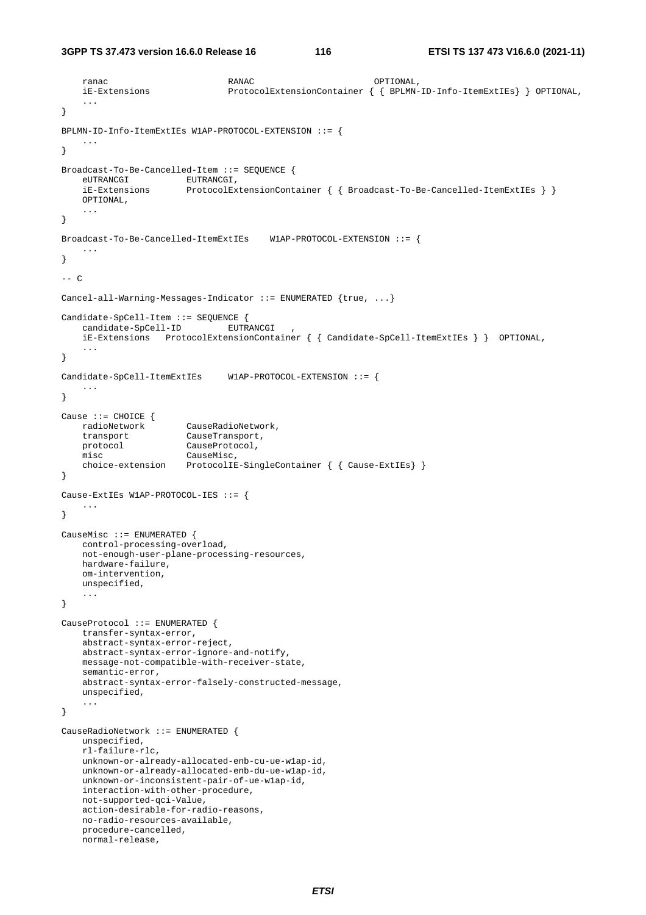```
    ranac                       RANAC                       OPTIONAL,
    iE-Extensions               ProtocolExtensionContainer { { BPLMN-ID-Info-ItemExtIEs} } OPTIONAL,
    ...
}

BPLMN-ID-Info-ItemExtIEs W1AP-PROTOCOL-EXTENSION ::= {
    ...
}

Broadcast-To-Be-Cancelled-Item ::= SEQUENCE {
    eUTRANCGI           EUTRANCGI,
    iE-Extensions       ProtocolExtensionContainer { { Broadcast-To-Be-Cancelled-ItemExtIEs } }
    OPTIONAL,
    ...
}

Broadcast-To-Be-Cancelled-ItemExtIEs    W1AP-PROTOCOL-EXTENSION ::= {
    ...
}

-- C

Cancel-all-Warning-Messages-Indicator ::= ENUMERATED {true, ...}

Candidate-SpCell-Item ::= SEQUENCE {
    candidate-SpCell-ID         EUTRANCGI   ,
    iE-Extensions   ProtocolExtensionContainer { { Candidate-SpCell-ItemExtIEs } }  OPTIONAL,
    ...
}

Candidate-SpCell-ItemExtIEs     W1AP-PROTOCOL-EXTENSION ::= {
    ...
}

Cause ::= CHOICE {
    radioNetwork        CauseRadioNetwork,
    transport           CauseTransport,
    protocol            CauseProtocol,
    misc                CauseMisc,
    choice-extension    ProtocolIE-SingleContainer { { Cause-ExtIEs} }
}

Cause-ExtIEs W1AP-PROTOCOL-IES ::= {
    ...
}

CauseMisc ::= ENUMERATED {
    control-processing-overload,
    not-enough-user-plane-processing-resources,
    hardware-failure,
    om-intervention,
    unspecified,
    ...
}

CauseProtocol ::= ENUMERATED {
    transfer-syntax-error,
    abstract-syntax-error-reject,
    abstract-syntax-error-ignore-and-notify,
    message-not-compatible-with-receiver-state,
    semantic-error,
    abstract-syntax-error-falsely-constructed-message,
    unspecified,
    ...
}

CauseRadioNetwork ::= ENUMERATED {
    unspecified,
    rl-failure-rlc,
    unknown-or-already-allocated-enb-cu-ue-w1ap-id,
    unknown-or-already-allocated-enb-du-ue-w1ap-id,
    unknown-or-inconsistent-pair-of-ue-w1ap-id,
    interaction-with-other-procedure,
    not-supported-qci-Value,
    action-desirable-for-radio-reasons,
    no-radio-resources-available,
    procedure-cancelled,
    normal-release,
```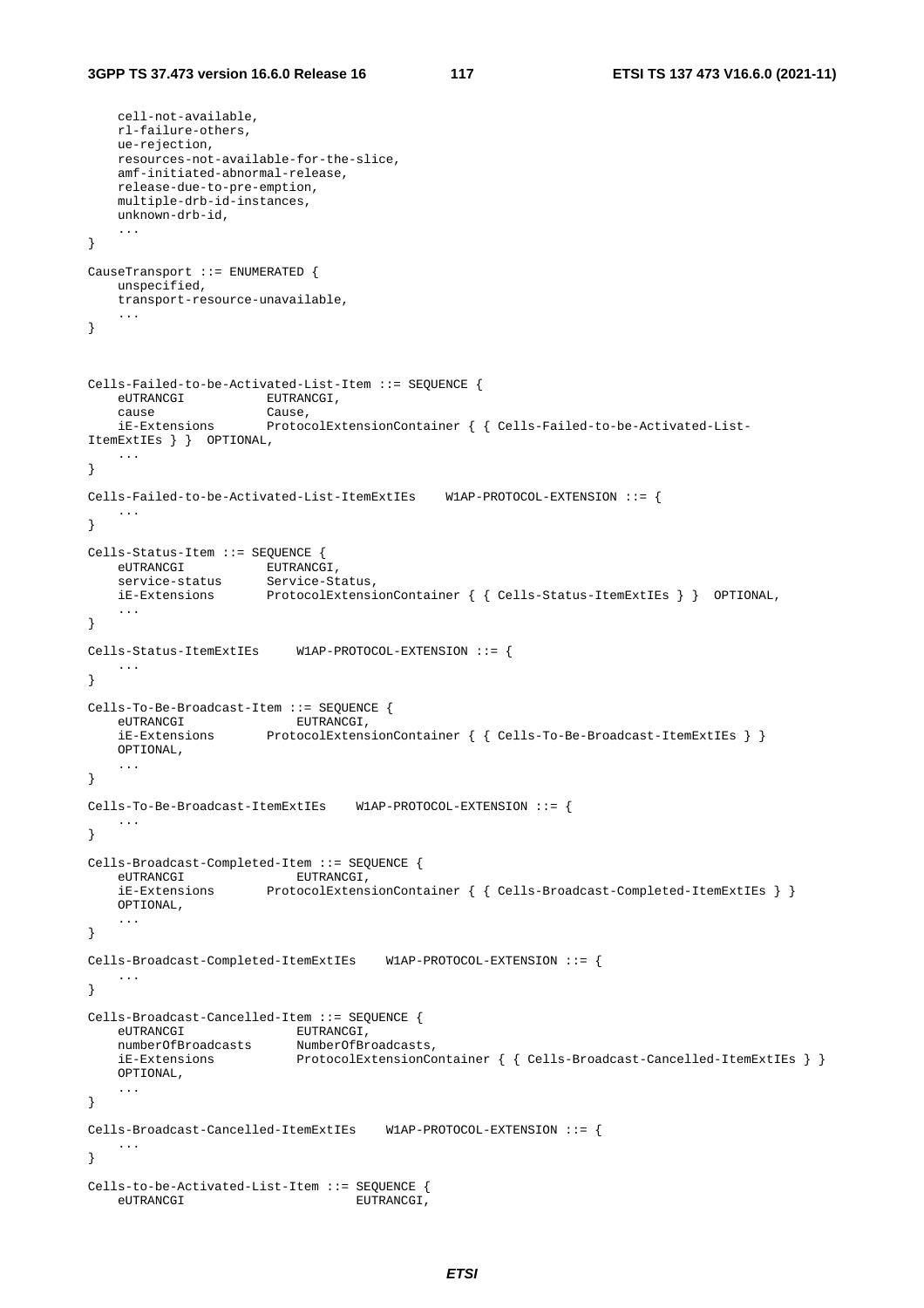```
	cell-not-available,
	rl-failure-others,
	ue-rejection,
	resources-not-available-for-the-slice,
	amf-initiated-abnormal-release,
	release-due-to-pre-emption,
	multiple-drb-id-instances,
	unknown-drb-id,
	...
}

CauseTransport ::= ENUMERATED {
	unspecified,
	transport-resource-unavailable,
	...
}



Cells-Failed-to-be-Activated-List-Item ::= SEQUENCE {
	eUTRANCGI			EUTRANCGI,
	cause				Cause,
	iE-Extensions		ProtocolExtensionContainer { { Cells-Failed-to-be-Activated-List-ItemExtIEs } }	OPTIONAL,
	...
}

Cells-Failed-to-be-Activated-List-ItemExtIEs	W1AP-PROTOCOL-EXTENSION ::= {
	...
}

Cells-Status-Item ::= SEQUENCE {
	eUTRANCGI			EUTRANCGI,
	service-status		Service-Status,
	iE-Extensions		ProtocolExtensionContainer { { Cells-Status-ItemExtIEs } }	OPTIONAL,
	...
}

Cells-Status-ItemExtIEs	W1AP-PROTOCOL-EXTENSION ::= {
	...
}

Cells-To-Be-Broadcast-Item ::= SEQUENCE {
	eUTRANCGI				EUTRANCGI,
	iE-Extensions		ProtocolExtensionContainer { { Cells-To-Be-Broadcast-ItemExtIEs } }
	OPTIONAL,
	...
}

Cells-To-Be-Broadcast-ItemExtIEs	W1AP-PROTOCOL-EXTENSION ::= {
	...
}

Cells-Broadcast-Completed-Item ::= SEQUENCE {
	eUTRANCGI				EUTRANCGI,
	iE-Extensions		ProtocolExtensionContainer { { Cells-Broadcast-Completed-ItemExtIEs } }
	OPTIONAL,
	...
}

Cells-Broadcast-Completed-ItemExtIEs	W1AP-PROTOCOL-EXTENSION ::= {
	...
}

Cells-Broadcast-Cancelled-Item ::= SEQUENCE {
	eUTRANCGI				EUTRANCGI,
	numberOfBroadcasts		NumberOfBroadcasts,
	iE-Extensions			ProtocolExtensionContainer { { Cells-Broadcast-Cancelled-ItemExtIEs } }
	OPTIONAL,
	...
}

Cells-Broadcast-Cancelled-ItemExtIEs	W1AP-PROTOCOL-EXTENSION ::= {
	...
}

Cells-to-be-Activated-List-Item ::= SEQUENCE {
	eUTRANCGI						EUTRANCGI,
```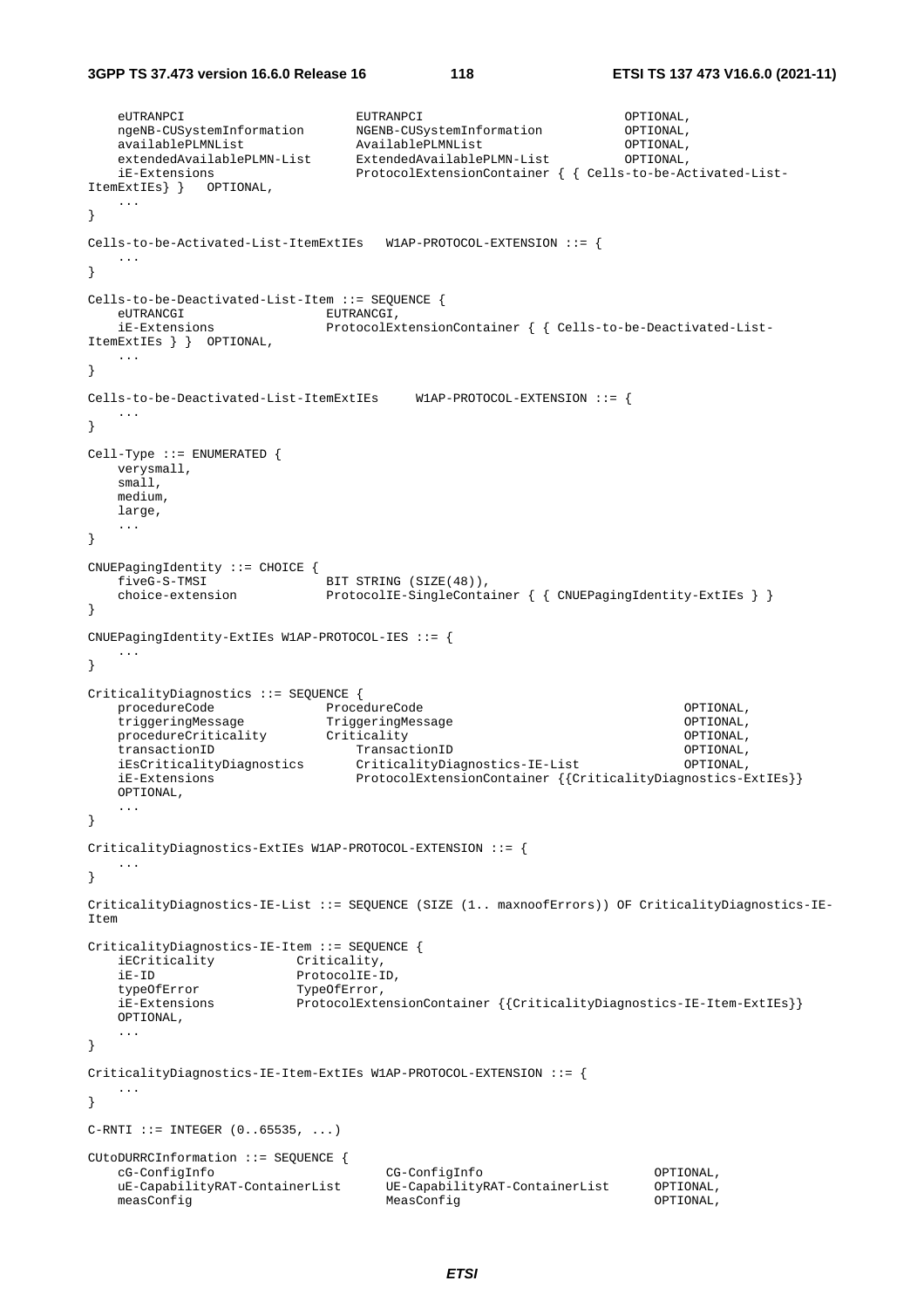```
	eUTRANPCI						EUTRANPCI								OPTIONAL,
	ngeNB-CUSystemInformation		NGENB-CUSystemInformation				OPTIONAL,
	availablePLMNList				AvailablePLMNList						OPTIONAL,
	extendedAvailablePLMN-List		ExtendedAvailablePLMN-List				OPTIONAL,
	iE-Extensions					ProtocolExtensionContainer { { Cells-to-be-Activated-List-ItemExtIEs} }	OPTIONAL,
	...
}

Cells-to-be-Activated-List-ItemExtIEs	W1AP-PROTOCOL-EXTENSION ::= {
	...
}

Cells-to-be-Deactivated-List-Item ::= SEQUENCE {
	eUTRANCGI					EUTRANCGI,
	iE-Extensions				ProtocolExtensionContainer { { Cells-to-be-Deactivated-List-ItemExtIEs } }	OPTIONAL,
	...
}

Cells-to-be-Deactivated-List-ItemExtIEs		W1AP-PROTOCOL-EXTENSION ::= {
	...
}

Cell-Type ::= ENUMERATED {
	verysmall,
	small,
	medium,
	large,
	...
}

CNUEPagingIdentity ::= CHOICE {
	fiveG-S-TMSI				BIT STRING (SIZE(48)),
	choice-extension			ProtocolIE-SingleContainer { { CNUEPagingIdentity-ExtIEs } }
}

CNUEPagingIdentity-ExtIEs W1AP-PROTOCOL-IES ::= {
	...
}

CriticalityDiagnostics ::= SEQUENCE {
	procedureCode				ProcedureCode										OPTIONAL,
	triggeringMessage			TriggeringMessage									OPTIONAL,
	procedureCriticality		Criticality											OPTIONAL,
	transactionID					TransactionID									OPTIONAL,
	iEsCriticalityDiagnostics		CriticalityDiagnostics-IE-List					OPTIONAL,
	iE-Extensions					ProtocolExtensionContainer {{CriticalityDiagnostics-ExtIEs}}
	OPTIONAL,
	...
}

CriticalityDiagnostics-ExtIEs W1AP-PROTOCOL-EXTENSION ::= {
	...
}

CriticalityDiagnostics-IE-List ::= SEQUENCE (SIZE (1.. maxnoofErrors)) OF CriticalityDiagnostics-IE-Item

CriticalityDiagnostics-IE-Item ::= SEQUENCE {
	iECriticality			Criticality,
	iE-ID					ProtocolIE-ID,
	typeOfError				TypeOfError,
	iE-Extensions			ProtocolExtensionContainer {{CriticalityDiagnostics-IE-Item-ExtIEs}}
	OPTIONAL,
	...
}

CriticalityDiagnostics-IE-Item-ExtIEs W1AP-PROTOCOL-EXTENSION ::= {
	...
}

C-RNTI ::= INTEGER (0..65535, ...)

CUtoDURRCInformation ::= SEQUENCE {
	cG-ConfigInfo						CG-ConfigInfo						OPTIONAL,
	uE-CapabilityRAT-ContainerList		UE-CapabilityRAT-ContainerList		OPTIONAL,
	measConfig							MeasConfig							OPTIONAL,
```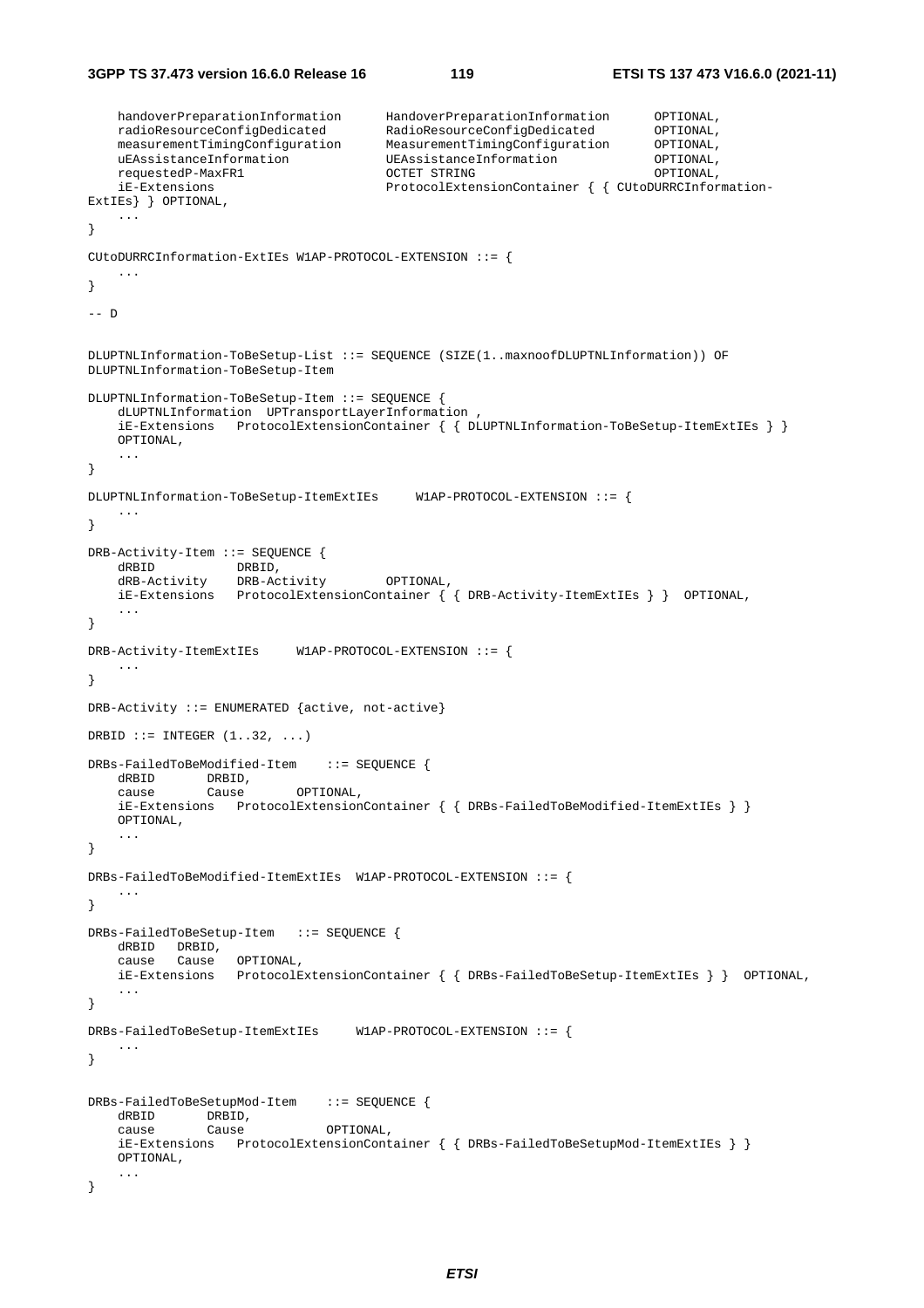```
	handoverPreparationInformation		HandoverPreparationInformation		OPTIONAL,
	radioResourceConfigDedicated		RadioResourceConfigDedicated		OPTIONAL,
	measurementTimingConfiguration		MeasurementTimingConfiguration		OPTIONAL,
	uEAssistanceInformation				UEAssistanceInformation				OPTIONAL,
	requestedP-MaxFR1					OCTET STRING						OPTIONAL,
	iE-Extensions						ProtocolExtensionContainer { { CUtoDURRCInformation-ExtIEs} } OPTIONAL,
	...
}

CUtoDURRCInformation-ExtIEs W1AP-PROTOCOL-EXTENSION ::= {
	...
}

-- D


DLUPTNLInformation-ToBeSetup-List ::= SEQUENCE (SIZE(1..maxnoofDLUPTNLInformation)) OF DLUPTNLInformation-ToBeSetup-Item

DLUPTNLInformation-ToBeSetup-Item ::= SEQUENCE {
	dLUPTNLInformation	UPTransportLayerInformation ,
	iE-Extensions	ProtocolExtensionContainer { { DLUPTNLInformation-ToBeSetup-ItemExtIEs } } OPTIONAL,
	...
}

DLUPTNLInformation-ToBeSetup-ItemExtIEs		W1AP-PROTOCOL-EXTENSION ::= {
	...
}

DRB-Activity-Item ::= SEQUENCE {
	dRBID			DRBID,
	dRB-Activity	DRB-Activity		OPTIONAL,
	iE-Extensions	ProtocolExtensionContainer { { DRB-Activity-ItemExtIEs } }	OPTIONAL,
	...
}

DRB-Activity-ItemExtIEs		W1AP-PROTOCOL-EXTENSION ::= {
	...
}

DRB-Activity ::= ENUMERATED {active, not-active}

DRBID ::= INTEGER (1..32, ...)

DRBs-FailedToBeModified-Item	::= SEQUENCE {
	dRBID		DRBID,
	cause		Cause		OPTIONAL,
	iE-Extensions	ProtocolExtensionContainer { { DRBs-FailedToBeModified-ItemExtIEs } } OPTIONAL,
	...
}

DRBs-FailedToBeModified-ItemExtIEs	W1AP-PROTOCOL-EXTENSION ::= {
	...
}

DRBs-FailedToBeSetup-Item	::= SEQUENCE {
	dRBID	DRBID,
	cause	Cause	OPTIONAL,
	iE-Extensions	ProtocolExtensionContainer { { DRBs-FailedToBeSetup-ItemExtIEs } }	OPTIONAL,
	...
}

DRBs-FailedToBeSetup-ItemExtIEs		W1AP-PROTOCOL-EXTENSION ::= {
	...
}


DRBs-FailedToBeSetupMod-Item	::= SEQUENCE {
	dRBID		DRBID,
	cause		Cause			OPTIONAL,
	iE-Extensions	ProtocolExtensionContainer { { DRBs-FailedToBeSetupMod-ItemExtIEs } } OPTIONAL,
	...
}
```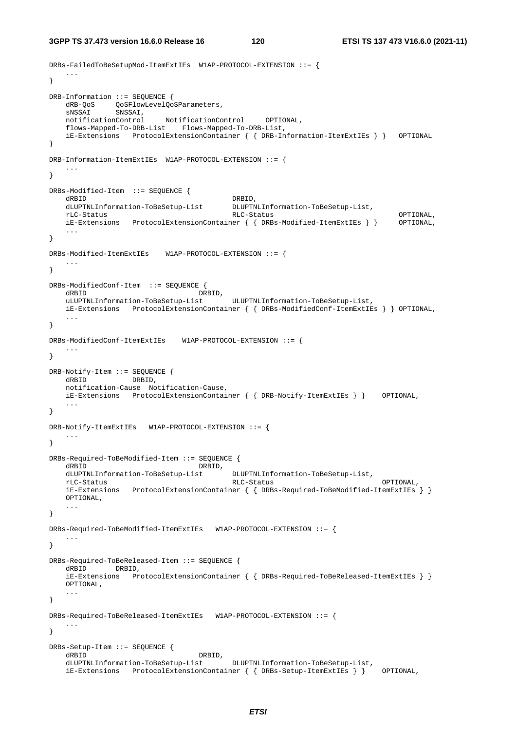```
DRBs-FailedToBeSetupMod-ItemExtIEs  W1AP-PROTOCOL-EXTENSION ::= {
    ...
}

DRB-Information ::= SEQUENCE {
    dRB-QoS     QoSFlowLevelQoSParameters,
    sNSSAI      SNSSAI,
    notificationControl     NotificationControl     OPTIONAL,
    flows-Mapped-To-DRB-List    Flows-Mapped-To-DRB-List,
    iE-Extensions   ProtocolExtensionContainer { { DRB-Information-ItemExtIEs } }   OPTIONAL
}

DRB-Information-ItemExtIEs  W1AP-PROTOCOL-EXTENSION ::= {
    ...
}

DRBs-Modified-Item  ::= SEQUENCE {
    dRBID                               DRBID,
    dLUPTNLInformation-ToBeSetup-List       DLUPTNLInformation-ToBeSetup-List,
    rLC-Status                          RLC-Status                          OPTIONAL,
    iE-Extensions   ProtocolExtensionContainer { { DRBs-Modified-ItemExtIEs } }     OPTIONAL,
    ...
}

DRBs-Modified-ItemExtIEs    W1AP-PROTOCOL-EXTENSION ::= {
    ...
}

DRBs-ModifiedConf-Item  ::= SEQUENCE {
    dRBID                           DRBID,
    uLUPTNLInformation-ToBeSetup-List       ULUPTNLInformation-ToBeSetup-List,
    iE-Extensions   ProtocolExtensionContainer { { DRBs-ModifiedConf-ItemExtIEs } } OPTIONAL,
    ...
}

DRBs-ModifiedConf-ItemExtIEs    W1AP-PROTOCOL-EXTENSION ::= {
    ...
}

DRB-Notify-Item ::= SEQUENCE {
    dRBID           DRBID,
    notification-Cause  Notification-Cause,
    iE-Extensions   ProtocolExtensionContainer { { DRB-Notify-ItemExtIEs } }    OPTIONAL,
    ...
}

DRB-Notify-ItemExtIEs   W1AP-PROTOCOL-EXTENSION ::= {
    ...
}

DRBs-Required-ToBeModified-Item ::= SEQUENCE {
    dRBID                           DRBID,
    dLUPTNLInformation-ToBeSetup-List       DLUPTNLInformation-ToBeSetup-List,
    rLC-Status                          RLC-Status                          OPTIONAL,
    iE-Extensions   ProtocolExtensionContainer { { DRBs-Required-ToBeModified-ItemExtIEs } }
    OPTIONAL,
    ...
}

DRBs-Required-ToBeModified-ItemExtIEs   W1AP-PROTOCOL-EXTENSION ::= {
    ...
}

DRBs-Required-ToBeReleased-Item ::= SEQUENCE {
    dRBID       DRBID,
    iE-Extensions   ProtocolExtensionContainer { { DRBs-Required-ToBeReleased-ItemExtIEs } }
    OPTIONAL,
    ...
}

DRBs-Required-ToBeReleased-ItemExtIEs   W1AP-PROTOCOL-EXTENSION ::= {
    ...
}

DRBs-Setup-Item ::= SEQUENCE {
    dRBID                           DRBID,
    dLUPTNLInformation-ToBeSetup-List       DLUPTNLInformation-ToBeSetup-List,
    iE-Extensions   ProtocolExtensionContainer { { DRBs-Setup-ItemExtIEs } }    OPTIONAL,
```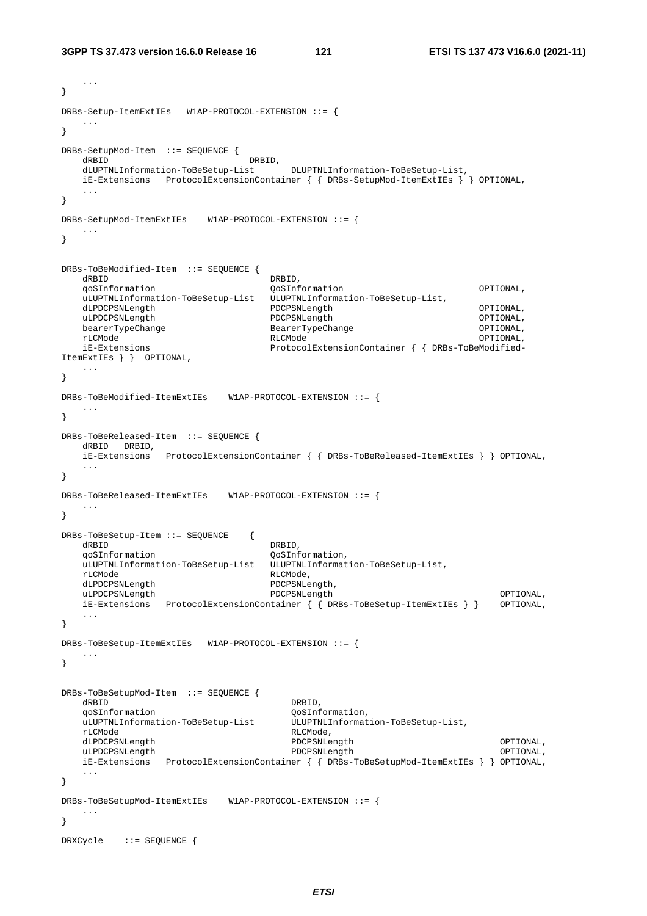```
	...
}

DRBs-Setup-ItemExtIEs 	W1AP-PROTOCOL-EXTENSION ::= {
	...
}

DRBs-SetupMod-Item ::= SEQUENCE {
	dRBID							DRBID,
	dLUPTNLInformation-ToBeSetup-List		DLUPTNLInformation-ToBeSetup-List,
	iE-Extensions	ProtocolExtensionContainer { { DRBs-SetupMod-ItemExtIEs } } OPTIONAL,
	...
}

DRBs-SetupMod-ItemExtIEs 	W1AP-PROTOCOL-EXTENSION ::= {
	...
}


DRBs-ToBeModified-Item ::= SEQUENCE {
	dRBID							DRBID,
	qoSInformation					QoSInformation						OPTIONAL,
	uLUPTNLInformation-ToBeSetup-List	ULUPTNLInformation-ToBeSetup-List,
	dLPDCPSNLength					PDCPSNLength						OPTIONAL,
	uLPDCPSNLength					PDCPSNLength						OPTIONAL,
	bearerTypeChange				BearerTypeChange					OPTIONAL,
	rLCMode							RLCMode								OPTIONAL,
	iE-Extensions					ProtocolExtensionContainer { { DRBs-ToBeModified-
ItemExtIEs } }	OPTIONAL,
	...
}

DRBs-ToBeModified-ItemExtIEs 	W1AP-PROTOCOL-EXTENSION ::= {
	...
}

DRBs-ToBeReleased-Item ::= SEQUENCE {
	dRBID	DRBID,
	iE-Extensions	ProtocolExtensionContainer { { DRBs-ToBeReleased-ItemExtIEs } } OPTIONAL,
	...
}

DRBs-ToBeReleased-ItemExtIEs 	W1AP-PROTOCOL-EXTENSION ::= {
	...
}

DRBs-ToBeSetup-Item ::= SEQUENCE	{
	dRBID							DRBID,
	qoSInformation					QoSInformation,
	uLUPTNLInformation-ToBeSetup-List	ULUPTNLInformation-ToBeSetup-List,
	rLCMode							RLCMode,
	dLPDCPSNLength					PDCPSNLength,
	uLPDCPSNLength					PDCPSNLength						OPTIONAL,
	iE-Extensions	ProtocolExtensionContainer { { DRBs-ToBeSetup-ItemExtIEs } }	OPTIONAL,
	...
}

DRBs-ToBeSetup-ItemExtIEs 	W1AP-PROTOCOL-EXTENSION ::= {
	...
}


DRBs-ToBeSetupMod-Item ::= SEQUENCE {
	dRBID								DRBID,
	qoSInformation						QoSInformation,
	uLUPTNLInformation-ToBeSetup-List		ULUPTNLInformation-ToBeSetup-List,
	rLCMode								RLCMode,
	dLPDCPSNLength						PDCPSNLength						OPTIONAL,
	uLPDCPSNLength						PDCPSNLength						OPTIONAL,
	iE-Extensions	ProtocolExtensionContainer { { DRBs-ToBeSetupMod-ItemExtIEs } } OPTIONAL,
	...
}

DRBs-ToBeSetupMod-ItemExtIEs 	W1AP-PROTOCOL-EXTENSION ::= {
	...
}

DRXCycle	::= SEQUENCE {
```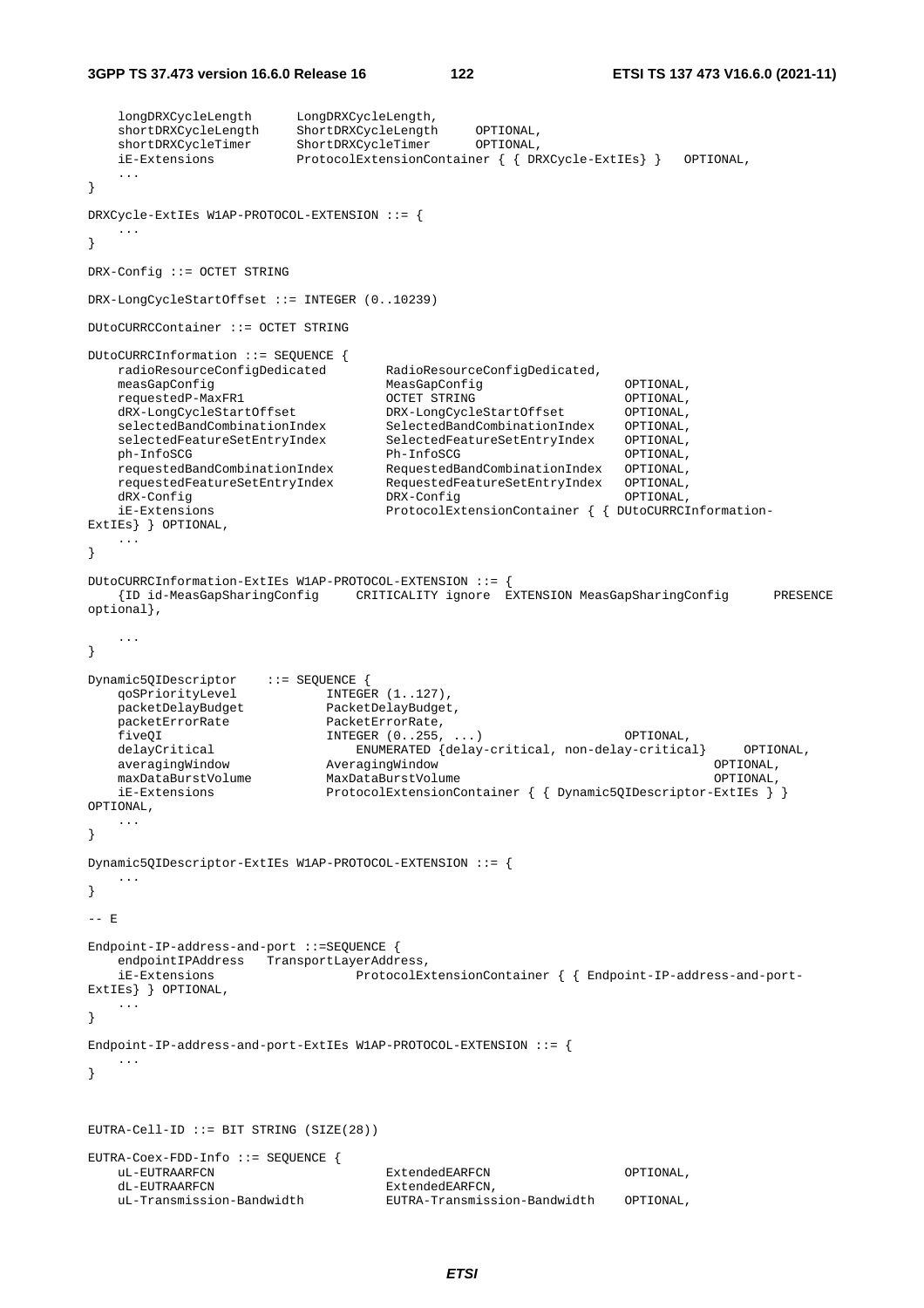```
    longDRXCycleLength      LongDRXCycleLength,
    shortDRXCycleLength     ShortDRXCycleLength     OPTIONAL,
    shortDRXCycleTimer      ShortDRXCycleTimer      OPTIONAL,
    iE-Extensions           ProtocolExtensionContainer { { DRXCycle-ExtIEs} }   OPTIONAL,
    ...
}

DRXCycle-ExtIEs W1AP-PROTOCOL-EXTENSION ::= {
    ...
}

DRX-Config ::= OCTET STRING

DRX-LongCycleStartOffset ::= INTEGER (0..10239)

DUtoCURRCContainer ::= OCTET STRING

DUtoCURRCInformation ::= SEQUENCE {
    radioResourceConfigDedicated        RadioResourceConfigDedicated,
    measGapConfig                       MeasGapConfig                   OPTIONAL,
    requestedP-MaxFR1                   OCTET STRING                    OPTIONAL,
    dRX-LongCycleStartOffset            DRX-LongCycleStartOffset        OPTIONAL,
    selectedBandCombinationIndex        SelectedBandCombinationIndex    OPTIONAL,
    selectedFeatureSetEntryIndex        SelectedFeatureSetEntryIndex    OPTIONAL,
    ph-InfoSCG                          Ph-InfoSCG                      OPTIONAL,
    requestedBandCombinationIndex       RequestedBandCombinationIndex   OPTIONAL,
    requestedFeatureSetEntryIndex       RequestedFeatureSetEntryIndex   OPTIONAL,
    dRX-Config                          DRX-Config                      OPTIONAL,
    iE-Extensions                       ProtocolExtensionContainer { { DUtoCURRCInformation-
ExtIEs} } OPTIONAL,
    ...
}

DUtoCURRCInformation-ExtIEs W1AP-PROTOCOL-EXTENSION ::= {
    {ID id-MeasGapSharingConfig     CRITICALITY ignore  EXTENSION MeasGapSharingConfig      PRESENCE
optional},

    ...
}

Dynamic5QIDescriptor    ::= SEQUENCE {
    qoSPriorityLevel            INTEGER (1..127),
    packetDelayBudget           PacketDelayBudget,
    packetErrorRate             PacketErrorRate,
    fiveQI                      INTEGER (0..255, ...)                       OPTIONAL,
    delayCritical                  ENUMERATED {delay-critical, non-delay-critical}     OPTIONAL,
    averagingWindow             AveragingWindow                                     OPTIONAL,
    maxDataBurstVolume          MaxDataBurstVolume                                  OPTIONAL,
    iE-Extensions               ProtocolExtensionContainer { { Dynamic5QIDescriptor-ExtIEs } }
OPTIONAL,
    ...
}

Dynamic5QIDescriptor-ExtIEs W1AP-PROTOCOL-EXTENSION ::= {
    ...
}

-- E

Endpoint-IP-address-and-port ::=SEQUENCE {
    endpointIPAddress   TransportLayerAddress,
    iE-Extensions                   ProtocolExtensionContainer { { Endpoint-IP-address-and-port-
ExtIEs} } OPTIONAL,
    ...
}

Endpoint-IP-address-and-port-ExtIEs W1AP-PROTOCOL-EXTENSION ::= {
    ...
}



EUTRA-Cell-ID ::= BIT STRING (SIZE(28))

EUTRA-Coex-FDD-Info ::= SEQUENCE {
    uL-EUTRAARFCN                       ExtendedEARFCN                  OPTIONAL,
    dL-EUTRAARFCN                       ExtendedEARFCN,
    uL-Transmission-Bandwidth           EUTRA-Transmission-Bandwidth    OPTIONAL,
```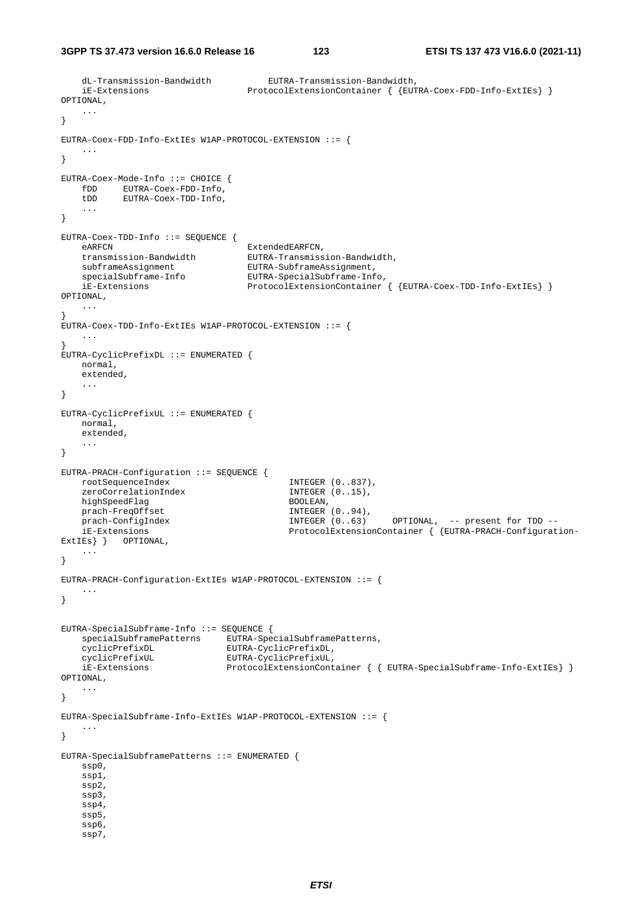```
	dL-Transmission-Bandwidth			EUTRA-Transmission-Bandwidth,
	iE-Extensions					ProtocolExtensionContainer { {EUTRA-Coex-FDD-Info-ExtIEs} } OPTIONAL,
	...
}

EUTRA-Coex-FDD-Info-ExtIEs W1AP-PROTOCOL-EXTENSION ::= {
	...
}

EUTRA-Coex-Mode-Info ::= CHOICE {
	fDD		EUTRA-Coex-FDD-Info,
	tDD		EUTRA-Coex-TDD-Info,
	...
}

EUTRA-Coex-TDD-Info ::= SEQUENCE {
	eARFCN							ExtendedEARFCN,
	transmission-Bandwidth			EUTRA-Transmission-Bandwidth,
	subframeAssignment				EUTRA-SubframeAssignment,
	specialSubframe-Info			EUTRA-SpecialSubframe-Info,
	iE-Extensions					ProtocolExtensionContainer { {EUTRA-Coex-TDD-Info-ExtIEs} } OPTIONAL,
	...
}
EUTRA-Coex-TDD-Info-ExtIEs W1AP-PROTOCOL-EXTENSION ::= {
	...
}
EUTRA-CyclicPrefixDL ::= ENUMERATED {
	normal,
	extended,
	...
}

EUTRA-CyclicPrefixUL ::= ENUMERATED {
	normal,
	extended,
	...
}

EUTRA-PRACH-Configuration ::= SEQUENCE {
	rootSequenceIndex						INTEGER (0..837),
	zeroCorrelationIndex					INTEGER (0..15),
	highSpeedFlag							BOOLEAN,
	prach-FreqOffset						INTEGER (0..94),
	prach-ConfigIndex						INTEGER (0..63)		OPTIONAL,	-- present for TDD --
	iE-Extensions							ProtocolExtensionContainer { {EUTRA-PRACH-Configuration-ExtIEs} }	OPTIONAL,
	...
}

EUTRA-PRACH-Configuration-ExtIEs W1AP-PROTOCOL-EXTENSION ::= {
	...
}


EUTRA-SpecialSubframe-Info ::= SEQUENCE {
	specialSubframePatterns		EUTRA-SpecialSubframePatterns,
	cyclicPrefixDL				EUTRA-CyclicPrefixDL,
	cyclicPrefixUL				EUTRA-CyclicPrefixUL,
	iE-Extensions				ProtocolExtensionContainer { { EUTRA-SpecialSubframe-Info-ExtIEs} } OPTIONAL,
	...
}

EUTRA-SpecialSubframe-Info-ExtIEs W1AP-PROTOCOL-EXTENSION ::= {
	...
}

EUTRA-SpecialSubframePatterns ::= ENUMERATED {
	ssp0,
	ssp1,
	ssp2,
	ssp3,
	ssp4,
	ssp5,
	ssp6,
	ssp7,
```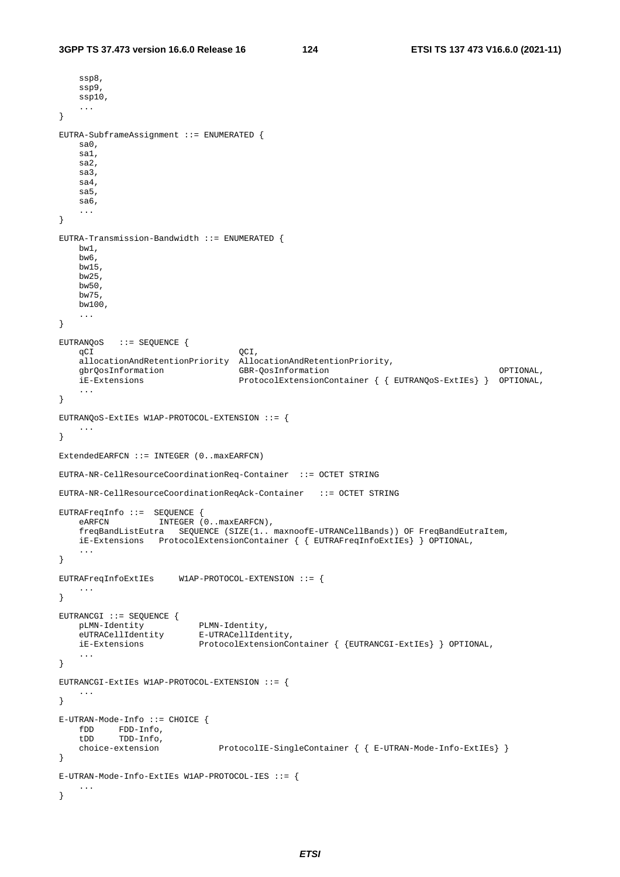```
    ssp8,
    ssp9,
    ssp10,
    ...
}

EUTRA-SubframeAssignment ::= ENUMERATED {
    sa0,
    sa1,
    sa2,
    sa3,
    sa4,
    sa5,
    sa6,
    ...
}

EUTRA-Transmission-Bandwidth ::= ENUMERATED {
    bw1,
    bw6,
    bw15,
    bw25,
    bw50,
    bw75,
    bw100,
    ...
}

EUTRANQoS   ::= SEQUENCE {
    qCI                             QCI,
    allocationAndRetentionPriority  AllocationAndRetentionPriority,
    gbrQosInformation               GBR-QosInformation                                      OPTIONAL,
    iE-Extensions                   ProtocolExtensionContainer { { EUTRANQoS-ExtIEs} }  OPTIONAL,
    ...
}

EUTRANQoS-ExtIEs W1AP-PROTOCOL-EXTENSION ::= {
    ...
}

ExtendedEARFCN ::= INTEGER (0..maxEARFCN)

EUTRA-NR-CellResourceCoordinationReq-Container  ::= OCTET STRING

EUTRA-NR-CellResourceCoordinationReqAck-Container   ::= OCTET STRING

EUTRAFreqInfo ::=  SEQUENCE {
    eARFCN          INTEGER (0..maxEARFCN),
    freqBandListEutra   SEQUENCE (SIZE(1.. maxnoofE-UTRANCellBands)) OF FreqBandEutraItem,
    iE-Extensions   ProtocolExtensionContainer { { EUTRAFreqInfoExtIEs} } OPTIONAL,
    ...
}

EUTRAFreqInfoExtIEs     W1AP-PROTOCOL-EXTENSION ::= {
    ...
}

EUTRANCGI ::= SEQUENCE {
    pLMN-Identity           PLMN-Identity,
    eUTRACellIdentity       E-UTRACellIdentity,
    iE-Extensions           ProtocolExtensionContainer { {EUTRANCGI-ExtIEs} } OPTIONAL,
    ...
}

EUTRANCGI-ExtIEs W1AP-PROTOCOL-EXTENSION ::= {
    ...
}

E-UTRAN-Mode-Info ::= CHOICE {
    fDD     FDD-Info,
    tDD     TDD-Info,
    choice-extension            ProtocolIE-SingleContainer { { E-UTRAN-Mode-Info-ExtIEs} }
}

E-UTRAN-Mode-Info-ExtIEs W1AP-PROTOCOL-IES ::= {
    ...
}
```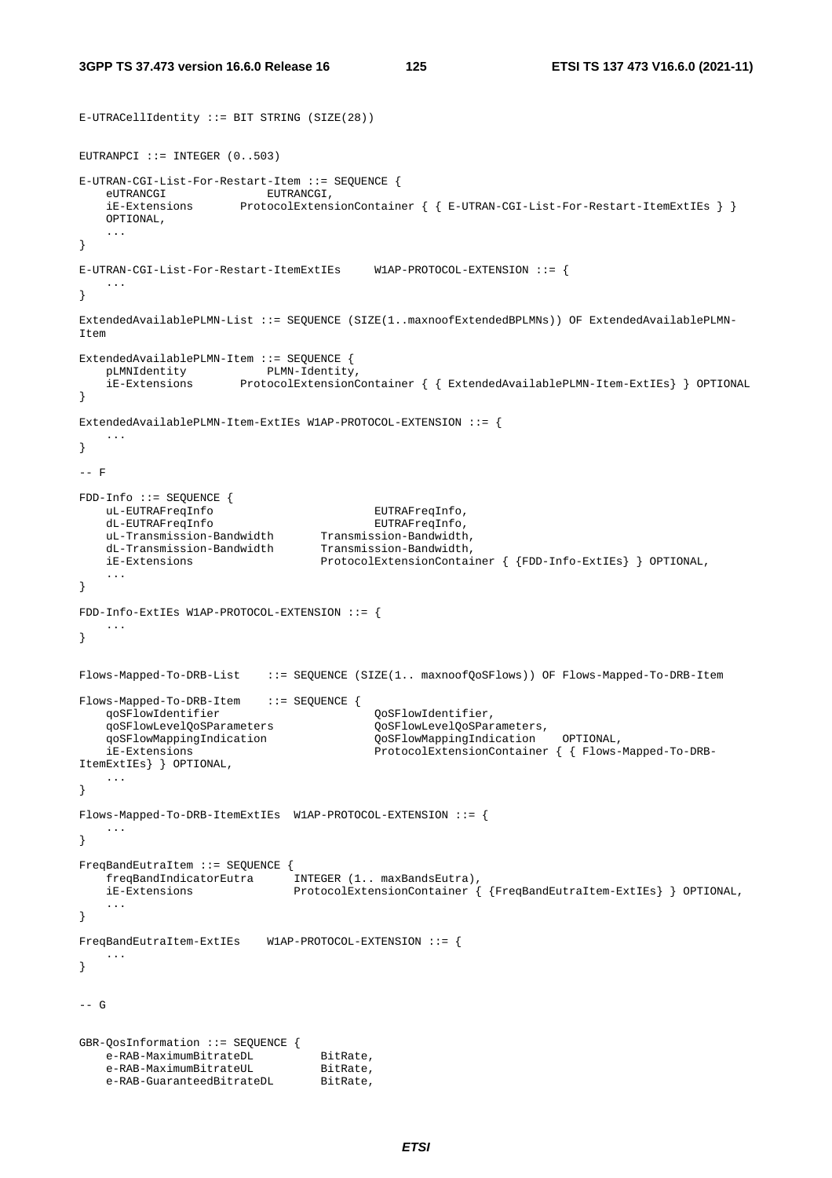```
E-UTRACellIdentity ::= BIT STRING (SIZE(28))

EUTRANPCI ::= INTEGER (0..503)

E-UTRAN-CGI-List-For-Restart-Item ::= SEQUENCE {
    eUTRANCGI               EUTRANCGI,
    iE-Extensions       ProtocolExtensionContainer { { E-UTRAN-CGI-List-For-Restart-ItemExtIEs } }
    OPTIONAL,
    ...
}

E-UTRAN-CGI-List-For-Restart-ItemExtIEs     W1AP-PROTOCOL-EXTENSION ::= {
    ...
}

ExtendedAvailablePLMN-List ::= SEQUENCE (SIZE(1..maxnoofExtendedBPLMNs)) OF ExtendedAvailablePLMN-
Item

ExtendedAvailablePLMN-Item ::= SEQUENCE {
    pLMNIdentity            PLMN-Identity,
    iE-Extensions       ProtocolExtensionContainer { { ExtendedAvailablePLMN-Item-ExtIEs} } OPTIONAL
}

ExtendedAvailablePLMN-Item-ExtIEs W1AP-PROTOCOL-EXTENSION ::= {
    ...
}

-- F

FDD-Info ::= SEQUENCE {
    uL-EUTRAFreqInfo                        EUTRAFreqInfo,
    dL-EUTRAFreqInfo                        EUTRAFreqInfo,
    uL-Transmission-Bandwidth       Transmission-Bandwidth,
    dL-Transmission-Bandwidth       Transmission-Bandwidth,
    iE-Extensions                   ProtocolExtensionContainer { {FDD-Info-ExtIEs} } OPTIONAL,
    ...
}

FDD-Info-ExtIEs W1AP-PROTOCOL-EXTENSION ::= {
    ...
}


Flows-Mapped-To-DRB-List    ::= SEQUENCE (SIZE(1.. maxnoofQoSFlows)) OF Flows-Mapped-To-DRB-Item

Flows-Mapped-To-DRB-Item    ::= SEQUENCE {
    qoSFlowIdentifier                       QoSFlowIdentifier,
    qoSFlowLevelQoSParameters               QoSFlowLevelQoSParameters,
    qoSFlowMappingIndication                QoSFlowMappingIndication    OPTIONAL,
    iE-Extensions                           ProtocolExtensionContainer { { Flows-Mapped-To-DRB-
ItemExtIEs} } OPTIONAL,
    ...
}

Flows-Mapped-To-DRB-ItemExtIEs  W1AP-PROTOCOL-EXTENSION ::= {
    ...
}

FreqBandEutraItem ::= SEQUENCE {
    freqBandIndicatorEutra      INTEGER (1.. maxBandsEutra),
    iE-Extensions               ProtocolExtensionContainer { {FreqBandEutraItem-ExtIEs} } OPTIONAL,
    ...
}

FreqBandEutraItem-ExtIEs    W1AP-PROTOCOL-EXTENSION ::= {
    ...
}


-- G


GBR-QosInformation ::= SEQUENCE {
    e-RAB-MaximumBitrateDL          BitRate,
    e-RAB-MaximumBitrateUL          BitRate,
    e-RAB-GuaranteedBitrateDL       BitRate,
```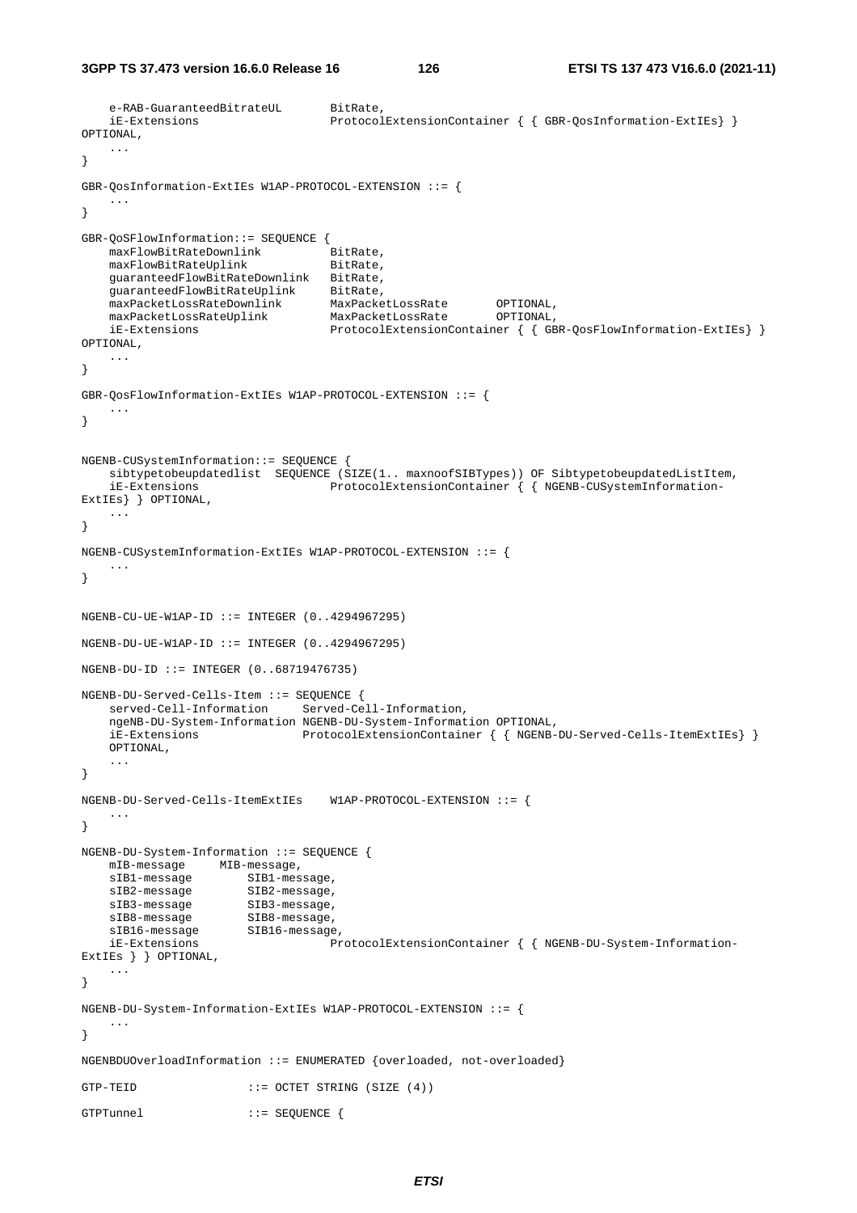```
	e-RAB-GuaranteedBitrateUL		BitRate,
	iE-Extensions					ProtocolExtensionContainer { { GBR-QosInformation-ExtIEs} } 
OPTIONAL,
	...
}

GBR-QosInformation-ExtIEs W1AP-PROTOCOL-EXTENSION ::= {
	...
}

GBR-QoSFlowInformation::= SEQUENCE {
	maxFlowBitRateDownlink			BitRate,
	maxFlowBitRateUplink			BitRate,
	guaranteedFlowBitRateDownlink	BitRate,
	guaranteedFlowBitRateUplink		BitRate,
	maxPacketLossRateDownlink		MaxPacketLossRate		OPTIONAL,
	maxPacketLossRateUplink			MaxPacketLossRate		OPTIONAL,
	iE-Extensions					ProtocolExtensionContainer { { GBR-QosFlowInformation-ExtIEs} } 
OPTIONAL,
	...
}

GBR-QosFlowInformation-ExtIEs W1AP-PROTOCOL-EXTENSION ::= {
	...
}


NGENB-CUSystemInformation::= SEQUENCE {
	sibtypetobeupdatedlist	SEQUENCE (SIZE(1.. maxnoofSIBTypes)) OF SibtypetobeupdatedListItem,
	iE-Extensions					ProtocolExtensionContainer { { NGENB-CUSystemInformation-
ExtIEs} } OPTIONAL,
	...
}

NGENB-CUSystemInformation-ExtIEs W1AP-PROTOCOL-EXTENSION ::= {
	...
}


NGENB-CU-UE-W1AP-ID ::= INTEGER (0..4294967295)

NGENB-DU-UE-W1AP-ID ::= INTEGER (0..4294967295)

NGENB-DU-ID ::= INTEGER (0..68719476735)

NGENB-DU-Served-Cells-Item ::= SEQUENCE {
	served-Cell-Information		Served-Cell-Information,
	ngeNB-DU-System-Information NGENB-DU-System-Information OPTIONAL,
	iE-Extensions				ProtocolExtensionContainer { { NGENB-DU-Served-Cells-ItemExtIEs} } 
	OPTIONAL,
	...
}

NGENB-DU-Served-Cells-ItemExtIEs	W1AP-PROTOCOL-EXTENSION ::= {
	...
}

NGENB-DU-System-Information ::= SEQUENCE {
	mIB-message		MIB-message,
	sIB1-message		SIB1-message,
	sIB2-message		SIB2-message,
	sIB3-message		SIB3-message,
	sIB8-message		SIB8-message,
	sIB16-message		SIB16-message,
	iE-Extensions					ProtocolExtensionContainer { { NGENB-DU-System-Information-
ExtIEs } } OPTIONAL,
	...
}

NGENB-DU-System-Information-ExtIEs W1AP-PROTOCOL-EXTENSION ::= {
	...
}

NGENBDUOverloadInformation ::= ENUMERATED {overloaded, not-overloaded}

GTP-TEID				::= OCTET STRING (SIZE (4))

GTPTunnel				::= SEQUENCE {
```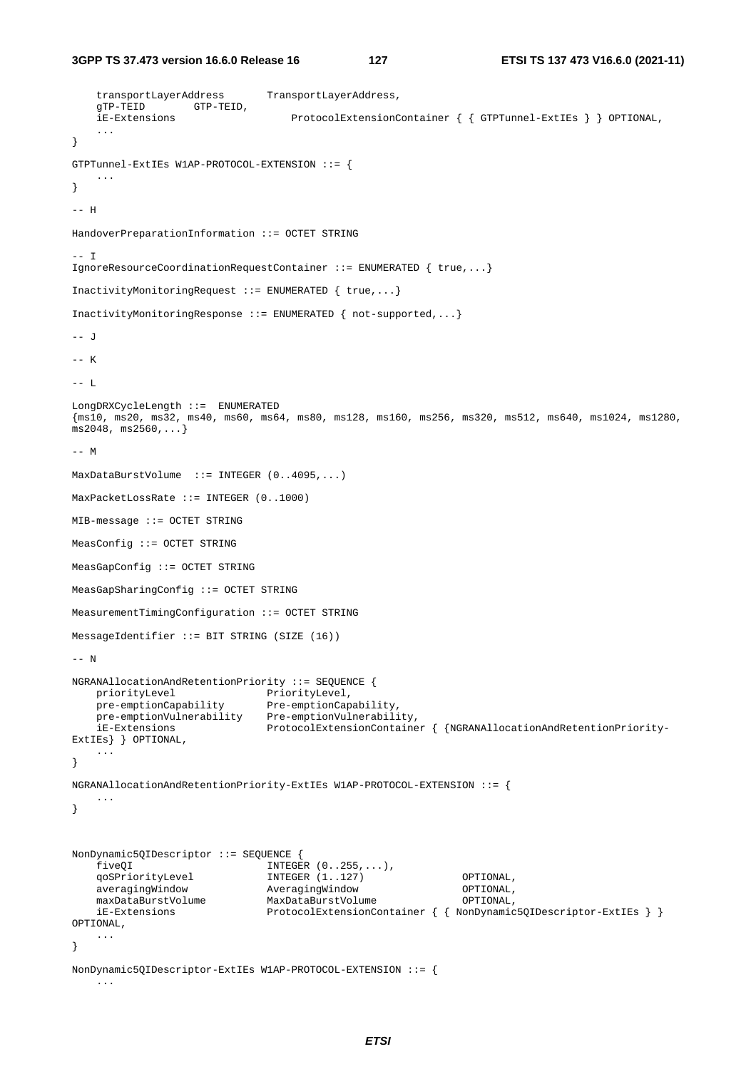```
    transportLayerAddress       TransportLayerAddress,
    gTP-TEID        GTP-TEID,
    iE-Extensions                   ProtocolExtensionContainer { { GTPTunnel-ExtIEs } } OPTIONAL,
    ...
}

GTPTunnel-ExtIEs W1AP-PROTOCOL-EXTENSION ::= {
    ...
}

-- H

HandoverPreparationInformation ::= OCTET STRING

-- I
IgnoreResourceCoordinationRequestContainer ::= ENUMERATED { true,...}

InactivityMonitoringRequest ::= ENUMERATED { true,...}

InactivityMonitoringResponse ::= ENUMERATED { not-supported,...}

-- J

-- K

-- L

LongDRXCycleLength ::=  ENUMERATED
{ms10, ms20, ms32, ms40, ms60, ms64, ms80, ms128, ms160, ms256, ms320, ms512, ms640, ms1024, ms1280,
ms2048, ms2560,...}

-- M

MaxDataBurstVolume  ::= INTEGER (0..4095,...)

MaxPacketLossRate ::= INTEGER (0..1000)

MIB-message ::= OCTET STRING

MeasConfig ::= OCTET STRING

MeasGapConfig ::= OCTET STRING

MeasGapSharingConfig ::= OCTET STRING

MeasurementTimingConfiguration ::= OCTET STRING

MessageIdentifier ::= BIT STRING (SIZE (16))

-- N

NGRANAllocationAndRetentionPriority ::= SEQUENCE {
    priorityLevel               PriorityLevel,
    pre-emptionCapability       Pre-emptionCapability,
    pre-emptionVulnerability    Pre-emptionVulnerability,
    iE-Extensions               ProtocolExtensionContainer { {NGRANAllocationAndRetentionPriority-
ExtIEs} } OPTIONAL,
    ...
}

NGRANAllocationAndRetentionPriority-ExtIEs W1AP-PROTOCOL-EXTENSION ::= {
    ...
}


NonDynamic5QIDescriptor ::= SEQUENCE {
    fiveQI                      INTEGER (0..255,...),
    qoSPriorityLevel            INTEGER (1..127)                OPTIONAL,
    averagingWindow             AveragingWindow                 OPTIONAL,
    maxDataBurstVolume          MaxDataBurstVolume              OPTIONAL,
    iE-Extensions               ProtocolExtensionContainer { { NonDynamic5QIDescriptor-ExtIEs } }
OPTIONAL,
    ...
}

NonDynamic5QIDescriptor-ExtIEs W1AP-PROTOCOL-EXTENSION ::= {
    ...
```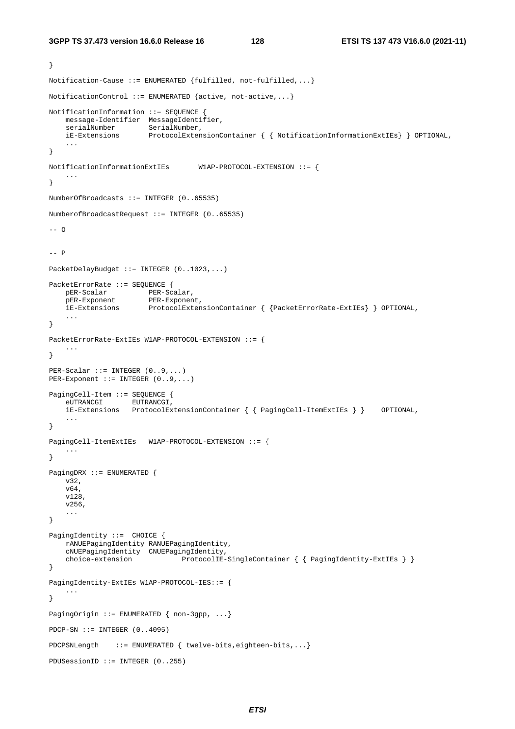```
}

Notification-Cause ::= ENUMERATED {fulfilled, not-fulfilled,...}

NotificationControl ::= ENUMERATED {active, not-active,...}

NotificationInformation ::= SEQUENCE {
    message-Identifier  MessageIdentifier,
    serialNumber        SerialNumber,
    iE-Extensions       ProtocolExtensionContainer { { NotificationInformationExtIEs} } OPTIONAL,
    ...
}

NotificationInformationExtIEs       W1AP-PROTOCOL-EXTENSION ::= {
    ...
}

NumberOfBroadcasts ::= INTEGER (0..65535)

NumberofBroadcastRequest ::= INTEGER (0..65535)

-- O


-- P

PacketDelayBudget ::= INTEGER (0..1023,...)

PacketErrorRate ::= SEQUENCE {
    pER-Scalar          PER-Scalar,
    pER-Exponent        PER-Exponent,
    iE-Extensions       ProtocolExtensionContainer { {PacketErrorRate-ExtIEs} } OPTIONAL,
    ...
}

PacketErrorRate-ExtIEs W1AP-PROTOCOL-EXTENSION ::= {
    ...
}

PER-Scalar ::= INTEGER (0..9,...)
PER-Exponent ::= INTEGER (0..9,...)

PagingCell-Item ::= SEQUENCE {
    eUTRANCGI       EUTRANCGI,
    iE-Extensions   ProtocolExtensionContainer { { PagingCell-ItemExtIEs } }    OPTIONAL,
    ...
}

PagingCell-ItemExtIEs   W1AP-PROTOCOL-EXTENSION ::= {
    ...
}

PagingDRX ::= ENUMERATED {
    v32,
    v64,
    v128,
    v256,
    ...
}

PagingIdentity ::=  CHOICE {
    rANUEPagingIdentity RANUEPagingIdentity,
    cNUEPagingIdentity  CNUEPagingIdentity,
    choice-extension            ProtocolIE-SingleContainer { { PagingIdentity-ExtIEs } }
}

PagingIdentity-ExtIEs W1AP-PROTOCOL-IES::= {
    ...
}

PagingOrigin ::= ENUMERATED { non-3gpp, ...}

PDCP-SN ::= INTEGER (0..4095)

PDCPSNLength    ::= ENUMERATED { twelve-bits,eighteen-bits,...}

PDUSessionID ::= INTEGER (0..255)
```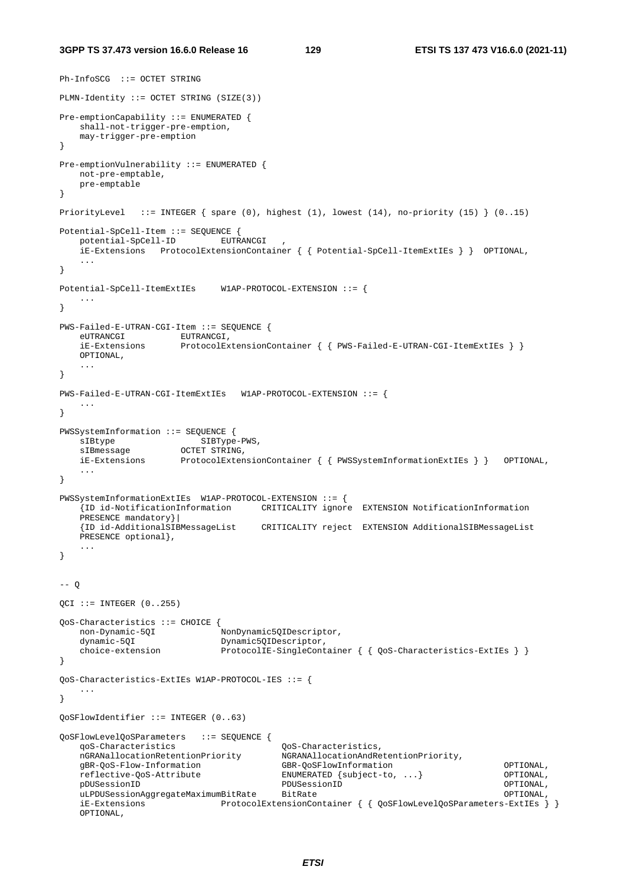```
Ph-InfoSCG  ::= OCTET STRING

PLMN-Identity ::= OCTET STRING (SIZE(3))

Pre-emptionCapability ::= ENUMERATED {
    shall-not-trigger-pre-emption,
    may-trigger-pre-emption
}

Pre-emptionVulnerability ::= ENUMERATED {
    not-pre-emptable,
    pre-emptable
}

PriorityLevel   ::= INTEGER { spare (0), highest (1), lowest (14), no-priority (15) } (0..15)

Potential-SpCell-Item ::= SEQUENCE {
    potential-SpCell-ID         EUTRANCGI   ,
    iE-Extensions   ProtocolExtensionContainer { { Potential-SpCell-ItemExtIEs } }  OPTIONAL,
    ...
}

Potential-SpCell-ItemExtIEs     W1AP-PROTOCOL-EXTENSION ::= {
    ...
}

PWS-Failed-E-UTRAN-CGI-Item ::= SEQUENCE {
    eUTRANCGI           EUTRANCGI,
    iE-Extensions       ProtocolExtensionContainer { { PWS-Failed-E-UTRAN-CGI-ItemExtIEs } }
    OPTIONAL,
    ...
}

PWS-Failed-E-UTRAN-CGI-ItemExtIEs   W1AP-PROTOCOL-EXTENSION ::= {
    ...
}

PWSSystemInformation ::= SEQUENCE {
    sIBtype                 SIBType-PWS,
    sIBmessage          OCTET STRING,
    iE-Extensions       ProtocolExtensionContainer { { PWSSystemInformationExtIEs } }   OPTIONAL,
    ...
}

PWSSystemInformationExtIEs  W1AP-PROTOCOL-EXTENSION ::= {
    {ID id-NotificationInformation      CRITICALITY ignore  EXTENSION NotificationInformation
    PRESENCE mandatory}|
    {ID id-AdditionalSIBMessageList     CRITICALITY reject  EXTENSION AdditionalSIBMessageList
    PRESENCE optional},
    ...
}


-- Q

QCI ::= INTEGER (0..255)

QoS-Characteristics ::= CHOICE {
    non-Dynamic-5QI            NonDynamic5QIDescriptor,
    dynamic-5QI                Dynamic5QIDescriptor,
    choice-extension           ProtocolIE-SingleContainer { { QoS-Characteristics-ExtIEs } }
}

QoS-Characteristics-ExtIEs W1AP-PROTOCOL-IES ::= {
    ...
}

QoSFlowIdentifier ::= INTEGER (0..63)

QoSFlowLevelQoSParameters   ::= SEQUENCE {
    qoS-Characteristics                     QoS-Characteristics,
    nGRANallocationRetentionPriority        NGRANAllocationAndRetentionPriority,
    gBR-QoS-Flow-Information                GBR-QoSFlowInformation                  OPTIONAL,
    reflective-QoS-Attribute                ENUMERATED {subject-to, ...}            OPTIONAL,
    pDUSessionID                            PDUSessionID                            OPTIONAL,
    uLPDUSessionAggregateMaximumBitRate     BitRate                                 OPTIONAL,
    iE-Extensions               ProtocolExtensionContainer { { QoSFlowLevelQoSParameters-ExtIEs } }
    OPTIONAL,
```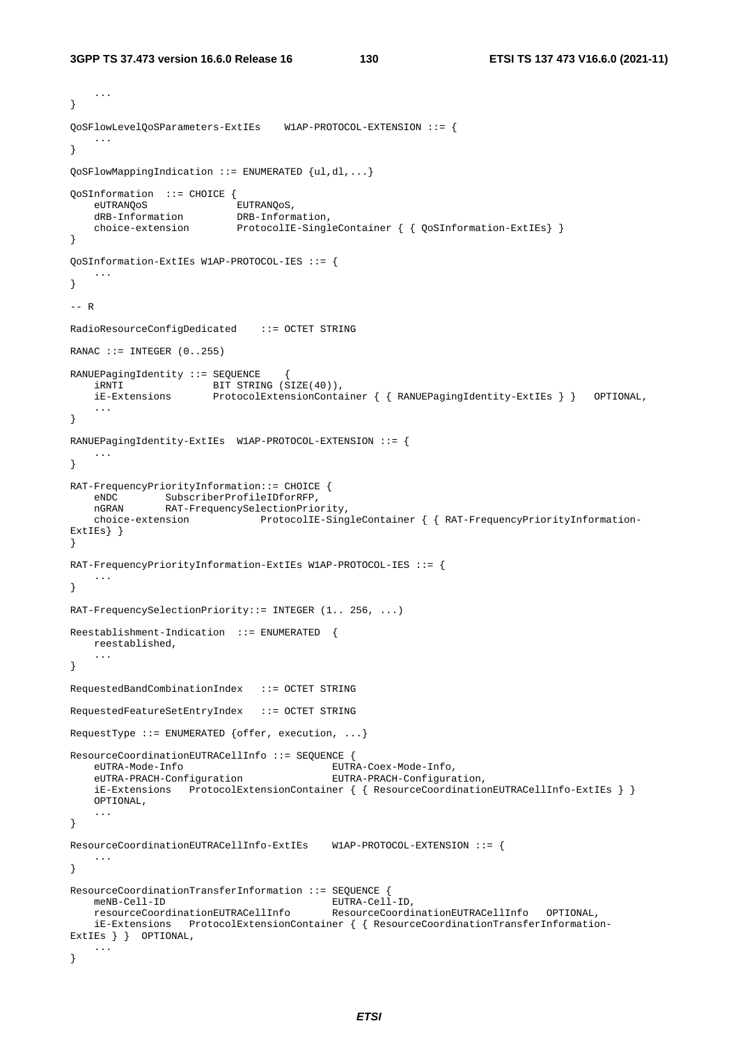```
    ...
}

QoSFlowLevelQoSParameters-ExtIEs    W1AP-PROTOCOL-EXTENSION ::= {
    ...
}

QoSFlowMappingIndication ::= ENUMERATED {ul,dl,...}

QoSInformation  ::= CHOICE {
    eUTRANQoS               EUTRANQoS,
    dRB-Information         DRB-Information,
    choice-extension        ProtocolIE-SingleContainer { { QoSInformation-ExtIEs} }
}

QoSInformation-ExtIEs W1AP-PROTOCOL-IES ::= {
    ...
}

-- R

RadioResourceConfigDedicated    ::= OCTET STRING

RANAC ::= INTEGER (0..255)

RANUEPagingIdentity ::= SEQUENCE    {
    iRNTI               BIT STRING (SIZE(40)),
    iE-Extensions       ProtocolExtensionContainer { { RANUEPagingIdentity-ExtIEs } }   OPTIONAL,
    ...
}

RANUEPagingIdentity-ExtIEs  W1AP-PROTOCOL-EXTENSION ::= {
    ...
}

RAT-FrequencyPriorityInformation::= CHOICE {
    eNDC        SubscriberProfileIDforRFP,
    nGRAN       RAT-FrequencySelectionPriority,
    choice-extension            ProtocolIE-SingleContainer { { RAT-FrequencyPriorityInformation-
ExtIEs} }
}

RAT-FrequencyPriorityInformation-ExtIEs W1AP-PROTOCOL-IES ::= {
    ...
}

RAT-FrequencySelectionPriority::= INTEGER (1.. 256, ...)

Reestablishment-Indication  ::= ENUMERATED  {
    reestablished,
    ...
}

RequestedBandCombinationIndex   ::= OCTET STRING

RequestedFeatureSetEntryIndex   ::= OCTET STRING

RequestType ::= ENUMERATED {offer, execution, ...}

ResourceCoordinationEUTRACellInfo ::= SEQUENCE {
    eUTRA-Mode-Info                         EUTRA-Coex-Mode-Info,
    eUTRA-PRACH-Configuration               EUTRA-PRACH-Configuration,
    iE-Extensions   ProtocolExtensionContainer { { ResourceCoordinationEUTRACellInfo-ExtIEs } }
    OPTIONAL,
    ...
}

ResourceCoordinationEUTRACellInfo-ExtIEs    W1AP-PROTOCOL-EXTENSION ::= {
    ...
}

ResourceCoordinationTransferInformation ::= SEQUENCE {
    meNB-Cell-ID                            EUTRA-Cell-ID,
    resourceCoordinationEUTRACellInfo       ResourceCoordinationEUTRACellInfo   OPTIONAL,
    iE-Extensions   ProtocolExtensionContainer { { ResourceCoordinationTransferInformation-
ExtIEs } }  OPTIONAL,
    ...
}
```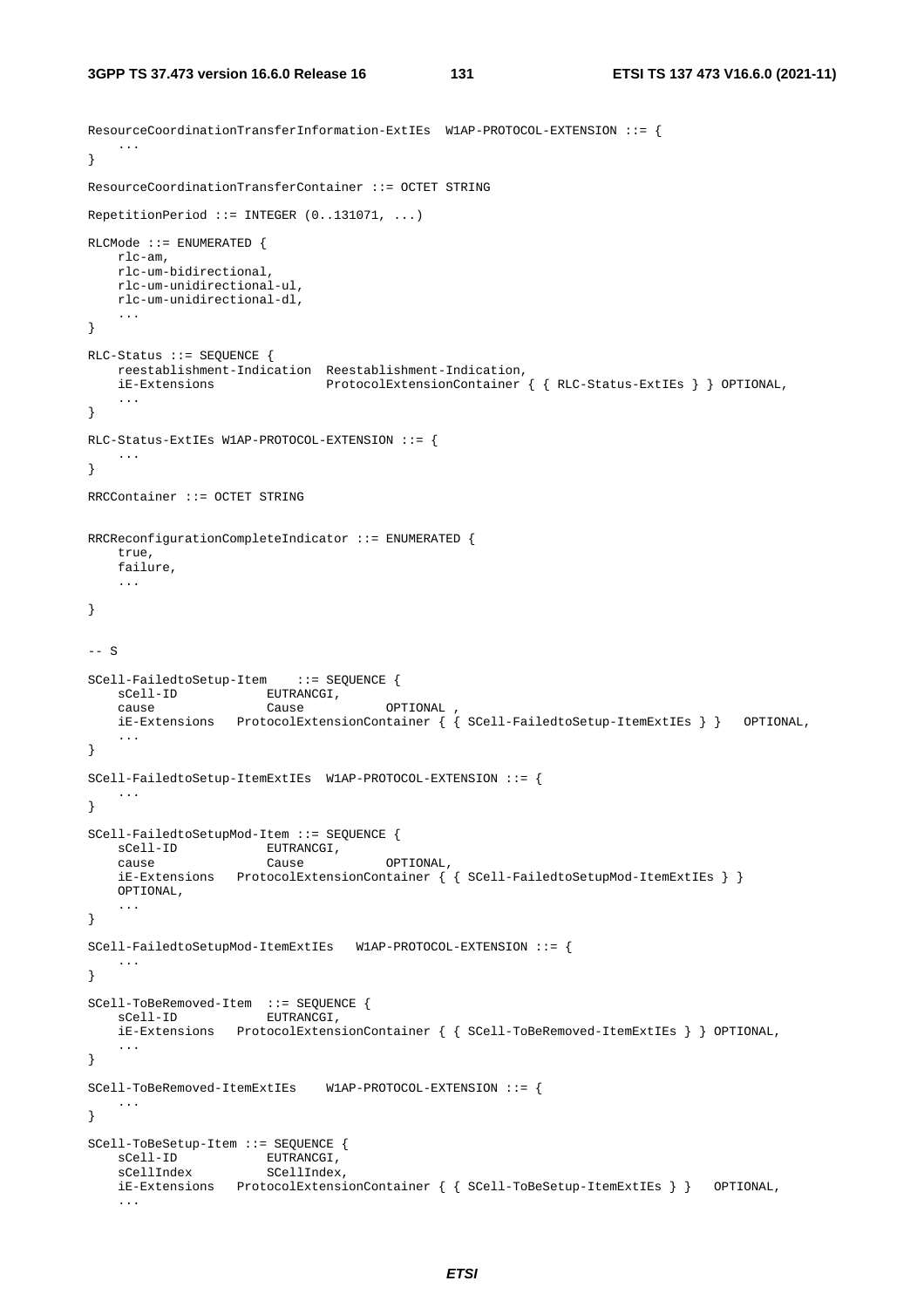```
ResourceCoordinationTransferInformation-ExtIEs  W1AP-PROTOCOL-EXTENSION ::= {
    ...
}

ResourceCoordinationTransferContainer ::= OCTET STRING

RepetitionPeriod ::= INTEGER (0..131071, ...)

RLCMode ::= ENUMERATED {
    rlc-am,
    rlc-um-bidirectional,
    rlc-um-unidirectional-ul,
    rlc-um-unidirectional-dl,
    ...
}

RLC-Status ::= SEQUENCE {
    reestablishment-Indication  Reestablishment-Indication,
    iE-Extensions               ProtocolExtensionContainer { { RLC-Status-ExtIEs } } OPTIONAL,
    ...
}

RLC-Status-ExtIEs W1AP-PROTOCOL-EXTENSION ::= {
    ...
}

RRCContainer ::= OCTET STRING


RRCReconfigurationCompleteIndicator ::= ENUMERATED {
    true,
    failure,
    ...

}


-- S

SCell-FailedtoSetup-Item    ::= SEQUENCE {
    sCell-ID            EUTRANCGI,
    cause               Cause           OPTIONAL ,
    iE-Extensions   ProtocolExtensionContainer { { SCell-FailedtoSetup-ItemExtIEs } }   OPTIONAL,
    ...
}

SCell-FailedtoSetup-ItemExtIEs  W1AP-PROTOCOL-EXTENSION ::= {
    ...
}

SCell-FailedtoSetupMod-Item ::= SEQUENCE {
    sCell-ID            EUTRANCGI,
    cause               Cause           OPTIONAL,
    iE-Extensions   ProtocolExtensionContainer { { SCell-FailedtoSetupMod-ItemExtIEs } }
    OPTIONAL,
    ...
}

SCell-FailedtoSetupMod-ItemExtIEs   W1AP-PROTOCOL-EXTENSION ::= {
    ...
}

SCell-ToBeRemoved-Item  ::= SEQUENCE {
    sCell-ID            EUTRANCGI,
    iE-Extensions   ProtocolExtensionContainer { { SCell-ToBeRemoved-ItemExtIEs } } OPTIONAL,
    ...
}

SCell-ToBeRemoved-ItemExtIEs    W1AP-PROTOCOL-EXTENSION ::= {
    ...
}

SCell-ToBeSetup-Item ::= SEQUENCE {
    sCell-ID            EUTRANCGI,
    sCellIndex          SCellIndex,
    iE-Extensions   ProtocolExtensionContainer { { SCell-ToBeSetup-ItemExtIEs } }   OPTIONAL,
    ...
```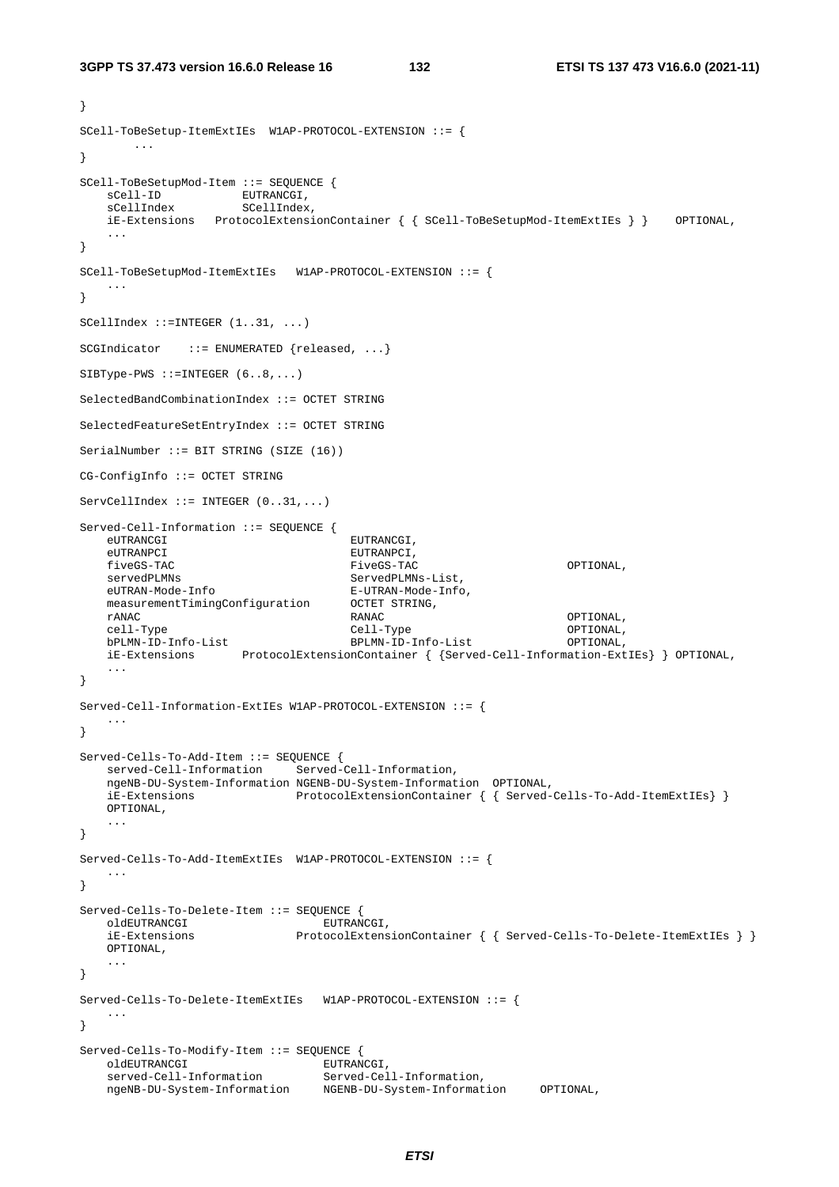```
}

SCell-ToBeSetup-ItemExtIEs  W1AP-PROTOCOL-EXTENSION ::= {
	...
}

SCell-ToBeSetupMod-Item ::= SEQUENCE {
	sCell-ID			EUTRANCGI,
	sCellIndex			SCellIndex,
	iE-Extensions	ProtocolExtensionContainer { { SCell-ToBeSetupMod-ItemExtIEs } }	OPTIONAL,
	...
}

SCell-ToBeSetupMod-ItemExtIEs	W1AP-PROTOCOL-EXTENSION ::= {
	...
}

SCellIndex ::=INTEGER (1..31, ...)

SCGIndicator	::= ENUMERATED {released, ...}

SIBType-PWS ::=INTEGER (6..8,...)

SelectedBandCombinationIndex ::= OCTET STRING

SelectedFeatureSetEntryIndex ::= OCTET STRING

SerialNumber ::= BIT STRING (SIZE (16))

CG-ConfigInfo ::= OCTET STRING

ServCellIndex ::= INTEGER (0..31,...)

Served-Cell-Information ::= SEQUENCE {
	eUTRANCGI							EUTRANCGI,
	eUTRANPCI							EUTRANPCI,
	fiveGS-TAC							FiveGS-TAC						OPTIONAL,
	servedPLMNs							ServedPLMNs-List,
	eUTRAN-Mode-Info					E-UTRAN-Mode-Info,
	measurementTimingConfiguration		OCTET STRING,
	rANAC								RANAC							OPTIONAL,
	cell-Type							Cell-Type						OPTIONAL,
	bPLMN-ID-Info-List					BPLMN-ID-Info-List				OPTIONAL,
	iE-Extensions		ProtocolExtensionContainer { {Served-Cell-Information-ExtIEs} } OPTIONAL,
	...
}

Served-Cell-Information-ExtIEs W1AP-PROTOCOL-EXTENSION ::= {
	...
}

Served-Cells-To-Add-Item ::= SEQUENCE {
	served-Cell-Information		Served-Cell-Information,
	ngeNB-DU-System-Information NGENB-DU-System-Information  OPTIONAL,
	iE-Extensions				ProtocolExtensionContainer { { Served-Cells-To-Add-ItemExtIEs} }
	OPTIONAL,
	...
}

Served-Cells-To-Add-ItemExtIEs  W1AP-PROTOCOL-EXTENSION ::= {
	...
}

Served-Cells-To-Delete-Item ::= SEQUENCE {
	oldEUTRANCGI					EUTRANCGI,
	iE-Extensions				ProtocolExtensionContainer { { Served-Cells-To-Delete-ItemExtIEs } }
	OPTIONAL,
	...
}

Served-Cells-To-Delete-ItemExtIEs	W1AP-PROTOCOL-EXTENSION ::= {
	...
}

Served-Cells-To-Modify-Item ::= SEQUENCE {
	oldEUTRANCGI					EUTRANCGI,
	served-Cell-Information			Served-Cell-Information,
	ngeNB-DU-System-Information		NGENB-DU-System-Information		OPTIONAL,
```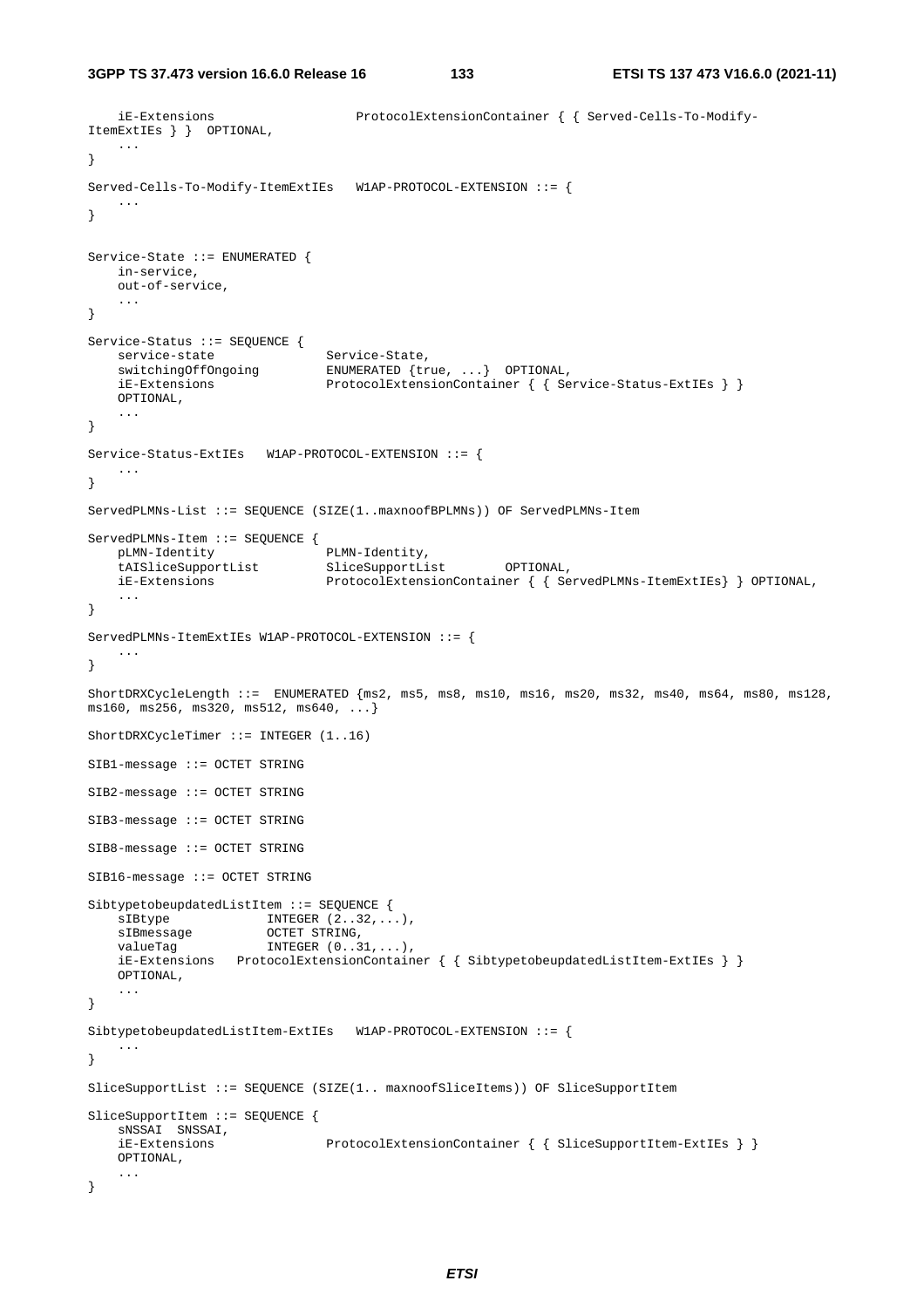```
	iE-Extensions					ProtocolExtensionContainer { { Served-Cells-To-Modify-ItemExtIEs } }	OPTIONAL,
	...
}

Served-Cells-To-Modify-ItemExtIEs	W1AP-PROTOCOL-EXTENSION ::= {
	...
}


Service-State ::= ENUMERATED {
	in-service,
	out-of-service,
	...
}

Service-Status ::= SEQUENCE {
	service-state				Service-State,
	switchingOffOngoing			ENUMERATED {true, ...}	OPTIONAL,
	iE-Extensions				ProtocolExtensionContainer { { Service-Status-ExtIEs } }	OPTIONAL,
	...
}

Service-Status-ExtIEs	W1AP-PROTOCOL-EXTENSION ::= {
	...
}

ServedPLMNs-List ::= SEQUENCE (SIZE(1..maxnoofBPLMNs)) OF ServedPLMNs-Item

ServedPLMNs-Item ::= SEQUENCE {
	pLMN-Identity				PLMN-Identity,
	tAISliceSupportList			SliceSupportList		OPTIONAL,
	iE-Extensions				ProtocolExtensionContainer { { ServedPLMNs-ItemExtIEs} } OPTIONAL,
	...
}

ServedPLMNs-ItemExtIEs W1AP-PROTOCOL-EXTENSION ::= {
	...
}

ShortDRXCycleLength ::=	ENUMERATED {ms2, ms5, ms8, ms10, ms16, ms20, ms32, ms40, ms64, ms80, ms128, ms160, ms256, ms320, ms512, ms640, ...}

ShortDRXCycleTimer ::= INTEGER (1..16)

SIB1-message ::= OCTET STRING

SIB2-message ::= OCTET STRING

SIB3-message ::= OCTET STRING

SIB8-message ::= OCTET STRING

SIB16-message ::= OCTET STRING

SibtypetobeupdatedListItem ::= SEQUENCE {
	sIBtype				INTEGER (2..32,...),
	sIBmessage			OCTET STRING,
	valueTag			INTEGER (0..31,...),
	iE-Extensions	ProtocolExtensionContainer { { SibtypetobeupdatedListItem-ExtIEs } }	OPTIONAL,
	...
}

SibtypetobeupdatedListItem-ExtIEs	W1AP-PROTOCOL-EXTENSION ::= {
	...
}

SliceSupportList ::= SEQUENCE (SIZE(1.. maxnoofSliceItems)) OF SliceSupportItem

SliceSupportItem ::= SEQUENCE {
	sNSSAI	SNSSAI,
	iE-Extensions				ProtocolExtensionContainer { { SliceSupportItem-ExtIEs } }	OPTIONAL,
	...
}
```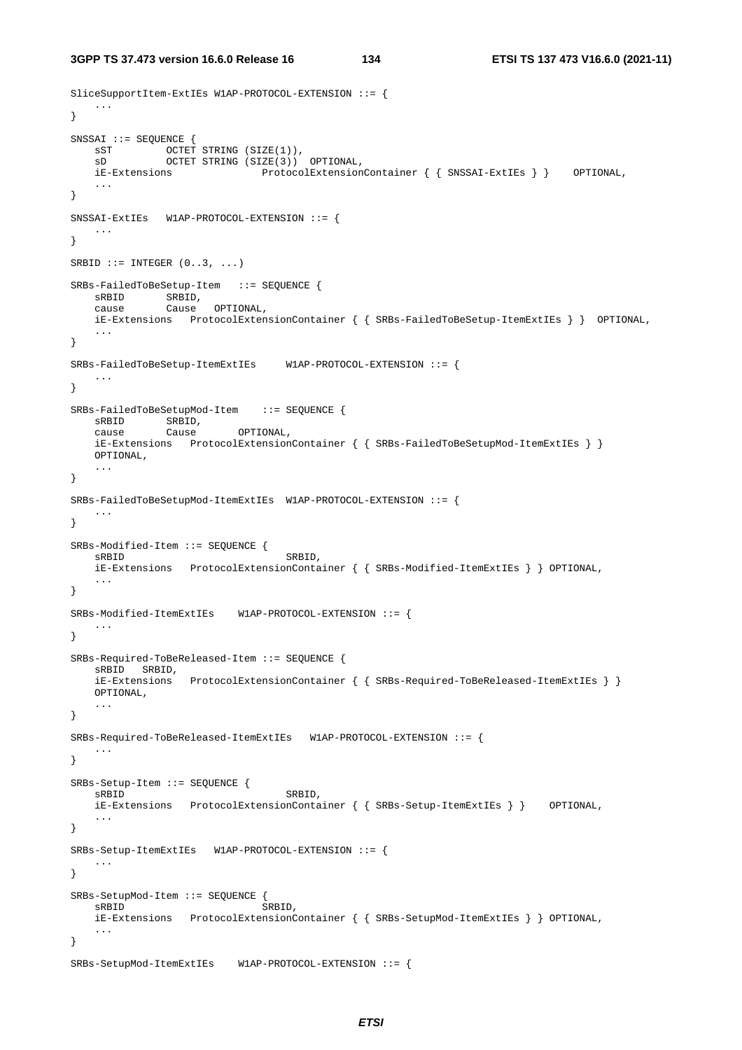```
SliceSupportItem-ExtIEs W1AP-PROTOCOL-EXTENSION ::= {
    ...
}

SNSSAI ::= SEQUENCE {
    sST         OCTET STRING (SIZE(1)),
    sD          OCTET STRING (SIZE(3))  OPTIONAL,
    iE-Extensions               ProtocolExtensionContainer { { SNSSAI-ExtIEs } }    OPTIONAL,
    ...
}

SNSSAI-ExtIEs   W1AP-PROTOCOL-EXTENSION ::= {
    ...
}

SRBID ::= INTEGER (0..3, ...)

SRBs-FailedToBeSetup-Item   ::= SEQUENCE {
    sRBID       SRBID,
    cause       Cause   OPTIONAL,
    iE-Extensions   ProtocolExtensionContainer { { SRBs-FailedToBeSetup-ItemExtIEs } }  OPTIONAL,
    ...
}

SRBs-FailedToBeSetup-ItemExtIEs     W1AP-PROTOCOL-EXTENSION ::= {
    ...
}

SRBs-FailedToBeSetupMod-Item    ::= SEQUENCE {
    sRBID       SRBID,
    cause       Cause       OPTIONAL,
    iE-Extensions   ProtocolExtensionContainer { { SRBs-FailedToBeSetupMod-ItemExtIEs } }
    OPTIONAL,
    ...
}

SRBs-FailedToBeSetupMod-ItemExtIEs  W1AP-PROTOCOL-EXTENSION ::= {
    ...
}

SRBs-Modified-Item ::= SEQUENCE {
    sRBID                           SRBID,
    iE-Extensions   ProtocolExtensionContainer { { SRBs-Modified-ItemExtIEs } } OPTIONAL,
    ...
}

SRBs-Modified-ItemExtIEs    W1AP-PROTOCOL-EXTENSION ::= {
    ...
}

SRBs-Required-ToBeReleased-Item ::= SEQUENCE {
    sRBID   SRBID,
    iE-Extensions   ProtocolExtensionContainer { { SRBs-Required-ToBeReleased-ItemExtIEs } }
    OPTIONAL,
    ...
}

SRBs-Required-ToBeReleased-ItemExtIEs   W1AP-PROTOCOL-EXTENSION ::= {
    ...
}

SRBs-Setup-Item ::= SEQUENCE {
    sRBID                           SRBID,
    iE-Extensions   ProtocolExtensionContainer { { SRBs-Setup-ItemExtIEs } }    OPTIONAL,
    ...
}

SRBs-Setup-ItemExtIEs   W1AP-PROTOCOL-EXTENSION ::= {
    ...
}

SRBs-SetupMod-Item ::= SEQUENCE {
    sRBID                       SRBID,
    iE-Extensions   ProtocolExtensionContainer { { SRBs-SetupMod-ItemExtIEs } } OPTIONAL,
    ...
}

SRBs-SetupMod-ItemExtIEs    W1AP-PROTOCOL-EXTENSION ::= {
```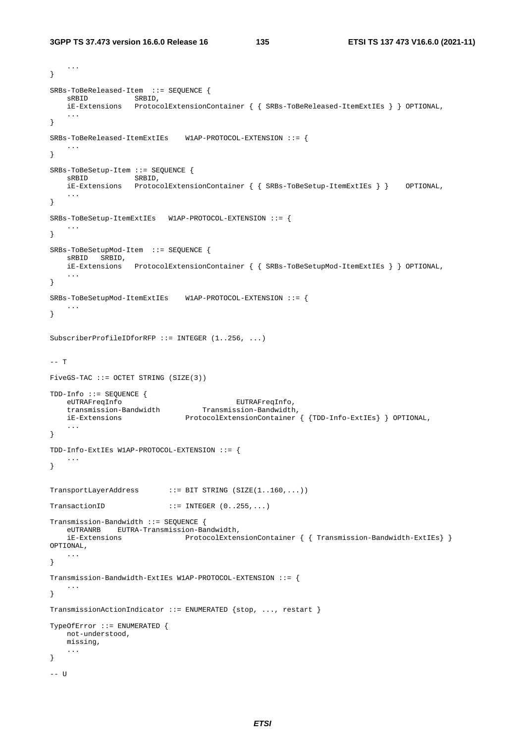```
    ...
}

SRBs-ToBeReleased-Item  ::= SEQUENCE {
    sRBID           SRBID,
    iE-Extensions   ProtocolExtensionContainer { { SRBs-ToBeReleased-ItemExtIEs } } OPTIONAL,
    ...
}

SRBs-ToBeReleased-ItemExtIEs    W1AP-PROTOCOL-EXTENSION ::= {
    ...
}

SRBs-ToBeSetup-Item ::= SEQUENCE {
    sRBID           SRBID,
    iE-Extensions   ProtocolExtensionContainer { { SRBs-ToBeSetup-ItemExtIEs } }    OPTIONAL,
    ...
}

SRBs-ToBeSetup-ItemExtIEs   W1AP-PROTOCOL-EXTENSION ::= {
    ...
}

SRBs-ToBeSetupMod-Item  ::= SEQUENCE {
    sRBID   SRBID,
    iE-Extensions   ProtocolExtensionContainer { { SRBs-ToBeSetupMod-ItemExtIEs } } OPTIONAL,
    ...
}

SRBs-ToBeSetupMod-ItemExtIEs    W1AP-PROTOCOL-EXTENSION ::= {
    ...
}


SubscriberProfileIDforRFP ::= INTEGER (1..256, ...)


-- T

FiveGS-TAC ::= OCTET STRING (SIZE(3))

TDD-Info ::= SEQUENCE {
    eUTRAFreqInfo                           EUTRAFreqInfo,
    transmission-Bandwidth          Transmission-Bandwidth,
    iE-Extensions               ProtocolExtensionContainer { {TDD-Info-ExtIEs} } OPTIONAL,
    ...
}

TDD-Info-ExtIEs W1AP-PROTOCOL-EXTENSION ::= {
    ...
}


TransportLayerAddress       ::= BIT STRING (SIZE(1..160,...))

TransactionID               ::= INTEGER (0..255,...)

Transmission-Bandwidth ::= SEQUENCE {
    eUTRANRB    EUTRA-Transmission-Bandwidth,
    iE-Extensions               ProtocolExtensionContainer { { Transmission-Bandwidth-ExtIEs} } 
OPTIONAL,
    ...
}

Transmission-Bandwidth-ExtIEs W1AP-PROTOCOL-EXTENSION ::= {
    ...
}

TransmissionActionIndicator ::= ENUMERATED {stop, ..., restart }

TypeOfError ::= ENUMERATED {
    not-understood,
    missing,
    ...
}

-- U
```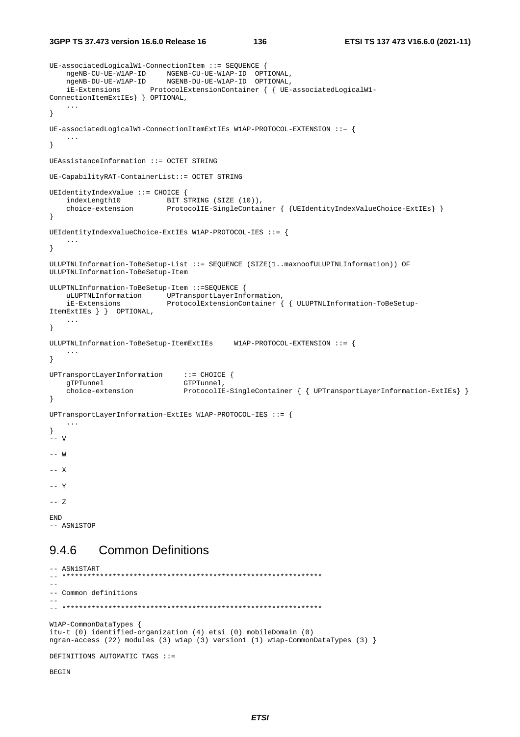```
UE-associatedLogicalW1-ConnectionItem ::= SEQUENCE {
    ngeNB-CU-UE-W1AP-ID     NGENB-CU-UE-W1AP-ID  OPTIONAL,
    ngeNB-DU-UE-W1AP-ID     NGENB-DU-UE-W1AP-ID  OPTIONAL,
    iE-Extensions       ProtocolExtensionContainer { { UE-associatedLogicalW1-
ConnectionItemExtIEs} } OPTIONAL,
    ...
}

UE-associatedLogicalW1-ConnectionItemExtIEs W1AP-PROTOCOL-EXTENSION ::= {
    ...
}

UEAssistanceInformation ::= OCTET STRING

UE-CapabilityRAT-ContainerList::= OCTET STRING

UEIdentityIndexValue ::= CHOICE {
    indexLength10           BIT STRING (SIZE (10)),
    choice-extension        ProtocolIE-SingleContainer { {UEIdentityIndexValueChoice-ExtIEs} }
}

UEIdentityIndexValueChoice-ExtIEs W1AP-PROTOCOL-IES ::= {
    ...
}

ULUPTNLInformation-ToBeSetup-List ::= SEQUENCE (SIZE(1..maxnoofULUPTNLInformation)) OF
ULUPTNLInformation-ToBeSetup-Item

ULUPTNLInformation-ToBeSetup-Item ::=SEQUENCE {
    uLUPTNLInformation      UPTransportLayerInformation,
    iE-Extensions           ProtocolExtensionContainer { { ULUPTNLInformation-ToBeSetup-
ItemExtIEs } }  OPTIONAL,
    ...
}

ULUPTNLInformation-ToBeSetup-ItemExtIEs     W1AP-PROTOCOL-EXTENSION ::= {
    ...
}

UPTransportLayerInformation     ::= CHOICE {
    gTPTunnel                   GTPTunnel,
    choice-extension            ProtocolIE-SingleContainer { { UPTransportLayerInformation-ExtIEs} }
}

UPTransportLayerInformation-ExtIEs W1AP-PROTOCOL-IES ::= {
    ...
}
-- V

-- W

-- X

-- Y

-- Z

END
-- ASN1STOP
```

### 9.4.6 Common Definitions

```
-- ASN1START
-- **************************************************************
--
-- Common definitions
--
-- **************************************************************

W1AP-CommonDataTypes {
itu-t (0) identified-organization (4) etsi (0) mobileDomain (0)
ngran-access (22) modules (3) w1ap (3) version1 (1) w1ap-CommonDataTypes (3) }

DEFINITIONS AUTOMATIC TAGS ::=

BEGIN
```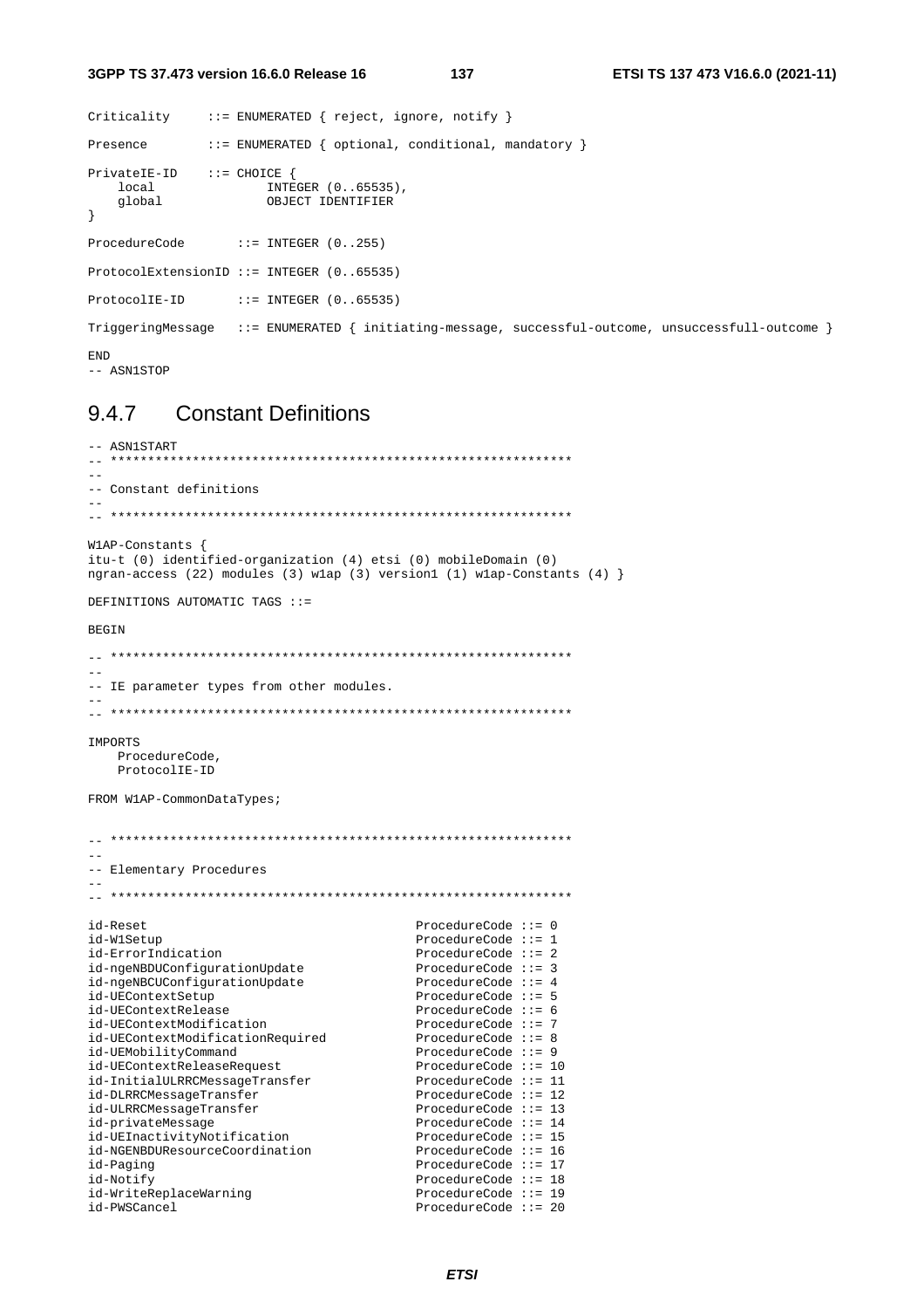```
Criticality     ::= ENUMERATED { reject, ignore, notify }

Presence        ::= ENUMERATED { optional, conditional, mandatory }

PrivateIE-ID    ::= CHOICE {
    local               INTEGER (0..65535),
    global              OBJECT IDENTIFIER
}

ProcedureCode       ::= INTEGER (0..255)

ProtocolExtensionID ::= INTEGER (0..65535)

ProtocolIE-ID       ::= INTEGER (0..65535)

TriggeringMessage   ::= ENUMERATED { initiating-message, successful-outcome, unsuccessfull-outcome }

END
-- ASN1STOP
```

### 9.4.7 Constant Definitions

```
-- ASN1START
-- **************************************************************
--
-- Constant definitions
--
-- **************************************************************

W1AP-Constants {
itu-t (0) identified-organization (4) etsi (0) mobileDomain (0)
ngran-access (22) modules (3) w1ap (3) version1 (1) w1ap-Constants (4) }

DEFINITIONS AUTOMATIC TAGS ::=

BEGIN

-- **************************************************************
--
-- IE parameter types from other modules.
--
-- **************************************************************

IMPORTS
    ProcedureCode,
    ProtocolIE-ID

FROM W1AP-CommonDataTypes;


-- **************************************************************
--
-- Elementary Procedures
--
-- **************************************************************

id-Reset                                    ProcedureCode ::= 0
id-W1Setup                                  ProcedureCode ::= 1
id-ErrorIndication                          ProcedureCode ::= 2
id-ngeNBDUConfigurationUpdate               ProcedureCode ::= 3
id-ngeNBCUConfigurationUpdate               ProcedureCode ::= 4
id-UEContextSetup                           ProcedureCode ::= 5
id-UEContextRelease                         ProcedureCode ::= 6
id-UEContextModification                    ProcedureCode ::= 7
id-UEContextModificationRequired            ProcedureCode ::= 8
id-UEMobilityCommand                        ProcedureCode ::= 9
id-UEContextReleaseRequest                  ProcedureCode ::= 10
id-InitialULRRCMessageTransfer              ProcedureCode ::= 11
id-DLRRCMessageTransfer                     ProcedureCode ::= 12
id-ULRRCMessageTransfer                     ProcedureCode ::= 13
id-privateMessage                           ProcedureCode ::= 14
id-UEInactivityNotification                 ProcedureCode ::= 15
id-NGENBDUResourceCoordination              ProcedureCode ::= 16
id-Paging                                   ProcedureCode ::= 17
id-Notify                                   ProcedureCode ::= 18
id-WriteReplaceWarning                      ProcedureCode ::= 19
id-PWSCancel                                ProcedureCode ::= 20
```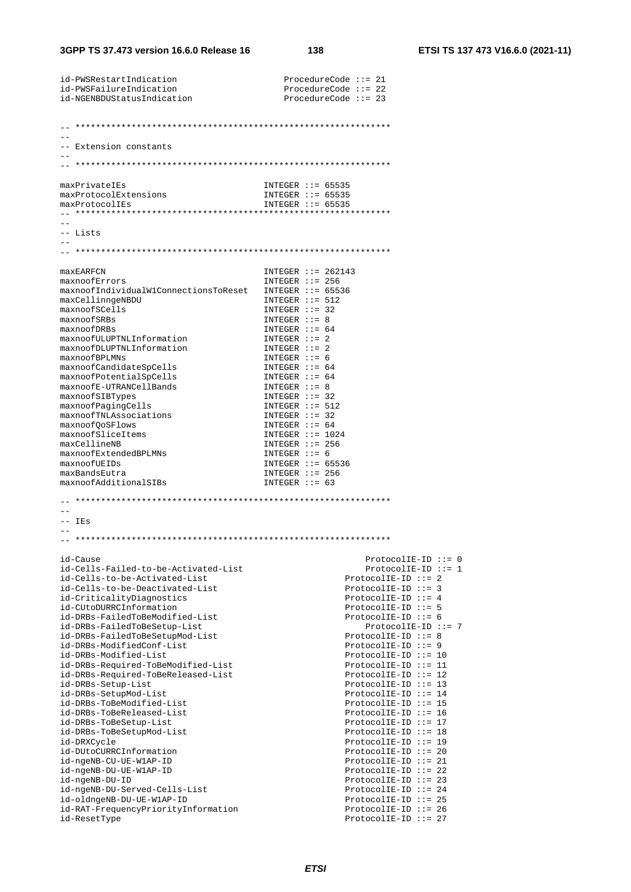```
id-PWSRestartIndication                     ProcedureCode ::= 21
id-PWSFailureIndication                     ProcedureCode ::= 22
id-NGENBDUStatusIndication                  ProcedureCode ::= 23


-- **************************************************************
--
-- Extension constants
--
-- **************************************************************

maxPrivateIEs                               INTEGER ::= 65535
maxProtocolExtensions                       INTEGER ::= 65535
maxProtocolIEs                              INTEGER ::= 65535
-- **************************************************************
--
-- Lists
--
-- **************************************************************

maxEARFCN                                   INTEGER ::= 262143
maxnoofErrors                               INTEGER ::= 256
maxnoofIndividualW1ConnectionsToReset       INTEGER ::= 65536
maxCellinngeNBDU                            INTEGER ::= 512
maxnoofSCells                               INTEGER ::= 32
maxnoofSRBs                                 INTEGER ::= 8
maxnoofDRBs                                 INTEGER ::= 64
maxnoofULUPTNLInformation                   INTEGER ::= 2
maxnoofDLUPTNLInformation                   INTEGER ::= 2
maxnoofBPLMNs                               INTEGER ::= 6
maxnoofCandidateSpCells                     INTEGER ::= 64
maxnoofPotentialSpCells                     INTEGER ::= 64
maxnoofE-UTRANCellBands                     INTEGER ::= 8
maxnoofSIBTypes                             INTEGER ::= 32
maxnoofPagingCells                          INTEGER ::= 512
maxnoofTNLAssociations                      INTEGER ::= 32
maxnoofQoSFlows                             INTEGER ::= 64
maxnoofSliceItems                           INTEGER ::= 1024
maxCellineNB                                INTEGER ::= 256
maxnoofExtendedBPLMNs                       INTEGER ::= 6
maxnoofUEIDs                                INTEGER ::= 65536
maxBandsEutra                               INTEGER ::= 256
maxnoofAdditionalSIBs                       INTEGER ::= 63

-- **************************************************************
--
-- IEs
--
-- **************************************************************

id-Cause                                                    ProtocolIE-ID ::= 0
id-Cells-Failed-to-be-Activated-List                        ProtocolIE-ID ::= 1
id-Cells-to-be-Activated-List                           ProtocolIE-ID ::= 2
id-Cells-to-be-Deactivated-List                         ProtocolIE-ID ::= 3
id-CriticalityDiagnostics                               ProtocolIE-ID ::= 4
id-CUtoDURRCInformation                                 ProtocolIE-ID ::= 5
id-DRBs-FailedToBeModified-List                         ProtocolIE-ID ::= 6
id-DRBs-FailedToBeSetup-List                                ProtocolIE-ID ::= 7
id-DRBs-FailedToBeSetupMod-List                         ProtocolIE-ID ::= 8
id-DRBs-ModifiedConf-List                               ProtocolIE-ID ::= 9
id-DRBs-Modified-List                                   ProtocolIE-ID ::= 10
id-DRBs-Required-ToBeModified-List                      ProtocolIE-ID ::= 11
id-DRBs-Required-ToBeReleased-List                      ProtocolIE-ID ::= 12
id-DRBs-Setup-List                                      ProtocolIE-ID ::= 13
id-DRBs-SetupMod-List                                   ProtocolIE-ID ::= 14
id-DRBs-ToBeModified-List                               ProtocolIE-ID ::= 15
id-DRBs-ToBeReleased-List                               ProtocolIE-ID ::= 16
id-DRBs-ToBeSetup-List                                  ProtocolIE-ID ::= 17
id-DRBs-ToBeSetupMod-List                               ProtocolIE-ID ::= 18
id-DRXCycle                                             ProtocolIE-ID ::= 19
id-DUtoCURRCInformation                                 ProtocolIE-ID ::= 20
id-ngeNB-CU-UE-W1AP-ID                                  ProtocolIE-ID ::= 21
id-ngeNB-DU-UE-W1AP-ID                                  ProtocolIE-ID ::= 22
id-ngeNB-DU-ID                                          ProtocolIE-ID ::= 23
id-ngeNB-DU-Served-Cells-List                           ProtocolIE-ID ::= 24
id-oldngeNB-DU-UE-W1AP-ID                               ProtocolIE-ID ::= 25
id-RAT-FrequencyPriorityInformation                     ProtocolIE-ID ::= 26
id-ResetType                                            ProtocolIE-ID ::= 27
```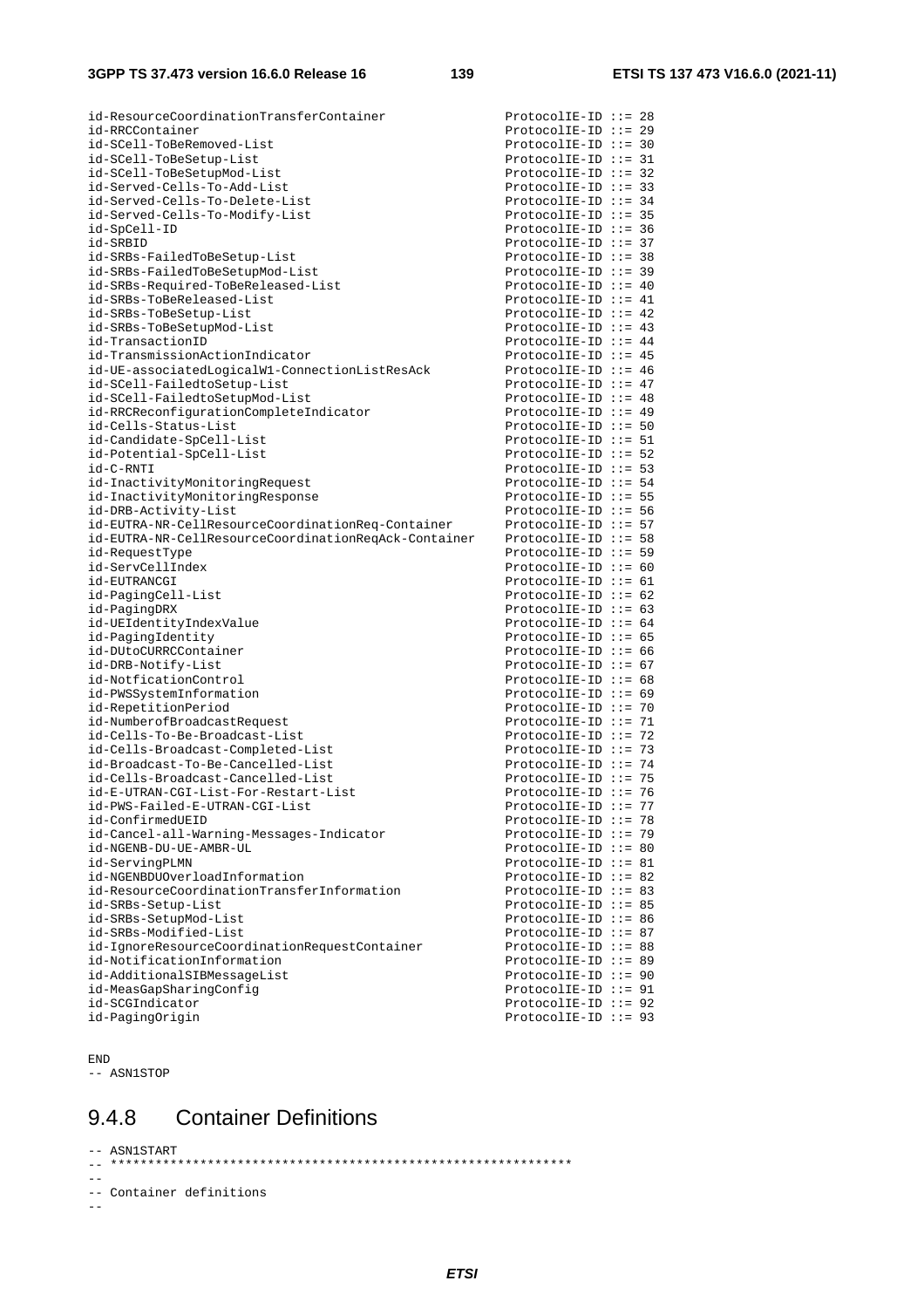```
id-ResourceCoordinationTransferContainer                ProtocolIE-ID ::= 28
id-RRCContainer                                         ProtocolIE-ID ::= 29
id-SCell-ToBeRemoved-List                               ProtocolIE-ID ::= 30
id-SCell-ToBeSetup-List                                 ProtocolIE-ID ::= 31
id-SCell-ToBeSetupMod-List                              ProtocolIE-ID ::= 32
id-Served-Cells-To-Add-List                             ProtocolIE-ID ::= 33
id-Served-Cells-To-Delete-List                          ProtocolIE-ID ::= 34
id-Served-Cells-To-Modify-List                          ProtocolIE-ID ::= 35
id-SpCell-ID                                            ProtocolIE-ID ::= 36
id-SRBID                                                ProtocolIE-ID ::= 37
id-SRBs-FailedToBeSetup-List                            ProtocolIE-ID ::= 38
id-SRBs-FailedToBeSetupMod-List                         ProtocolIE-ID ::= 39
id-SRBs-Required-ToBeReleased-List                      ProtocolIE-ID ::= 40
id-SRBs-ToBeReleased-List                               ProtocolIE-ID ::= 41
id-SRBs-ToBeSetup-List                                  ProtocolIE-ID ::= 42
id-SRBs-ToBeSetupMod-List                               ProtocolIE-ID ::= 43
id-TransactionID                                        ProtocolIE-ID ::= 44
id-TransmissionActionIndicator                          ProtocolIE-ID ::= 45
id-UE-associatedLogicalW1-ConnectionListResAck          ProtocolIE-ID ::= 46
id-SCell-FailedtoSetup-List                             ProtocolIE-ID ::= 47
id-SCell-FailedtoSetupMod-List                          ProtocolIE-ID ::= 48
id-RRCReconfigurationCompleteIndicator                  ProtocolIE-ID ::= 49
id-Cells-Status-List                                    ProtocolIE-ID ::= 50
id-Candidate-SpCell-List                                ProtocolIE-ID ::= 51
id-Potential-SpCell-List                                ProtocolIE-ID ::= 52
id-C-RNTI                                               ProtocolIE-ID ::= 53
id-InactivityMonitoringRequest                          ProtocolIE-ID ::= 54
id-InactivityMonitoringResponse                         ProtocolIE-ID ::= 55
id-DRB-Activity-List                                    ProtocolIE-ID ::= 56
id-EUTRA-NR-CellResourceCoordinationReq-Container       ProtocolIE-ID ::= 57
id-EUTRA-NR-CellResourceCoordinationReqAck-Container    ProtocolIE-ID ::= 58
id-RequestType                                          ProtocolIE-ID ::= 59
id-ServCellIndex                                        ProtocolIE-ID ::= 60
id-EUTRANCGI                                            ProtocolIE-ID ::= 61
id-PagingCell-List                                      ProtocolIE-ID ::= 62
id-PagingDRX                                            ProtocolIE-ID ::= 63
id-UEIdentityIndexValue                                 ProtocolIE-ID ::= 64
id-PagingIdentity                                       ProtocolIE-ID ::= 65
id-DUtoCURRCContainer                                   ProtocolIE-ID ::= 66
id-DRB-Notify-List                                      ProtocolIE-ID ::= 67
id-NotficationControl                                   ProtocolIE-ID ::= 68
id-PWSSystemInformation                                 ProtocolIE-ID ::= 69
id-RepetitionPeriod                                     ProtocolIE-ID ::= 70
id-NumberofBroadcastRequest                             ProtocolIE-ID ::= 71
id-Cells-To-Be-Broadcast-List                           ProtocolIE-ID ::= 72
id-Cells-Broadcast-Completed-List                       ProtocolIE-ID ::= 73
id-Broadcast-To-Be-Cancelled-List                       ProtocolIE-ID ::= 74
id-Cells-Broadcast-Cancelled-List                       ProtocolIE-ID ::= 75
id-E-UTRAN-CGI-List-For-Restart-List                    ProtocolIE-ID ::= 76
id-PWS-Failed-E-UTRAN-CGI-List                          ProtocolIE-ID ::= 77
id-ConfirmedUEID                                        ProtocolIE-ID ::= 78
id-Cancel-all-Warning-Messages-Indicator                ProtocolIE-ID ::= 79
id-NGENB-DU-UE-AMBR-UL                                  ProtocolIE-ID ::= 80
id-ServingPLMN                                          ProtocolIE-ID ::= 81
id-NGENBDUOverloadInformation                           ProtocolIE-ID ::= 82
id-ResourceCoordinationTransferInformation              ProtocolIE-ID ::= 83
id-SRBs-Setup-List                                      ProtocolIE-ID ::= 85
id-SRBs-SetupMod-List                                   ProtocolIE-ID ::= 86
id-SRBs-Modified-List                                   ProtocolIE-ID ::= 87
id-IgnoreResourceCoordinationRequestContainer           ProtocolIE-ID ::= 88
id-NotificationInformation                              ProtocolIE-ID ::= 89
id-AdditionalSIBMessageList                             ProtocolIE-ID ::= 90
id-MeasGapSharingConfig                                 ProtocolIE-ID ::= 91
id-SCGIndicator                                         ProtocolIE-ID ::= 92
id-PagingOrigin                                         ProtocolIE-ID ::= 93


END
-- ASN1STOP
```

### 9.4.8 Container Definitions

```
-- ASN1START
-- **************************************************************
--
-- Container definitions
--
```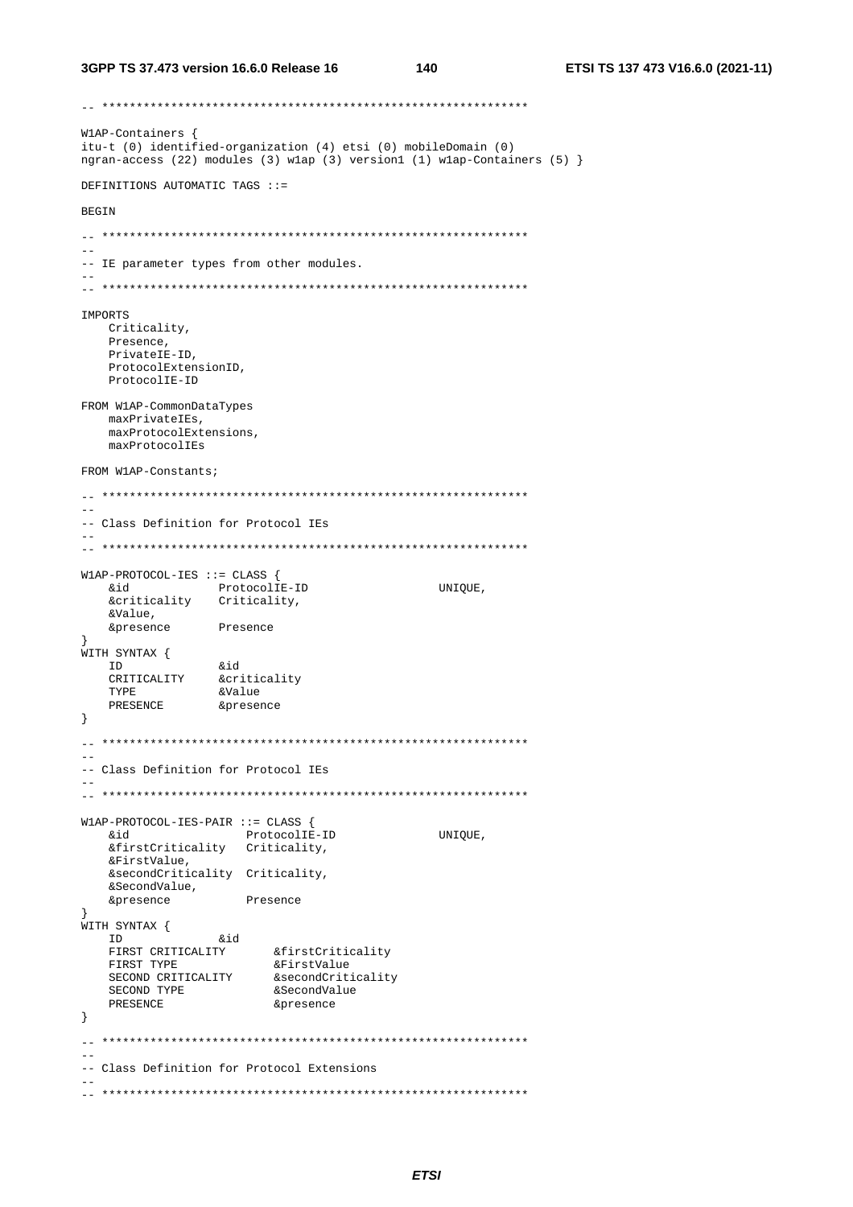```
-- **************************************************************

W1AP-Containers {
itu-t (0) identified-organization (4) etsi (0) mobileDomain (0)
ngran-access (22) modules (3) w1ap (3) version1 (1) w1ap-Containers (5) }

DEFINITIONS AUTOMATIC TAGS ::=

BEGIN

-- **************************************************************
--
-- IE parameter types from other modules.
--
-- **************************************************************

IMPORTS
    Criticality,
    Presence,
    PrivateIE-ID,
    ProtocolExtensionID,
    ProtocolIE-ID

FROM W1AP-CommonDataTypes
    maxPrivateIEs,
    maxProtocolExtensions,
    maxProtocolIEs

FROM W1AP-Constants;

-- **************************************************************
--
-- Class Definition for Protocol IEs
--
-- **************************************************************

W1AP-PROTOCOL-IES ::= CLASS {
    &id             ProtocolIE-ID                   UNIQUE,
    &criticality    Criticality,
    &Value,
    &presence       Presence
}
WITH SYNTAX {
    ID              &id
    CRITICALITY     &criticality
    TYPE            &Value
    PRESENCE        &presence
}

-- **************************************************************
--
-- Class Definition for Protocol IEs
--
-- **************************************************************

W1AP-PROTOCOL-IES-PAIR ::= CLASS {
    &id                 ProtocolIE-ID               UNIQUE,
    &firstCriticality   Criticality,
    &FirstValue,
    &secondCriticality  Criticality,
    &SecondValue,
    &presence           Presence
}
WITH SYNTAX {
    ID              &id
    FIRST CRITICALITY       &firstCriticality
    FIRST TYPE              &FirstValue
    SECOND CRITICALITY      &secondCriticality
    SECOND TYPE             &SecondValue
    PRESENCE                &presence
}

-- **************************************************************
--
-- Class Definition for Protocol Extensions
--
-- **************************************************************
```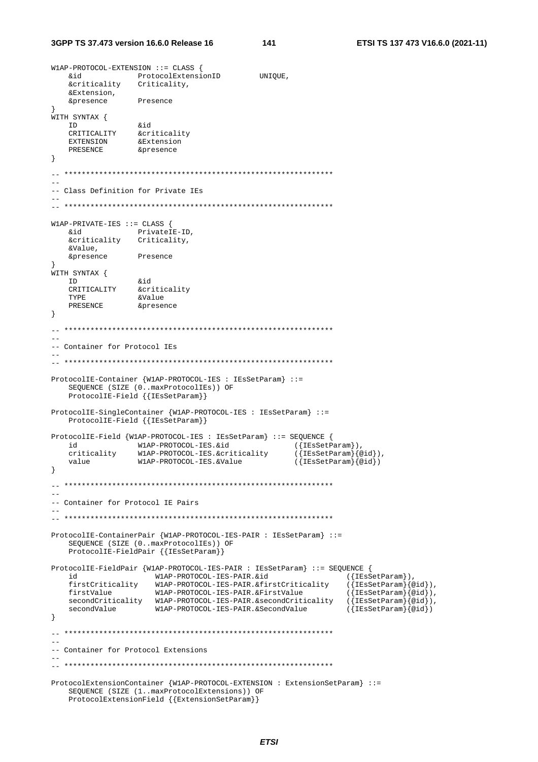```
W1AP-PROTOCOL-EXTENSION ::= CLASS {
    &id             ProtocolExtensionID         UNIQUE,
    &criticality    Criticality,
    &Extension,
    &presence       Presence
}
WITH SYNTAX {
    ID              &id
    CRITICALITY     &criticality
    EXTENSION       &Extension
    PRESENCE        &presence
}

-- **************************************************************
--
-- Class Definition for Private IEs
--
-- **************************************************************

W1AP-PRIVATE-IES ::= CLASS {
    &id             PrivateIE-ID,
    &criticality    Criticality,
    &Value,
    &presence       Presence
}
WITH SYNTAX {
    ID              &id
    CRITICALITY     &criticality
    TYPE            &Value
    PRESENCE        &presence
}

-- **************************************************************
--
-- Container for Protocol IEs
--
-- **************************************************************

ProtocolIE-Container {W1AP-PROTOCOL-IES : IEsSetParam} ::=
    SEQUENCE (SIZE (0..maxProtocolIEs)) OF
    ProtocolIE-Field {{IEsSetParam}}

ProtocolIE-SingleContainer {W1AP-PROTOCOL-IES : IEsSetParam} ::=
    ProtocolIE-Field {{IEsSetParam}}

ProtocolIE-Field {W1AP-PROTOCOL-IES : IEsSetParam} ::= SEQUENCE {
    id              W1AP-PROTOCOL-IES.&id               ({IEsSetParam}),
    criticality     W1AP-PROTOCOL-IES.&criticality      ({IEsSetParam}{@id}),
    value           W1AP-PROTOCOL-IES.&Value            ({IEsSetParam}{@id})
}

-- **************************************************************
--
-- Container for Protocol IE Pairs
--
-- **************************************************************

ProtocolIE-ContainerPair {W1AP-PROTOCOL-IES-PAIR : IEsSetParam} ::=
    SEQUENCE (SIZE (0..maxProtocolIEs)) OF
    ProtocolIE-FieldPair {{IEsSetParam}}

ProtocolIE-FieldPair {W1AP-PROTOCOL-IES-PAIR : IEsSetParam} ::= SEQUENCE {
    id                  W1AP-PROTOCOL-IES-PAIR.&id                  ({IEsSetParam}),
    firstCriticality    W1AP-PROTOCOL-IES-PAIR.&firstCriticality    ({IEsSetParam}{@id}),
    firstValue          W1AP-PROTOCOL-IES-PAIR.&FirstValue          ({IEsSetParam}{@id}),
    secondCriticality   W1AP-PROTOCOL-IES-PAIR.&secondCriticality   ({IEsSetParam}{@id}),
    secondValue         W1AP-PROTOCOL-IES-PAIR.&SecondValue         ({IEsSetParam}{@id})
}

-- **************************************************************
--
-- Container for Protocol Extensions
--
-- **************************************************************

ProtocolExtensionContainer {W1AP-PROTOCOL-EXTENSION : ExtensionSetParam} ::=
    SEQUENCE (SIZE (1..maxProtocolExtensions)) OF
    ProtocolExtensionField {{ExtensionSetParam}}
```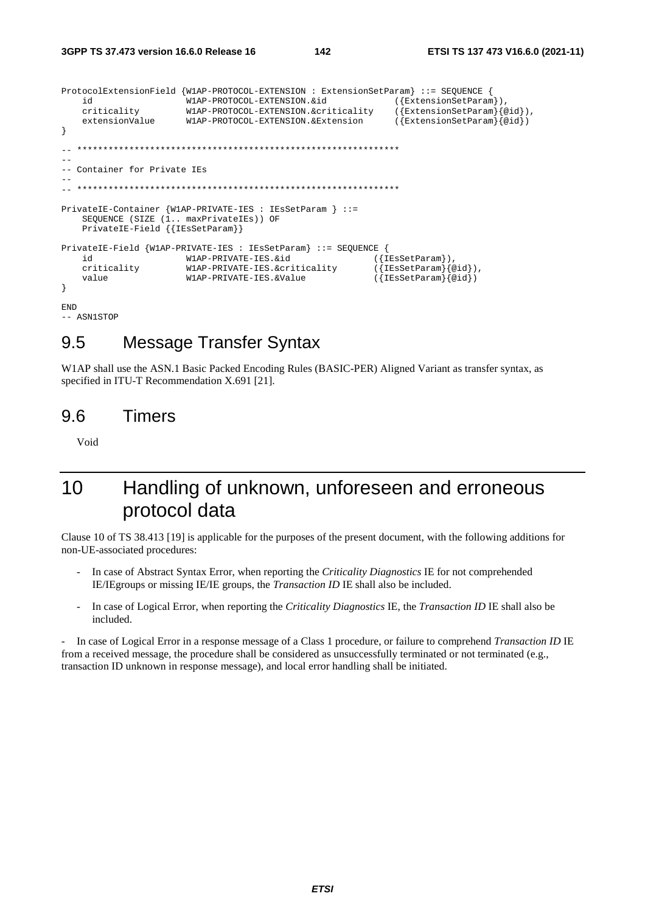```
ProtocolExtensionField {W1AP-PROTOCOL-EXTENSION : ExtensionSetParam} ::= SEQUENCE {
	id					W1AP-PROTOCOL-EXTENSION.&id				({ExtensionSetParam}),
	criticality			W1AP-PROTOCOL-EXTENSION.&criticality	({ExtensionSetParam}{@id}),
	extensionValue		W1AP-PROTOCOL-EXTENSION.&Extension		({ExtensionSetParam}{@id})
}

-- **************************************************************
--
-- Container for Private IEs
--
-- **************************************************************

PrivateIE-Container {W1AP-PRIVATE-IES : IEsSetParam } ::= 
	SEQUENCE (SIZE (1.. maxPrivateIEs)) OF
	PrivateIE-Field {{IEsSetParam}}

PrivateIE-Field {W1AP-PRIVATE-IES : IEsSetParam} ::= SEQUENCE {
	id					W1AP-PRIVATE-IES.&id				({IEsSetParam}),
	criticality			W1AP-PRIVATE-IES.&criticality		({IEsSetParam}{@id}),
	value				W1AP-PRIVATE-IES.&Value				({IEsSetParam}{@id})
}

END
-- ASN1STOP
```

## 9.5 Message Transfer Syntax

W1AP shall use the ASN.1 Basic Packed Encoding Rules (BASIC-PER) Aligned Variant as transfer syntax, as specified in ITU-T Recommendation X.691 [21].

## 9.6 Timers

Void

# 10 Handling of unknown, unforeseen and erroneous protocol data

Clause 10 of TS 38.413 [19] is applicable for the purposes of the present document, with the following additions for non-UE-associated procedures:

- In case of Abstract Syntax Error, when reporting the *Criticality Diagnostics* IE for not comprehended IE/IEgroups or missing IE/IE groups, the *Transaction ID* IE shall also be included.
- In case of Logical Error, when reporting the *Criticality Diagnostics* IE, the *Transaction ID* IE shall also be included.
- In case of Logical Error in a response message of a Class 1 procedure, or failure to comprehend *Transaction ID* IE from a received message, the procedure shall be considered as unsuccessfully terminated or not terminated (e.g., transaction ID unknown in response message), and local error handling shall be initiated.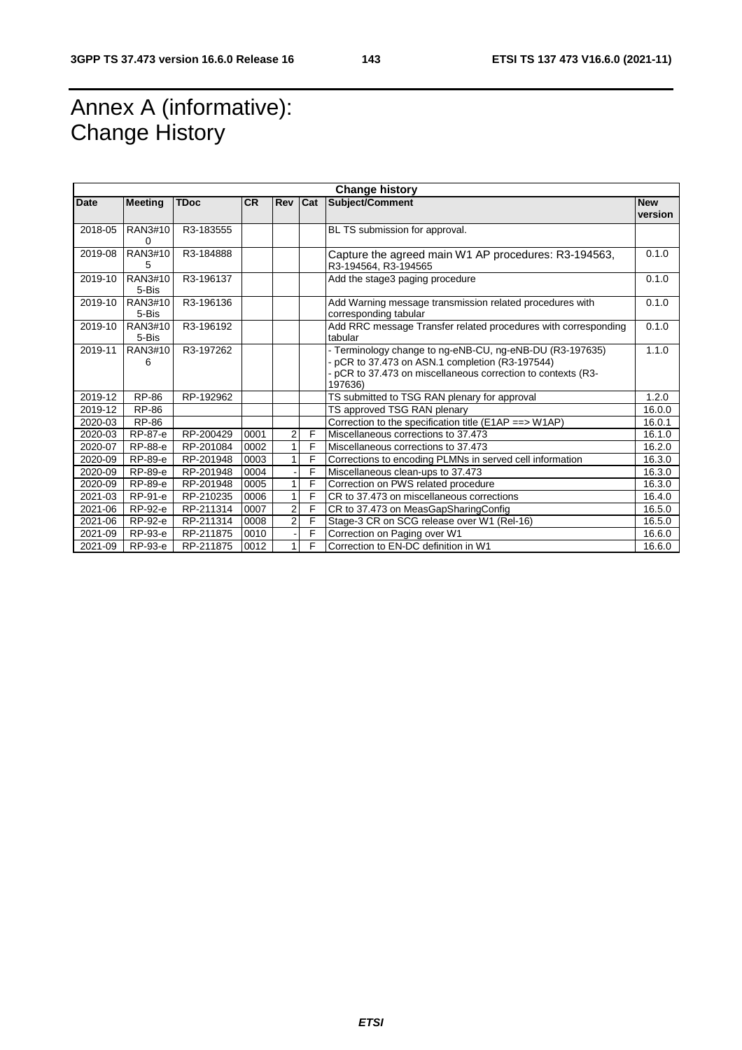# Annex A (informative): Change History

| Change history | | | | | | | |
|---|---|---|---|---|---|---|---|
| **Date** | **Meeting** | **TDoc** | **CR** | **Rev** | **Cat** | **Subject/Comment** | **New version** |
| 2018-05 | RAN3#100 | R3-183555 | | | | BL TS submission for approval. | |
| 2019-08 | RAN3#105 | R3-184888 | | | | Capture the agreed main W1 AP procedures: R3-194563, R3-194564, R3-194565 | 0.1.0 |
| 2019-10 | RAN3#105-Bis | R3-196137 | | | | Add the stage3 paging procedure | 0.1.0 |
| 2019-10 | RAN3#105-Bis | R3-196136 | | | | Add Warning message transmission related procedures with corresponding tabular | 0.1.0 |
| 2019-10 | RAN3#105-Bis | R3-196192 | | | | Add RRC message Transfer related procedures with corresponding tabular | 0.1.0 |
| 2019-11 | RAN3#106 | R3-197262 | | | | - Terminology change to ng-eNB-CU, ng-eNB-DU (R3-197635)<br>- pCR to 37.473 on ASN.1 completion (R3-197544)<br>- pCR to 37.473 on miscellaneous correction to contexts (R3-197636) | 1.1.0 |
| 2019-12 | RP-86 | RP-192962 | | | | TS submitted to TSG RAN plenary for approval | 1.2.0 |
| 2019-12 | RP-86 | | | | | TS approved TSG RAN plenary | 16.0.0 |
| 2020-03 | RP-86 | | | | | Correction to the specification title (E1AP ==> W1AP) | 16.0.1 |
| 2020-03 | RP-87-e | RP-200429 | 0001 | 2 | F | Miscellaneous corrections to 37.473 | 16.1.0 |
| 2020-07 | RP-88-e | RP-201084 | 0002 | 1 | F | Miscellaneous corrections to 37.473 | 16.2.0 |
| 2020-09 | RP-89-e | RP-201948 | 0003 | 1 | F | Corrections to encoding PLMNs in served cell information | 16.3.0 |
| 2020-09 | RP-89-e | RP-201948 | 0004 | - | F | Miscellaneous clean-ups to 37.473 | 16.3.0 |
| 2020-09 | RP-89-e | RP-201948 | 0005 | 1 | F | Correction on PWS related procedure | 16.3.0 |
| 2021-03 | RP-91-e | RP-210235 | 0006 | 1 | F | CR to 37.473 on miscellaneous corrections | 16.4.0 |
| 2021-06 | RP-92-e | RP-211314 | 0007 | 2 | F | CR to 37.473 on MeasGapSharingConfig | 16.5.0 |
| 2021-06 | RP-92-e | RP-211314 | 0008 | 2 | F | Stage-3 CR on SCG release over W1 (Rel-16) | 16.5.0 |
| 2021-09 | RP-93-e | RP-211875 | 0010 | - | F | Correction on Paging over W1 | 16.6.0 |
| 2021-09 | RP-93-e | RP-211875 | 0012 | 1 | F | Correction to EN-DC definition in W1 | 16.6.0 |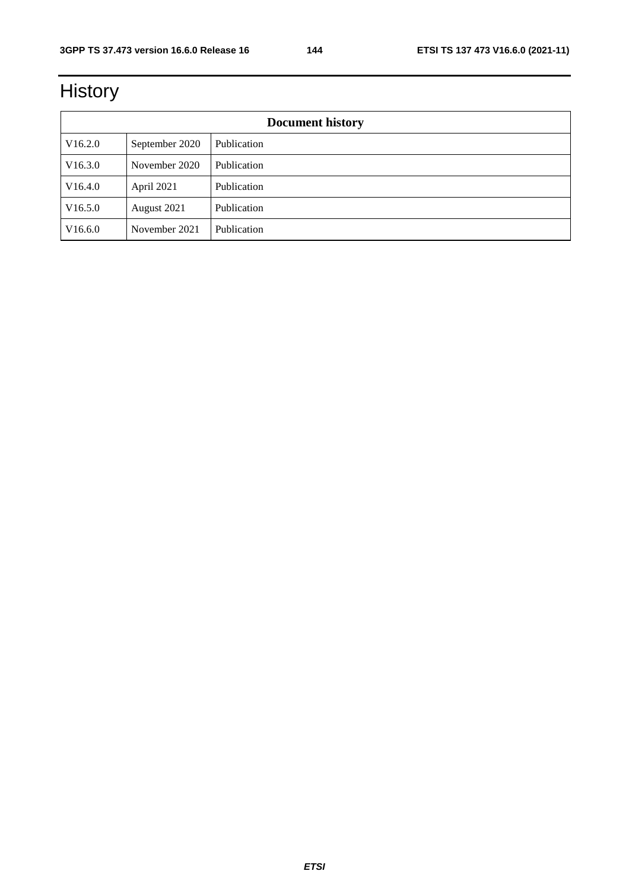# History

| Document history | | |
|---|---|---|
| V16.2.0 | September 2020 | Publication |
| V16.3.0 | November 2020 | Publication |
| V16.4.0 | April 2021 | Publication |
| V16.5.0 | August 2021 | Publication |
| V16.6.0 | November 2021 | Publication |